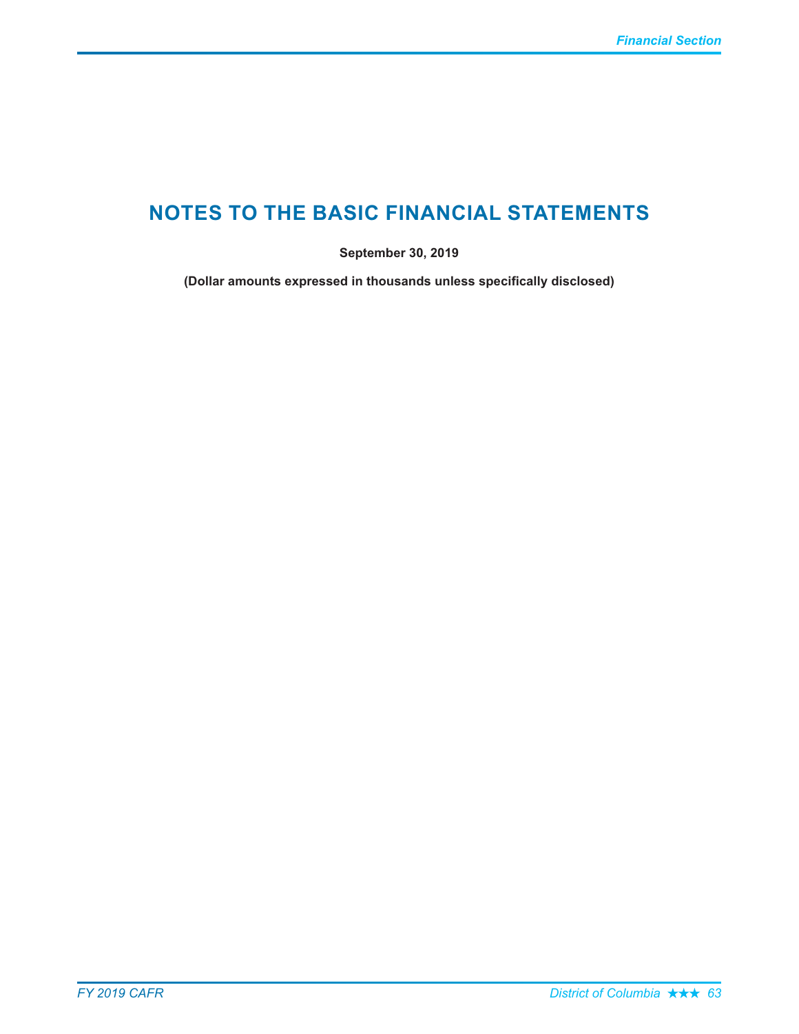# NOTES TO THE BASIC FINANCIAL STATEMENTS

**September 30, 2019**

**(Dollar amounts expressed in thousands unless specifically disclosed)**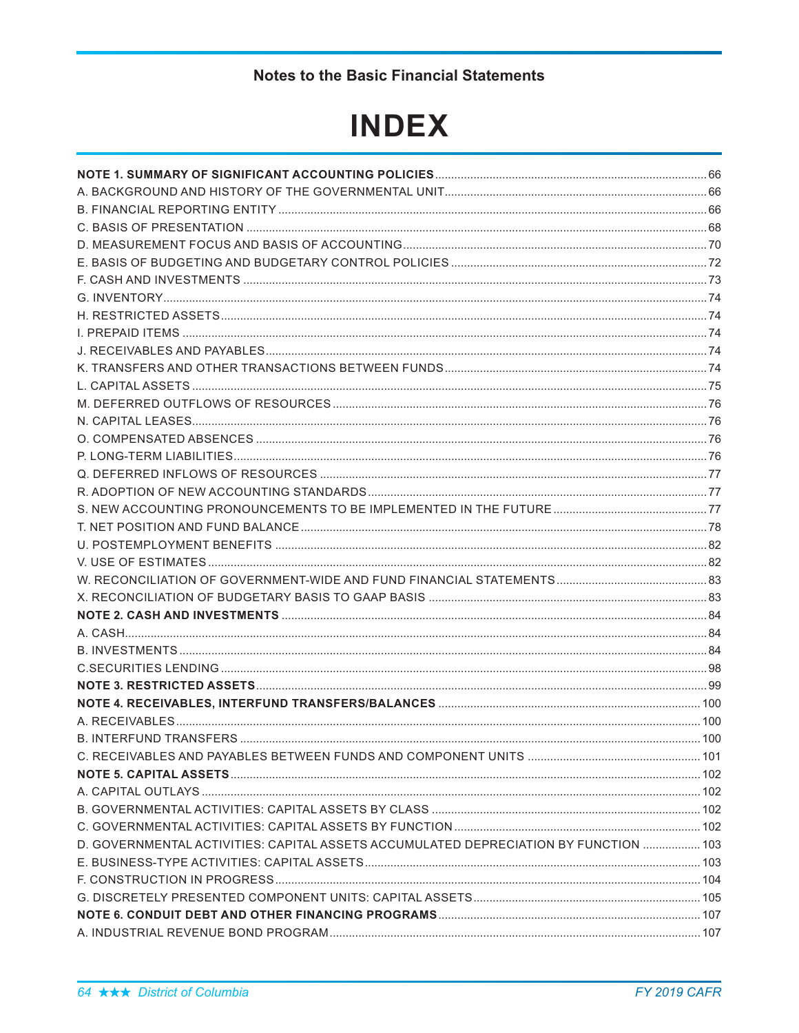Notes to the Basic Financial Statements

# INDEX

| | |
|---|---|
| **NOTE 1. SUMMARY OF SIGNIFICANT ACCOUNTING POLICIES** | 66 |
| A. BACKGROUND AND HISTORY OF THE GOVERNMENTAL UNIT | 66 |
| B. FINANCIAL REPORTING ENTITY | 66 |
| C. BASIS OF PRESENTATION | 68 |
| D. MEASUREMENT FOCUS AND BASIS OF ACCOUNTING | 70 |
| E. BASIS OF BUDGETING AND BUDGETARY CONTROL POLICIES | 72 |
| F. CASH AND INVESTMENTS | 73 |
| G. INVENTORY | 74 |
| H. RESTRICTED ASSETS | 74 |
| I. PREPAID ITEMS | 74 |
| J. RECEIVABLES AND PAYABLES | 74 |
| K. TRANSFERS AND OTHER TRANSACTIONS BETWEEN FUNDS | 74 |
| L. CAPITAL ASSETS | 75 |
| M. DEFERRED OUTFLOWS OF RESOURCES | 76 |
| N. CAPITAL LEASES | 76 |
| O. COMPENSATED ABSENCES | 76 |
| P. LONG-TERM LIABILITIES | 76 |
| Q. DEFERRED INFLOWS OF RESOURCES | 77 |
| R. ADOPTION OF NEW ACCOUNTING STANDARDS | 77 |
| S. NEW ACCOUNTING PRONOUNCEMENTS TO BE IMPLEMENTED IN THE FUTURE | 77 |
| T. NET POSITION AND FUND BALANCE | 78 |
| U. POSTEMPLOYMENT BENEFITS | 82 |
| V. USE OF ESTIMATES | 82 |
| W. RECONCILIATION OF GOVERNMENT-WIDE AND FUND FINANCIAL STATEMENTS | 83 |
| X. RECONCILIATION OF BUDGETARY BASIS TO GAAP BASIS | 83 |
| **NOTE 2. CASH AND INVESTMENTS** | 84 |
| A. CASH | 84 |
| B. INVESTMENTS | 84 |
| C.SECURITIES LENDING | 98 |
| **NOTE 3. RESTRICTED ASSETS** | 99 |
| **NOTE 4. RECEIVABLES, INTERFUND TRANSFERS/BALANCES** | 100 |
| A. RECEIVABLES | 100 |
| B. INTERFUND TRANSFERS | 100 |
| C. RECEIVABLES AND PAYABLES BETWEEN FUNDS AND COMPONENT UNITS | 101 |
| **NOTE 5. CAPITAL ASSETS** | 102 |
| A. CAPITAL OUTLAYS | 102 |
| B. GOVERNMENTAL ACTIVITIES: CAPITAL ASSETS BY CLASS | 102 |
| C. GOVERNMENTAL ACTIVITIES: CAPITAL ASSETS BY FUNCTION | 102 |
| D. GOVERNMENTAL ACTIVITIES: CAPITAL ASSETS ACCUMULATED DEPRECIATION BY FUNCTION | 103 |
| E. BUSINESS-TYPE ACTIVITIES: CAPITAL ASSETS | 103 |
| F. CONSTRUCTION IN PROGRESS | 104 |
| G. DISCRETELY PRESENTED COMPONENT UNITS: CAPITAL ASSETS | 105 |
| **NOTE 6. CONDUIT DEBT AND OTHER FINANCING PROGRAMS** | 107 |
| A. INDUSTRIAL REVENUE BOND PROGRAM | 107 |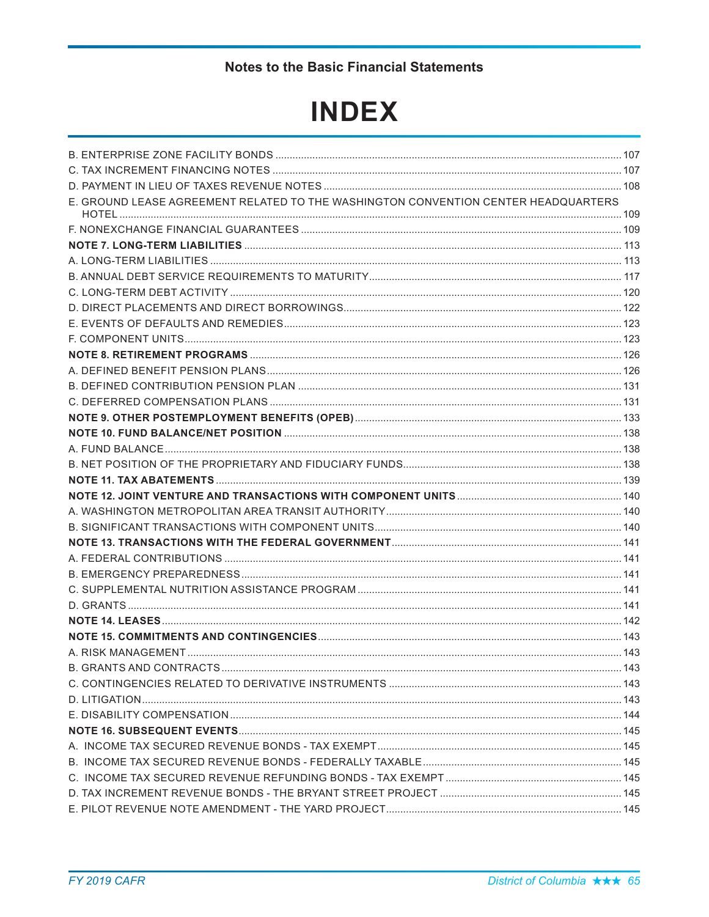Notes to the Basic Financial Statements

# INDEX

| | |
|---|---|
| B. ENTERPRISE ZONE FACILITY BONDS | 107 |
| C. TAX INCREMENT FINANCING NOTES | 107 |
| D. PAYMENT IN LIEU OF TAXES REVENUE NOTES | 108 |
| E. GROUND LEASE AGREEMENT RELATED TO THE WASHINGTON CONVENTION CENTER HEADQUARTERS HOTEL | 109 |
| F. NONEXCHANGE FINANCIAL GUARANTEES | 109 |
| **NOTE 7. LONG-TERM LIABILITIES** | 113 |
| A. LONG-TERM LIABILITIES | 113 |
| B. ANNUAL DEBT SERVICE REQUIREMENTS TO MATURITY | 117 |
| C. LONG-TERM DEBT ACTIVITY | 120 |
| D. DIRECT PLACEMENTS AND DIRECT BORROWINGS | 122 |
| E. EVENTS OF DEFAULTS AND REMEDIES | 123 |
| F. COMPONENT UNITS | 123 |
| **NOTE 8. RETIREMENT PROGRAMS** | 126 |
| A. DEFINED BENEFIT PENSION PLANS | 126 |
| B. DEFINED CONTRIBUTION PENSION PLAN | 131 |
| C. DEFERRED COMPENSATION PLANS | 131 |
| **NOTE 9. OTHER POSTEMPLOYMENT BENEFITS (OPEB)** | 133 |
| **NOTE 10. FUND BALANCE/NET POSITION** | 138 |
| A. FUND BALANCE | 138 |
| B. NET POSITION OF THE PROPRIETARY AND FIDUCIARY FUNDS | 138 |
| **NOTE 11. TAX ABATEMENTS** | 139 |
| **NOTE 12. JOINT VENTURE AND TRANSACTIONS WITH COMPONENT UNITS** | 140 |
| A. WASHINGTON METROPOLITAN AREA TRANSIT AUTHORITY | 140 |
| B. SIGNIFICANT TRANSACTIONS WITH COMPONENT UNITS | 140 |
| **NOTE 13. TRANSACTIONS WITH THE FEDERAL GOVERNMENT** | 141 |
| A. FEDERAL CONTRIBUTIONS | 141 |
| B. EMERGENCY PREPAREDNESS | 141 |
| C. SUPPLEMENTAL NUTRITION ASSISTANCE PROGRAM | 141 |
| D. GRANTS | 141 |
| **NOTE 14. LEASES** | 142 |
| **NOTE 15. COMMITMENTS AND CONTINGENCIES** | 143 |
| A. RISK MANAGEMENT | 143 |
| B. GRANTS AND CONTRACTS | 143 |
| C. CONTINGENCIES RELATED TO DERIVATIVE INSTRUMENTS | 143 |
| D. LITIGATION | 143 |
| E. DISABILITY COMPENSATION | 144 |
| **NOTE 16. SUBSEQUENT EVENTS** | 145 |
| A. INCOME TAX SECURED REVENUE BONDS - TAX EXEMPT | 145 |
| B. INCOME TAX SECURED REVENUE BONDS - FEDERALLY TAXABLE | 145 |
| C. INCOME TAX SECURED REVENUE REFUNDING BONDS - TAX EXEMPT | 145 |
| D. TAX INCREMENT REVENUE BONDS - THE BRYANT STREET PROJECT | 145 |
| E. PILOT REVENUE NOTE AMENDMENT - THE YARD PROJECT | 145 |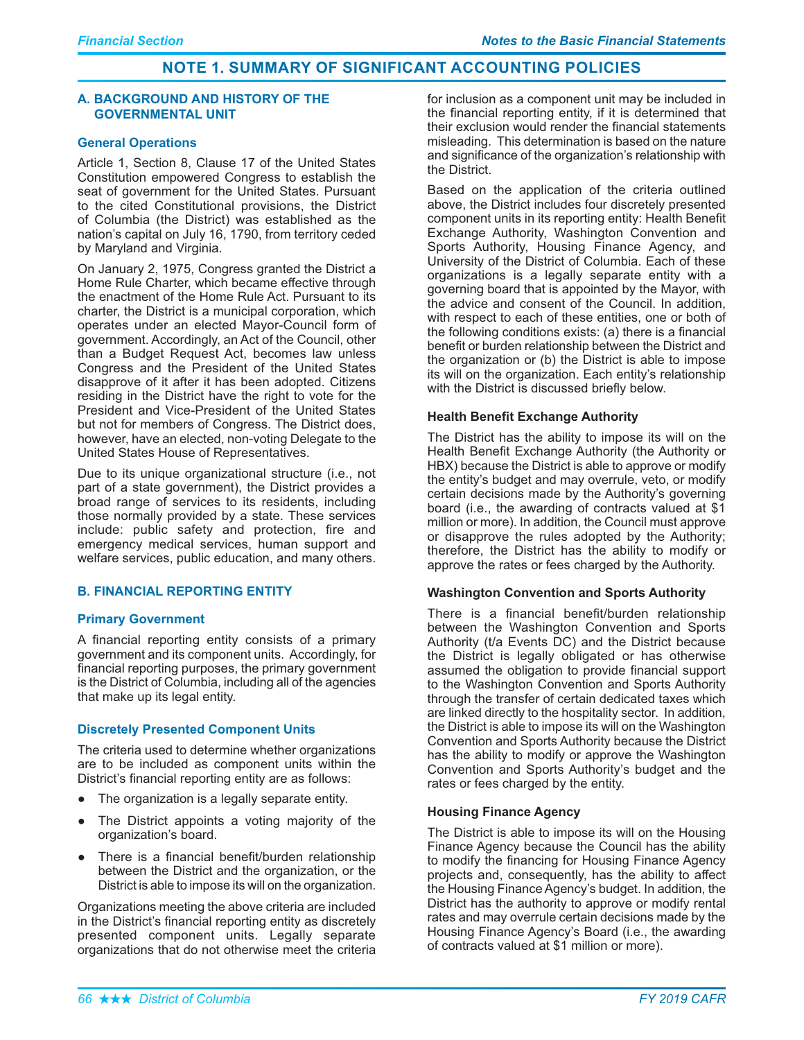# NOTE 1. SUMMARY OF SIGNIFICANT ACCOUNTING POLICIES

## A. BACKGROUND AND HISTORY OF THE GOVERNMENTAL UNIT

### General Operations

Article 1, Section 8, Clause 17 of the United States Constitution empowered Congress to establish the seat of government for the United States. Pursuant to the cited Constitutional provisions, the District of Columbia (the District) was established as the nation's capital on July 16, 1790, from territory ceded by Maryland and Virginia.

On January 2, 1975, Congress granted the District a Home Rule Charter, which became effective through the enactment of the Home Rule Act. Pursuant to its charter, the District is a municipal corporation, which operates under an elected Mayor-Council form of government. Accordingly, an Act of the Council, other than a Budget Request Act, becomes law unless Congress and the President of the United States disapprove of it after it has been adopted. Citizens residing in the District have the right to vote for the President and Vice-President of the United States but not for members of Congress. The District does, however, have an elected, non-voting Delegate to the United States House of Representatives.

Due to its unique organizational structure (i.e., not part of a state government), the District provides a broad range of services to its residents, including those normally provided by a state. These services include: public safety and protection, fire and emergency medical services, human support and welfare services, public education, and many others.

## B. FINANCIAL REPORTING ENTITY

### Primary Government

A financial reporting entity consists of a primary government and its component units. Accordingly, for financial reporting purposes, the primary government is the District of Columbia, including all of the agencies that make up its legal entity.

### Discretely Presented Component Units

The criteria used to determine whether organizations are to be included as component units within the District's financial reporting entity are as follows:

- The organization is a legally separate entity.
- The District appoints a voting majority of the organization's board.
- There is a financial benefit/burden relationship between the District and the organization, or the District is able to impose its will on the organization.

Organizations meeting the above criteria are included in the District's financial reporting entity as discretely presented component units. Legally separate organizations that do not otherwise meet the criteria for inclusion as a component unit may be included in the financial reporting entity, if it is determined that their exclusion would render the financial statements misleading. This determination is based on the nature and significance of the organization's relationship with the District.

Based on the application of the criteria outlined above, the District includes four discretely presented component units in its reporting entity: Health Benefit Exchange Authority, Washington Convention and Sports Authority, Housing Finance Agency, and University of the District of Columbia. Each of these organizations is a legally separate entity with a governing board that is appointed by the Mayor, with the advice and consent of the Council. In addition, with respect to each of these entities, one or both of the following conditions exists: (a) there is a financial benefit or burden relationship between the District and the organization or (b) the District is able to impose its will on the organization. Each entity's relationship with the District is discussed briefly below.

#### Health Benefit Exchange Authority

The District has the ability to impose its will on the Health Benefit Exchange Authority (the Authority or HBX) because the District is able to approve or modify the entity's budget and may overrule, veto, or modify certain decisions made by the Authority's governing board (i.e., the awarding of contracts valued at $1 million or more). In addition, the Council must approve or disapprove the rules adopted by the Authority; therefore, the District has the ability to modify or approve the rates or fees charged by the Authority.

#### Washington Convention and Sports Authority

There is a financial benefit/burden relationship between the Washington Convention and Sports Authority (t/a Events DC) and the District because the District is legally obligated or has otherwise assumed the obligation to provide financial support to the Washington Convention and Sports Authority through the transfer of certain dedicated taxes which are linked directly to the hospitality sector. In addition, the District is able to impose its will on the Washington Convention and Sports Authority because the District has the ability to modify or approve the Washington Convention and Sports Authority's budget and the rates or fees charged by the entity.

#### Housing Finance Agency

The District is able to impose its will on the Housing Finance Agency because the Council has the ability to modify the financing for Housing Finance Agency projects and, consequently, has the ability to affect the Housing Finance Agency's budget. In addition, the District has the authority to approve or modify rental rates and may overrule certain decisions made by the Housing Finance Agency's Board (i.e., the awarding of contracts valued at $1 million or more).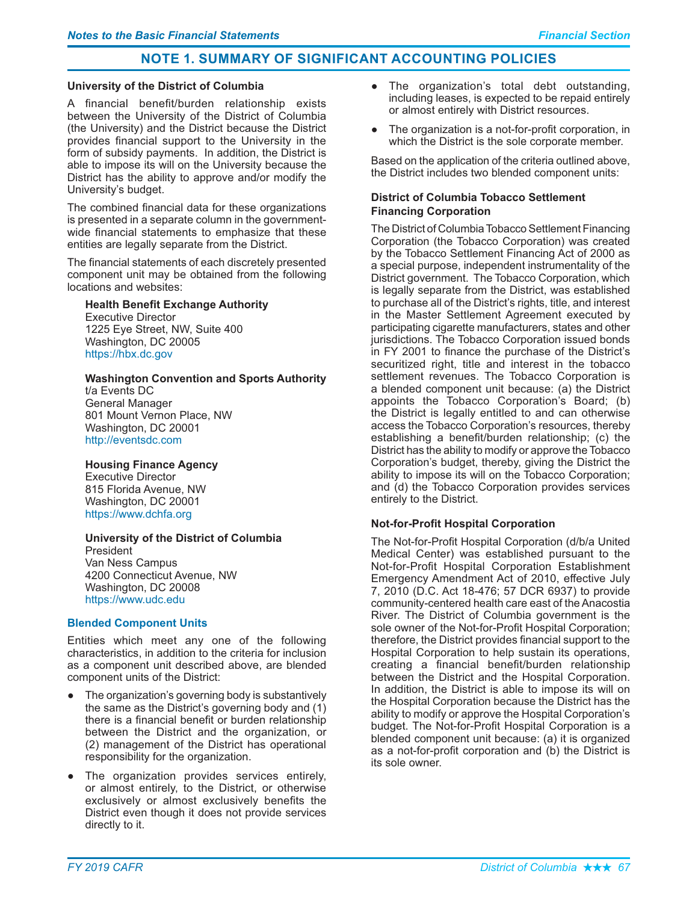## NOTE 1. SUMMARY OF SIGNIFICANT ACCOUNTING POLICIES

**University of the District of Columbia**

A financial benefit/burden relationship exists between the University of the District of Columbia (the University) and the District because the District provides financial support to the University in the form of subsidy payments. In addition, the District is able to impose its will on the University because the District has the ability to approve and/or modify the University's budget.

The combined financial data for these organizations is presented in a separate column in the government-wide financial statements to emphasize that these entities are legally separate from the District.

The financial statements of each discretely presented component unit may be obtained from the following locations and websites:

**Health Benefit Exchange Authority**
Executive Director
1225 Eye Street, NW, Suite 400
Washington, DC 20005
https://hbx.dc.gov

**Washington Convention and Sports Authority**
t/a Events DC
General Manager
801 Mount Vernon Place, NW
Washington, DC 20001
http://eventsdc.com

**Housing Finance Agency**
Executive Director
815 Florida Avenue, NW
Washington, DC 20001
https://www.dchfa.org

**University of the District of Columbia**
President
Van Ness Campus
4200 Connecticut Avenue, NW
Washington, DC 20008
https://www.udc.edu

### Blended Component Units

Entities which meet any one of the following characteristics, in addition to the criteria for inclusion as a component unit described above, are blended component units of the District:

- The organization's governing body is substantively the same as the District's governing body and (1) there is a financial benefit or burden relationship between the District and the organization, or (2) management of the District has operational responsibility for the organization.
- The organization provides services entirely, or almost entirely, to the District, or otherwise exclusively or almost exclusively benefits the District even though it does not provide services directly to it.
- The organization's total debt outstanding, including leases, is expected to be repaid entirely or almost entirely with District resources.
- The organization is a not-for-profit corporation, in which the District is the sole corporate member.

Based on the application of the criteria outlined above, the District includes two blended component units:

**District of Columbia Tobacco Settlement Financing Corporation**

The District of Columbia Tobacco Settlement Financing Corporation (the Tobacco Corporation) was created by the Tobacco Settlement Financing Act of 2000 as a special purpose, independent instrumentality of the District government. The Tobacco Corporation, which is legally separate from the District, was established to purchase all of the District's rights, title, and interest in the Master Settlement Agreement executed by participating cigarette manufacturers, states and other jurisdictions. The Tobacco Corporation issued bonds in FY 2001 to finance the purchase of the District's securitized right, title and interest in the tobacco settlement revenues. The Tobacco Corporation is a blended component unit because: (a) the District appoints the Tobacco Corporation's Board; (b) the District is legally entitled to and can otherwise access the Tobacco Corporation's resources, thereby establishing a benefit/burden relationship; (c) the District has the ability to modify or approve the Tobacco Corporation's budget, thereby, giving the District the ability to impose its will on the Tobacco Corporation; and (d) the Tobacco Corporation provides services entirely to the District.

**Not-for-Profit Hospital Corporation**

The Not-for-Profit Hospital Corporation (d/b/a United Medical Center) was established pursuant to the Not-for-Profit Hospital Corporation Establishment Emergency Amendment Act of 2010, effective July 7, 2010 (D.C. Act 18-476; 57 DCR 6937) to provide community-centered health care east of the Anacostia River. The District of Columbia government is the sole owner of the Not-for-Profit Hospital Corporation; therefore, the District provides financial support to the Hospital Corporation to help sustain its operations, creating a financial benefit/burden relationship between the District and the Hospital Corporation. In addition, the District is able to impose its will on the Hospital Corporation because the District has the ability to modify or approve the Hospital Corporation's budget. The Not-for-Profit Hospital Corporation is a blended component unit because: (a) it is organized as a not-for-profit corporation and (b) the District is its sole owner.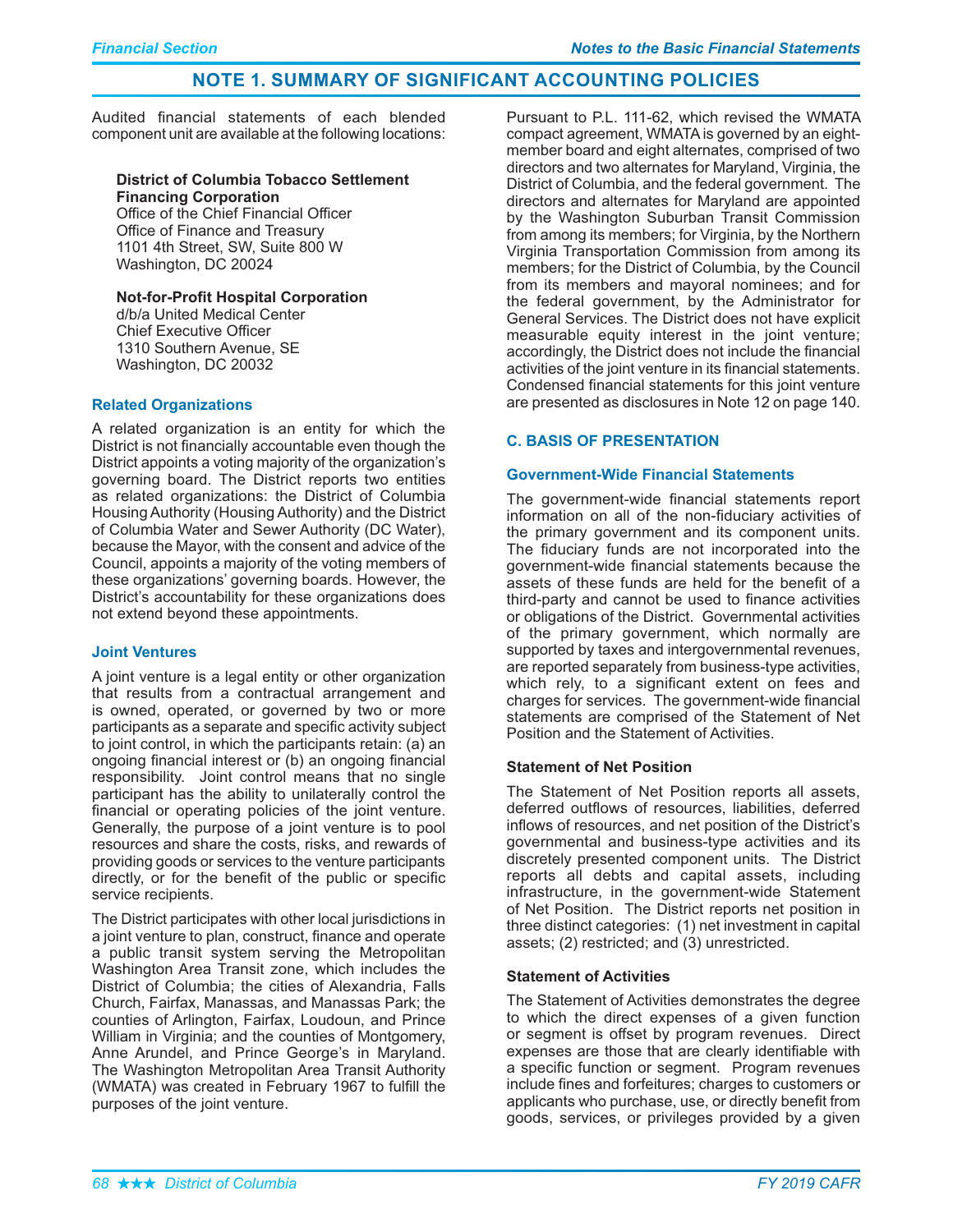## NOTE 1. SUMMARY OF SIGNIFICANT ACCOUNTING POLICIES

Audited financial statements of each blended component unit are available at the following locations:

**District of Columbia Tobacco Settlement Financing Corporation**
Office of the Chief Financial Officer
Office of Finance and Treasury
1101 4th Street, SW, Suite 800 W
Washington, DC 20024

**Not-for-Profit Hospital Corporation**
d/b/a United Medical Center
Chief Executive Officer
1310 Southern Avenue, SE
Washington, DC 20032

### Related Organizations

A related organization is an entity for which the District is not financially accountable even though the District appoints a voting majority of the organization's governing board. The District reports two entities as related organizations: the District of Columbia Housing Authority (Housing Authority) and the District of Columbia Water and Sewer Authority (DC Water), because the Mayor, with the consent and advice of the Council, appoints a majority of the voting members of these organizations' governing boards. However, the District's accountability for these organizations does not extend beyond these appointments.

### Joint Ventures

A joint venture is a legal entity or other organization that results from a contractual arrangement and is owned, operated, or governed by two or more participants as a separate and specific activity subject to joint control, in which the participants retain: (a) an ongoing financial interest or (b) an ongoing financial responsibility. Joint control means that no single participant has the ability to unilaterally control the financial or operating policies of the joint venture. Generally, the purpose of a joint venture is to pool resources and share the costs, risks, and rewards of providing goods or services to the venture participants directly, or for the benefit of the public or specific service recipients.

The District participates with other local jurisdictions in a joint venture to plan, construct, finance and operate a public transit system serving the Metropolitan Washington Area Transit zone, which includes the District of Columbia; the cities of Alexandria, Falls Church, Fairfax, Manassas, and Manassas Park; the counties of Arlington, Fairfax, Loudoun, and Prince William in Virginia; and the counties of Montgomery, Anne Arundel, and Prince George's in Maryland. The Washington Metropolitan Area Transit Authority (WMATA) was created in February 1967 to fulfill the purposes of the joint venture.

Pursuant to P.L. 111-62, which revised the WMATA compact agreement, WMATA is governed by an eight-member board and eight alternates, comprised of two directors and two alternates for Maryland, Virginia, the District of Columbia, and the federal government. The directors and alternates for Maryland are appointed by the Washington Suburban Transit Commission from among its members; for Virginia, by the Northern Virginia Transportation Commission from among its members; for the District of Columbia, by the Council from its members and mayoral nominees; and for the federal government, by the Administrator for General Services. The District does not have explicit measurable equity interest in the joint venture; accordingly, the District does not include the financial activities of the joint venture in its financial statements. Condensed financial statements for this joint venture are presented as disclosures in Note 12 on page 140.

### C. BASIS OF PRESENTATION

### Government-Wide Financial Statements

The government-wide financial statements report information on all of the non-fiduciary activities of the primary government and its component units. The fiduciary funds are not incorporated into the government-wide financial statements because the assets of these funds are held for the benefit of a third-party and cannot be used to finance activities or obligations of the District. Governmental activities of the primary government, which normally are supported by taxes and intergovernmental revenues, are reported separately from business-type activities, which rely, to a significant extent on fees and charges for services. The government-wide financial statements are comprised of the Statement of Net Position and the Statement of Activities.

**Statement of Net Position**

The Statement of Net Position reports all assets, deferred outflows of resources, liabilities, deferred inflows of resources, and net position of the District's governmental and business-type activities and its discretely presented component units. The District reports all debts and capital assets, including infrastructure, in the government-wide Statement of Net Position. The District reports net position in three distinct categories: (1) net investment in capital assets; (2) restricted; and (3) unrestricted.

**Statement of Activities**

The Statement of Activities demonstrates the degree to which the direct expenses of a given function or segment is offset by program revenues. Direct expenses are those that are clearly identifiable with a specific function or segment. Program revenues include fines and forfeitures; charges to customers or applicants who purchase, use, or directly benefit from goods, services, or privileges provided by a given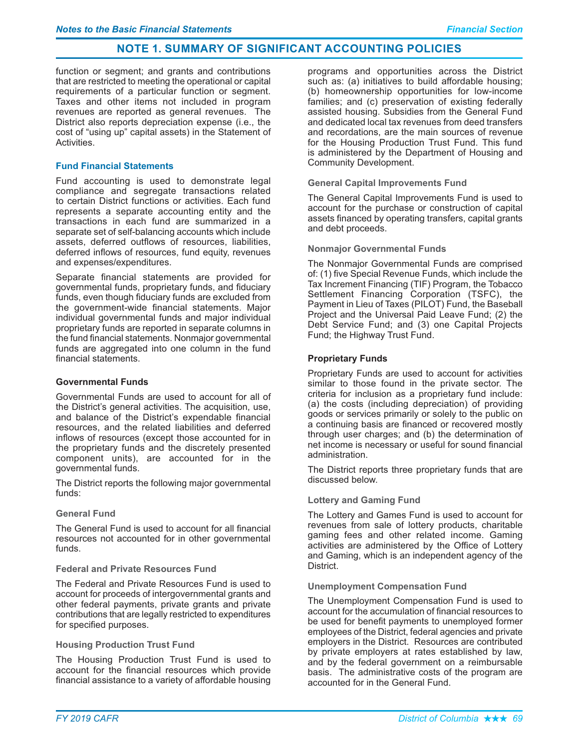## NOTE 1. SUMMARY OF SIGNIFICANT ACCOUNTING POLICIES

function or segment; and grants and contributions that are restricted to meeting the operational or capital requirements of a particular function or segment. Taxes and other items not included in program revenues are reported as general revenues. The District also reports depreciation expense (i.e., the cost of "using up" capital assets) in the Statement of Activities.

### Fund Financial Statements

Fund accounting is used to demonstrate legal compliance and segregate transactions related to certain District functions or activities. Each fund represents a separate accounting entity and the transactions in each fund are summarized in a separate set of self-balancing accounts which include assets, deferred outflows of resources, liabilities, deferred inflows of resources, fund equity, revenues and expenses/expenditures.

Separate financial statements are provided for governmental funds, proprietary funds, and fiduciary funds, even though fiduciary funds are excluded from the government-wide financial statements. Major individual governmental funds and major individual proprietary funds are reported in separate columns in the fund financial statements. Nonmajor governmental funds are aggregated into one column in the fund financial statements.

### Governmental Funds

Governmental Funds are used to account for all of the District's general activities. The acquisition, use, and balance of the District's expendable financial resources, and the related liabilities and deferred inflows of resources (except those accounted for in the proprietary funds and the discretely presented component units), are accounted for in the governmental funds.

The District reports the following major governmental funds:

#### General Fund

The General Fund is used to account for all financial resources not accounted for in other governmental funds.

#### Federal and Private Resources Fund

The Federal and Private Resources Fund is used to account for proceeds of intergovernmental grants and other federal payments, private grants and private contributions that are legally restricted to expenditures for specified purposes.

#### Housing Production Trust Fund

The Housing Production Trust Fund is used to account for the financial resources which provide financial assistance to a variety of affordable housing programs and opportunities across the District such as: (a) initiatives to build affordable housing; (b) homeownership opportunities for low-income families; and (c) preservation of existing federally assisted housing. Subsidies from the General Fund and dedicated local tax revenues from deed transfers and recordations, are the main sources of revenue for the Housing Production Trust Fund. This fund is administered by the Department of Housing and Community Development.

#### General Capital Improvements Fund

The General Capital Improvements Fund is used to account for the purchase or construction of capital assets financed by operating transfers, capital grants and debt proceeds.

#### Nonmajor Governmental Funds

The Nonmajor Governmental Funds are comprised of: (1) five Special Revenue Funds, which include the Tax Increment Financing (TIF) Program, the Tobacco Settlement Financing Corporation (TSFC), the Payment in Lieu of Taxes (PILOT) Fund, the Baseball Project and the Universal Paid Leave Fund; (2) the Debt Service Fund; and (3) one Capital Projects Fund; the Highway Trust Fund.

### Proprietary Funds

Proprietary Funds are used to account for activities similar to those found in the private sector. The criteria for inclusion as a proprietary fund include: (a) the costs (including depreciation) of providing goods or services primarily or solely to the public on a continuing basis are financed or recovered mostly through user charges; and (b) the determination of net income is necessary or useful for sound financial administration.

The District reports three proprietary funds that are discussed below.

#### Lottery and Gaming Fund

The Lottery and Games Fund is used to account for revenues from sale of lottery products, charitable gaming fees and other related income. Gaming activities are administered by the Office of Lottery and Gaming, which is an independent agency of the District.

#### Unemployment Compensation Fund

The Unemployment Compensation Fund is used to account for the accumulation of financial resources to be used for benefit payments to unemployed former employees of the District, federal agencies and private employers in the District. Resources are contributed by private employers at rates established by law, and by the federal government on a reimbursable basis. The administrative costs of the program are accounted for in the General Fund.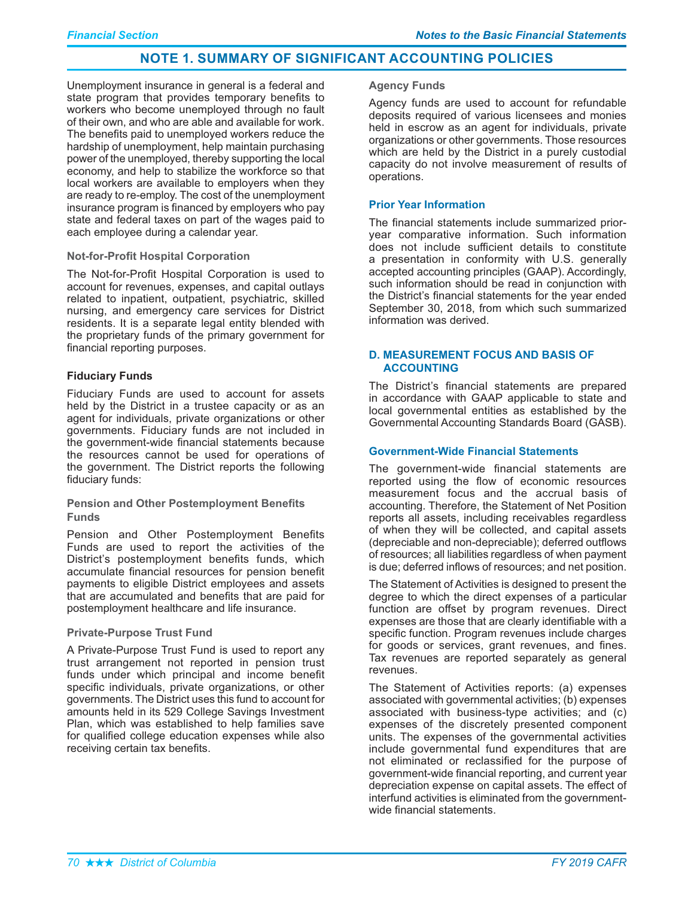## NOTE 1. SUMMARY OF SIGNIFICANT ACCOUNTING POLICIES

Unemployment insurance in general is a federal and state program that provides temporary benefits to workers who become unemployed through no fault of their own, and who are able and available for work. The benefits paid to unemployed workers reduce the hardship of unemployment, help maintain purchasing power of the unemployed, thereby supporting the local economy, and help to stabilize the workforce so that local workers are available to employers when they are ready to re-employ. The cost of the unemployment insurance program is financed by employers who pay state and federal taxes on part of the wages paid to each employee during a calendar year.

#### Not-for-Profit Hospital Corporation

The Not-for-Profit Hospital Corporation is used to account for revenues, expenses, and capital outlays related to inpatient, outpatient, psychiatric, skilled nursing, and emergency care services for District residents. It is a separate legal entity blended with the proprietary funds of the primary government for financial reporting purposes.

### Fiduciary Funds

Fiduciary Funds are used to account for assets held by the District in a trustee capacity or as an agent for individuals, private organizations or other governments. Fiduciary funds are not included in the government-wide financial statements because the resources cannot be used for operations of the government. The District reports the following fiduciary funds:

#### Pension and Other Postemployment Benefits Funds

Pension and Other Postemployment Benefits Funds are used to report the activities of the District's postemployment benefits funds, which accumulate financial resources for pension benefit payments to eligible District employees and assets that are accumulated and benefits that are paid for postemployment healthcare and life insurance.

#### Private-Purpose Trust Fund

A Private-Purpose Trust Fund is used to report any trust arrangement not reported in pension trust funds under which principal and income benefit specific individuals, private organizations, or other governments. The District uses this fund to account for amounts held in its 529 College Savings Investment Plan, which was established to help families save for qualified college education expenses while also receiving certain tax benefits.

#### Agency Funds

Agency funds are used to account for refundable deposits required of various licensees and monies held in escrow as an agent for individuals, private organizations or other governments. Those resources which are held by the District in a purely custodial capacity do not involve measurement of results of operations.

### Prior Year Information

The financial statements include summarized prior-year comparative information. Such information does not include sufficient details to constitute a presentation in conformity with U.S. generally accepted accounting principles (GAAP). Accordingly, such information should be read in conjunction with the District's financial statements for the year ended September 30, 2018, from which such summarized information was derived.

### D. MEASUREMENT FOCUS AND BASIS OF ACCOUNTING

The District's financial statements are prepared in accordance with GAAP applicable to state and local governmental entities as established by the Governmental Accounting Standards Board (GASB).

### Government-Wide Financial Statements

The government-wide financial statements are reported using the flow of economic resources measurement focus and the accrual basis of accounting. Therefore, the Statement of Net Position reports all assets, including receivables regardless of when they will be collected, and capital assets (depreciable and non-depreciable); deferred outflows of resources; all liabilities regardless of when payment is due; deferred inflows of resources; and net position.

The Statement of Activities is designed to present the degree to which the direct expenses of a particular function are offset by program revenues. Direct expenses are those that are clearly identifiable with a specific function. Program revenues include charges for goods or services, grant revenues, and fines. Tax revenues are reported separately as general revenues.

The Statement of Activities reports: (a) expenses associated with governmental activities; (b) expenses associated with business-type activities; and (c) expenses of the discretely presented component units. The expenses of the governmental activities include governmental fund expenditures that are not eliminated or reclassified for the purpose of government-wide financial reporting, and current year depreciation expense on capital assets. The effect of interfund activities is eliminated from the government-wide financial statements.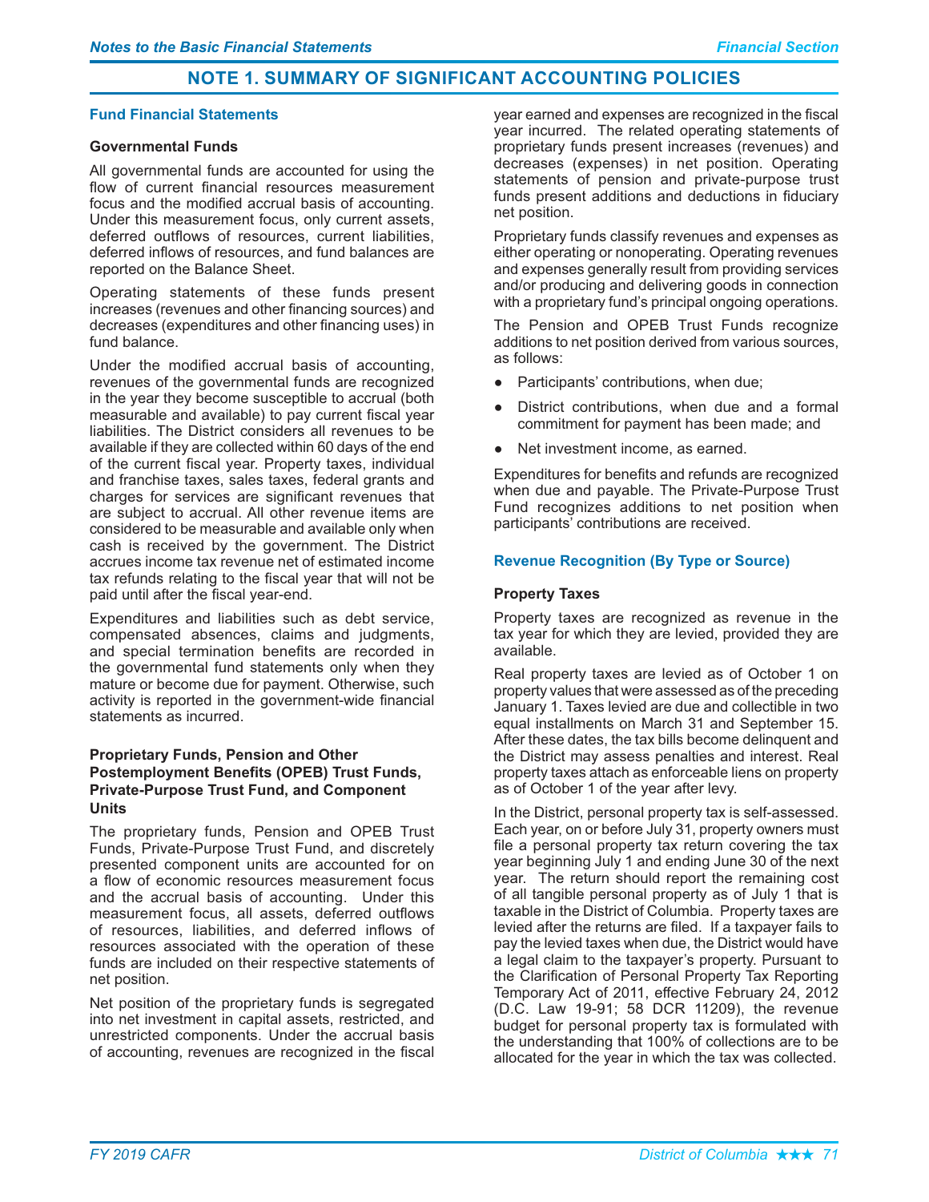## NOTE 1. SUMMARY OF SIGNIFICANT ACCOUNTING POLICIES

### Fund Financial Statements

#### Governmental Funds

All governmental funds are accounted for using the flow of current financial resources measurement focus and the modified accrual basis of accounting. Under this measurement focus, only current assets, deferred outflows of resources, current liabilities, deferred inflows of resources, and fund balances are reported on the Balance Sheet.

Operating statements of these funds present increases (revenues and other financing sources) and decreases (expenditures and other financing uses) in fund balance.

Under the modified accrual basis of accounting, revenues of the governmental funds are recognized in the year they become susceptible to accrual (both measurable and available) to pay current fiscal year liabilities. The District considers all revenues to be available if they are collected within 60 days of the end of the current fiscal year. Property taxes, individual and franchise taxes, sales taxes, federal grants and charges for services are significant revenues that are subject to accrual. All other revenue items are considered to be measurable and available only when cash is received by the government. The District accrues income tax revenue net of estimated income tax refunds relating to the fiscal year that will not be paid until after the fiscal year-end.

Expenditures and liabilities such as debt service, compensated absences, claims and judgments, and special termination benefits are recorded in the governmental fund statements only when they mature or become due for payment. Otherwise, such activity is reported in the government-wide financial statements as incurred.

#### Proprietary Funds, Pension and Other Postemployment Benefits (OPEB) Trust Funds, Private-Purpose Trust Fund, and Component Units

The proprietary funds, Pension and OPEB Trust Funds, Private-Purpose Trust Fund, and discretely presented component units are accounted for on a flow of economic resources measurement focus and the accrual basis of accounting. Under this measurement focus, all assets, deferred outflows of resources, liabilities, and deferred inflows of resources associated with the operation of these funds are included on their respective statements of net position.

Net position of the proprietary funds is segregated into net investment in capital assets, restricted, and unrestricted components. Under the accrual basis of accounting, revenues are recognized in the fiscal year earned and expenses are recognized in the fiscal year incurred. The related operating statements of proprietary funds present increases (revenues) and decreases (expenses) in net position. Operating statements of pension and private-purpose trust funds present additions and deductions in fiduciary net position.

Proprietary funds classify revenues and expenses as either operating or nonoperating. Operating revenues and expenses generally result from providing services and/or producing and delivering goods in connection with a proprietary fund's principal ongoing operations.

The Pension and OPEB Trust Funds recognize additions to net position derived from various sources, as follows:

- Participants' contributions, when due;
- District contributions, when due and a formal commitment for payment has been made; and
- Net investment income, as earned.

Expenditures for benefits and refunds are recognized when due and payable. The Private-Purpose Trust Fund recognizes additions to net position when participants' contributions are received.

### Revenue Recognition (By Type or Source)

#### Property Taxes

Property taxes are recognized as revenue in the tax year for which they are levied, provided they are available.

Real property taxes are levied as of October 1 on property values that were assessed as of the preceding January 1. Taxes levied are due and collectible in two equal installments on March 31 and September 15. After these dates, the tax bills become delinquent and the District may assess penalties and interest. Real property taxes attach as enforceable liens on property as of October 1 of the year after levy.

In the District, personal property tax is self-assessed. Each year, on or before July 31, property owners must file a personal property tax return covering the tax year beginning July 1 and ending June 30 of the next year. The return should report the remaining cost of all tangible personal property as of July 1 that is taxable in the District of Columbia. Property taxes are levied after the returns are filed. If a taxpayer fails to pay the levied taxes when due, the District would have a legal claim to the taxpayer's property. Pursuant to the Clarification of Personal Property Tax Reporting Temporary Act of 2011, effective February 24, 2012 (D.C. Law 19-91; 58 DCR 11209), the revenue budget for personal property tax is formulated with the understanding that 100% of collections are to be allocated for the year in which the tax was collected.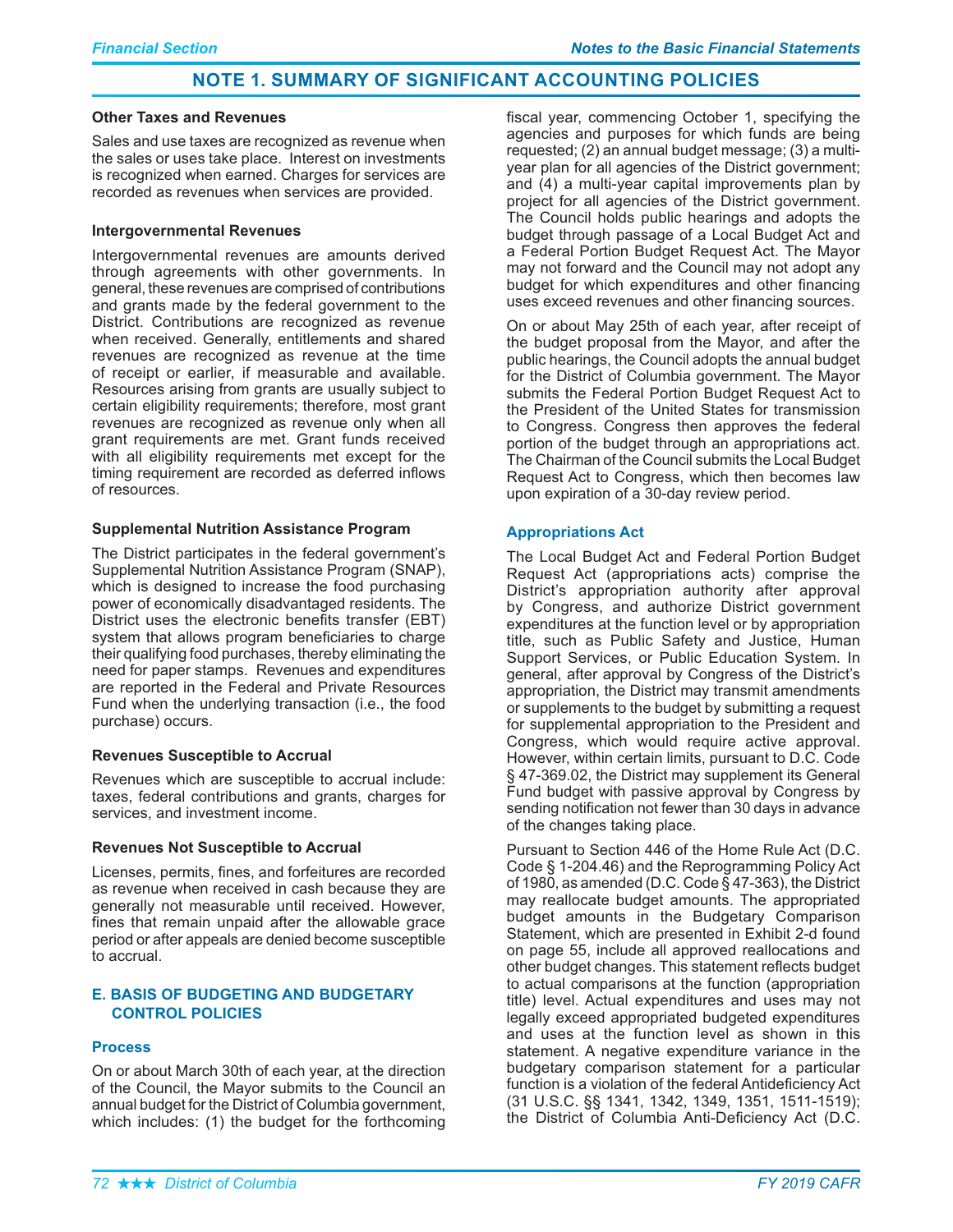## NOTE 1. SUMMARY OF SIGNIFICANT ACCOUNTING POLICIES

**Other Taxes and Revenues**

Sales and use taxes are recognized as revenue when the sales or uses take place. Interest on investments is recognized when earned. Charges for services are recorded as revenues when services are provided.

**Intergovernmental Revenues**

Intergovernmental revenues are amounts derived through agreements with other governments. In general, these revenues are comprised of contributions and grants made by the federal government to the District. Contributions are recognized as revenue when received. Generally, entitlements and shared revenues are recognized as revenue at the time of receipt or earlier, if measurable and available. Resources arising from grants are usually subject to certain eligibility requirements; therefore, most grant revenues are recognized as revenue only when all grant requirements are met. Grant funds received with all eligibility requirements met except for the timing requirement are recorded as deferred inflows of resources.

**Supplemental Nutrition Assistance Program**

The District participates in the federal government's Supplemental Nutrition Assistance Program (SNAP), which is designed to increase the food purchasing power of economically disadvantaged residents. The District uses the electronic benefits transfer (EBT) system that allows program beneficiaries to charge their qualifying food purchases, thereby eliminating the need for paper stamps. Revenues and expenditures are reported in the Federal and Private Resources Fund when the underlying transaction (i.e., the food purchase) occurs.

**Revenues Susceptible to Accrual**

Revenues which are susceptible to accrual include: taxes, federal contributions and grants, charges for services, and investment income.

**Revenues Not Susceptible to Accrual**

Licenses, permits, fines, and forfeitures are recorded as revenue when received in cash because they are generally not measurable until received. However, fines that remain unpaid after the allowable grace period or after appeals are denied become susceptible to accrual.

### E. BASIS OF BUDGETING AND BUDGETARY CONTROL POLICIES

#### Process

On or about March 30th of each year, at the direction of the Council, the Mayor submits to the Council an annual budget for the District of Columbia government, which includes: (1) the budget for the forthcoming fiscal year, commencing October 1, specifying the agencies and purposes for which funds are being requested; (2) an annual budget message; (3) a multi-year plan for all agencies of the District government; and (4) a multi-year capital improvements plan by project for all agencies of the District government. The Council holds public hearings and adopts the budget through passage of a Local Budget Act and a Federal Portion Budget Request Act. The Mayor may not forward and the Council may not adopt any budget for which expenditures and other financing uses exceed revenues and other financing sources.

On or about May 25th of each year, after receipt of the budget proposal from the Mayor, and after the public hearings, the Council adopts the annual budget for the District of Columbia government. The Mayor submits the Federal Portion Budget Request Act to the President of the United States for transmission to Congress. Congress then approves the federal portion of the budget through an appropriations act. The Chairman of the Council submits the Local Budget Request Act to Congress, which then becomes law upon expiration of a 30-day review period.

#### Appropriations Act

The Local Budget Act and Federal Portion Budget Request Act (appropriations acts) comprise the District's appropriation authority after approval by Congress, and authorize District government expenditures at the function level or by appropriation title, such as Public Safety and Justice, Human Support Services, or Public Education System. In general, after approval by Congress of the District's appropriation, the District may transmit amendments or supplements to the budget by submitting a request for supplemental appropriation to the President and Congress, which would require active approval. However, within certain limits, pursuant to D.C. Code § 47-369.02, the District may supplement its General Fund budget with passive approval by Congress by sending notification not fewer than 30 days in advance of the changes taking place.

Pursuant to Section 446 of the Home Rule Act (D.C. Code § 1-204.46) and the Reprogramming Policy Act of 1980, as amended (D.C. Code § 47-363), the District may reallocate budget amounts. The appropriated budget amounts in the Budgetary Comparison Statement, which are presented in Exhibit 2-d found on page 55, include all approved reallocations and other budget changes. This statement reflects budget to actual comparisons at the function (appropriation title) level. Actual expenditures and uses may not legally exceed appropriated budgeted expenditures and uses at the function level as shown in this statement. A negative expenditure variance in the budgetary comparison statement for a particular function is a violation of the federal Antideficiency Act (31 U.S.C. §§ 1341, 1342, 1349, 1351, 1511-1519); the District of Columbia Anti-Deficiency Act (D.C.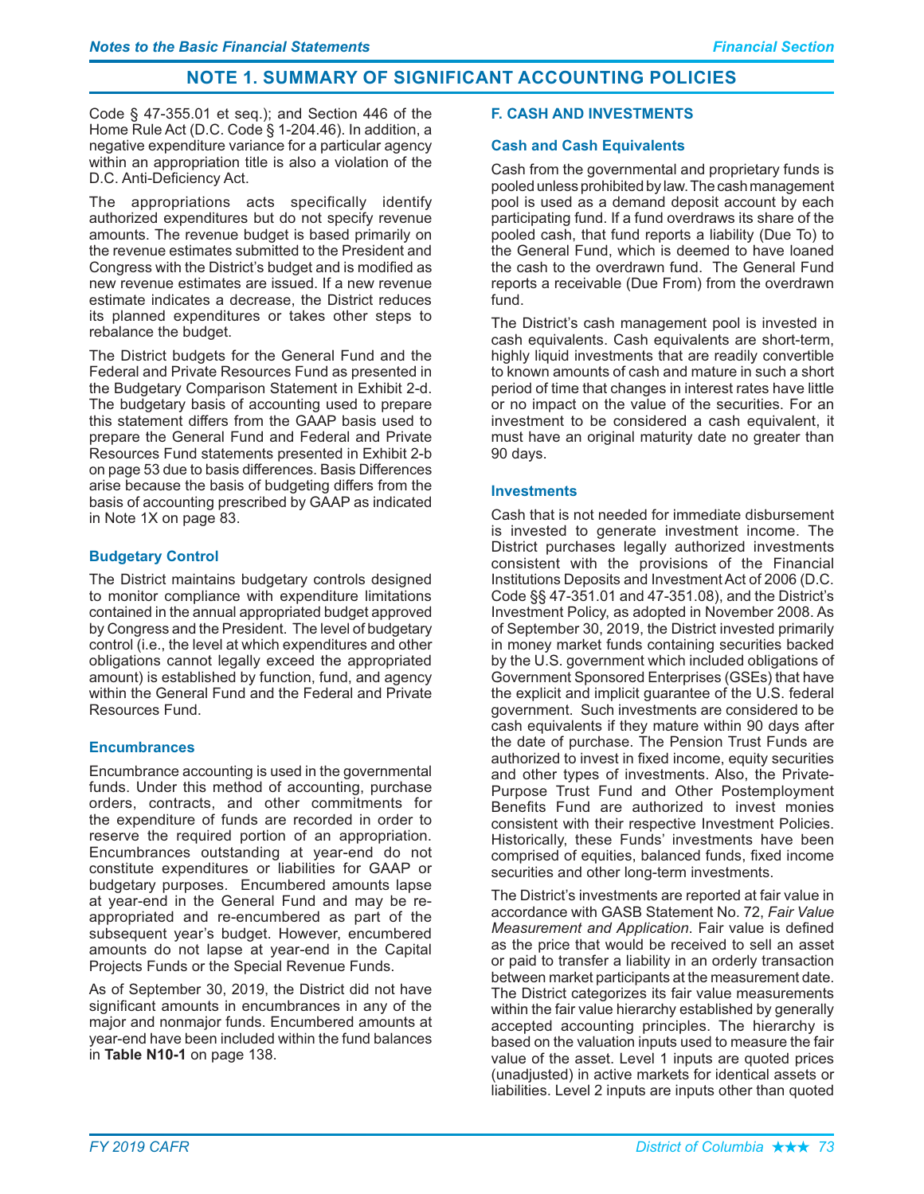## NOTE 1. SUMMARY OF SIGNIFICANT ACCOUNTING POLICIES

Code § 47-355.01 et seq.); and Section 446 of the Home Rule Act (D.C. Code § 1-204.46). In addition, a negative expenditure variance for a particular agency within an appropriation title is also a violation of the D.C. Anti-Deficiency Act.

The appropriations acts specifically identify authorized expenditures but do not specify revenue amounts. The revenue budget is based primarily on the revenue estimates submitted to the President and Congress with the District's budget and is modified as new revenue estimates are issued. If a new revenue estimate indicates a decrease, the District reduces its planned expenditures or takes other steps to rebalance the budget.

The District budgets for the General Fund and the Federal and Private Resources Fund as presented in the Budgetary Comparison Statement in Exhibit 2-d. The budgetary basis of accounting used to prepare this statement differs from the GAAP basis used to prepare the General Fund and Federal and Private Resources Fund statements presented in Exhibit 2-b on page 53 due to basis differences. Basis Differences arise because the basis of budgeting differs from the basis of accounting prescribed by GAAP as indicated in Note 1X on page 83.

#### Budgetary Control

The District maintains budgetary controls designed to monitor compliance with expenditure limitations contained in the annual appropriated budget approved by Congress and the President. The level of budgetary control (i.e., the level at which expenditures and other obligations cannot legally exceed the appropriated amount) is established by function, fund, and agency within the General Fund and the Federal and Private Resources Fund.

#### Encumbrances

Encumbrance accounting is used in the governmental funds. Under this method of accounting, purchase orders, contracts, and other commitments for the expenditure of funds are recorded in order to reserve the required portion of an appropriation. Encumbrances outstanding at year-end do not constitute expenditures or liabilities for GAAP or budgetary purposes. Encumbered amounts lapse at year-end in the General Fund and may be re-appropriated and re-encumbered as part of the subsequent year's budget. However, encumbered amounts do not lapse at year-end in the Capital Projects Funds or the Special Revenue Funds.

As of September 30, 2019, the District did not have significant amounts in encumbrances in any of the major and nonmajor funds. Encumbered amounts at year-end have been included within the fund balances in **Table N10-1** on page 138.

### F. CASH AND INVESTMENTS

#### Cash and Cash Equivalents

Cash from the governmental and proprietary funds is pooled unless prohibited by law. The cash management pool is used as a demand deposit account by each participating fund. If a fund overdraws its share of the pooled cash, that fund reports a liability (Due To) to the General Fund, which is deemed to have loaned the cash to the overdrawn fund. The General Fund reports a receivable (Due From) from the overdrawn fund.

The District's cash management pool is invested in cash equivalents. Cash equivalents are short-term, highly liquid investments that are readily convertible to known amounts of cash and mature in such a short period of time that changes in interest rates have little or no impact on the value of the securities. For an investment to be considered a cash equivalent, it must have an original maturity date no greater than 90 days.

#### Investments

Cash that is not needed for immediate disbursement is invested to generate investment income. The District purchases legally authorized investments consistent with the provisions of the Financial Institutions Deposits and Investment Act of 2006 (D.C. Code §§ 47-351.01 and 47-351.08), and the District's Investment Policy, as adopted in November 2008. As of September 30, 2019, the District invested primarily in money market funds containing securities backed by the U.S. government which included obligations of Government Sponsored Enterprises (GSEs) that have the explicit and implicit guarantee of the U.S. federal government. Such investments are considered to be cash equivalents if they mature within 90 days after the date of purchase. The Pension Trust Funds are authorized to invest in fixed income, equity securities and other types of investments. Also, the Private-Purpose Trust Fund and Other Postemployment Benefits Fund are authorized to invest monies consistent with their respective Investment Policies. Historically, these Funds' investments have been comprised of equities, balanced funds, fixed income securities and other long-term investments.

The District's investments are reported at fair value in accordance with GASB Statement No. 72, *Fair Value Measurement and Application*. Fair value is defined as the price that would be received to sell an asset or paid to transfer a liability in an orderly transaction between market participants at the measurement date. The District categorizes its fair value measurements within the fair value hierarchy established by generally accepted accounting principles. The hierarchy is based on the valuation inputs used to measure the fair value of the asset. Level 1 inputs are quoted prices (unadjusted) in active markets for identical assets or liabilities. Level 2 inputs are inputs other than quoted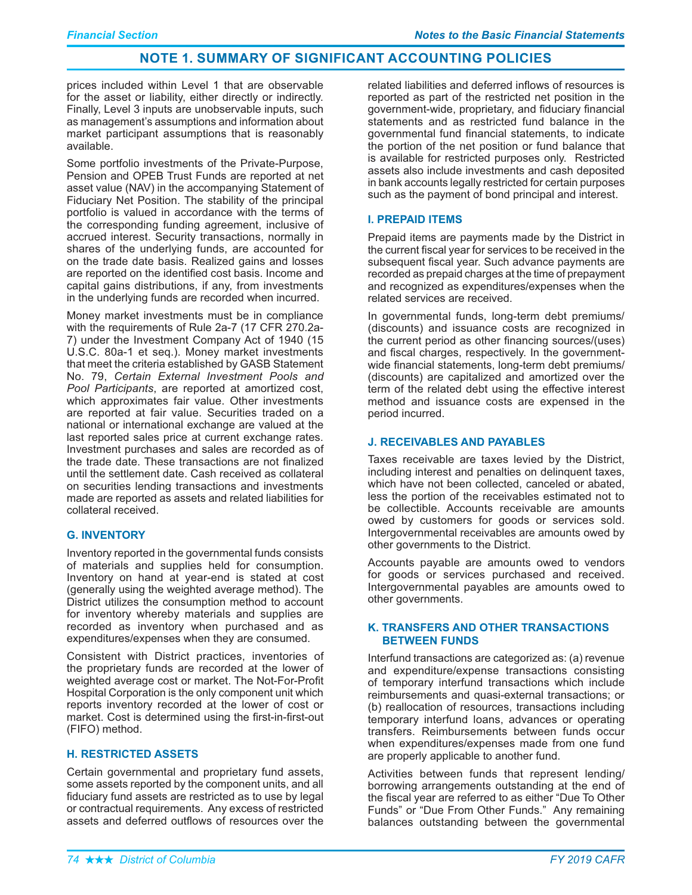## NOTE 1. SUMMARY OF SIGNIFICANT ACCOUNTING POLICIES

prices included within Level 1 that are observable for the asset or liability, either directly or indirectly. Finally, Level 3 inputs are unobservable inputs, such as management's assumptions and information about market participant assumptions that is reasonably available.

Some portfolio investments of the Private-Purpose, Pension and OPEB Trust Funds are reported at net asset value (NAV) in the accompanying Statement of Fiduciary Net Position. The stability of the principal portfolio is valued in accordance with the terms of the corresponding funding agreement, inclusive of accrued interest. Security transactions, normally in shares of the underlying funds, are accounted for on the trade date basis. Realized gains and losses are reported on the identified cost basis. Income and capital gains distributions, if any, from investments in the underlying funds are recorded when incurred.

Money market investments must be in compliance with the requirements of Rule 2a-7 (17 CFR 270.2a-7) under the Investment Company Act of 1940 (15 U.S.C. 80a-1 et seq.). Money market investments that meet the criteria established by GASB Statement No. 79, *Certain External Investment Pools and Pool Participants*, are reported at amortized cost, which approximates fair value. Other investments are reported at fair value. Securities traded on a national or international exchange are valued at the last reported sales price at current exchange rates. Investment purchases and sales are recorded as of the trade date. These transactions are not finalized until the settlement date. Cash received as collateral on securities lending transactions and investments made are reported as assets and related liabilities for collateral received.

### G. INVENTORY

Inventory reported in the governmental funds consists of materials and supplies held for consumption. Inventory on hand at year-end is stated at cost (generally using the weighted average method). The District utilizes the consumption method to account for inventory whereby materials and supplies are recorded as inventory when purchased and as expenditures/expenses when they are consumed.

Consistent with District practices, inventories of the proprietary funds are recorded at the lower of weighted average cost or market. The Not-For-Profit Hospital Corporation is the only component unit which reports inventory recorded at the lower of cost or market. Cost is determined using the first-in-first-out (FIFO) method.

### H. RESTRICTED ASSETS

Certain governmental and proprietary fund assets, some assets reported by the component units, and all fiduciary fund assets are restricted as to use by legal or contractual requirements. Any excess of restricted assets and deferred outflows of resources over the related liabilities and deferred inflows of resources is reported as part of the restricted net position in the government-wide, proprietary, and fiduciary financial statements and as restricted fund balance in the governmental fund financial statements, to indicate the portion of the net position or fund balance that is available for restricted purposes only. Restricted assets also include investments and cash deposited in bank accounts legally restricted for certain purposes such as the payment of bond principal and interest.

### I. PREPAID ITEMS

Prepaid items are payments made by the District in the current fiscal year for services to be received in the subsequent fiscal year. Such advance payments are recorded as prepaid charges at the time of prepayment and recognized as expenditures/expenses when the related services are received.

In governmental funds, long-term debt premiums/(discounts) and issuance costs are recognized in the current period as other financing sources/(uses) and fiscal charges, respectively. In the government-wide financial statements, long-term debt premiums/(discounts) are capitalized and amortized over the term of the related debt using the effective interest method and issuance costs are expensed in the period incurred.

### J. RECEIVABLES AND PAYABLES

Taxes receivable are taxes levied by the District, including interest and penalties on delinquent taxes, which have not been collected, canceled or abated, less the portion of the receivables estimated not to be collectible. Accounts receivable are amounts owed by customers for goods or services sold. Intergovernmental receivables are amounts owed by other governments to the District.

Accounts payable are amounts owed to vendors for goods or services purchased and received. Intergovernmental payables are amounts owed to other governments.

### K. TRANSFERS AND OTHER TRANSACTIONS BETWEEN FUNDS

Interfund transactions are categorized as: (a) revenue and expenditure/expense transactions consisting of temporary interfund transactions which include reimbursements and quasi-external transactions; or (b) reallocation of resources, transactions including temporary interfund loans, advances or operating transfers. Reimbursements between funds occur when expenditures/expenses made from one fund are properly applicable to another fund.

Activities between funds that represent lending/borrowing arrangements outstanding at the end of the fiscal year are referred to as either "Due To Other Funds" or "Due From Other Funds." Any remaining balances outstanding between the governmental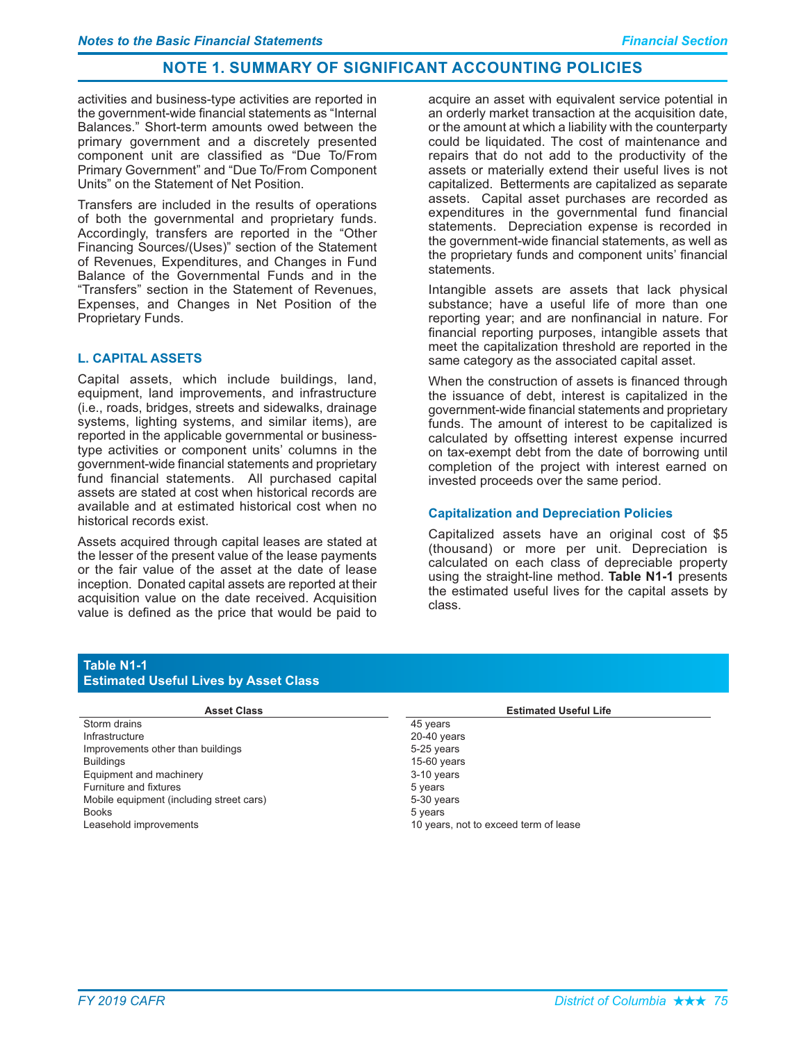## NOTE 1. SUMMARY OF SIGNIFICANT ACCOUNTING POLICIES

activities and business-type activities are reported in the government-wide financial statements as "Internal Balances." Short-term amounts owed between the primary government and a discretely presented component unit are classified as "Due To/From Primary Government" and "Due To/From Component Units" on the Statement of Net Position.

Transfers are included in the results of operations of both the governmental and proprietary funds. Accordingly, transfers are reported in the "Other Financing Sources/(Uses)" section of the Statement of Revenues, Expenditures, and Changes in Fund Balance of the Governmental Funds and in the "Transfers" section in the Statement of Revenues, Expenses, and Changes in Net Position of the Proprietary Funds.

### L. CAPITAL ASSETS

Capital assets, which include buildings, land, equipment, land improvements, and infrastructure (i.e., roads, bridges, streets and sidewalks, drainage systems, lighting systems, and similar items), are reported in the applicable governmental or business-type activities or component units' columns in the government-wide financial statements and proprietary fund financial statements. All purchased capital assets are stated at cost when historical records are available and at estimated historical cost when no historical records exist.

Assets acquired through capital leases are stated at the lesser of the present value of the lease payments or the fair value of the asset at the date of lease inception. Donated capital assets are reported at their acquisition value on the date received. Acquisition value is defined as the price that would be paid to acquire an asset with equivalent service potential in an orderly market transaction at the acquisition date, or the amount at which a liability with the counterparty could be liquidated. The cost of maintenance and repairs that do not add to the productivity of the assets or materially extend their useful lives is not capitalized. Betterments are capitalized as separate assets. Capital asset purchases are recorded as expenditures in the governmental fund financial statements. Depreciation expense is recorded in the government-wide financial statements, as well as the proprietary funds and component units' financial statements.

Intangible assets are assets that lack physical substance; have a useful life of more than one reporting year; and are nonfinancial in nature. For financial reporting purposes, intangible assets that meet the capitalization threshold are reported in the same category as the associated capital asset.

When the construction of assets is financed through the issuance of debt, interest is capitalized in the government-wide financial statements and proprietary funds. The amount of interest to be capitalized is calculated by offsetting interest expense incurred on tax-exempt debt from the date of borrowing until completion of the project with interest earned on invested proceeds over the same period.

#### Capitalization and Depreciation Policies

Capitalized assets have an original cost of $5 (thousand) or more per unit. Depreciation is calculated on each class of depreciable property using the straight-line method. **Table N1-1** presents the estimated useful lives for the capital assets by class.

**Table N1-1**
**Estimated Useful Lives by Asset Class**

| Asset Class | Estimated Useful Life |
|---|---|
| Storm drains | 45 years |
| Infrastructure | 20-40 years |
| Improvements other than buildings | 5-25 years |
| Buildings | 15-60 years |
| Equipment and machinery | 3-10 years |
| Furniture and fixtures | 5 years |
| Mobile equipment (including street cars) | 5-30 years |
| Books | 5 years |
| Leasehold improvements | 10 years, not to exceed term of lease |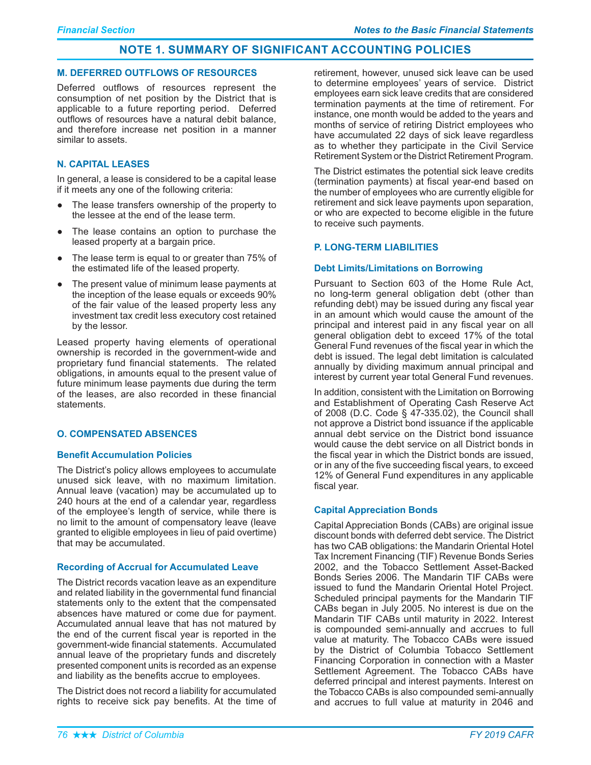# NOTE 1. SUMMARY OF SIGNIFICANT ACCOUNTING POLICIES

## M. DEFERRED OUTFLOWS OF RESOURCES

Deferred outflows of resources represent the consumption of net position by the District that is applicable to a future reporting period. Deferred outflows of resources have a natural debit balance, and therefore increase net position in a manner similar to assets.

## N. CAPITAL LEASES

In general, a lease is considered to be a capital lease if it meets any one of the following criteria:

- The lease transfers ownership of the property to the lessee at the end of the lease term.
- The lease contains an option to purchase the leased property at a bargain price.
- The lease term is equal to or greater than 75% of the estimated life of the leased property.
- The present value of minimum lease payments at the inception of the lease equals or exceeds 90% of the fair value of the leased property less any investment tax credit less executory cost retained by the lessor.

Leased property having elements of operational ownership is recorded in the government-wide and proprietary fund financial statements. The related obligations, in amounts equal to the present value of future minimum lease payments due during the term of the leases, are also recorded in these financial statements.

## O. COMPENSATED ABSENCES

### Benefit Accumulation Policies

The District's policy allows employees to accumulate unused sick leave, with no maximum limitation. Annual leave (vacation) may be accumulated up to 240 hours at the end of a calendar year, regardless of the employee's length of service, while there is no limit to the amount of compensatory leave (leave granted to eligible employees in lieu of paid overtime) that may be accumulated.

### Recording of Accrual for Accumulated Leave

The District records vacation leave as an expenditure and related liability in the governmental fund financial statements only to the extent that the compensated absences have matured or come due for payment. Accumulated annual leave that has not matured by the end of the current fiscal year is reported in the government-wide financial statements. Accumulated annual leave of the proprietary funds and discretely presented component units is recorded as an expense and liability as the benefits accrue to employees.

The District does not record a liability for accumulated rights to receive sick pay benefits. At the time of retirement, however, unused sick leave can be used to determine employees' years of service. District employees earn sick leave credits that are considered termination payments at the time of retirement. For instance, one month would be added to the years and months of service of retiring District employees who have accumulated 22 days of sick leave regardless as to whether they participate in the Civil Service Retirement System or the District Retirement Program.

The District estimates the potential sick leave credits (termination payments) at fiscal year-end based on the number of employees who are currently eligible for retirement and sick leave payments upon separation, or who are expected to become eligible in the future to receive such payments.

## P. LONG-TERM LIABILITIES

### Debt Limits/Limitations on Borrowing

Pursuant to Section 603 of the Home Rule Act, no long-term general obligation debt (other than refunding debt) may be issued during any fiscal year in an amount which would cause the amount of the principal and interest paid in any fiscal year on all general obligation debt to exceed 17% of the total General Fund revenues of the fiscal year in which the debt is issued. The legal debt limitation is calculated annually by dividing maximum annual principal and interest by current year total General Fund revenues.

In addition, consistent with the Limitation on Borrowing and Establishment of Operating Cash Reserve Act of 2008 (D.C. Code § 47-335.02), the Council shall not approve a District bond issuance if the applicable annual debt service on the District bond issuance would cause the debt service on all District bonds in the fiscal year in which the District bonds are issued, or in any of the five succeeding fiscal years, to exceed 12% of General Fund expenditures in any applicable fiscal year.

### Capital Appreciation Bonds

Capital Appreciation Bonds (CABs) are original issue discount bonds with deferred debt service. The District has two CAB obligations: the Mandarin Oriental Hotel Tax Increment Financing (TIF) Revenue Bonds Series 2002, and the Tobacco Settlement Asset-Backed Bonds Series 2006. The Mandarin TIF CABs were issued to fund the Mandarin Oriental Hotel Project. Scheduled principal payments for the Mandarin TIF CABs began in July 2005. No interest is due on the Mandarin TIF CABs until maturity in 2022. Interest is compounded semi-annually and accrues to full value at maturity. The Tobacco CABs were issued by the District of Columbia Tobacco Settlement Financing Corporation in connection with a Master Settlement Agreement. The Tobacco CABs have deferred principal and interest payments. Interest on the Tobacco CABs is also compounded semi-annually and accrues to full value at maturity in 2046 and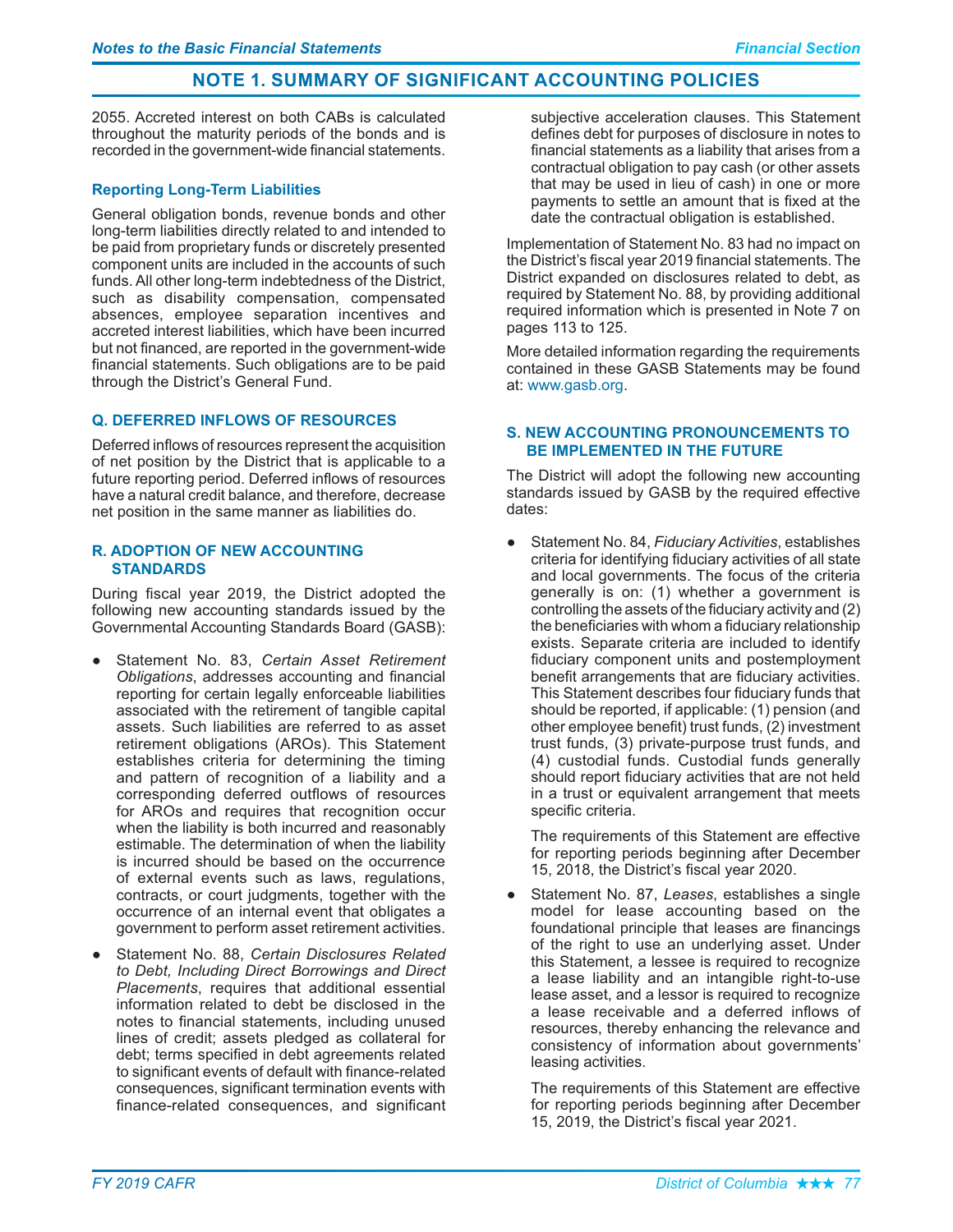## NOTE 1. SUMMARY OF SIGNIFICANT ACCOUNTING POLICIES

2055. Accreted interest on both CABs is calculated throughout the maturity periods of the bonds and is recorded in the government-wide financial statements.

#### Reporting Long-Term Liabilities

General obligation bonds, revenue bonds and other long-term liabilities directly related to and intended to be paid from proprietary funds or discretely presented component units are included in the accounts of such funds. All other long-term indebtedness of the District, such as disability compensation, compensated absences, employee separation incentives and accreted interest liabilities, which have been incurred but not financed, are reported in the government-wide financial statements. Such obligations are to be paid through the District's General Fund.

### Q. DEFERRED INFLOWS OF RESOURCES

Deferred inflows of resources represent the acquisition of net position by the District that is applicable to a future reporting period. Deferred inflows of resources have a natural credit balance, and therefore, decrease net position in the same manner as liabilities do.

### R. ADOPTION OF NEW ACCOUNTING STANDARDS

During fiscal year 2019, the District adopted the following new accounting standards issued by the Governmental Accounting Standards Board (GASB):

- Statement No. 83, *Certain Asset Retirement Obligations*, addresses accounting and financial reporting for certain legally enforceable liabilities associated with the retirement of tangible capital assets. Such liabilities are referred to as asset retirement obligations (AROs). This Statement establishes criteria for determining the timing and pattern of recognition of a liability and a corresponding deferred outflows of resources for AROs and requires that recognition occur when the liability is both incurred and reasonably estimable. The determination of when the liability is incurred should be based on the occurrence of external events such as laws, regulations, contracts, or court judgments, together with the occurrence of an internal event that obligates a government to perform asset retirement activities.

- Statement No. 88, *Certain Disclosures Related to Debt, Including Direct Borrowings and Direct Placements*, requires that additional essential information related to debt be disclosed in the notes to financial statements, including unused lines of credit; assets pledged as collateral for debt; terms specified in debt agreements related to significant events of default with finance-related consequences, significant termination events with finance-related consequences, and significant subjective acceleration clauses. This Statement defines debt for purposes of disclosure in notes to financial statements as a liability that arises from a contractual obligation to pay cash (or other assets that may be used in lieu of cash) in one or more payments to settle an amount that is fixed at the date the contractual obligation is established.

Implementation of Statement No. 83 had no impact on the District's fiscal year 2019 financial statements. The District expanded on disclosures related to debt, as required by Statement No. 88, by providing additional required information which is presented in Note 7 on pages 113 to 125.

More detailed information regarding the requirements contained in these GASB Statements may be found at: www.gasb.org.

### S. NEW ACCOUNTING PRONOUNCEMENTS TO BE IMPLEMENTED IN THE FUTURE

The District will adopt the following new accounting standards issued by GASB by the required effective dates:

- Statement No. 84, *Fiduciary Activities*, establishes criteria for identifying fiduciary activities of all state and local governments. The focus of the criteria generally is on: (1) whether a government is controlling the assets of the fiduciary activity and (2) the beneficiaries with whom a fiduciary relationship exists. Separate criteria are included to identify fiduciary component units and postemployment benefit arrangements that are fiduciary activities. This Statement describes four fiduciary funds that should be reported, if applicable: (1) pension (and other employee benefit) trust funds, (2) investment trust funds, (3) private-purpose trust funds, and (4) custodial funds. Custodial funds generally should report fiduciary activities that are not held in a trust or equivalent arrangement that meets specific criteria.

  The requirements of this Statement are effective for reporting periods beginning after December 15, 2018, the District's fiscal year 2020.

- Statement No. 87, *Leases*, establishes a single model for lease accounting based on the foundational principle that leases are financings of the right to use an underlying asset. Under this Statement, a lessee is required to recognize a lease liability and an intangible right-to-use lease asset, and a lessor is required to recognize a lease receivable and a deferred inflows of resources, thereby enhancing the relevance and consistency of information about governments' leasing activities.

  The requirements of this Statement are effective for reporting periods beginning after December 15, 2019, the District's fiscal year 2021.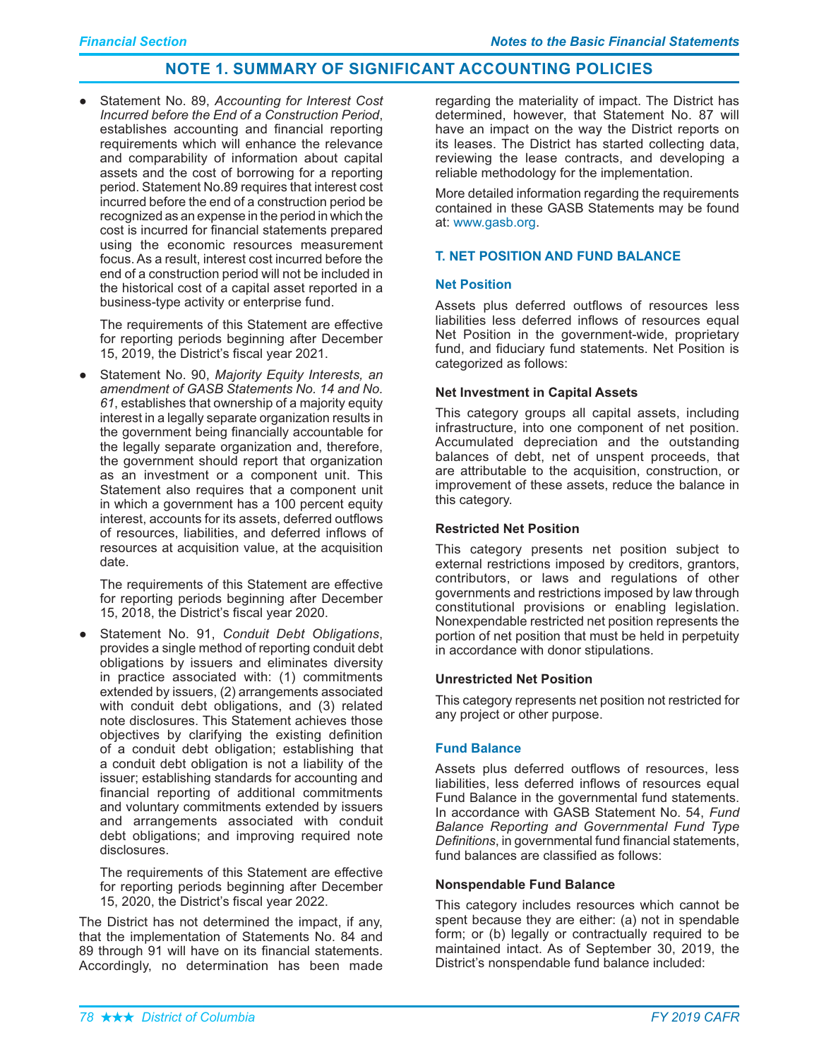## NOTE 1. SUMMARY OF SIGNIFICANT ACCOUNTING POLICIES

- Statement No. 89, *Accounting for Interest Cost Incurred before the End of a Construction Period*, establishes accounting and financial reporting requirements which will enhance the relevance and comparability of information about capital assets and the cost of borrowing for a reporting period. Statement No.89 requires that interest cost incurred before the end of a construction period be recognized as an expense in the period in which the cost is incurred for financial statements prepared using the economic resources measurement focus. As a result, interest cost incurred before the end of a construction period will not be included in the historical cost of a capital asset reported in a business-type activity or enterprise fund.

  The requirements of this Statement are effective for reporting periods beginning after December 15, 2019, the District's fiscal year 2021.

- Statement No. 90, *Majority Equity Interests, an amendment of GASB Statements No. 14 and No. 61*, establishes that ownership of a majority equity interest in a legally separate organization results in the government being financially accountable for the legally separate organization and, therefore, the government should report that organization as an investment or a component unit. This Statement also requires that a component unit in which a government has a 100 percent equity interest, accounts for its assets, deferred outflows of resources, liabilities, and deferred inflows of resources at acquisition value, at the acquisition date.

  The requirements of this Statement are effective for reporting periods beginning after December 15, 2018, the District's fiscal year 2020.

- Statement No. 91, *Conduit Debt Obligations*, provides a single method of reporting conduit debt obligations by issuers and eliminates diversity in practice associated with: (1) commitments extended by issuers, (2) arrangements associated with conduit debt obligations, and (3) related note disclosures. This Statement achieves those objectives by clarifying the existing definition of a conduit debt obligation; establishing that a conduit debt obligation is not a liability of the issuer; establishing standards for accounting and financial reporting of additional commitments and voluntary commitments extended by issuers and arrangements associated with conduit debt obligations; and improving required note disclosures.

  The requirements of this Statement are effective for reporting periods beginning after December 15, 2020, the District's fiscal year 2022.

The District has not determined the impact, if any, that the implementation of Statements No. 84 and 89 through 91 will have on its financial statements. Accordingly, no determination has been made regarding the materiality of impact. The District has determined, however, that Statement No. 87 will have an impact on the way the District reports on its leases. The District has started collecting data, reviewing the lease contracts, and developing a reliable methodology for the implementation.

More detailed information regarding the requirements contained in these GASB Statements may be found at: www.gasb.org.

### T. NET POSITION AND FUND BALANCE

#### Net Position

Assets plus deferred outflows of resources less liabilities less deferred inflows of resources equal Net Position in the government-wide, proprietary fund, and fiduciary fund statements. Net Position is categorized as follows:

**Net Investment in Capital Assets**

This category groups all capital assets, including infrastructure, into one component of net position. Accumulated depreciation and the outstanding balances of debt, net of unspent proceeds, that are attributable to the acquisition, construction, or improvement of these assets, reduce the balance in this category.

**Restricted Net Position**

This category presents net position subject to external restrictions imposed by creditors, grantors, contributors, or laws and regulations of other governments and restrictions imposed by law through constitutional provisions or enabling legislation. Nonexpendable restricted net position represents the portion of net position that must be held in perpetuity in accordance with donor stipulations.

**Unrestricted Net Position**

This category represents net position not restricted for any project or other purpose.

#### Fund Balance

Assets plus deferred outflows of resources, less liabilities, less deferred inflows of resources equal Fund Balance in the governmental fund statements. In accordance with GASB Statement No. 54, *Fund Balance Reporting and Governmental Fund Type Definitions*, in governmental fund financial statements, fund balances are classified as follows:

**Nonspendable Fund Balance**

This category includes resources which cannot be spent because they are either: (a) not in spendable form; or (b) legally or contractually required to be maintained intact. As of September 30, 2019, the District's nonspendable fund balance included: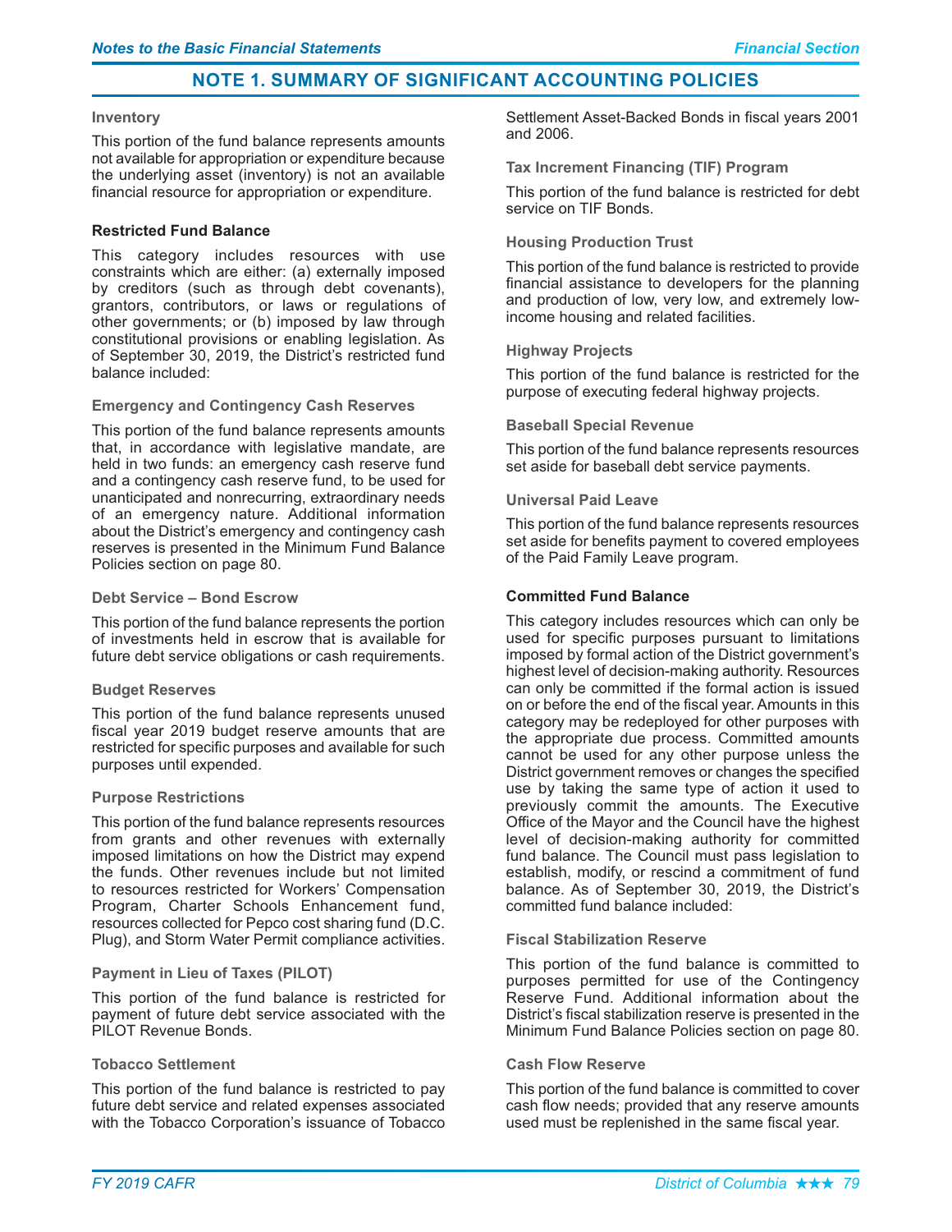# NOTE 1. SUMMARY OF SIGNIFICANT ACCOUNTING POLICIES

#### Inventory

This portion of the fund balance represents amounts not available for appropriation or expenditure because the underlying asset (inventory) is not an available financial resource for appropriation or expenditure.

### Restricted Fund Balance

This category includes resources with use constraints which are either: (a) externally imposed by creditors (such as through debt covenants), grantors, contributors, or laws or regulations of other governments; or (b) imposed by law through constitutional provisions or enabling legislation. As of September 30, 2019, the District's restricted fund balance included:

#### Emergency and Contingency Cash Reserves

This portion of the fund balance represents amounts that, in accordance with legislative mandate, are held in two funds: an emergency cash reserve fund and a contingency cash reserve fund, to be used for unanticipated and nonrecurring, extraordinary needs of an emergency nature. Additional information about the District's emergency and contingency cash reserves is presented in the Minimum Fund Balance Policies section on page 80.

#### Debt Service – Bond Escrow

This portion of the fund balance represents the portion of investments held in escrow that is available for future debt service obligations or cash requirements.

#### Budget Reserves

This portion of the fund balance represents unused fiscal year 2019 budget reserve amounts that are restricted for specific purposes and available for such purposes until expended.

#### Purpose Restrictions

This portion of the fund balance represents resources from grants and other revenues with externally imposed limitations on how the District may expend the funds. Other revenues include but not limited to resources restricted for Workers' Compensation Program, Charter Schools Enhancement fund, resources collected for Pepco cost sharing fund (D.C. Plug), and Storm Water Permit compliance activities.

#### Payment in Lieu of Taxes (PILOT)

This portion of the fund balance is restricted for payment of future debt service associated with the PILOT Revenue Bonds.

#### Tobacco Settlement

This portion of the fund balance is restricted to pay future debt service and related expenses associated with the Tobacco Corporation's issuance of Tobacco Settlement Asset-Backed Bonds in fiscal years 2001 and 2006.

#### Tax Increment Financing (TIF) Program

This portion of the fund balance is restricted for debt service on TIF Bonds.

#### Housing Production Trust

This portion of the fund balance is restricted to provide financial assistance to developers for the planning and production of low, very low, and extremely low-income housing and related facilities.

#### Highway Projects

This portion of the fund balance is restricted for the purpose of executing federal highway projects.

#### Baseball Special Revenue

This portion of the fund balance represents resources set aside for baseball debt service payments.

#### Universal Paid Leave

This portion of the fund balance represents resources set aside for benefits payment to covered employees of the Paid Family Leave program.

### Committed Fund Balance

This category includes resources which can only be used for specific purposes pursuant to limitations imposed by formal action of the District government's highest level of decision-making authority. Resources can only be committed if the formal action is issued on or before the end of the fiscal year. Amounts in this category may be redeployed for other purposes with the appropriate due process. Committed amounts cannot be used for any other purpose unless the District government removes or changes the specified use by taking the same type of action it used to previously commit the amounts. The Executive Office of the Mayor and the Council have the highest level of decision-making authority for committed fund balance. The Council must pass legislation to establish, modify, or rescind a commitment of fund balance. As of September 30, 2019, the District's committed fund balance included:

#### Fiscal Stabilization Reserve

This portion of the fund balance is committed to purposes permitted for use of the Contingency Reserve Fund. Additional information about the District's fiscal stabilization reserve is presented in the Minimum Fund Balance Policies section on page 80.

#### Cash Flow Reserve

This portion of the fund balance is committed to cover cash flow needs; provided that any reserve amounts used must be replenished in the same fiscal year.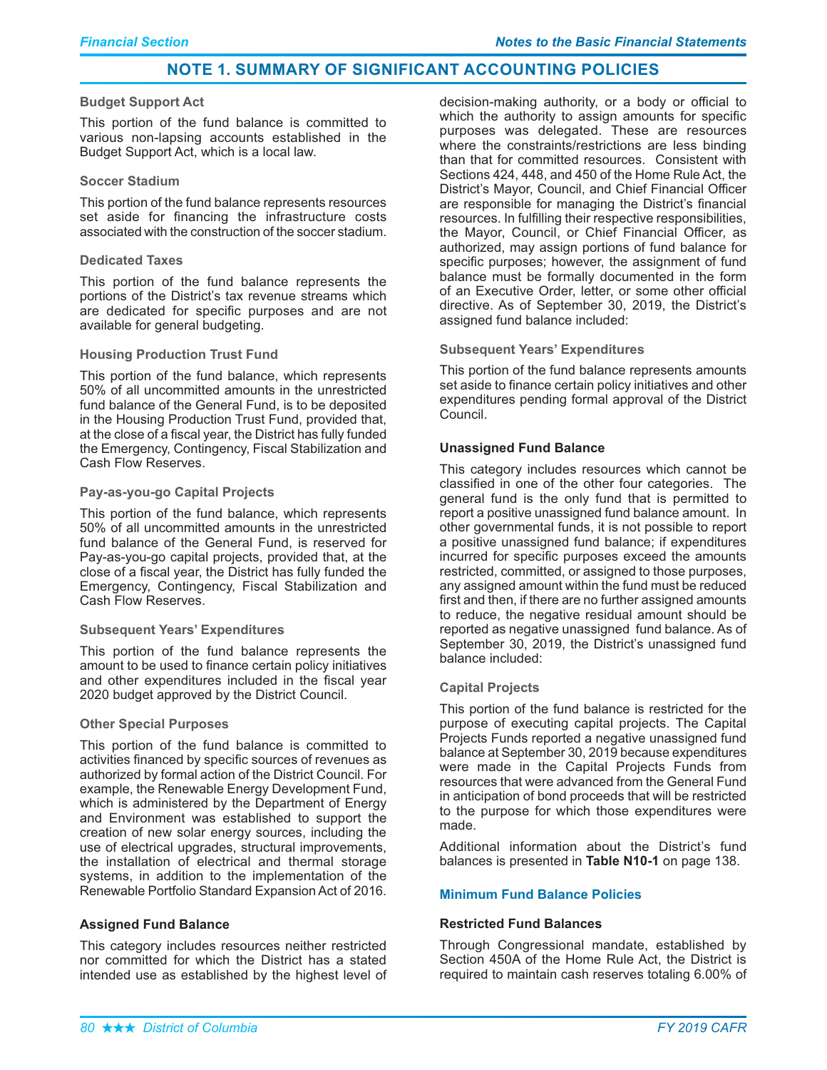## NOTE 1. SUMMARY OF SIGNIFICANT ACCOUNTING POLICIES

#### Budget Support Act

This portion of the fund balance is committed to various non-lapsing accounts established in the Budget Support Act, which is a local law.

#### Soccer Stadium

This portion of the fund balance represents resources set aside for financing the infrastructure costs associated with the construction of the soccer stadium.

#### Dedicated Taxes

This portion of the fund balance represents the portions of the District's tax revenue streams which are dedicated for specific purposes and are not available for general budgeting.

#### Housing Production Trust Fund

This portion of the fund balance, which represents 50% of all uncommitted amounts in the unrestricted fund balance of the General Fund, is to be deposited in the Housing Production Trust Fund, provided that, at the close of a fiscal year, the District has fully funded the Emergency, Contingency, Fiscal Stabilization and Cash Flow Reserves.

#### Pay-as-you-go Capital Projects

This portion of the fund balance, which represents 50% of all uncommitted amounts in the unrestricted fund balance of the General Fund, is reserved for Pay-as-you-go capital projects, provided that, at the close of a fiscal year, the District has fully funded the Emergency, Contingency, Fiscal Stabilization and Cash Flow Reserves.

#### Subsequent Years' Expenditures

This portion of the fund balance represents the amount to be used to finance certain policy initiatives and other expenditures included in the fiscal year 2020 budget approved by the District Council.

#### Other Special Purposes

This portion of the fund balance is committed to activities financed by specific sources of revenues as authorized by formal action of the District Council. For example, the Renewable Energy Development Fund, which is administered by the Department of Energy and Environment was established to support the creation of new solar energy sources, including the use of electrical upgrades, structural improvements, the installation of electrical and thermal storage systems, in addition to the implementation of the Renewable Portfolio Standard Expansion Act of 2016.

### Assigned Fund Balance

This category includes resources neither restricted nor committed for which the District has a stated intended use as established by the highest level of decision-making authority, or a body or official to which the authority to assign amounts for specific purposes was delegated. These are resources where the constraints/restrictions are less binding than that for committed resources. Consistent with Sections 424, 448, and 450 of the Home Rule Act, the District's Mayor, Council, and Chief Financial Officer are responsible for managing the District's financial resources. In fulfilling their respective responsibilities, the Mayor, Council, or Chief Financial Officer, as authorized, may assign portions of fund balance for specific purposes; however, the assignment of fund balance must be formally documented in the form of an Executive Order, letter, or some other official directive. As of September 30, 2019, the District's assigned fund balance included:

#### Subsequent Years' Expenditures

This portion of the fund balance represents amounts set aside to finance certain policy initiatives and other expenditures pending formal approval of the District Council.

### Unassigned Fund Balance

This category includes resources which cannot be classified in one of the other four categories. The general fund is the only fund that is permitted to report a positive unassigned fund balance amount. In other governmental funds, it is not possible to report a positive unassigned fund balance; if expenditures incurred for specific purposes exceed the amounts restricted, committed, or assigned to those purposes, any assigned amount within the fund must be reduced first and then, if there are no further assigned amounts to reduce, the negative residual amount should be reported as negative unassigned fund balance. As of September 30, 2019, the District's unassigned fund balance included:

#### Capital Projects

This portion of the fund balance is restricted for the purpose of executing capital projects. The Capital Projects Funds reported a negative unassigned fund balance at September 30, 2019 because expenditures were made in the Capital Projects Funds from resources that were advanced from the General Fund in anticipation of bond proceeds that will be restricted to the purpose for which those expenditures were made.

Additional information about the District's fund balances is presented in **Table N10-1** on page 138.

### Minimum Fund Balance Policies

### Restricted Fund Balances

Through Congressional mandate, established by Section 450A of the Home Rule Act, the District is required to maintain cash reserves totaling 6.00% of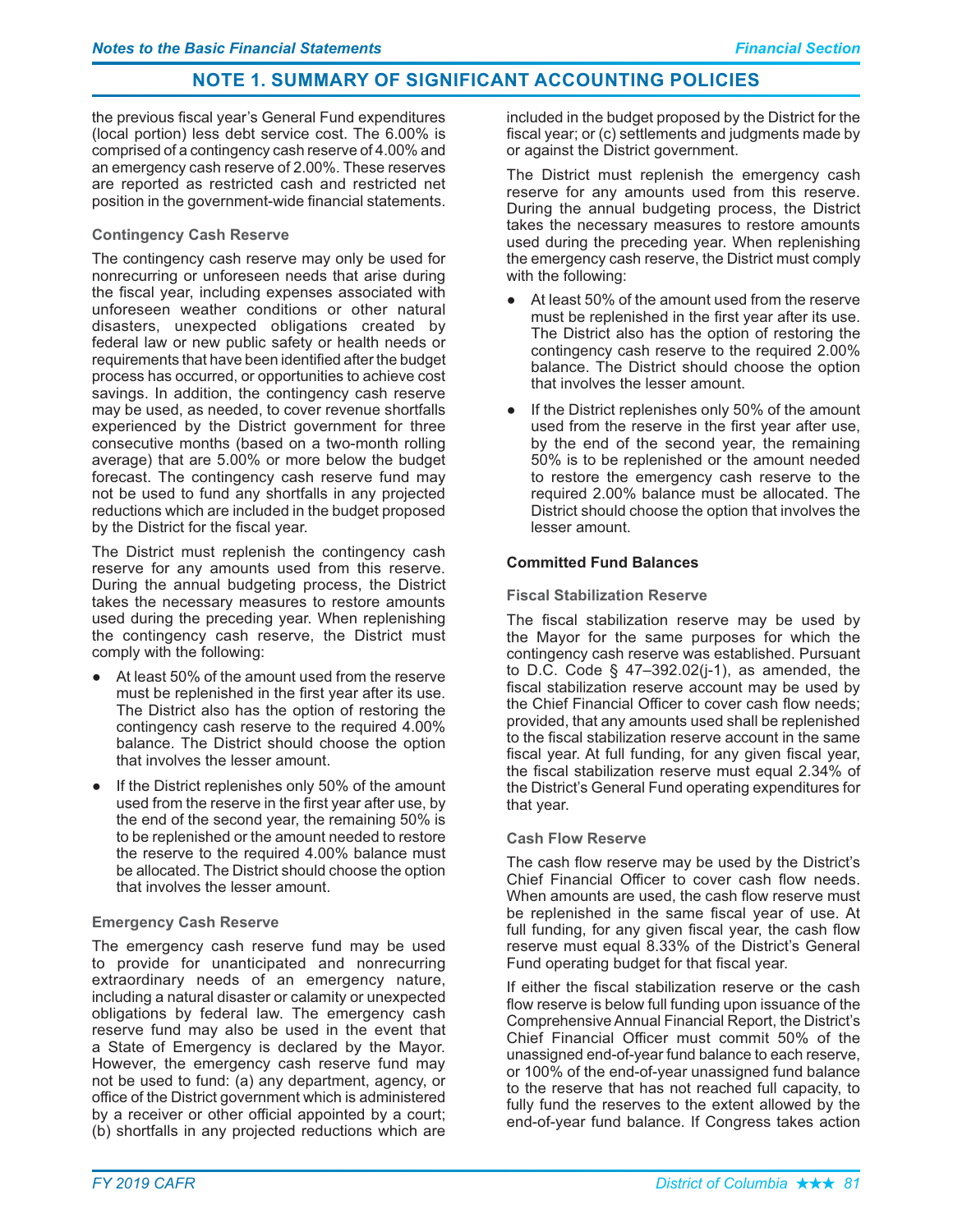## NOTE 1. SUMMARY OF SIGNIFICANT ACCOUNTING POLICIES

the previous fiscal year's General Fund expenditures (local portion) less debt service cost. The 6.00% is comprised of a contingency cash reserve of 4.00% and an emergency cash reserve of 2.00%. These reserves are reported as restricted cash and restricted net position in the government-wide financial statements.

#### Contingency Cash Reserve

The contingency cash reserve may only be used for nonrecurring or unforeseen needs that arise during the fiscal year, including expenses associated with unforeseen weather conditions or other natural disasters, unexpected obligations created by federal law or new public safety or health needs or requirements that have been identified after the budget process has occurred, or opportunities to achieve cost savings. In addition, the contingency cash reserve may be used, as needed, to cover revenue shortfalls experienced by the District government for three consecutive months (based on a two-month rolling average) that are 5.00% or more below the budget forecast. The contingency cash reserve fund may not be used to fund any shortfalls in any projected reductions which are included in the budget proposed by the District for the fiscal year.

The District must replenish the contingency cash reserve for any amounts used from this reserve. During the annual budgeting process, the District takes the necessary measures to restore amounts used during the preceding year. When replenishing the contingency cash reserve, the District must comply with the following:

- At least 50% of the amount used from the reserve must be replenished in the first year after its use. The District also has the option of restoring the contingency cash reserve to the required 4.00% balance. The District should choose the option that involves the lesser amount.
- If the District replenishes only 50% of the amount used from the reserve in the first year after use, by the end of the second year, the remaining 50% is to be replenished or the amount needed to restore the reserve to the required 4.00% balance must be allocated. The District should choose the option that involves the lesser amount.

#### Emergency Cash Reserve

The emergency cash reserve fund may be used to provide for unanticipated and nonrecurring extraordinary needs of an emergency nature, including a natural disaster or calamity or unexpected obligations by federal law. The emergency cash reserve fund may also be used in the event that a State of Emergency is declared by the Mayor. However, the emergency cash reserve fund may not be used to fund: (a) any department, agency, or office of the District government which is administered by a receiver or other official appointed by a court; (b) shortfalls in any projected reductions which are included in the budget proposed by the District for the fiscal year; or (c) settlements and judgments made by or against the District government.

The District must replenish the emergency cash reserve for any amounts used from this reserve. During the annual budgeting process, the District takes the necessary measures to restore amounts used during the preceding year. When replenishing the emergency cash reserve, the District must comply with the following:

- At least 50% of the amount used from the reserve must be replenished in the first year after its use. The District also has the option of restoring the contingency cash reserve to the required 2.00% balance. The District should choose the option that involves the lesser amount.
- If the District replenishes only 50% of the amount used from the reserve in the first year after use, by the end of the second year, the remaining 50% is to be replenished or the amount needed to restore the emergency cash reserve to the required 2.00% balance must be allocated. The District should choose the option that involves the lesser amount.

### Committed Fund Balances

#### Fiscal Stabilization Reserve

The fiscal stabilization reserve may be used by the Mayor for the same purposes for which the contingency cash reserve was established. Pursuant to D.C. Code § 47–392.02(j-1), as amended, the fiscal stabilization reserve account may be used by the Chief Financial Officer to cover cash flow needs; provided, that any amounts used shall be replenished to the fiscal stabilization reserve account in the same fiscal year. At full funding, for any given fiscal year, the fiscal stabilization reserve must equal 2.34% of the District's General Fund operating expenditures for that year.

#### Cash Flow Reserve

The cash flow reserve may be used by the District's Chief Financial Officer to cover cash flow needs. When amounts are used, the cash flow reserve must be replenished in the same fiscal year of use. At full funding, for any given fiscal year, the cash flow reserve must equal 8.33% of the District's General Fund operating budget for that fiscal year.

If either the fiscal stabilization reserve or the cash flow reserve is below full funding upon issuance of the Comprehensive Annual Financial Report, the District's Chief Financial Officer must commit 50% of the unassigned end-of-year fund balance to each reserve, or 100% of the end-of-year unassigned fund balance to the reserve that has not reached full capacity, to fully fund the reserves to the extent allowed by the end-of-year fund balance. If Congress takes action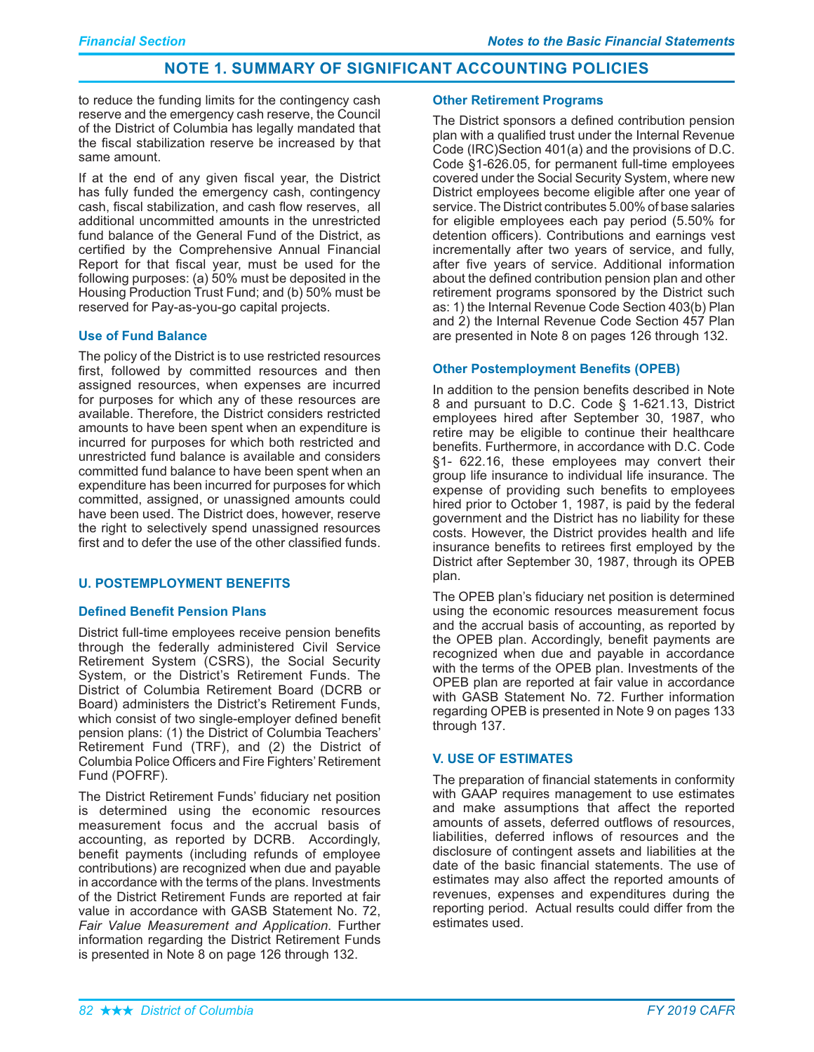## NOTE 1. SUMMARY OF SIGNIFICANT ACCOUNTING POLICIES

to reduce the funding limits for the contingency cash reserve and the emergency cash reserve, the Council of the District of Columbia has legally mandated that the fiscal stabilization reserve be increased by that same amount.

If at the end of any given fiscal year, the District has fully funded the emergency cash, contingency cash, fiscal stabilization, and cash flow reserves, all additional uncommitted amounts in the unrestricted fund balance of the General Fund of the District, as certified by the Comprehensive Annual Financial Report for that fiscal year, must be used for the following purposes: (a) 50% must be deposited in the Housing Production Trust Fund; and (b) 50% must be reserved for Pay-as-you-go capital projects.

#### Use of Fund Balance

The policy of the District is to use restricted resources first, followed by committed resources and then assigned resources, when expenses are incurred for purposes for which any of these resources are available. Therefore, the District considers restricted amounts to have been spent when an expenditure is incurred for purposes for which both restricted and unrestricted fund balance is available and considers committed fund balance to have been spent when an expenditure has been incurred for purposes for which committed, assigned, or unassigned amounts could have been used. The District does, however, reserve the right to selectively spend unassigned resources first and to defer the use of the other classified funds.

### U. POSTEMPLOYMENT BENEFITS

#### Defined Benefit Pension Plans

District full-time employees receive pension benefits through the federally administered Civil Service Retirement System (CSRS), the Social Security System, or the District's Retirement Funds. The District of Columbia Retirement Board (DCRB or Board) administers the District's Retirement Funds, which consist of two single-employer defined benefit pension plans: (1) the District of Columbia Teachers' Retirement Fund (TRF), and (2) the District of Columbia Police Officers and Fire Fighters' Retirement Fund (POFRF).

The District Retirement Funds' fiduciary net position is determined using the economic resources measurement focus and the accrual basis of accounting, as reported by DCRB. Accordingly, benefit payments (including refunds of employee contributions) are recognized when due and payable in accordance with the terms of the plans. Investments of the District Retirement Funds are reported at fair value in accordance with GASB Statement No. 72, *Fair Value Measurement and Application.* Further information regarding the District Retirement Funds is presented in Note 8 on page 126 through 132.

#### Other Retirement Programs

The District sponsors a defined contribution pension plan with a qualified trust under the Internal Revenue Code (IRC)Section 401(a) and the provisions of D.C. Code §1-626.05, for permanent full-time employees covered under the Social Security System, where new District employees become eligible after one year of service. The District contributes 5.00% of base salaries for eligible employees each pay period (5.50% for detention officers). Contributions and earnings vest incrementally after two years of service, and fully, after five years of service. Additional information about the defined contribution pension plan and other retirement programs sponsored by the District such as: 1) the Internal Revenue Code Section 403(b) Plan and 2) the Internal Revenue Code Section 457 Plan are presented in Note 8 on pages 126 through 132.

#### Other Postemployment Benefits (OPEB)

In addition to the pension benefits described in Note 8 and pursuant to D.C. Code § 1-621.13, District employees hired after September 30, 1987, who retire may be eligible to continue their healthcare benefits. Furthermore, in accordance with D.C. Code §1- 622.16, these employees may convert their group life insurance to individual life insurance. The expense of providing such benefits to employees hired prior to October 1, 1987, is paid by the federal government and the District has no liability for these costs. However, the District provides health and life insurance benefits to retirees first employed by the District after September 30, 1987, through its OPEB plan.

The OPEB plan's fiduciary net position is determined using the economic resources measurement focus and the accrual basis of accounting, as reported by the OPEB plan. Accordingly, benefit payments are recognized when due and payable in accordance with the terms of the OPEB plan. Investments of the OPEB plan are reported at fair value in accordance with GASB Statement No. 72. Further information regarding OPEB is presented in Note 9 on pages 133 through 137.

### V. USE OF ESTIMATES

The preparation of financial statements in conformity with GAAP requires management to use estimates and make assumptions that affect the reported amounts of assets, deferred outflows of resources, liabilities, deferred inflows of resources and the disclosure of contingent assets and liabilities at the date of the basic financial statements. The use of estimates may also affect the reported amounts of revenues, expenses and expenditures during the reporting period. Actual results could differ from the estimates used.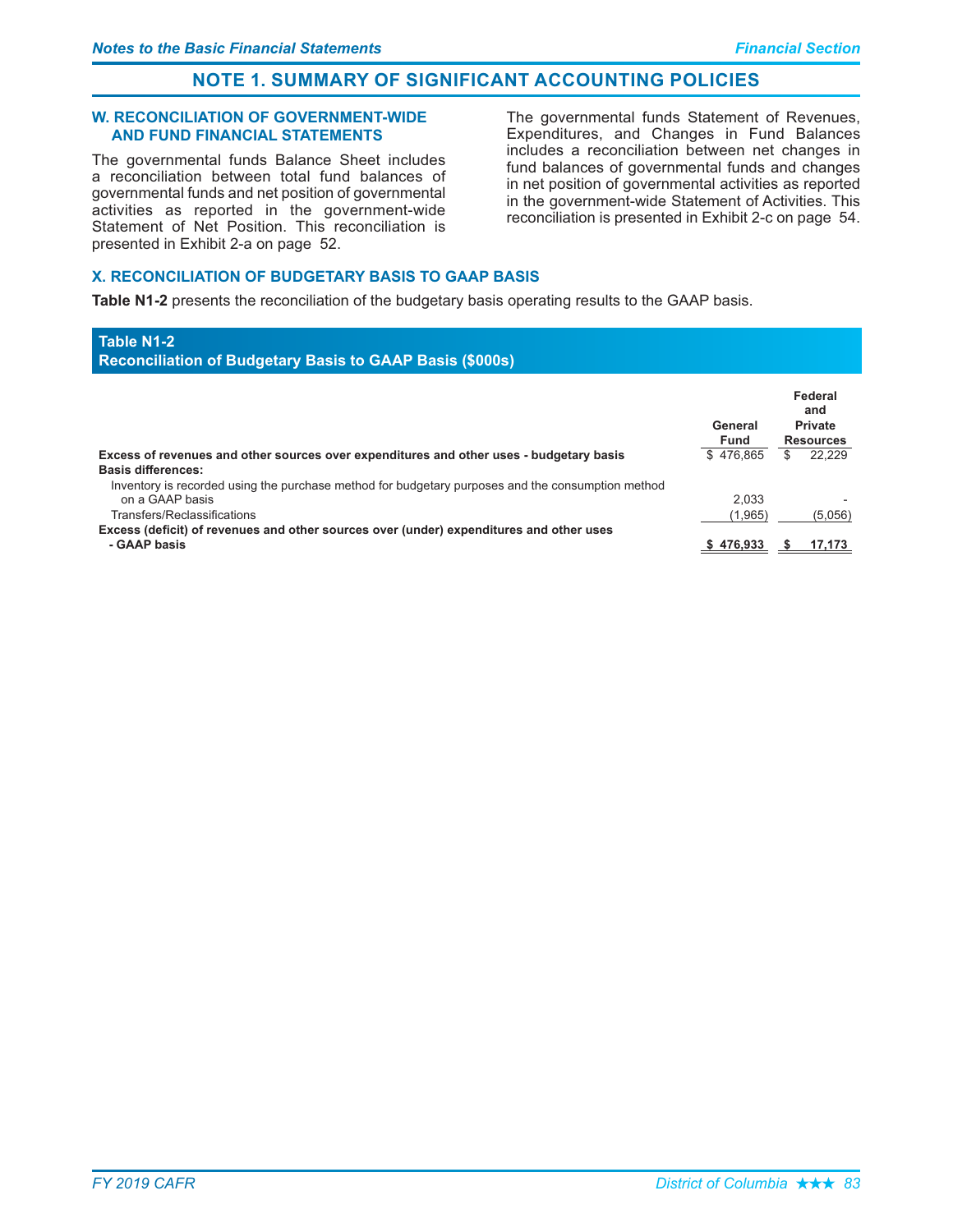## NOTE 1. SUMMARY OF SIGNIFICANT ACCOUNTING POLICIES

### W. RECONCILIATION OF GOVERNMENT-WIDE AND FUND FINANCIAL STATEMENTS

The governmental funds Balance Sheet includes a reconciliation between total fund balances of governmental funds and net position of governmental activities as reported in the government-wide Statement of Net Position. This reconciliation is presented in Exhibit 2-a on page 52.

The governmental funds Statement of Revenues, Expenditures, and Changes in Fund Balances includes a reconciliation between net changes in fund balances of governmental funds and changes in net position of governmental activities as reported in the government-wide Statement of Activities. This reconciliation is presented in Exhibit 2-c on page 54.

### X. RECONCILIATION OF BUDGETARY BASIS TO GAAP BASIS

**Table N1-2** presents the reconciliation of the budgetary basis operating results to the GAAP basis.

**Table N1-2**
**Reconciliation of Budgetary Basis to GAAP Basis ($000s)**

| | General Fund | Federal and Private Resources |
|---|---|---|
| **Excess of revenues and other sources over expenditures and other uses - budgetary basis** | $ 476,865 | $ 22,229 |
| **Basis differences:** | | |
| Inventory is recorded using the purchase method for budgetary purposes and the consumption method on a GAAP basis | 2,033 | - |
| Transfers/Reclassifications | (1,965) | (5,056) |
| **Excess (deficit) of revenues and other sources over (under) expenditures and other uses - GAAP basis** | **$ 476,933** | **$ 17,173** |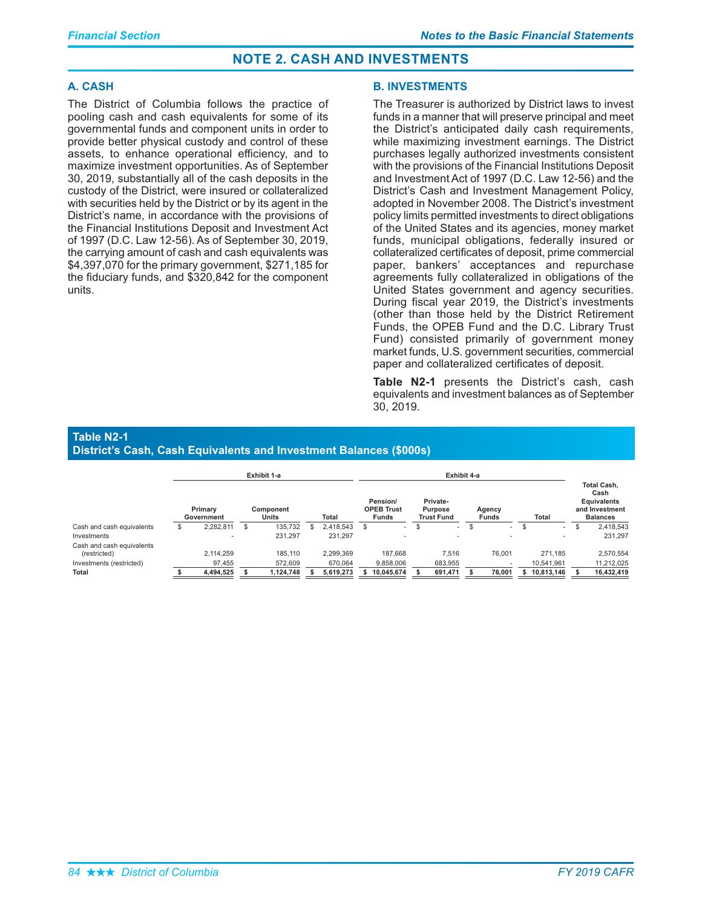# NOTE 2. CASH AND INVESTMENTS

## A. CASH

The District of Columbia follows the practice of pooling cash and cash equivalents for some of its governmental funds and component units in order to provide better physical custody and control of these assets, to enhance operational efficiency, and to maximize investment opportunities. As of September 30, 2019, substantially all of the cash deposits in the custody of the District, were insured or collateralized with securities held by the District or by its agent in the District's name, in accordance with the provisions of the Financial Institutions Deposit and Investment Act of 1997 (D.C. Law 12-56). As of September 30, 2019, the carrying amount of cash and cash equivalents was $4,397,070 for the primary government, $271,185 for the fiduciary funds, and $320,842 for the component units.

## B. INVESTMENTS

The Treasurer is authorized by District laws to invest funds in a manner that will preserve principal and meet the District's anticipated daily cash requirements, while maximizing investment earnings. The District purchases legally authorized investments consistent with the provisions of the Financial Institutions Deposit and Investment Act of 1997 (D.C. Law 12-56) and the District's Cash and Investment Management Policy, adopted in November 2008. The District's investment policy limits permitted investments to direct obligations of the United States and its agencies, money market funds, municipal obligations, federally insured or collateralized certificates of deposit, prime commercial paper, bankers' acceptances and repurchase agreements fully collateralized in obligations of the United States government and agency securities. During fiscal year 2019, the District's investments (other than those held by the District Retirement Funds, the OPEB Fund and the D.C. Library Trust Fund) consisted primarily of government money market funds, U.S. government securities, commercial paper and collateralized certificates of deposit.

**Table N2-1** presents the District's cash, cash equivalents and investment balances as of September 30, 2019.

**Table N2-1**
**District's Cash, Cash Equivalents and Investment Balances ($000s)**

| | Exhibit 1-a | | | Exhibit 4-a | | | | |
|---|---|---|---|---|---|---|---|---|
| | Primary Government | Component Units | Total | Pension/ OPEB Trust Funds | Private-Purpose Trust Fund | Agency Funds | Total | Total Cash, Cash Equivalents and Investment Balances |
| Cash and cash equivalents | $ 2,282,811 | $ 135,732 | $ 2,418,543 | $ - | $ - | $ - | $ - | $ 2,418,543 |
| Investments | - | 231,297 | 231,297 | - | - | - | - | 231,297 |
| Cash and cash equivalents (restricted) | 2,114,259 | 185,110 | 2,299,369 | 187,668 | 7,516 | 76,001 | 271,185 | 2,570,554 |
| Investments (restricted) | 97,455 | 572,609 | 670,064 | 9,858,006 | 683,955 | - | 10,541,961 | 11,212,025 |
| **Total** | **$ 4,494,525** | **$ 1,124,748** | **$ 5,619,273** | **$ 10,045,674** | **$ 691,471** | **$ 76,001** | **$ 10,813,146** | **$ 16,432,419** |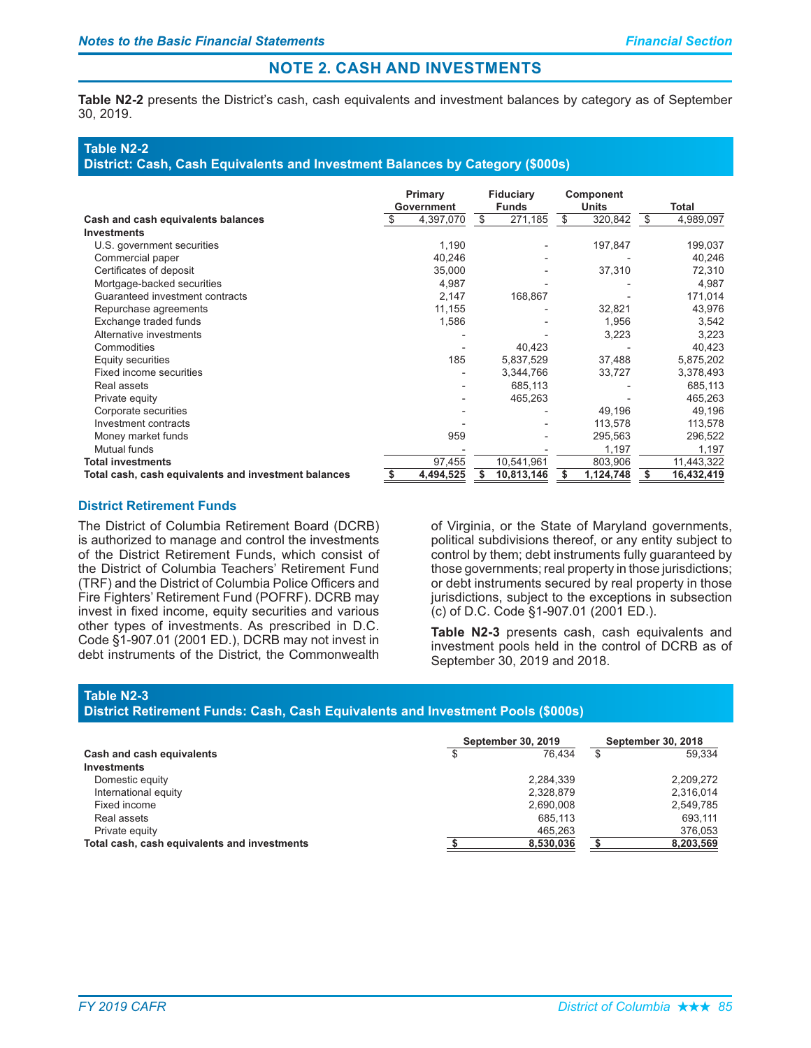## NOTE 2. CASH AND INVESTMENTS

**Table N2-2** presents the District's cash, cash equivalents and investment balances by category as of September 30, 2019.

**Table N2-2**
**District: Cash, Cash Equivalents and Investment Balances by Category ($000s)**

| | Primary Government | Fiduciary Funds | Component Units | Total |
|---|---|---|---|---|
| **Cash and cash equivalents balances** | $ 4,397,070 | $ 271,185 | $ 320,842 | $ 4,989,097 |
| **Investments** | | | | |
| U.S. government securities | 1,190 | - | 197,847 | 199,037 |
| Commercial paper | 40,246 | - | - | 40,246 |
| Certificates of deposit | 35,000 | - | 37,310 | 72,310 |
| Mortgage-backed securities | 4,987 | - | - | 4,987 |
| Guaranteed investment contracts | 2,147 | 168,867 | - | 171,014 |
| Repurchase agreements | 11,155 | - | 32,821 | 43,976 |
| Exchange traded funds | 1,586 | - | 1,956 | 3,542 |
| Alternative investments | - | - | 3,223 | 3,223 |
| Commodities | - | 40,423 | - | 40,423 |
| Equity securities | 185 | 5,837,529 | 37,488 | 5,875,202 |
| Fixed income securities | - | 3,344,766 | 33,727 | 3,378,493 |
| Real assets | - | 685,113 | - | 685,113 |
| Private equity | - | 465,263 | - | 465,263 |
| Corporate securities | - | - | 49,196 | 49,196 |
| Investment contracts | - | - | 113,578 | 113,578 |
| Money market funds | 959 | - | 295,563 | 296,522 |
| Mutual funds | - | - | 1,197 | 1,197 |
| **Total investments** | 97,455 | 10,541,961 | 803,906 | 11,443,322 |
| **Total cash, cash equivalents and investment balances** | **$ 4,494,525** | **$ 10,813,146** | **$ 1,124,748** | **$ 16,432,419** |

### District Retirement Funds

The District of Columbia Retirement Board (DCRB) is authorized to manage and control the investments of the District Retirement Funds, which consist of the District of Columbia Teachers' Retirement Fund (TRF) and the District of Columbia Police Officers and Fire Fighters' Retirement Fund (POFRF). DCRB may invest in fixed income, equity securities and various other types of investments. As prescribed in D.C. Code §1-907.01 (2001 ED.), DCRB may not invest in debt instruments of the District, the Commonwealth of Virginia, or the State of Maryland governments, political subdivisions thereof, or any entity subject to control by them; debt instruments fully guaranteed by those governments; real property in those jurisdictions; or debt instruments secured by real property in those jurisdictions, subject to the exceptions in subsection (c) of D.C. Code §1-907.01 (2001 ED.).

**Table N2-3** presents cash, cash equivalents and investment pools held in the control of DCRB as of September 30, 2019 and 2018.

**Table N2-3**
**District Retirement Funds: Cash, Cash Equivalents and Investment Pools ($000s)**

| | September 30, 2019 | September 30, 2018 |
|---|---|---|
| **Cash and cash equivalents** | $ 76,434 | $ 59,334 |
| **Investments** | | |
| Domestic equity | 2,284,339 | 2,209,272 |
| International equity | 2,328,879 | 2,316,014 |
| Fixed income | 2,690,008 | 2,549,785 |
| Real assets | 685,113 | 693,111 |
| Private equity | 465,263 | 376,053 |
| **Total cash, cash equivalents and investments** | **$ 8,530,036** | **$ 8,203,569** |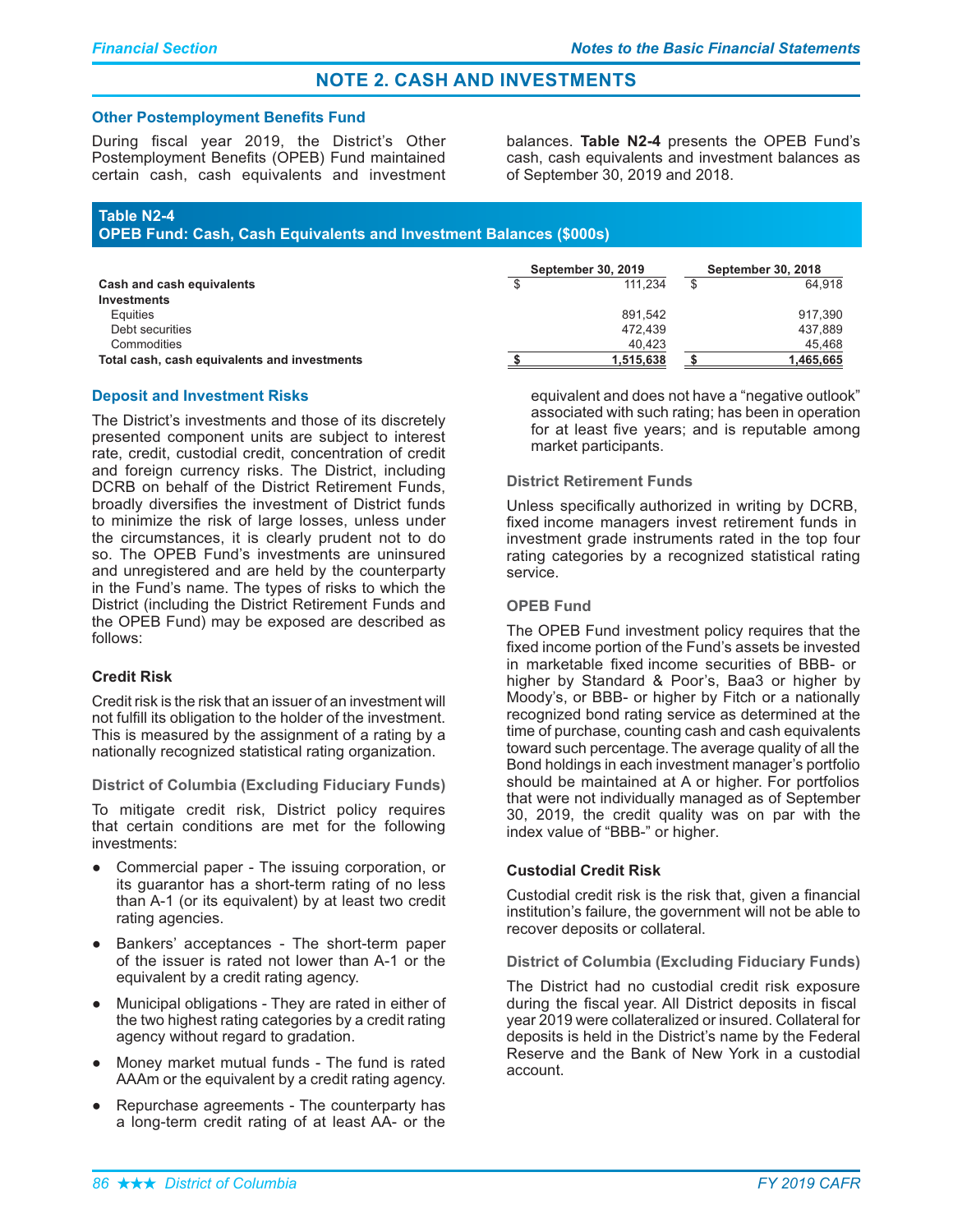# NOTE 2. CASH AND INVESTMENTS

### Other Postemployment Benefits Fund

During fiscal year 2019, the District's Other Postemployment Benefits (OPEB) Fund maintained certain cash, cash equivalents and investment balances. **Table N2-4** presents the OPEB Fund's cash, cash equivalents and investment balances as of September 30, 2019 and 2018.

**Table N2-4**
**OPEB Fund: Cash, Cash Equivalents and Investment Balances ($000s)**

| | September 30, 2019 | September 30, 2018 |
|---|---|---|
| **Cash and cash equivalents** | $ 111,234 | $ 64,918 |
| **Investments** | | |
| Equities | 891,542 | 917,390 |
| Debt securities | 472,439 | 437,889 |
| Commodities | 40,423 | 45,468 |
| **Total cash, cash equivalents and investments** | **$ 1,515,638** | **$ 1,465,665** |

### Deposit and Investment Risks

The District's investments and those of its discretely presented component units are subject to interest rate, credit, custodial credit, concentration of credit and foreign currency risks. The District, including DCRB on behalf of the District Retirement Funds, broadly diversifies the investment of District funds to minimize the risk of large losses, unless under the circumstances, it is clearly prudent not to do so. The OPEB Fund's investments are uninsured and unregistered and are held by the counterparty in the Fund's name. The types of risks to which the District (including the District Retirement Funds and the OPEB Fund) may be exposed are described as follows:

#### Credit Risk

Credit risk is the risk that an issuer of an investment will not fulfill its obligation to the holder of the investment. This is measured by the assignment of a rating by a nationally recognized statistical rating organization.

##### District of Columbia (Excluding Fiduciary Funds)

To mitigate credit risk, District policy requires that certain conditions are met for the following investments:

- Commercial paper - The issuing corporation, or its guarantor has a short-term rating of no less than A-1 (or its equivalent) by at least two credit rating agencies.
- Bankers' acceptances - The short-term paper of the issuer is rated not lower than A-1 or the equivalent by a credit rating agency.
- Municipal obligations - They are rated in either of the two highest rating categories by a credit rating agency without regard to gradation.
- Money market mutual funds - The fund is rated AAAm or the equivalent by a credit rating agency.
- Repurchase agreements - The counterparty has a long-term credit rating of at least AA- or the equivalent and does not have a "negative outlook" associated with such rating; has been in operation for at least five years; and is reputable among market participants.

##### District Retirement Funds

Unless specifically authorized in writing by DCRB, fixed income managers invest retirement funds in investment grade instruments rated in the top four rating categories by a recognized statistical rating service.

##### OPEB Fund

The OPEB Fund investment policy requires that the fixed income portion of the Fund's assets be invested in marketable fixed income securities of BBB- or higher by Standard & Poor's, Baa3 or higher by Moody's, or BBB- or higher by Fitch or a nationally recognized bond rating service as determined at the time of purchase, counting cash and cash equivalents toward such percentage. The average quality of all the Bond holdings in each investment manager's portfolio should be maintained at A or higher. For portfolios that were not individually managed as of September 30, 2019, the credit quality was on par with the index value of "BBB-" or higher.

#### Custodial Credit Risk

Custodial credit risk is the risk that, given a financial institution's failure, the government will not be able to recover deposits or collateral.

##### District of Columbia (Excluding Fiduciary Funds)

The District had no custodial credit risk exposure during the fiscal year. All District deposits in fiscal year 2019 were collateralized or insured. Collateral for deposits is held in the District's name by the Federal Reserve and the Bank of New York in a custodial account.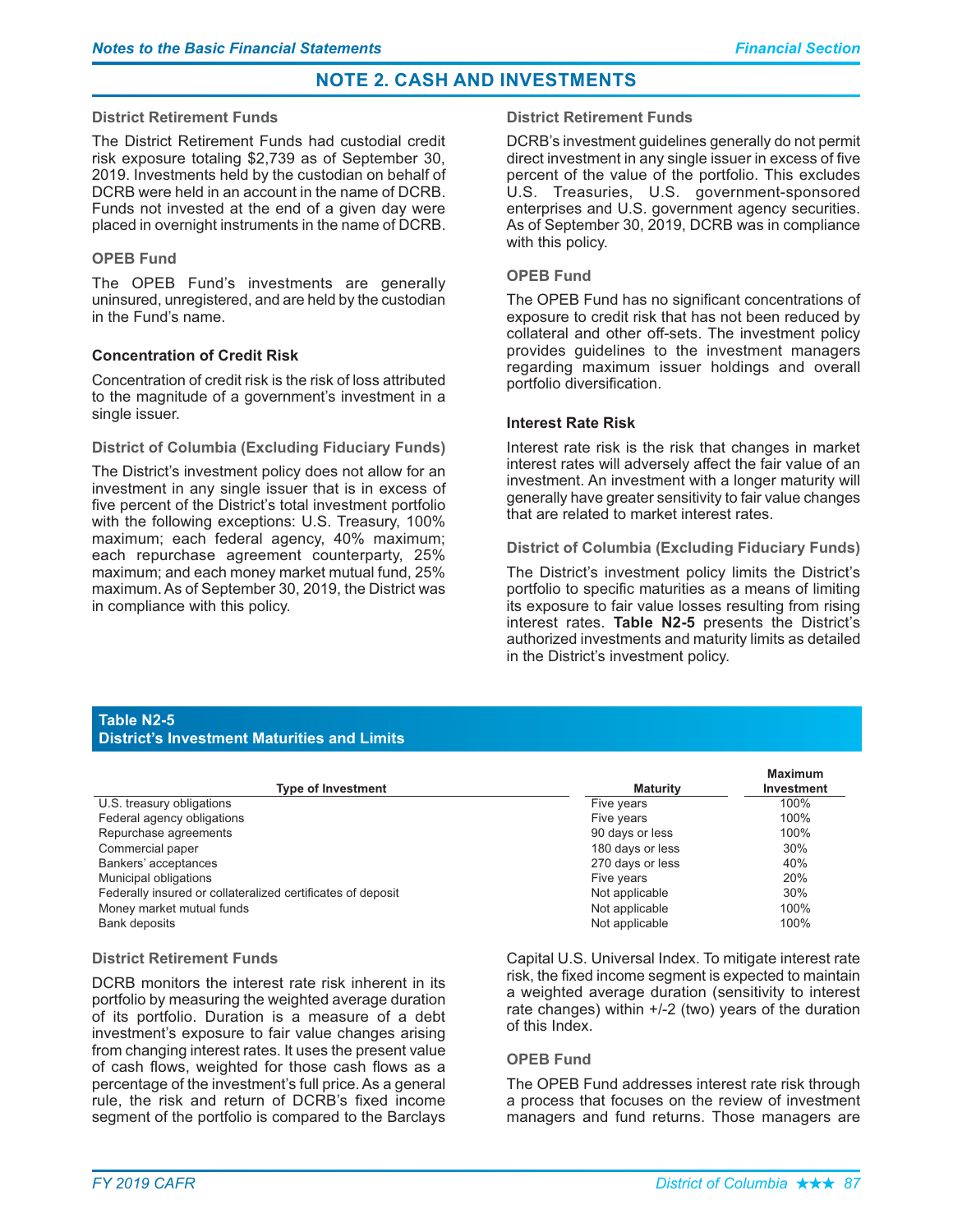## NOTE 2. CASH AND INVESTMENTS

#### District Retirement Funds

The District Retirement Funds had custodial credit risk exposure totaling $2,739 as of September 30, 2019. Investments held by the custodian on behalf of DCRB were held in an account in the name of DCRB. Funds not invested at the end of a given day were placed in overnight instruments in the name of DCRB.

#### OPEB Fund

The OPEB Fund's investments are generally uninsured, unregistered, and are held by the custodian in the Fund's name.

### Concentration of Credit Risk

Concentration of credit risk is the risk of loss attributed to the magnitude of a government's investment in a single issuer.

#### District of Columbia (Excluding Fiduciary Funds)

The District's investment policy does not allow for an investment in any single issuer that is in excess of five percent of the District's total investment portfolio with the following exceptions: U.S. Treasury, 100% maximum; each federal agency, 40% maximum; each repurchase agreement counterparty, 25% maximum; and each money market mutual fund, 25% maximum. As of September 30, 2019, the District was in compliance with this policy.

#### District Retirement Funds

DCRB's investment guidelines generally do not permit direct investment in any single issuer in excess of five percent of the value of the portfolio. This excludes U.S. Treasuries, U.S. government-sponsored enterprises and U.S. government agency securities. As of September 30, 2019, DCRB was in compliance with this policy.

#### OPEB Fund

The OPEB Fund has no significant concentrations of exposure to credit risk that has not been reduced by collateral and other off-sets. The investment policy provides guidelines to the investment managers regarding maximum issuer holdings and overall portfolio diversification.

### Interest Rate Risk

Interest rate risk is the risk that changes in market interest rates will adversely affect the fair value of an investment. An investment with a longer maturity will generally have greater sensitivity to fair value changes that are related to market interest rates.

#### District of Columbia (Excluding Fiduciary Funds)

The District's investment policy limits the District's portfolio to specific maturities as a means of limiting its exposure to fair value losses resulting from rising interest rates. **Table N2-5** presents the District's authorized investments and maturity limits as detailed in the District's investment policy.

**Table N2-5**
**District's Investment Maturities and Limits**

| Type of Investment | Maturity | Maximum Investment |
|---|---|---|
| U.S. treasury obligations | Five years | 100% |
| Federal agency obligations | Five years | 100% |
| Repurchase agreements | 90 days or less | 100% |
| Commercial paper | 180 days or less | 30% |
| Bankers' acceptances | 270 days or less | 40% |
| Municipal obligations | Five years | 20% |
| Federally insured or collateralized certificates of deposit | Not applicable | 30% |
| Money market mutual funds | Not applicable | 100% |
| Bank deposits | Not applicable | 100% |

#### District Retirement Funds

DCRB monitors the interest rate risk inherent in its portfolio by measuring the weighted average duration of its portfolio. Duration is a measure of a debt investment's exposure to fair value changes arising from changing interest rates. It uses the present value of cash flows, weighted for those cash flows as a percentage of the investment's full price. As a general rule, the risk and return of DCRB's fixed income segment of the portfolio is compared to the Barclays Capital U.S. Universal Index. To mitigate interest rate risk, the fixed income segment is expected to maintain a weighted average duration (sensitivity to interest rate changes) within +/-2 (two) years of the duration of this Index.

#### OPEB Fund

The OPEB Fund addresses interest rate risk through a process that focuses on the review of investment managers and fund returns. Those managers are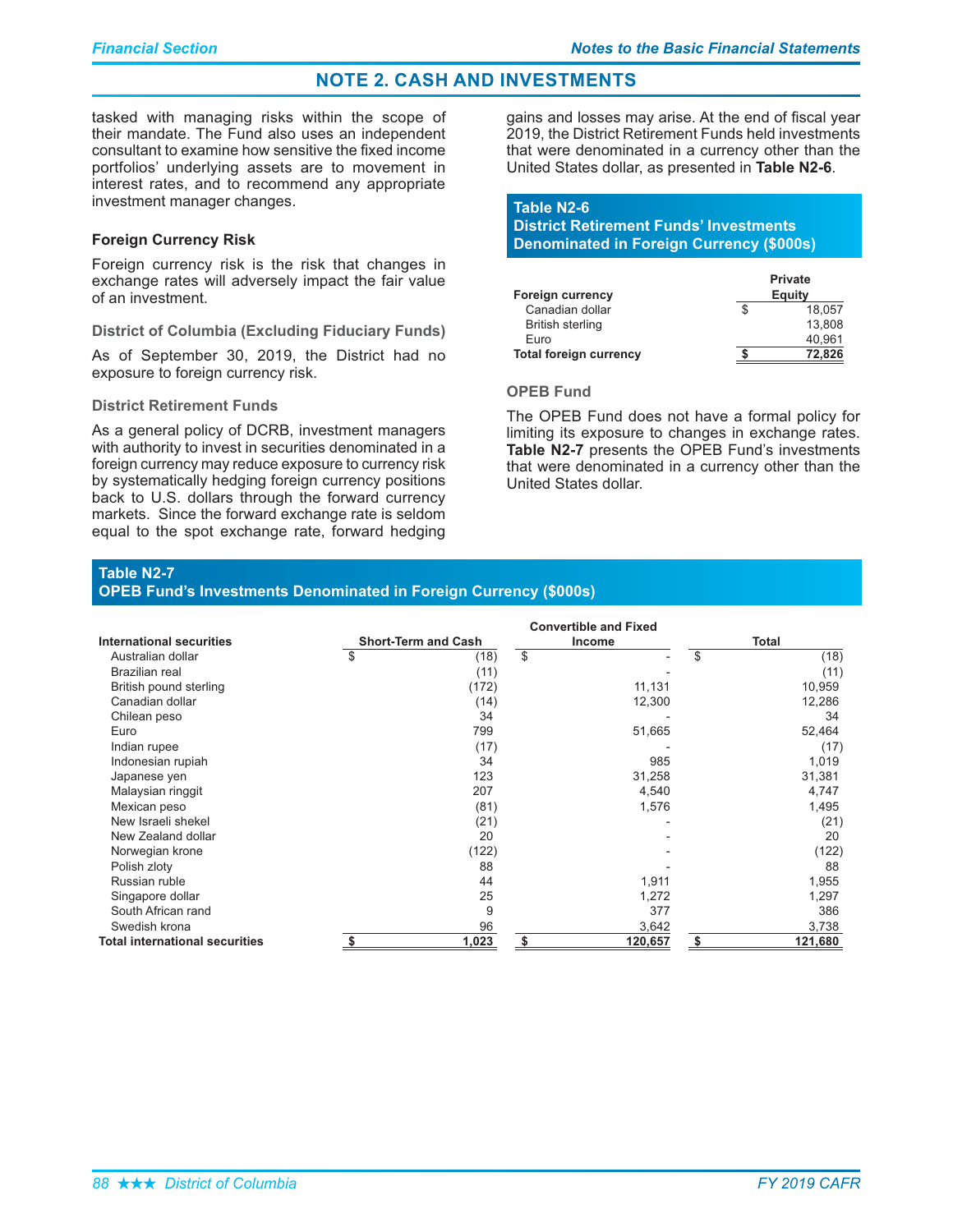## NOTE 2. CASH AND INVESTMENTS

tasked with managing risks within the scope of their mandate. The Fund also uses an independent consultant to examine how sensitive the fixed income portfolios' underlying assets are to movement in interest rates, and to recommend any appropriate investment manager changes.

### Foreign Currency Risk

Foreign currency risk is the risk that changes in exchange rates will adversely impact the fair value of an investment.

#### District of Columbia (Excluding Fiduciary Funds)

As of September 30, 2019, the District had no exposure to foreign currency risk.

#### District Retirement Funds

As a general policy of DCRB, investment managers with authority to invest in securities denominated in a foreign currency may reduce exposure to currency risk by systematically hedging foreign currency positions back to U.S. dollars through the forward currency markets. Since the forward exchange rate is seldom equal to the spot exchange rate, forward hedging gains and losses may arise. At the end of fiscal year 2019, the District Retirement Funds held investments that were denominated in a currency other than the United States dollar, as presented in **Table N2-6**.

**Table N2-6**
**District Retirement Funds' Investments Denominated in Foreign Currency ($000s)**

| Foreign currency | Private Equity |
|---|---|
| Canadian dollar | $ 18,057 |
| British sterling | 13,808 |
| Euro | 40,961 |
| **Total foreign currency** | **$ 72,826** |

#### OPEB Fund

The OPEB Fund does not have a formal policy for limiting its exposure to changes in exchange rates. **Table N2-7** presents the OPEB Fund's investments that were denominated in a currency other than the United States dollar.

**Table N2-7**
**OPEB Fund's Investments Denominated in Foreign Currency ($000s)**

| International securities | Short-Term and Cash | Convertible and Fixed Income | Total |
|---|---|---|---|
| Australian dollar | $ (18) | $ - | $ (18) |
| Brazilian real | (11) | - | (11) |
| British pound sterling | (172) | 11,131 | 10,959 |
| Canadian dollar | (14) | 12,300 | 12,286 |
| Chilean peso | 34 | - | 34 |
| Euro | 799 | 51,665 | 52,464 |
| Indian rupee | (17) | - | (17) |
| Indonesian rupiah | 34 | 985 | 1,019 |
| Japanese yen | 123 | 31,258 | 31,381 |
| Malaysian ringgit | 207 | 4,540 | 4,747 |
| Mexican peso | (81) | 1,576 | 1,495 |
| New Israeli shekel | (21) | - | (21) |
| New Zealand dollar | 20 | - | 20 |
| Norwegian krone | (122) | - | (122) |
| Polish zloty | 88 | - | 88 |
| Russian ruble | 44 | 1,911 | 1,955 |
| Singapore dollar | 25 | 1,272 | 1,297 |
| South African rand | 9 | 377 | 386 |
| Swedish krona | 96 | 3,642 | 3,738 |
| **Total international securities** | **$ 1,023** | **$ 120,657** | **$ 121,680** |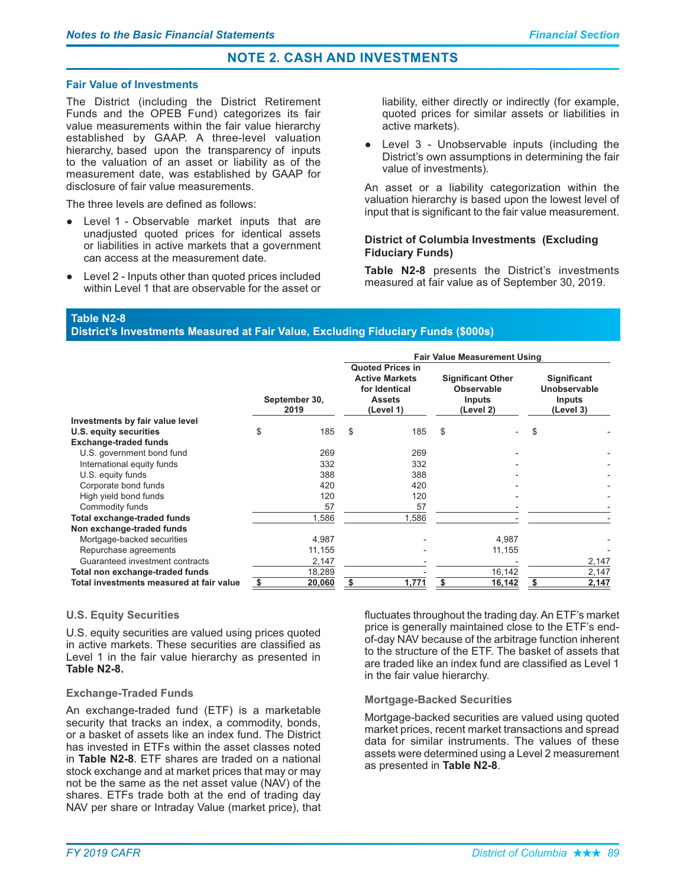## NOTE 2. CASH AND INVESTMENTS

### Fair Value of Investments

The District (including the District Retirement Funds and the OPEB Fund) categorizes its fair value measurements within the fair value hierarchy established by GAAP. A three-level valuation hierarchy, based upon the transparency of inputs to the valuation of an asset or liability as of the measurement date, was established by GAAP for disclosure of fair value measurements.

The three levels are defined as follows:

- Level 1 - Observable market inputs that are unadjusted quoted prices for identical assets or liabilities in active markets that a government can access at the measurement date.
- Level 2 - Inputs other than quoted prices included within Level 1 that are observable for the asset or liability, either directly or indirectly (for example, quoted prices for similar assets or liabilities in active markets).
- Level 3 - Unobservable inputs (including the District's own assumptions in determining the fair value of investments).

An asset or a liability categorization within the valuation hierarchy is based upon the lowest level of input that is significant to the fair value measurement.

### District of Columbia Investments (Excluding Fiduciary Funds)

**Table N2-8** presents the District's investments measured at fair value as of September 30, 2019.

**Table N2-8**
**District's Investments Measured at Fair Value, Excluding Fiduciary Funds ($000s)**

| | | Fair Value Measurement Using | | |
|---|---|---|---|---|
| | September 30, 2019 | Quoted Prices in Active Markets for Identical Assets (Level 1) | Significant Other Observable Inputs (Level 2) | Significant Unobservable Inputs (Level 3) |
| **Investments by fair value level** | | | | |
| **U.S. equity securities** | $ 185 | $ 185 | $ - | $ - |
| **Exchange-traded funds** | | | | |
| U.S. government bond fund | 269 | 269 | - | - |
| International equity funds | 332 | 332 | - | - |
| U.S. equity funds | 388 | 388 | - | - |
| Corporate bond funds | 420 | 420 | - | - |
| High yield bond funds | 120 | 120 | - | - |
| Commodity funds | 57 | 57 | - | - |
| **Total exchange-traded funds** | 1,586 | 1,586 | - | - |
| **Non exchange-traded funds** | | | | |
| Mortgage-backed securities | 4,987 | - | 4,987 | - |
| Repurchase agreements | 11,155 | - | 11,155 | - |
| Guaranteed investment contracts | 2,147 | - | - | 2,147 |
| **Total non exchange-traded funds** | 18,289 | - | 16,142 | 2,147 |
| **Total investments measured at fair value** | **$ 20,060** | **$ 1,771** | **$ 16,142** | **$ 2,147** |

#### U.S. Equity Securities

U.S. equity securities are valued using prices quoted in active markets. These securities are classified as Level 1 in the fair value hierarchy as presented in **Table N2-8.**

#### Exchange-Traded Funds

An exchange-traded fund (ETF) is a marketable security that tracks an index, a commodity, bonds, or a basket of assets like an index fund. The District has invested in ETFs within the asset classes noted in **Table N2-8**. ETF shares are traded on a national stock exchange and at market prices that may or may not be the same as the net asset value (NAV) of the shares. ETFs trade both at the end of trading day NAV per share or Intraday Value (market price), that fluctuates throughout the trading day. An ETF's market price is generally maintained close to the ETF's end-of-day NAV because of the arbitrage function inherent to the structure of the ETF. The basket of assets that are traded like an index fund are classified as Level 1 in the fair value hierarchy.

#### Mortgage-Backed Securities

Mortgage-backed securities are valued using quoted market prices, recent market transactions and spread data for similar instruments. The values of these assets were determined using a Level 2 measurement as presented in **Table N2-8**.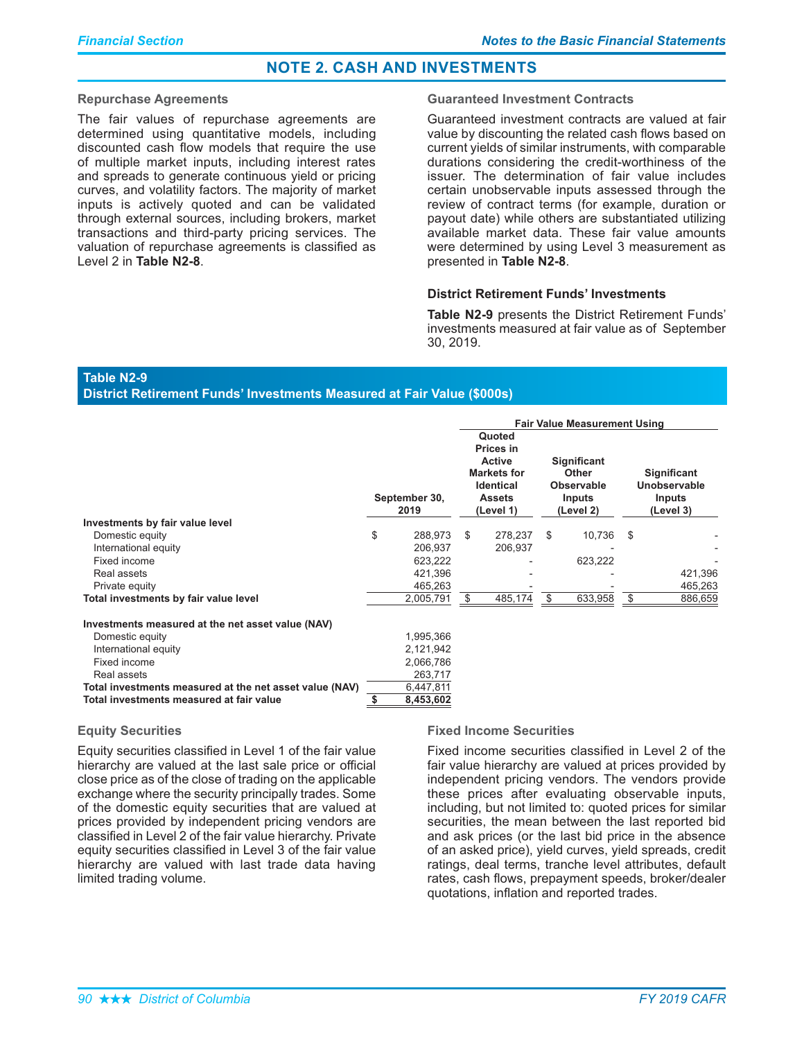## NOTE 2. CASH AND INVESTMENTS

### Repurchase Agreements

The fair values of repurchase agreements are determined using quantitative models, including discounted cash flow models that require the use of multiple market inputs, including interest rates and spreads to generate continuous yield or pricing curves, and volatility factors. The majority of market inputs is actively quoted and can be validated through external sources, including brokers, market transactions and third-party pricing services. The valuation of repurchase agreements is classified as Level 2 in **Table N2-8**.

### Guaranteed Investment Contracts

Guaranteed investment contracts are valued at fair value by discounting the related cash flows based on current yields of similar instruments, with comparable durations considering the credit-worthiness of the issuer. The determination of fair value includes certain unobservable inputs assessed through the review of contract terms (for example, duration or payout date) while others are substantiated utilizing available market data. These fair value amounts were determined by using Level 3 measurement as presented in **Table N2-8**.

### District Retirement Funds' Investments

**Table N2-9** presents the District Retirement Funds' investments measured at fair value as of September 30, 2019.

**Table N2-9**
**District Retirement Funds' Investments Measured at Fair Value ($000s)**

| | | Fair Value Measurement Using | | |
|---|---|---|---|---|
| | September 30, 2019 | Quoted Prices in Active Markets for Identical Assets (Level 1) | Significant Other Observable Inputs (Level 2) | Significant Unobservable Inputs (Level 3) |
| **Investments by fair value level** | | | | |
| Domestic equity | $ 288,973 | $ 278,237 | $ 10,736 | $ - |
| International equity | 206,937 | 206,937 | - | - |
| Fixed income | 623,222 | - | 623,222 | - |
| Real assets | 421,396 | - | - | 421,396 |
| Private equity | 465,263 | - | - | 465,263 |
| **Total investments by fair value level** | 2,005,791 | $ 485,174 | $ 633,958 | $ 886,659 |
| | | | | |
| **Investments measured at the net asset value (NAV)** | | | | |
| Domestic equity | 1,995,366 | | | |
| International equity | 2,121,942 | | | |
| Fixed income | 2,066,786 | | | |
| Real assets | 263,717 | | | |
| **Total investments measured at the net asset value (NAV)** | 6,447,811 | | | |
| **Total investments measured at fair value** | **$ 8,453,602** | | | |

### Equity Securities

Equity securities classified in Level 1 of the fair value hierarchy are valued at the last sale price or official close price as of the close of trading on the applicable exchange where the security principally trades. Some of the domestic equity securities that are valued at prices provided by independent pricing vendors are classified in Level 2 of the fair value hierarchy. Private equity securities classified in Level 3 of the fair value hierarchy are valued with last trade data having limited trading volume.

### Fixed Income Securities

Fixed income securities classified in Level 2 of the fair value hierarchy are valued at prices provided by independent pricing vendors. The vendors provide these prices after evaluating observable inputs, including, but not limited to: quoted prices for similar securities, the mean between the last reported bid and ask prices (or the last bid price in the absence of an asked price), yield curves, yield spreads, credit ratings, deal terms, tranche level attributes, default rates, cash flows, prepayment speeds, broker/dealer quotations, inflation and reported trades.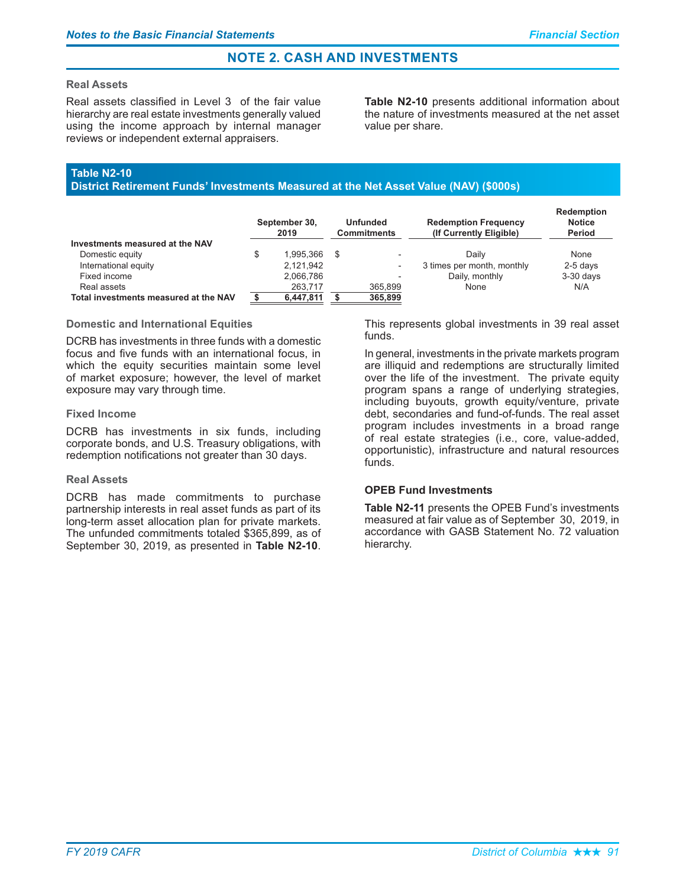## NOTE 2. CASH AND INVESTMENTS

### Real Assets

Real assets classified in Level 3 of the fair value hierarchy are real estate investments generally valued using the income approach by internal manager reviews or independent external appraisers.

**Table N2-10** presents additional information about the nature of investments measured at the net asset value per share.

**Table N2-10**
**District Retirement Funds' Investments Measured at the Net Asset Value (NAV) ($000s)**

| | September 30, 2019 | Unfunded Commitments | Redemption Frequency (If Currently Eligible) | Redemption Notice Period |
|---|---|---|---|---|
| **Investments measured at the NAV** | | | | |
| Domestic equity | $ 1,995,366 | $ - | Daily | None |
| International equity | 2,121,942 | - | 3 times per month, monthly | 2-5 days |
| Fixed income | 2,066,786 | - | Daily, monthly | 3-30 days |
| Real assets | 263,717 | 365,899 | None | N/A |
| **Total investments measured at the NAV** | **$ 6,447,811** | **$ 365,899** | | |

### Domestic and International Equities

DCRB has investments in three funds with a domestic focus and five funds with an international focus, in which the equity securities maintain some level of market exposure; however, the level of market exposure may vary through time.

### Fixed Income

DCRB has investments in six funds, including corporate bonds, and U.S. Treasury obligations, with redemption notifications not greater than 30 days.

### Real Assets

DCRB has made commitments to purchase partnership interests in real asset funds as part of its long-term asset allocation plan for private markets. The unfunded commitments totaled $365,899, as of September 30, 2019, as presented in **Table N2-10**. This represents global investments in 39 real asset funds.

In general, investments in the private markets program are illiquid and redemptions are structurally limited over the life of the investment. The private equity program spans a range of underlying strategies, including buyouts, growth equity/venture, private debt, secondaries and fund-of-funds. The real asset program includes investments in a broad range of real estate strategies (i.e., core, value-added, opportunistic), infrastructure and natural resources funds.

### OPEB Fund Investments

**Table N2-11** presents the OPEB Fund's investments measured at fair value as of September 30, 2019, in accordance with GASB Statement No. 72 valuation hierarchy.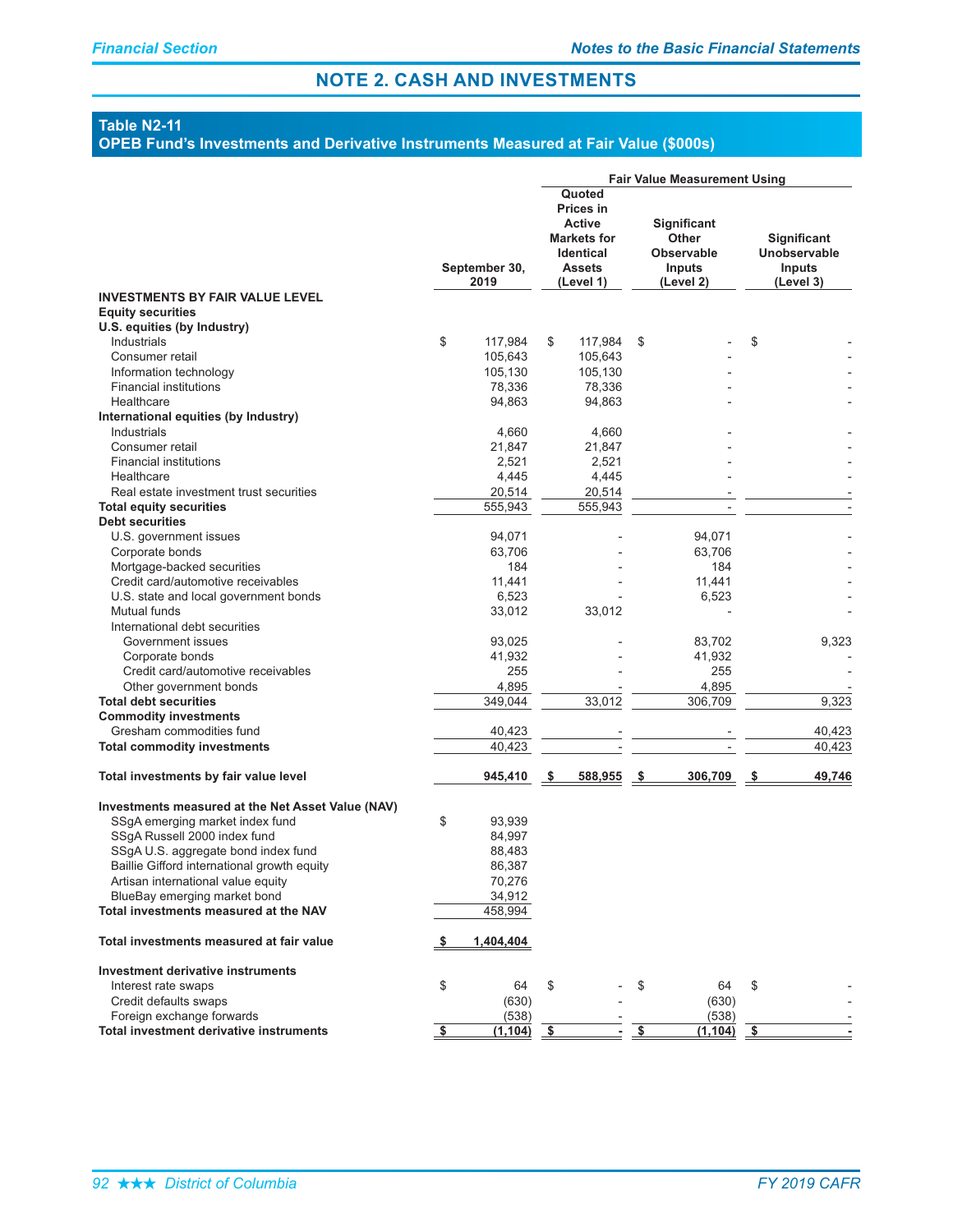## NOTE 2. CASH AND INVESTMENTS

### Table N2-11
### OPEB Fund's Investments and Derivative Instruments Measured at Fair Value ($000s)

| | September 30, 2019 | Fair Value Measurement Using: Quoted Prices in Active Markets for Identical Assets (Level 1) | Significant Other Observable Inputs (Level 2) | Significant Unobservable Inputs (Level 3) |
|---|---|---|---|---|
| **INVESTMENTS BY FAIR VALUE LEVEL** | | | | |
| **Equity securities** | | | | |
| **U.S. equities (by Industry)** | | | | |
| Industrials | $ 117,984 | $ 117,984 | $ - | $ - |
| Consumer retail | 105,643 | 105,643 | - | - |
| Information technology | 105,130 | 105,130 | - | - |
| Financial institutions | 78,336 | 78,336 | - | - |
| Healthcare | 94,863 | 94,863 | - | - |
| **International equities (by Industry)** | | | | |
| Industrials | 4,660 | 4,660 | - | - |
| Consumer retail | 21,847 | 21,847 | - | - |
| Financial institutions | 2,521 | 2,521 | - | - |
| Healthcare | 4,445 | 4,445 | - | - |
| Real estate investment trust securities | 20,514 | 20,514 | - | - |
| **Total equity securities** | 555,943 | 555,943 | - | - |
| **Debt securities** | | | | |
| U.S. government issues | 94,071 | - | 94,071 | - |
| Corporate bonds | 63,706 | - | 63,706 | - |
| Mortgage-backed securities | 184 | - | 184 | - |
| Credit card/automotive receivables | 11,441 | - | 11,441 | - |
| U.S. state and local government bonds | 6,523 | - | 6,523 | - |
| Mutual funds | 33,012 | 33,012 | - | - |
| International debt securities | | | | |
| Government issues | 93,025 | - | 83,702 | 9,323 |
| Corporate bonds | 41,932 | - | 41,932 | - |
| Credit card/automotive receivables | 255 | - | 255 | - |
| Other government bonds | 4,895 | - | 4,895 | - |
| **Total debt securities** | 349,044 | 33,012 | 306,709 | 9,323 |
| **Commodity investments** | | | | |
| Gresham commodities fund | 40,423 | - | - | 40,423 |
| **Total commodity investments** | 40,423 | - | - | 40,423 |
| **Total investments by fair value level** | **945,410** | **$ 588,955** | **$ 306,709** | **$ 49,746** |
| **Investments measured at the Net Asset Value (NAV)** | | | | |
| SSgA emerging market index fund | $ 93,939 | | | |
| SSgA Russell 2000 index fund | 84,997 | | | |
| SSgA U.S. aggregate bond index fund | 88,483 | | | |
| Baillie Gifford international growth equity | 86,387 | | | |
| Artisan international value equity | 70,276 | | | |
| BlueBay emerging market bond | 34,912 | | | |
| **Total investments measured at the NAV** | 458,994 | | | |
| **Total investments measured at fair value** | **$ 1,404,404** | | | |
| **Investment derivative instruments** | | | | |
| Interest rate swaps | $ 64 | $ - | $ 64 | $ - |
| Credit defaults swaps | (630) | - | (630) | - |
| Foreign exchange forwards | (538) | - | (538) | - |
| **Total investment derivative instruments** | **$ (1,104)** | **$ -** | **$ (1,104)** | **$ -** |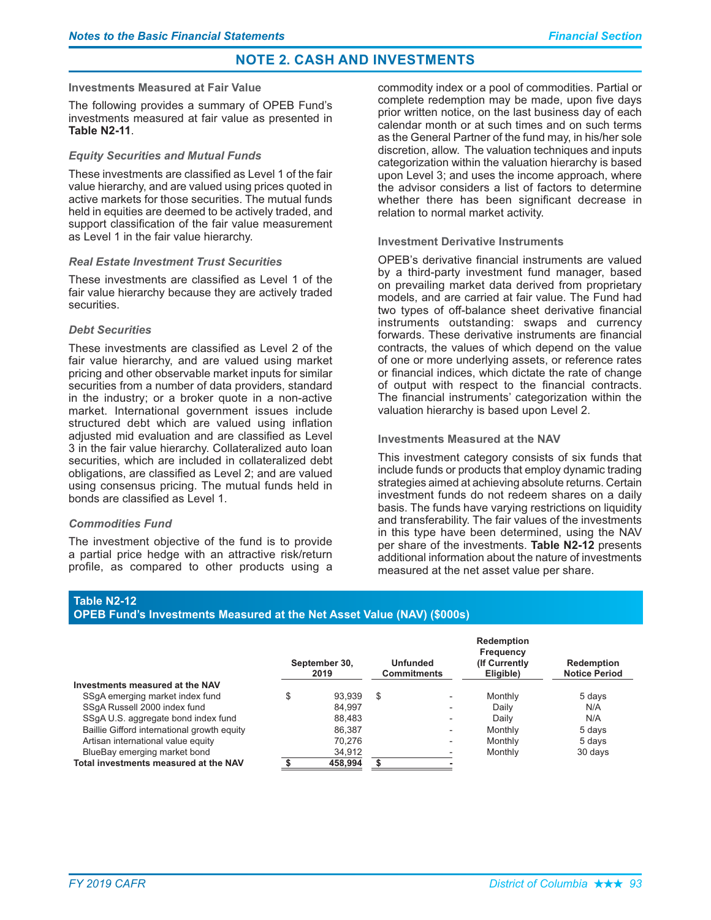## NOTE 2. CASH AND INVESTMENTS

### Investments Measured at Fair Value

The following provides a summary of OPEB Fund's investments measured at fair value as presented in **Table N2-11**.

#### *Equity Securities and Mutual Funds*

These investments are classified as Level 1 of the fair value hierarchy, and are valued using prices quoted in active markets for those securities. The mutual funds held in equities are deemed to be actively traded, and support classification of the fair value measurement as Level 1 in the fair value hierarchy.

#### *Real Estate Investment Trust Securities*

These investments are classified as Level 1 of the fair value hierarchy because they are actively traded securities.

#### *Debt Securities*

These investments are classified as Level 2 of the fair value hierarchy, and are valued using market pricing and other observable market inputs for similar securities from a number of data providers, standard in the industry; or a broker quote in a non-active market. International government issues include structured debt which are valued using inflation adjusted mid evaluation and are classified as Level 3 in the fair value hierarchy. Collateralized auto loan securities, which are included in collateralized debt obligations, are classified as Level 2; and are valued using consensus pricing. The mutual funds held in bonds are classified as Level 1.

#### *Commodities Fund*

The investment objective of the fund is to provide a partial price hedge with an attractive risk/return profile, as compared to other products using a commodity index or a pool of commodities. Partial or complete redemption may be made, upon five days prior written notice, on the last business day of each calendar month or at such times and on such terms as the General Partner of the fund may, in his/her sole discretion, allow. The valuation techniques and inputs categorization within the valuation hierarchy is based upon Level 3; and uses the income approach, where the advisor considers a list of factors to determine whether there has been significant decrease in relation to normal market activity.

### Investment Derivative Instruments

OPEB's derivative financial instruments are valued by a third-party investment fund manager, based on prevailing market data derived from proprietary models, and are carried at fair value. The Fund had two types of off-balance sheet derivative financial instruments outstanding: swaps and currency forwards. These derivative instruments are financial contracts, the values of which depend on the value of one or more underlying assets, or reference rates or financial indices, which dictate the rate of change of output with respect to the financial contracts. The financial instruments' categorization within the valuation hierarchy is based upon Level 2.

### Investments Measured at the NAV

This investment category consists of six funds that include funds or products that employ dynamic trading strategies aimed at achieving absolute returns. Certain investment funds do not redeem shares on a daily basis. The funds have varying restrictions on liquidity and transferability. The fair values of the investments in this type have been determined, using the NAV per share of the investments. **Table N2-12** presents additional information about the nature of investments measured at the net asset value per share.

**Table N2-12**
**OPEB Fund's Investments Measured at the Net Asset Value (NAV) ($000s)**

| | September 30, 2019 | Unfunded Commitments | Redemption Frequency (If Currently Eligible) | Redemption Notice Period |
|---|---|---|---|---|
| **Investments measured at the NAV** | | | | |
| SSgA emerging market index fund | $ 93,939 | $ - | Monthly | 5 days |
| SSgA Russell 2000 index fund | 84,997 | - | Daily | N/A |
| SSgA U.S. aggregate bond index fund | 88,483 | - | Daily | N/A |
| Baillie Gifford international growth equity | 86,387 | - | Monthly | 5 days |
| Artisan international value equity | 70,276 | - | Monthly | 5 days |
| BlueBay emerging market bond | 34,912 | - | Monthly | 30 days |
| **Total investments measured at the NAV** | **$ 458,994** | **$ -** | | |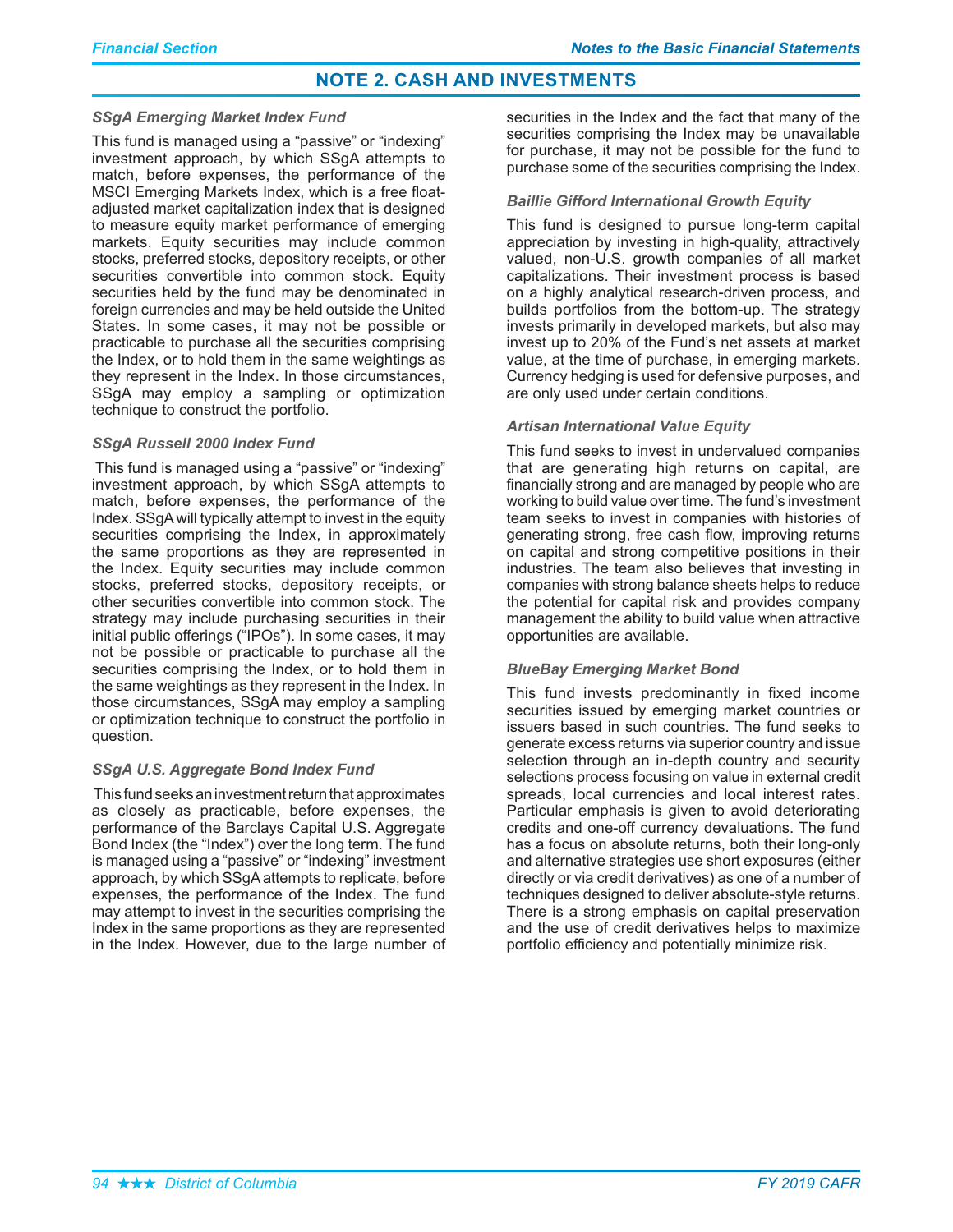## NOTE 2. CASH AND INVESTMENTS

### *SSgA Emerging Market Index Fund*

This fund is managed using a "passive" or "indexing" investment approach, by which SSgA attempts to match, before expenses, the performance of the MSCI Emerging Markets Index, which is a free float-adjusted market capitalization index that is designed to measure equity market performance of emerging markets. Equity securities may include common stocks, preferred stocks, depository receipts, or other securities convertible into common stock. Equity securities held by the fund may be denominated in foreign currencies and may be held outside the United States. In some cases, it may not be possible or practicable to purchase all the securities comprising the Index, or to hold them in the same weightings as they represent in the Index. In those circumstances, SSgA may employ a sampling or optimization technique to construct the portfolio.

### *SSgA Russell 2000 Index Fund*

This fund is managed using a "passive" or "indexing" investment approach, by which SSgA attempts to match, before expenses, the performance of the Index. SSgA will typically attempt to invest in the equity securities comprising the Index, in approximately the same proportions as they are represented in the Index. Equity securities may include common stocks, preferred stocks, depository receipts, or other securities convertible into common stock. The strategy may include purchasing securities in their initial public offerings ("IPOs"). In some cases, it may not be possible or practicable to purchase all the securities comprising the Index, or to hold them in the same weightings as they represent in the Index. In those circumstances, SSgA may employ a sampling or optimization technique to construct the portfolio in question.

### *SSgA U.S. Aggregate Bond Index Fund*

This fund seeks an investment return that approximates as closely as practicable, before expenses, the performance of the Barclays Capital U.S. Aggregate Bond Index (the "Index") over the long term. The fund is managed using a "passive" or "indexing" investment approach, by which SSgA attempts to replicate, before expenses, the performance of the Index. The fund may attempt to invest in the securities comprising the Index in the same proportions as they are represented in the Index. However, due to the large number of securities in the Index and the fact that many of the securities comprising the Index may be unavailable for purchase, it may not be possible for the fund to purchase some of the securities comprising the Index.

### *Baillie Gifford International Growth Equity*

This fund is designed to pursue long-term capital appreciation by investing in high-quality, attractively valued, non-U.S. growth companies of all market capitalizations. Their investment process is based on a highly analytical research-driven process, and builds portfolios from the bottom-up. The strategy invests primarily in developed markets, but also may invest up to 20% of the Fund's net assets at market value, at the time of purchase, in emerging markets. Currency hedging is used for defensive purposes, and are only used under certain conditions.

### *Artisan International Value Equity*

This fund seeks to invest in undervalued companies that are generating high returns on capital, are financially strong and are managed by people who are working to build value over time. The fund's investment team seeks to invest in companies with histories of generating strong, free cash flow, improving returns on capital and strong competitive positions in their industries. The team also believes that investing in companies with strong balance sheets helps to reduce the potential for capital risk and provides company management the ability to build value when attractive opportunities are available.

### *BlueBay Emerging Market Bond*

This fund invests predominantly in fixed income securities issued by emerging market countries or issuers based in such countries. The fund seeks to generate excess returns via superior country and issue selection through an in-depth country and security selections process focusing on value in external credit spreads, local currencies and local interest rates. Particular emphasis is given to avoid deteriorating credits and one-off currency devaluations. The fund has a focus on absolute returns, both their long-only and alternative strategies use short exposures (either directly or via credit derivatives) as one of a number of techniques designed to deliver absolute-style returns. There is a strong emphasis on capital preservation and the use of credit derivatives helps to maximize portfolio efficiency and potentially minimize risk.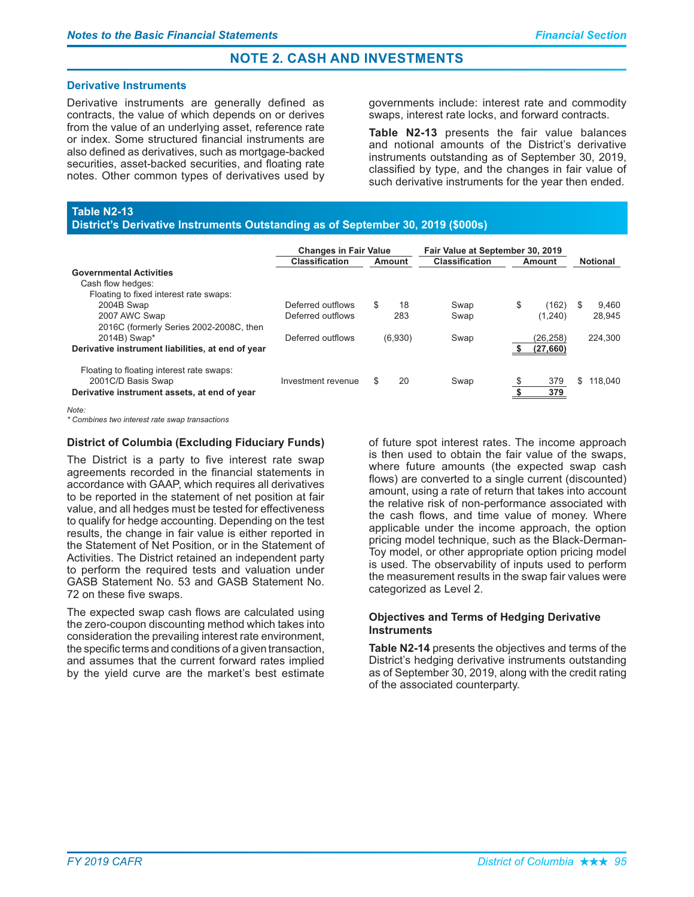## NOTE 2. CASH AND INVESTMENTS

### Derivative Instruments

Derivative instruments are generally defined as contracts, the value of which depends on or derives from the value of an underlying asset, reference rate or index. Some structured financial instruments are also defined as derivatives, such as mortgage-backed securities, asset-backed securities, and floating rate notes. Other common types of derivatives used by governments include: interest rate and commodity swaps, interest rate locks, and forward contracts.

**Table N2-13** presents the fair value balances and notional amounts of the District's derivative instruments outstanding as of September 30, 2019, classified by type, and the changes in fair value of such derivative instruments for the year then ended.

**Table N2-13**
**District's Derivative Instruments Outstanding as of September 30, 2019 ($000s)**

| | Changes in Fair Value | | Fair Value at September 30, 2019 | | |
|---|---|---|---|---|---|
| | Classification | Amount | Classification | Amount | Notional |
| **Governmental Activities** | | | | | |
| Cash flow hedges: | | | | | |
| Floating to fixed interest rate swaps: | | | | | |
| 2004B Swap | Deferred outflows | $ 18 | Swap | $ (162) | $ 9,460 |
| 2007 AWC Swap | Deferred outflows | 283 | Swap | (1,240) | 28,945 |
| 2016C (formerly Series 2002-2008C, then 2014B) Swap* | Deferred outflows | (6,930) | Swap | (26,258) | 224,300 |
| **Derivative instrument liabilities, at end of year** | | | | **$ (27,660)** | |
| Floating to floating interest rate swaps: | | | | | |
| 2001C/D Basis Swap | Investment revenue | $ 20 | Swap | $ 379 | $ 118,040 |
| **Derivative instrument assets, at end of year** | | | | **$ 379** | |

*Note:*
*\* Combines two interest rate swap transactions*

### District of Columbia (Excluding Fiduciary Funds)

The District is a party to five interest rate swap agreements recorded in the financial statements in accordance with GAAP, which requires all derivatives to be reported in the statement of net position at fair value, and all hedges must be tested for effectiveness to qualify for hedge accounting. Depending on the test results, the change in fair value is either reported in the Statement of Net Position, or in the Statement of Activities. The District retained an independent party to perform the required tests and valuation under GASB Statement No. 53 and GASB Statement No. 72 on these five swaps.

The expected swap cash flows are calculated using the zero-coupon discounting method which takes into consideration the prevailing interest rate environment, the specific terms and conditions of a given transaction, and assumes that the current forward rates implied by the yield curve are the market's best estimate of future spot interest rates. The income approach is then used to obtain the fair value of the swaps, where future amounts (the expected swap cash flows) are converted to a single current (discounted) amount, using a rate of return that takes into account the relative risk of non-performance associated with the cash flows, and time value of money. Where applicable under the income approach, the option pricing model technique, such as the Black-Derman-Toy model, or other appropriate option pricing model is used. The observability of inputs used to perform the measurement results in the swap fair values were categorized as Level 2.

### Objectives and Terms of Hedging Derivative Instruments

**Table N2-14** presents the objectives and terms of the District's hedging derivative instruments outstanding as of September 30, 2019, along with the credit rating of the associated counterparty.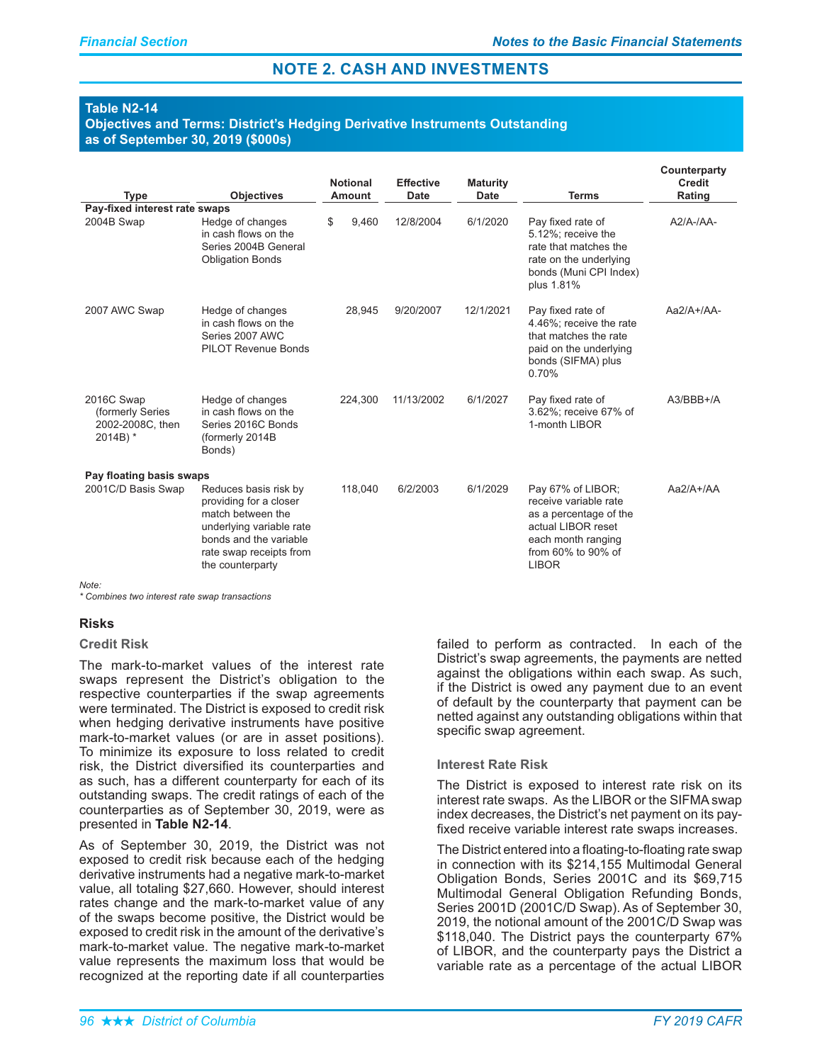## NOTE 2. CASH AND INVESTMENTS

**Table N2-14**
**Objectives and Terms: District's Hedging Derivative Instruments Outstanding as of September 30, 2019 ($000s)**

| Type | Objectives | Notional Amount | Effective Date | Maturity Date | Terms | Counterparty Credit Rating |
|---|---|---|---|---|---|---|
| **Pay-fixed interest rate swaps** | | | | | | |
| 2004B Swap | Hedge of changes in cash flows on the Series 2004B General Obligation Bonds | $ 9,460 | 12/8/2004 | 6/1/2020 | Pay fixed rate of 5.12%; receive the rate that matches the rate on the underlying bonds (Muni CPI Index) plus 1.81% | A2/A-/AA- |
| 2007 AWC Swap | Hedge of changes in cash flows on the Series 2007 AWC PILOT Revenue Bonds | 28,945 | 9/20/2007 | 12/1/2021 | Pay fixed rate of 4.46%; receive the rate that matches the rate paid on the underlying bonds (SIFMA) plus 0.70% | Aa2/A+/AA- |
| 2016C Swap (formerly Series 2002-2008C, then 2014B) * | Hedge of changes in cash flows on the Series 2016C Bonds (formerly 2014B Bonds) | 224,300 | 11/13/2002 | 6/1/2027 | Pay fixed rate of 3.62%; receive 67% of 1-month LIBOR | A3/BBB+/A |
| **Pay floating basis swaps** | | | | | | |
| 2001C/D Basis Swap | Reduces basis risk by providing for a closer match between the underlying variable rate bonds and the variable rate swap receipts from the counterparty | 118,040 | 6/2/2003 | 6/1/2029 | Pay 67% of LIBOR; receive variable rate as a percentage of the actual LIBOR reset each month ranging from 60% to 90% of LIBOR | Aa2/A+/AA |

*Note:*
*\* Combines two interest rate swap transactions*

### Risks

#### Credit Risk

The mark-to-market values of the interest rate swaps represent the District's obligation to the respective counterparties if the swap agreements were terminated. The District is exposed to credit risk when hedging derivative instruments have positive mark-to-market values (or are in asset positions). To minimize its exposure to loss related to credit risk, the District diversified its counterparties and as such, has a different counterparty for each of its outstanding swaps. The credit ratings of each of the counterparties as of September 30, 2019, were as presented in **Table N2-14**.

As of September 30, 2019, the District was not exposed to credit risk because each of the hedging derivative instruments had a negative mark-to-market value, all totaling $27,660. However, should interest rates change and the mark-to-market value of any of the swaps become positive, the District would be exposed to credit risk in the amount of the derivative's mark-to-market value. The negative mark-to-market value represents the maximum loss that would be recognized at the reporting date if all counterparties failed to perform as contracted. In each of the District's swap agreements, the payments are netted against the obligations within each swap. As such, if the District is owed any payment due to an event of default by the counterparty that payment can be netted against any outstanding obligations within that specific swap agreement.

#### Interest Rate Risk

The District is exposed to interest rate risk on its interest rate swaps. As the LIBOR or the SIFMA swap index decreases, the District's net payment on its pay-fixed receive variable interest rate swaps increases.

The District entered into a floating-to-floating rate swap in connection with its $214,155 Multimodal General Obligation Bonds, Series 2001C and its $69,715 Multimodal General Obligation Refunding Bonds, Series 2001D (2001C/D Swap). As of September 30, 2019, the notional amount of the 2001C/D Swap was $118,040. The District pays the counterparty 67% of LIBOR, and the counterparty pays the District a variable rate as a percentage of the actual LIBOR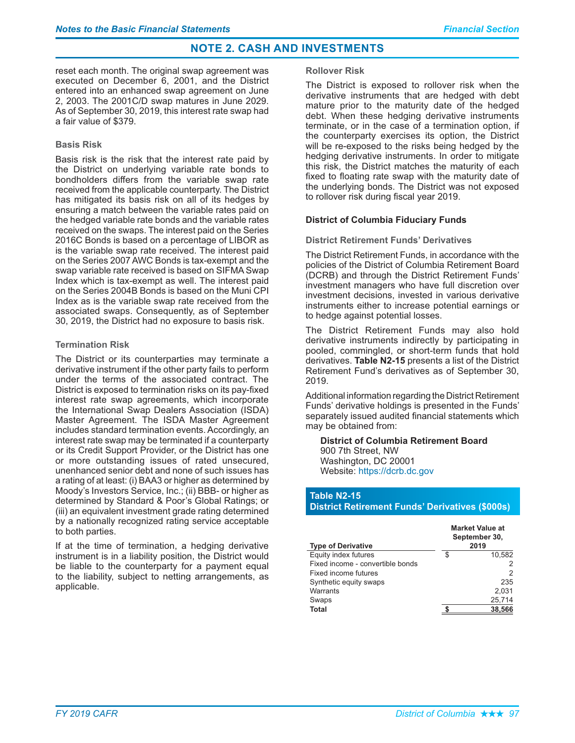## NOTE 2. CASH AND INVESTMENTS

reset each month. The original swap agreement was executed on December 6, 2001, and the District entered into an enhanced swap agreement on June 2, 2003. The 2001C/D swap matures in June 2029. As of September 30, 2019, this interest rate swap had a fair value of $379.

#### Basis Risk

Basis risk is the risk that the interest rate paid by the District on underlying variable rate bonds to bondholders differs from the variable swap rate received from the applicable counterparty. The District has mitigated its basis risk on all of its hedges by ensuring a match between the variable rates paid on the hedged variable rate bonds and the variable rates received on the swaps. The interest paid on the Series 2016C Bonds is based on a percentage of LIBOR as is the variable swap rate received. The interest paid on the Series 2007 AWC Bonds is tax-exempt and the swap variable rate received is based on SIFMA Swap Index which is tax-exempt as well. The interest paid on the Series 2004B Bonds is based on the Muni CPI Index as is the variable swap rate received from the associated swaps. Consequently, as of September 30, 2019, the District had no exposure to basis risk.

#### Termination Risk

The District or its counterparties may terminate a derivative instrument if the other party fails to perform under the terms of the associated contract. The District is exposed to termination risks on its pay-fixed interest rate swap agreements, which incorporate the International Swap Dealers Association (ISDA) Master Agreement. The ISDA Master Agreement includes standard termination events. Accordingly, an interest rate swap may be terminated if a counterparty or its Credit Support Provider, or the District has one or more outstanding issues of rated unsecured, unenhanced senior debt and none of such issues has a rating of at least: (i) BAA3 or higher as determined by Moody's Investors Service, Inc.; (ii) BBB- or higher as determined by Standard & Poor's Global Ratings; or (iii) an equivalent investment grade rating determined by a nationally recognized rating service acceptable to both parties.

If at the time of termination, a hedging derivative instrument is in a liability position, the District would be liable to the counterparty for a payment equal to the liability, subject to netting arrangements, as applicable.

#### Rollover Risk

The District is exposed to rollover risk when the derivative instruments that are hedged with debt mature prior to the maturity date of the hedged debt. When these hedging derivative instruments terminate, or in the case of a termination option, if the counterparty exercises its option, the District will be re-exposed to the risks being hedged by the hedging derivative instruments. In order to mitigate this risk, the District matches the maturity of each fixed to floating rate swap with the maturity date of the underlying bonds. The District was not exposed to rollover risk during fiscal year 2019.

### District of Columbia Fiduciary Funds

#### District Retirement Funds' Derivatives

The District Retirement Funds, in accordance with the policies of the District of Columbia Retirement Board (DCRB) and through the District Retirement Funds' investment managers who have full discretion over investment decisions, invested in various derivative instruments either to increase potential earnings or to hedge against potential losses.

The District Retirement Funds may also hold derivative instruments indirectly by participating in pooled, commingled, or short-term funds that hold derivatives. **Table N2-15** presents a list of the District Retirement Fund's derivatives as of September 30, 2019.

Additional information regarding the District Retirement Funds' derivative holdings is presented in the Funds' separately issued audited financial statements which may be obtained from:

**District of Columbia Retirement Board**
900 7th Street, NW
Washington, DC 20001
Website: https://dcrb.dc.gov

**Table N2-15**
**District Retirement Funds' Derivatives ($000s)**

| Type of Derivative | Market Value at September 30, 2019 |
|---|---|
| Equity index futures | $ 10,582 |
| Fixed income - convertible bonds | 2 |
| Fixed income futures | 2 |
| Synthetic equity swaps | 235 |
| Warrants | 2,031 |
| Swaps | 25,714 |
| **Total** | **$ 38,566** |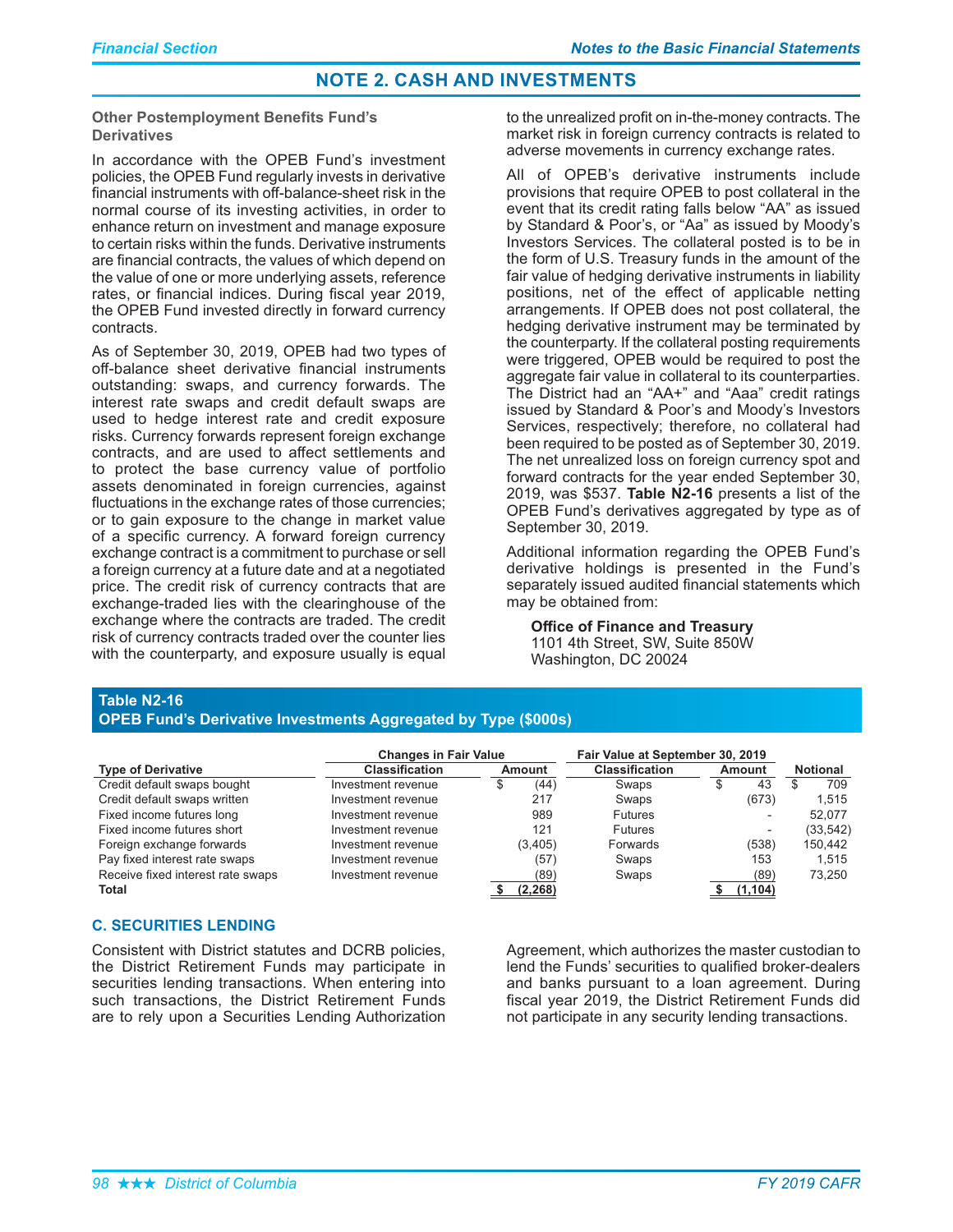## NOTE 2. CASH AND INVESTMENTS

### Other Postemployment Benefits Fund's Derivatives

In accordance with the OPEB Fund's investment policies, the OPEB Fund regularly invests in derivative financial instruments with off-balance-sheet risk in the normal course of its investing activities, in order to enhance return on investment and manage exposure to certain risks within the funds. Derivative instruments are financial contracts, the values of which depend on the value of one or more underlying assets, reference rates, or financial indices. During fiscal year 2019, the OPEB Fund invested directly in forward currency contracts.

As of September 30, 2019, OPEB had two types of off-balance sheet derivative financial instruments outstanding: swaps, and currency forwards. The interest rate swaps and credit default swaps are used to hedge interest rate and credit exposure risks. Currency forwards represent foreign exchange contracts, and are used to affect settlements and to protect the base currency value of portfolio assets denominated in foreign currencies, against fluctuations in the exchange rates of those currencies; or to gain exposure to the change in market value of a specific currency. A forward foreign currency exchange contract is a commitment to purchase or sell a foreign currency at a future date and at a negotiated price. The credit risk of currency contracts that are exchange-traded lies with the clearinghouse of the exchange where the contracts are traded. The credit risk of currency contracts traded over the counter lies with the counterparty, and exposure usually is equal to the unrealized profit on in-the-money contracts. The market risk in foreign currency contracts is related to adverse movements in currency exchange rates.

All of OPEB's derivative instruments include provisions that require OPEB to post collateral in the event that its credit rating falls below "AA" as issued by Standard & Poor's, or "Aa" as issued by Moody's Investors Services. The collateral posted is to be in the form of U.S. Treasury funds in the amount of the fair value of hedging derivative instruments in liability positions, net of the effect of applicable netting arrangements. If OPEB does not post collateral, the hedging derivative instrument may be terminated by the counterparty. If the collateral posting requirements were triggered, OPEB would be required to post the aggregate fair value in collateral to its counterparties. The District had an "AA+" and "Aaa" credit ratings issued by Standard & Poor's and Moody's Investors Services, respectively; therefore, no collateral had been required to be posted as of September 30, 2019. The net unrealized loss on foreign currency spot and forward contracts for the year ended September 30, 2019, was $537. **Table N2-16** presents a list of the OPEB Fund's derivatives aggregated by type as of September 30, 2019.

Additional information regarding the OPEB Fund's derivative holdings is presented in the Fund's separately issued audited financial statements which may be obtained from:

**Office of Finance and Treasury**
1101 4th Street, SW, Suite 850W
Washington, DC 20024

**Table N2-16**
**OPEB Fund's Derivative Investments Aggregated by Type ($000s)**

| | Changes in Fair Value | | Fair Value at September 30, 2019 | | |
|---|---|---|---|---|---|
| **Type of Derivative** | **Classification** | **Amount** | **Classification** | **Amount** | **Notional** |
| Credit default swaps bought | Investment revenue | $ (44) | Swaps | $ 43 | $ 709 |
| Credit default swaps written | Investment revenue | 217 | Swaps | (673) | 1,515 |
| Fixed income futures long | Investment revenue | 989 | Futures | - | 52,077 |
| Fixed income futures short | Investment revenue | 121 | Futures | - | (33,542) |
| Foreign exchange forwards | Investment revenue | (3,405) | Forwards | (538) | 150,442 |
| Pay fixed interest rate swaps | Investment revenue | (57) | Swaps | 153 | 1,515 |
| Receive fixed interest rate swaps | Investment revenue | (89) | Swaps | (89) | 73,250 |
| **Total** | | **$ (2,268)** | | **$ (1,104)** | |

### C. SECURITIES LENDING

Consistent with District statutes and DCRB policies, the District Retirement Funds may participate in securities lending transactions. When entering into such transactions, the District Retirement Funds are to rely upon a Securities Lending Authorization Agreement, which authorizes the master custodian to lend the Funds' securities to qualified broker-dealers and banks pursuant to a loan agreement. During fiscal year 2019, the District Retirement Funds did not participate in any security lending transactions.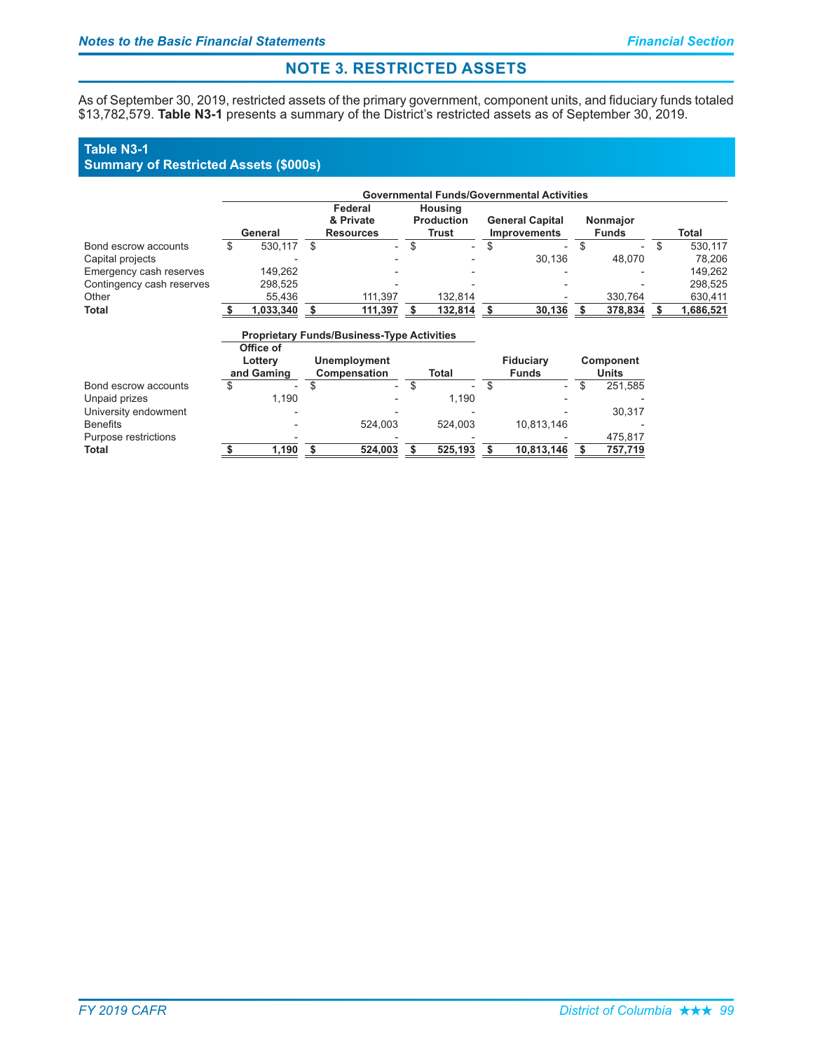# NOTE 3. RESTRICTED ASSETS

As of September 30, 2019, restricted assets of the primary government, component units, and fiduciary funds totaled $13,782,579. **Table N3-1** presents a summary of the District's restricted assets as of September 30, 2019.

**Table N3-1**
**Summary of Restricted Assets ($000s)**

| | Governmental Funds/Governmental Activities | | | | | |
|---|---|---|---|---|---|---|
| | General | Federal & Private Resources | Housing Production Trust | General Capital Improvements | Nonmajor Funds | Total |
| Bond escrow accounts | $ 530,117 | $ - | $ - | $ - | $ - | $ 530,117 |
| Capital projects | - | - | - | 30,136 | 48,070 | 78,206 |
| Emergency cash reserves | 149,262 | - | - | - | - | 149,262 |
| Contingency cash reserves | 298,525 | - | - | - | - | 298,525 |
| Other | 55,436 | 111,397 | 132,814 | - | 330,764 | 630,411 |
| **Total** | **$ 1,033,340** | **$ 111,397** | **$ 132,814** | **$ 30,136** | **$ 378,834** | **$ 1,686,521** |

| | Proprietary Funds/Business-Type Activities | | | | |
|---|---|---|---|---|---|
| | Office of Lottery and Gaming | Unemployment Compensation | Total | Fiduciary Funds | Component Units |
| Bond escrow accounts | $ - | $ - | $ - | $ - | $ 251,585 |
| Unpaid prizes | 1,190 | - | 1,190 | - | - |
| University endowment | - | - | - | - | 30,317 |
| Benefits | - | 524,003 | 524,003 | 10,813,146 | - |
| Purpose restrictions | - | - | - | - | 475,817 |
| **Total** | **$ 1,190** | **$ 524,003** | **$ 525,193** | **$ 10,813,146** | **$ 757,719** |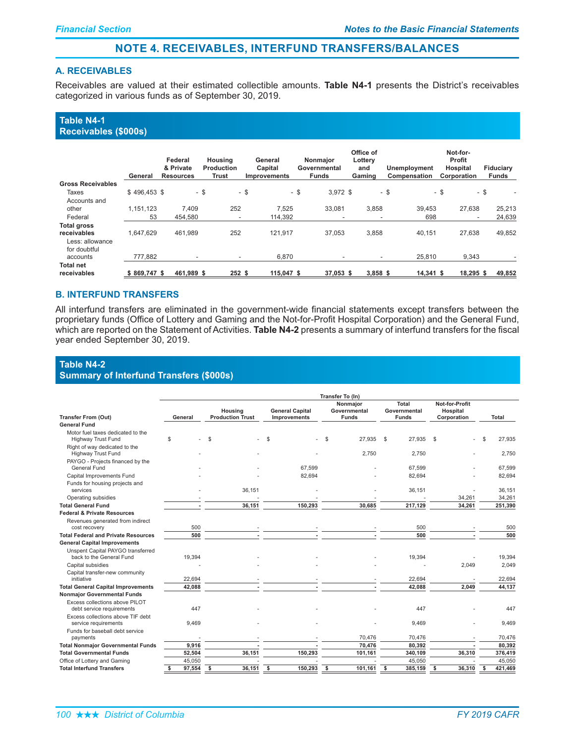# NOTE 4. RECEIVABLES, INTERFUND TRANSFERS/BALANCES

## A. RECEIVABLES

Receivables are valued at their estimated collectible amounts. **Table N4-1** presents the District's receivables categorized in various funds as of September 30, 2019.

### Table N4-1
### Receivables ($000s)

| | General | Federal & Private Resources | Housing Production Trust | General Capital Improvements | Nonmajor Governmental Funds | Office of Lottery and Gaming | Unemployment Compensation | Not-for-Profit Hospital Corporation | Fiduciary Funds |
|---|---|---|---|---|---|---|---|---|---|
| **Gross Receivables** | | | | | | | | | |
| Taxes | $ 496,453 | $ - | $ - | $ - | $ 3,972 | $ - | $ - | $ - | $ - |
| Accounts and other | 1,151,123 | 7,409 | 252 | 7,525 | 33,081 | 3,858 | 39,453 | 27,638 | 25,213 |
| Federal | 53 | 454,580 | - | 114,392 | - | - | 698 | - | 24,639 |
| **Total gross receivables** | 1,647,629 | 461,989 | 252 | 121,917 | 37,053 | 3,858 | 40,151 | 27,638 | 49,852 |
| Less: allowance for doubtful accounts | 777,882 | - | - | 6,870 | - | - | 25,810 | 9,343 | - |
| **Total net receivables** | **$ 869,747** | **$ 461,989** | **$ 252** | **$ 115,047** | **$ 37,053** | **$ 3,858** | **$ 14,341** | **$ 18,295** | **$ 49,852** |

## B. INTERFUND TRANSFERS

All interfund transfers are eliminated in the government-wide financial statements except transfers between the proprietary funds (Office of Lottery and Gaming and the Not-for-Profit Hospital Corporation) and the General Fund, which are reported on the Statement of Activities. **Table N4-2** presents a summary of interfund transfers for the fiscal year ended September 30, 2019.

### Table N4-2
### Summary of Interfund Transfers ($000s)

| | Transfer To (In) | | | | | | |
|---|---|---|---|---|---|---|---|
| **Transfer From (Out)** | General | Housing Production Trust | General Capital Improvements | Nonmajor Governmental Funds | Total Governmental Funds | Not-for-Profit Hospital Corporation | Total |
| **General Fund** | | | | | | | |
| Motor fuel taxes dedicated to the Highway Trust Fund | $ - | $ - | $ - | $ 27,935 | $ 27,935 | $ - | $ 27,935 |
| Right of way dedicated to the Highway Trust Fund | - | - | - | 2,750 | 2,750 | - | 2,750 |
| PAYGO - Projects financed by the General Fund | - | - | 67,599 | - | 67,599 | - | 67,599 |
| Capital Improvements Fund | - | - | 82,694 | - | 82,694 | - | 82,694 |
| Funds for housing projects and services | - | 36,151 | - | - | 36,151 | - | 36,151 |
| Operating subsidies | - | - | - | - | - | 34,261 | 34,261 |
| **Total General Fund** | **-** | **36,151** | **150,293** | **30,685** | **217,129** | **34,261** | **251,390** |
| **Federal & Private Resources** | | | | | | | |
| Revenues generated from indirect cost recovery | 500 | - | - | - | 500 | - | 500 |
| **Total Federal and Private Resources** | **500** | **-** | **-** | **-** | **500** | **-** | **500** |
| **General Capital Improvements** | | | | | | | |
| Unspent Capital PAYGO transferred back to the General Fund | 19,394 | - | - | - | 19,394 | - | 19,394 |
| Capital subsidies | - | - | - | - | - | 2,049 | 2,049 |
| Capital transfer-new community initiative | 22,694 | - | - | - | 22,694 | - | 22,694 |
| **Total General Capital Improvements** | **42,088** | **-** | **-** | **-** | **42,088** | **2,049** | **44,137** |
| **Nonmajor Governmental Funds** | | | | | | | |
| Excess collections above PILOT debt service requirements | 447 | - | - | - | 447 | - | 447 |
| Excess collections above TIF debt service requirements | 9,469 | - | - | - | 9,469 | - | 9,469 |
| Funds for baseball debt service payments | - | - | - | 70,476 | 70,476 | - | 70,476 |
| **Total Nonmajor Governmental Funds** | **9,916** | **-** | **-** | **70,476** | **80,392** | **-** | **80,392** |
| **Total Governmental Funds** | **52,504** | **36,151** | **150,293** | **101,161** | **340,109** | **36,310** | **376,419** |
| Office of Lottery and Gaming | 45,050 | - | - | - | 45,050 | - | 45,050 |
| **Total Interfund Transfers** | **$ 97,554** | **$ 36,151** | **$ 150,293** | **$ 101,161** | **$ 385,159** | **$ 36,310** | **$ 421,469** |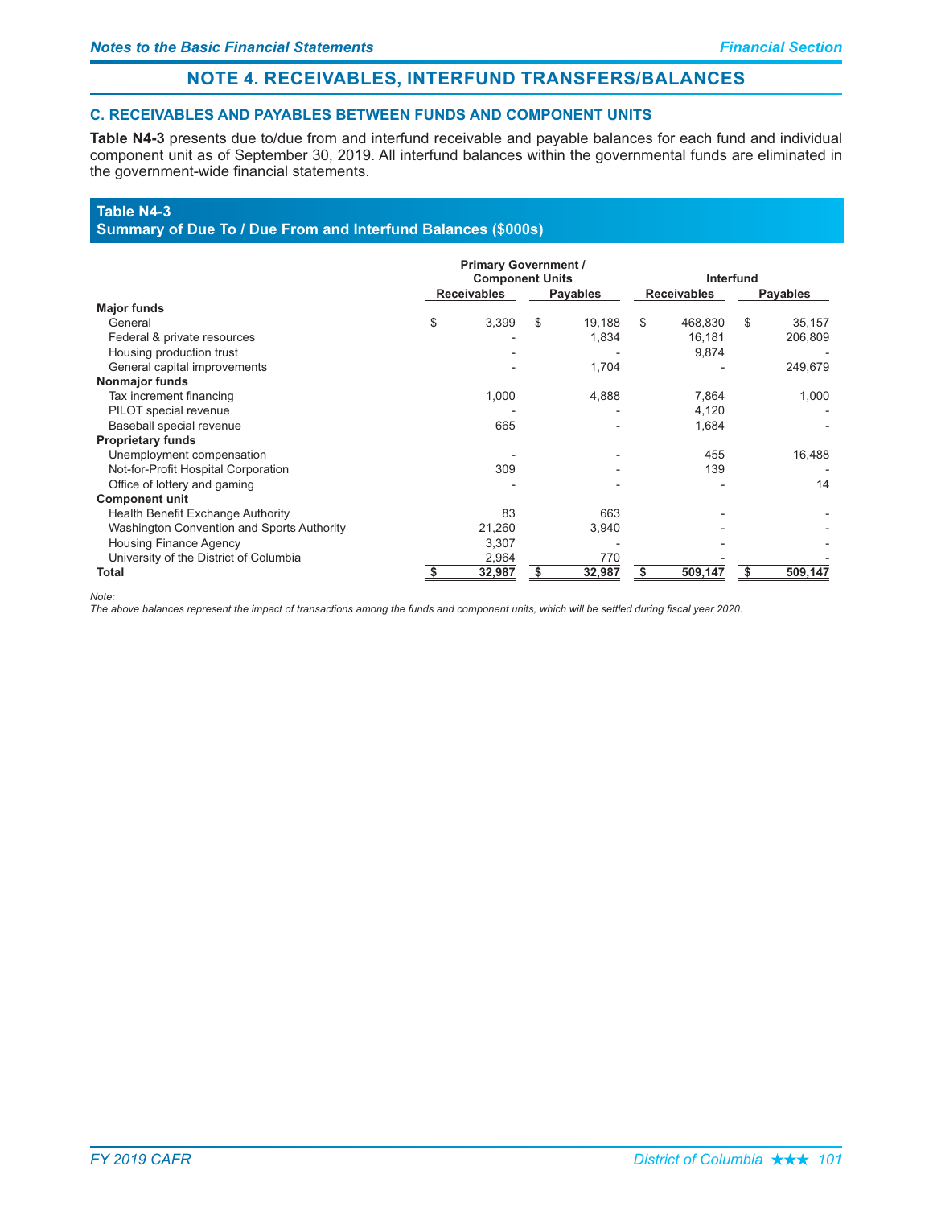## NOTE 4. RECEIVABLES, INTERFUND TRANSFERS/BALANCES

### C. RECEIVABLES AND PAYABLES BETWEEN FUNDS AND COMPONENT UNITS

**Table N4-3** presents due to/due from and interfund receivable and payable balances for each fund and individual component unit as of September 30, 2019. All interfund balances within the governmental funds are eliminated in the government-wide financial statements.

**Table N4-3**
**Summary of Due To / Due From and Interfund Balances ($000s)**

| | Primary Government / Component Units | | Interfund | |
|---|---|---|---|---|
| | Receivables | Payables | Receivables | Payables |
| **Major funds** | | | | |
| General | $ 3,399 | $ 19,188 | $ 468,830 | $ 35,157 |
| Federal & private resources | - | 1,834 | 16,181 | 206,809 |
| Housing production trust | - | - | 9,874 | - |
| General capital improvements | - | 1,704 | - | 249,679 |
| **Nonmajor funds** | | | | |
| Tax increment financing | 1,000 | 4,888 | 7,864 | 1,000 |
| PILOT special revenue | - | - | 4,120 | - |
| Baseball special revenue | 665 | - | 1,684 | - |
| **Proprietary funds** | | | | |
| Unemployment compensation | - | - | 455 | 16,488 |
| Not-for-Profit Hospital Corporation | 309 | - | 139 | - |
| Office of lottery and gaming | - | - | - | 14 |
| **Component unit** | | | | |
| Health Benefit Exchange Authority | 83 | 663 | - | - |
| Washington Convention and Sports Authority | 21,260 | 3,940 | - | - |
| Housing Finance Agency | 3,307 | - | - | - |
| University of the District of Columbia | 2,964 | 770 | - | - |
| **Total** | **$ 32,987** | **$ 32,987** | **$ 509,147** | **$ 509,147** |

*Note:*
*The above balances represent the impact of transactions among the funds and component units, which will be settled during fiscal year 2020.*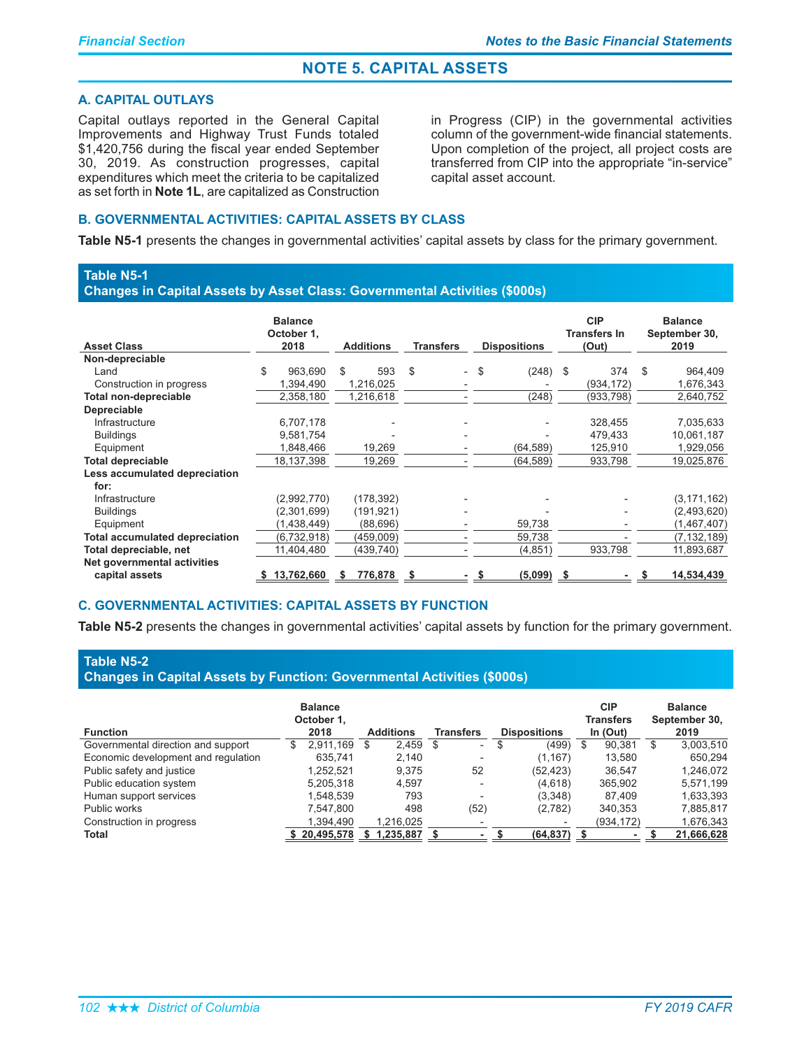# NOTE 5. CAPITAL ASSETS

## A. CAPITAL OUTLAYS

Capital outlays reported in the General Capital Improvements and Highway Trust Funds totaled $1,420,756 during the fiscal year ended September 30, 2019. As construction progresses, capital expenditures which meet the criteria to be capitalized as set forth in **Note 1L**, are capitalized as Construction in Progress (CIP) in the governmental activities column of the government-wide financial statements. Upon completion of the project, all project costs are transferred from CIP into the appropriate "in-service" capital asset account.

## B. GOVERNMENTAL ACTIVITIES: CAPITAL ASSETS BY CLASS

**Table N5-1** presents the changes in governmental activities' capital assets by class for the primary government.

**Table N5-1**
**Changes in Capital Assets by Asset Class: Governmental Activities ($000s)**

| Asset Class | Balance October 1, 2018 | Additions | Transfers | Dispositions | CIP Transfers In (Out) | Balance September 30, 2019 |
|---|---|---|---|---|---|---|
| **Non-depreciable** | | | | | | |
| Land | $ 963,690 | $ 593 | $ - | $ (248) | $ 374 | $ 964,409 |
| Construction in progress | 1,394,490 | 1,216,025 | - | - | (934,172) | 1,676,343 |
| **Total non-depreciable** | 2,358,180 | 1,216,618 | - | (248) | (933,798) | 2,640,752 |
| **Depreciable** | | | | | | |
| Infrastructure | 6,707,178 | - | - | - | 328,455 | 7,035,633 |
| Buildings | 9,581,754 | - | - | - | 479,433 | 10,061,187 |
| Equipment | 1,848,466 | 19,269 | - | (64,589) | 125,910 | 1,929,056 |
| **Total depreciable** | 18,137,398 | 19,269 | - | (64,589) | 933,798 | 19,025,876 |
| **Less accumulated depreciation for:** | | | | | | |
| Infrastructure | (2,992,770) | (178,392) | - | - | - | (3,171,162) |
| Buildings | (2,301,699) | (191,921) | - | - | - | (2,493,620) |
| Equipment | (1,438,449) | (88,696) | - | 59,738 | - | (1,467,407) |
| **Total accumulated depreciation** | (6,732,918) | (459,009) | - | 59,738 | - | (7,132,189) |
| **Total depreciable, net** | 11,404,480 | (439,740) | - | (4,851) | 933,798 | 11,893,687 |
| **Net governmental activities capital assets** | **$ 13,762,660** | **$ 776,878** | **$ -** | **$ (5,099)** | **$ -** | **$ 14,534,439** |

## C. GOVERNMENTAL ACTIVITIES: CAPITAL ASSETS BY FUNCTION

**Table N5-2** presents the changes in governmental activities' capital assets by function for the primary government.

**Table N5-2**
**Changes in Capital Assets by Function: Governmental Activities ($000s)**

| Function | Balance October 1, 2018 | Additions | Transfers | Dispositions | CIP Transfers In (Out) | Balance September 30, 2019 |
|---|---|---|---|---|---|---|
| Governmental direction and support | $ 2,911,169 | $ 2,459 | $ - | $ (499) | $ 90,381 | $ 3,003,510 |
| Economic development and regulation | 635,741 | 2,140 | - | (1,167) | 13,580 | 650,294 |
| Public safety and justice | 1,252,521 | 9,375 | 52 | (52,423) | 36,547 | 1,246,072 |
| Public education system | 5,205,318 | 4,597 | - | (4,618) | 365,902 | 5,571,199 |
| Human support services | 1,548,539 | 793 | - | (3,348) | 87,409 | 1,633,393 |
| Public works | 7,547,800 | 498 | (52) | (2,782) | 340,353 | 7,885,817 |
| Construction in progress | 1,394,490 | 1,216,025 | - | - | (934,172) | 1,676,343 |
| **Total** | **$ 20,495,578** | **$ 1,235,887** | **$ -** | **$ (64,837)** | **$ -** | **$ 21,666,628** |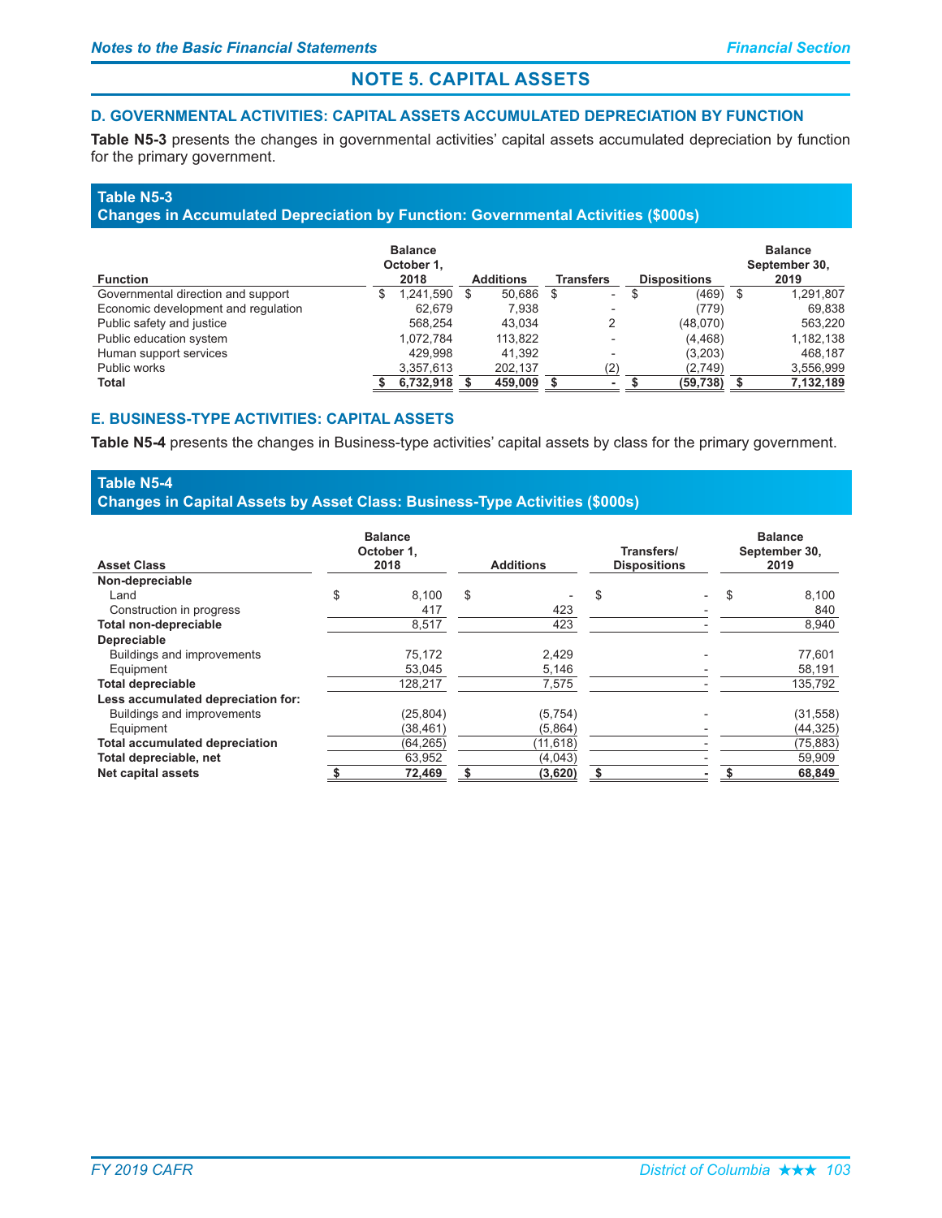# NOTE 5. CAPITAL ASSETS

## D. GOVERNMENTAL ACTIVITIES: CAPITAL ASSETS ACCUMULATED DEPRECIATION BY FUNCTION

**Table N5-3** presents the changes in governmental activities' capital assets accumulated depreciation by function for the primary government.

**Table N5-3**
**Changes in Accumulated Depreciation by Function: Governmental Activities ($000s)**

| Function | Balance October 1, 2018 | Additions | Transfers | Dispositions | Balance September 30, 2019 |
|---|---|---|---|---|---|
| Governmental direction and support | $ 1,241,590 | $ 50,686 | $ - | $ (469) | $ 1,291,807 |
| Economic development and regulation | 62,679 | 7,938 | - | (779) | 69,838 |
| Public safety and justice | 568,254 | 43,034 | 2 | (48,070) | 563,220 |
| Public education system | 1,072,784 | 113,822 | - | (4,468) | 1,182,138 |
| Human support services | 429,998 | 41,392 | - | (3,203) | 468,187 |
| Public works | 3,357,613 | 202,137 | (2) | (2,749) | 3,556,999 |
| **Total** | **$ 6,732,918** | **$ 459,009** | **$ -** | **$ (59,738)** | **$ 7,132,189** |

## E. BUSINESS-TYPE ACTIVITIES: CAPITAL ASSETS

**Table N5-4** presents the changes in Business-type activities' capital assets by class for the primary government.

**Table N5-4**
**Changes in Capital Assets by Asset Class: Business-Type Activities ($000s)**

| Asset Class | Balance October 1, 2018 | Additions | Transfers/ Dispositions | Balance September 30, 2019 |
|---|---|---|---|---|
| **Non-depreciable** | | | | |
| Land | $ 8,100 | $ - | $ - | $ 8,100 |
| Construction in progress | 417 | 423 | - | 840 |
| **Total non-depreciable** | 8,517 | 423 | - | 8,940 |
| **Depreciable** | | | | |
| Buildings and improvements | 75,172 | 2,429 | - | 77,601 |
| Equipment | 53,045 | 5,146 | - | 58,191 |
| **Total depreciable** | 128,217 | 7,575 | - | 135,792 |
| **Less accumulated depreciation for:** | | | | |
| Buildings and improvements | (25,804) | (5,754) | - | (31,558) |
| Equipment | (38,461) | (5,864) | - | (44,325) |
| **Total accumulated depreciation** | (64,265) | (11,618) | - | (75,883) |
| **Total depreciable, net** | 63,952 | (4,043) | - | 59,909 |
| **Net capital assets** | **$ 72,469** | **$ (3,620)** | **$ -** | **$ 68,849** |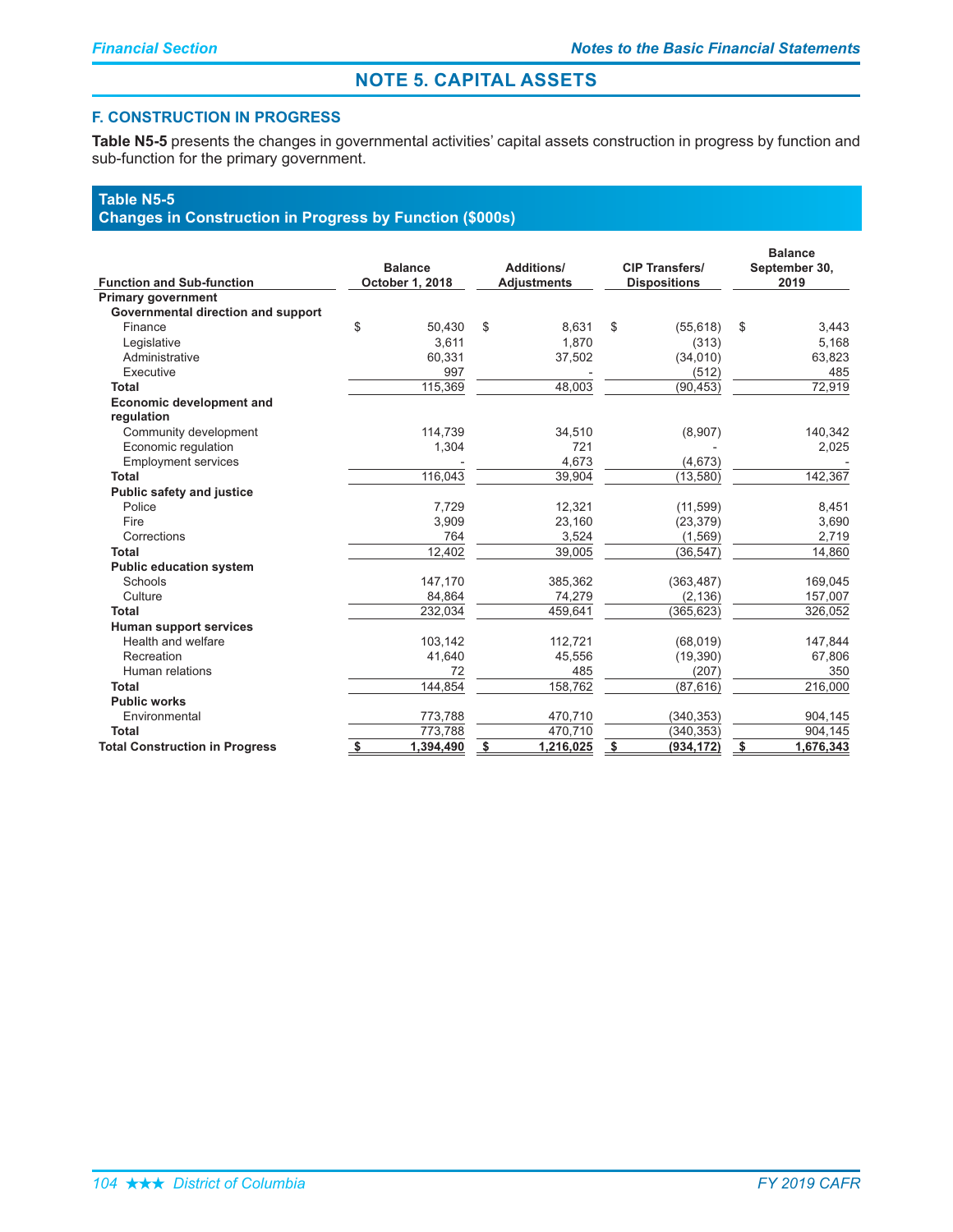## NOTE 5. CAPITAL ASSETS

### F. CONSTRUCTION IN PROGRESS

**Table N5-5** presents the changes in governmental activities' capital assets construction in progress by function and sub-function for the primary government.

**Table N5-5**
**Changes in Construction in Progress by Function ($000s)**

| Function and Sub-function | Balance October 1, 2018 | Additions/ Adjustments | CIP Transfers/ Dispositions | Balance September 30, 2019 |
|---|---|---|---|---|
| **Primary government** | | | | |
| **Governmental direction and support** | | | | |
| Finance | $ 50,430 | $ 8,631 | $ (55,618) | $ 3,443 |
| Legislative | 3,611 | 1,870 | (313) | 5,168 |
| Administrative | 60,331 | 37,502 | (34,010) | 63,823 |
| Executive | 997 | - | (512) | 485 |
| **Total** | 115,369 | 48,003 | (90,453) | 72,919 |
| **Economic development and regulation** | | | | |
| Community development | 114,739 | 34,510 | (8,907) | 140,342 |
| Economic regulation | 1,304 | 721 | - | 2,025 |
| Employment services | - | 4,673 | (4,673) | - |
| **Total** | 116,043 | 39,904 | (13,580) | 142,367 |
| **Public safety and justice** | | | | |
| Police | 7,729 | 12,321 | (11,599) | 8,451 |
| Fire | 3,909 | 23,160 | (23,379) | 3,690 |
| Corrections | 764 | 3,524 | (1,569) | 2,719 |
| **Total** | 12,402 | 39,005 | (36,547) | 14,860 |
| **Public education system** | | | | |
| Schools | 147,170 | 385,362 | (363,487) | 169,045 |
| Culture | 84,864 | 74,279 | (2,136) | 157,007 |
| **Total** | 232,034 | 459,641 | (365,623) | 326,052 |
| **Human support services** | | | | |
| Health and welfare | 103,142 | 112,721 | (68,019) | 147,844 |
| Recreation | 41,640 | 45,556 | (19,390) | 67,806 |
| Human relations | 72 | 485 | (207) | 350 |
| **Total** | 144,854 | 158,762 | (87,616) | 216,000 |
| **Public works** | | | | |
| Environmental | 773,788 | 470,710 | (340,353) | 904,145 |
| **Total** | 773,788 | 470,710 | (340,353) | 904,145 |
| **Total Construction in Progress** | **$ 1,394,490** | **$ 1,216,025** | **$ (934,172)** | **$ 1,676,343** |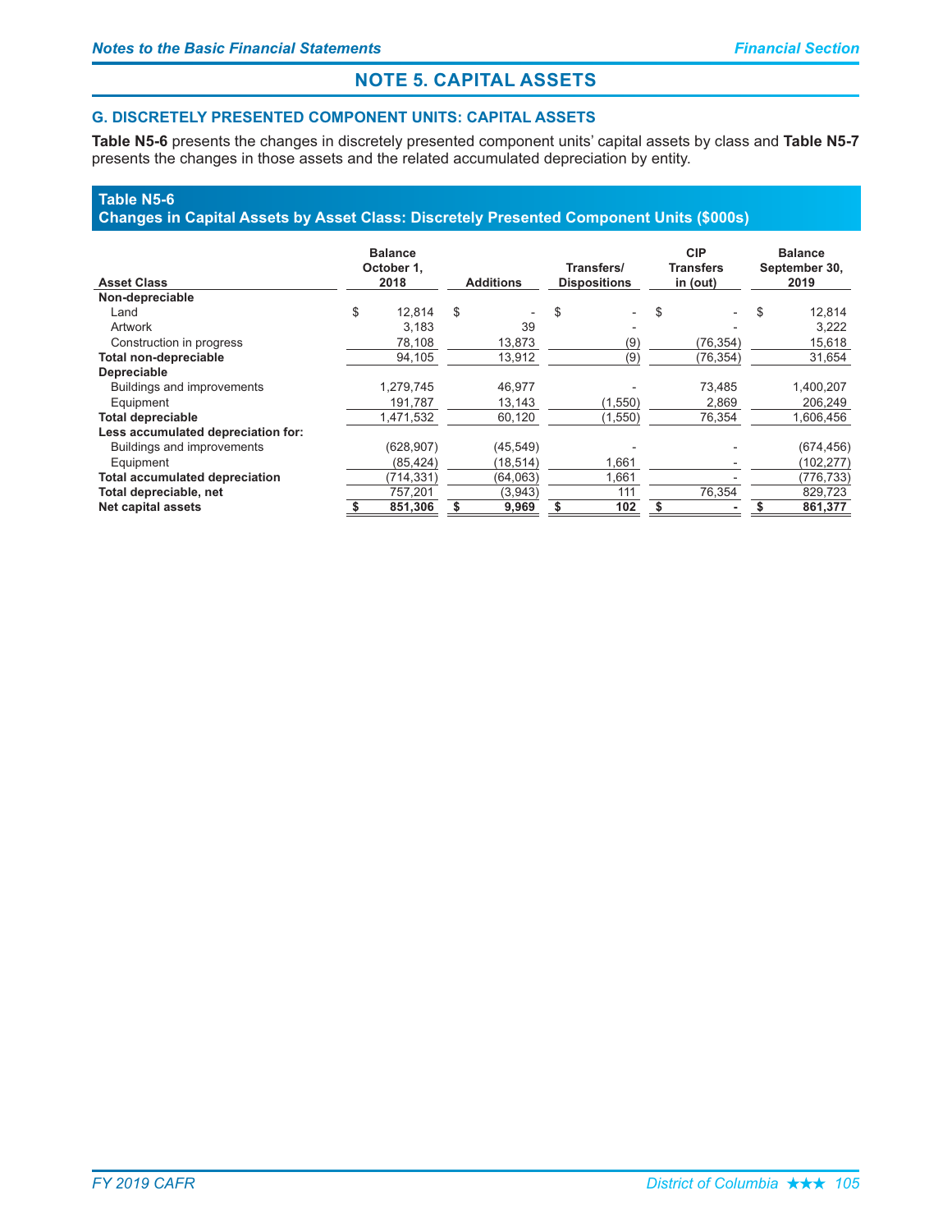# NOTE 5. CAPITAL ASSETS

## G. DISCRETELY PRESENTED COMPONENT UNITS: CAPITAL ASSETS

**Table N5-6** presents the changes in discretely presented component units' capital assets by class and **Table N5-7** presents the changes in those assets and the related accumulated depreciation by entity.

**Table N5-6**
**Changes in Capital Assets by Asset Class: Discretely Presented Component Units ($000s)**

| Asset Class | Balance October 1, 2018 | Additions | Transfers/ Dispositions | CIP Transfers in (out) | Balance September 30, 2019 |
|---|---|---|---|---|---|
| **Non-depreciable** | | | | | |
| Land | $ 12,814 | $ - | $ - | $ - | $ 12,814 |
| Artwork | 3,183 | 39 | - | - | 3,222 |
| Construction in progress | 78,108 | 13,873 | (9) | (76,354) | 15,618 |
| **Total non-depreciable** | 94,105 | 13,912 | (9) | (76,354) | 31,654 |
| **Depreciable** | | | | | |
| Buildings and improvements | 1,279,745 | 46,977 | - | 73,485 | 1,400,207 |
| Equipment | 191,787 | 13,143 | (1,550) | 2,869 | 206,249 |
| **Total depreciable** | 1,471,532 | 60,120 | (1,550) | 76,354 | 1,606,456 |
| **Less accumulated depreciation for:** | | | | | |
| Buildings and improvements | (628,907) | (45,549) | - | - | (674,456) |
| Equipment | (85,424) | (18,514) | 1,661 | - | (102,277) |
| **Total accumulated depreciation** | (714,331) | (64,063) | 1,661 | - | (776,733) |
| **Total depreciable, net** | 757,201 | (3,943) | 111 | 76,354 | 829,723 |
| **Net capital assets** | **$ 851,306** | **$ 9,969** | **$ 102** | **$ -** | **$ 861,377** |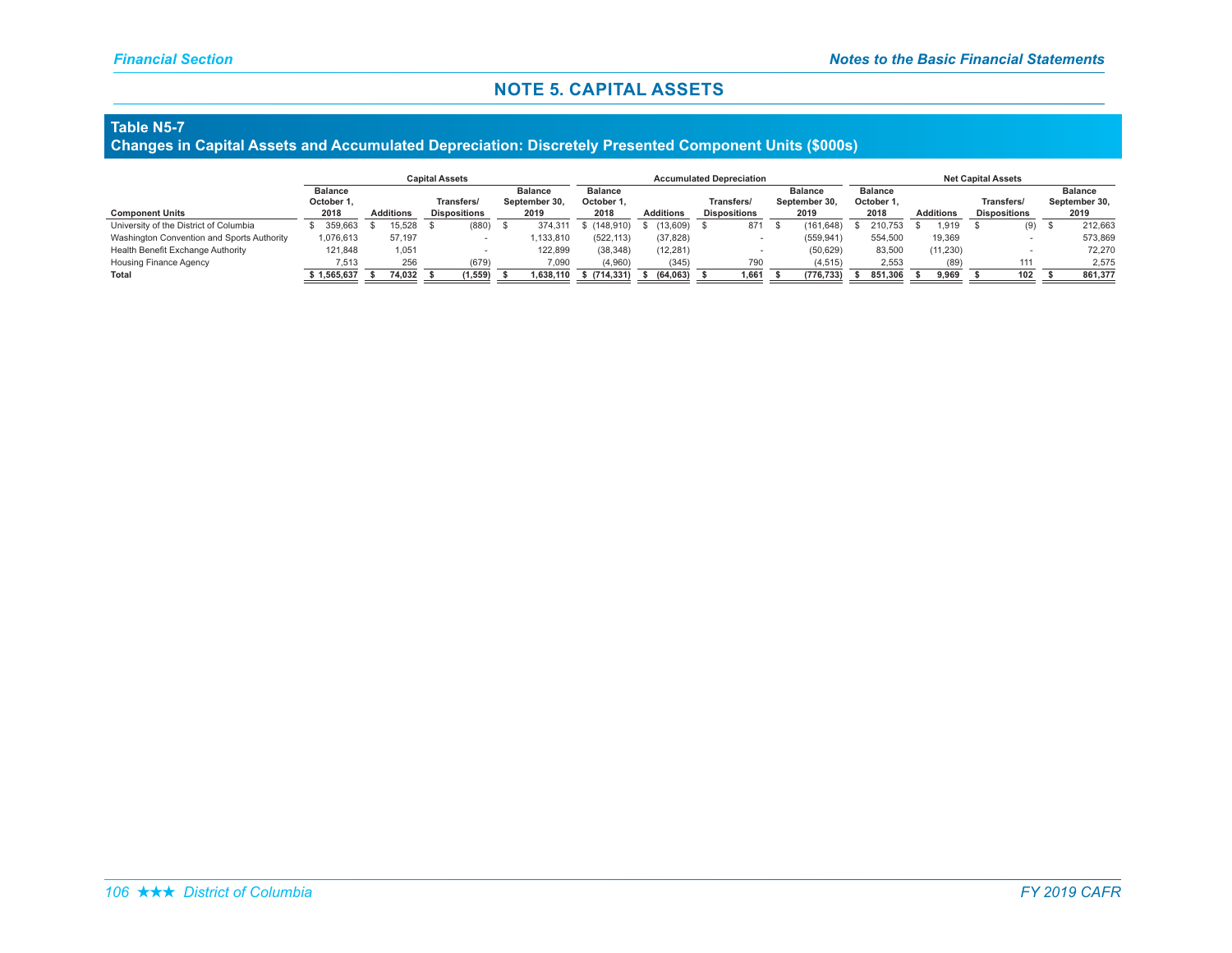## NOTE 5. CAPITAL ASSETS

### Table N5-7
**Changes in Capital Assets and Accumulated Depreciation: Discretely Presented Component Units ($000s)**

| | Capital Assets | | | | Accumulated Depreciation | | | | Net Capital Assets | | | |
|---|---|---|---|---|---|---|---|---|---|---|---|---|
| **Component Units** | **Balance October 1, 2018** | **Additions** | **Transfers/ Dispositions** | **Balance September 30, 2019** | **Balance October 1, 2018** | **Additions** | **Transfers/ Dispositions** | **Balance September 30, 2019** | **Balance October 1, 2018** | **Additions** | **Transfers/ Dispositions** | **Balance September 30, 2019** |
| University of the District of Columbia | $ 359,663 | $ 15,528 | $ (880) | $ 374,311 | $ (148,910) | $ (13,609) | $ 871 | $ (161,648) | $ 210,753 | $ 1,919 | $ (9) | $ 212,663 |
| Washington Convention and Sports Authority | 1,076,613 | 57,197 | - | 1,133,810 | (522,113) | (37,828) | - | (559,941) | 554,500 | 19,369 | - | 573,869 |
| Health Benefit Exchange Authority | 121,848 | 1,051 | - | 122,899 | (38,348) | (12,281) | - | (50,629) | 83,500 | (11,230) | - | 72,270 |
| Housing Finance Agency | 7,513 | 256 | (679) | 7,090 | (4,960) | (345) | 790 | (4,515) | 2,553 | (89) | 111 | 2,575 |
| **Total** | **$ 1,565,637** | **$ 74,032** | **$ (1,559)** | **$ 1,638,110** | **$ (714,331)** | **$ (64,063)** | **$ 1,661** | **$ (776,733)** | **$ 851,306** | **$ 9,969** | **$ 102** | **$ 861,377** |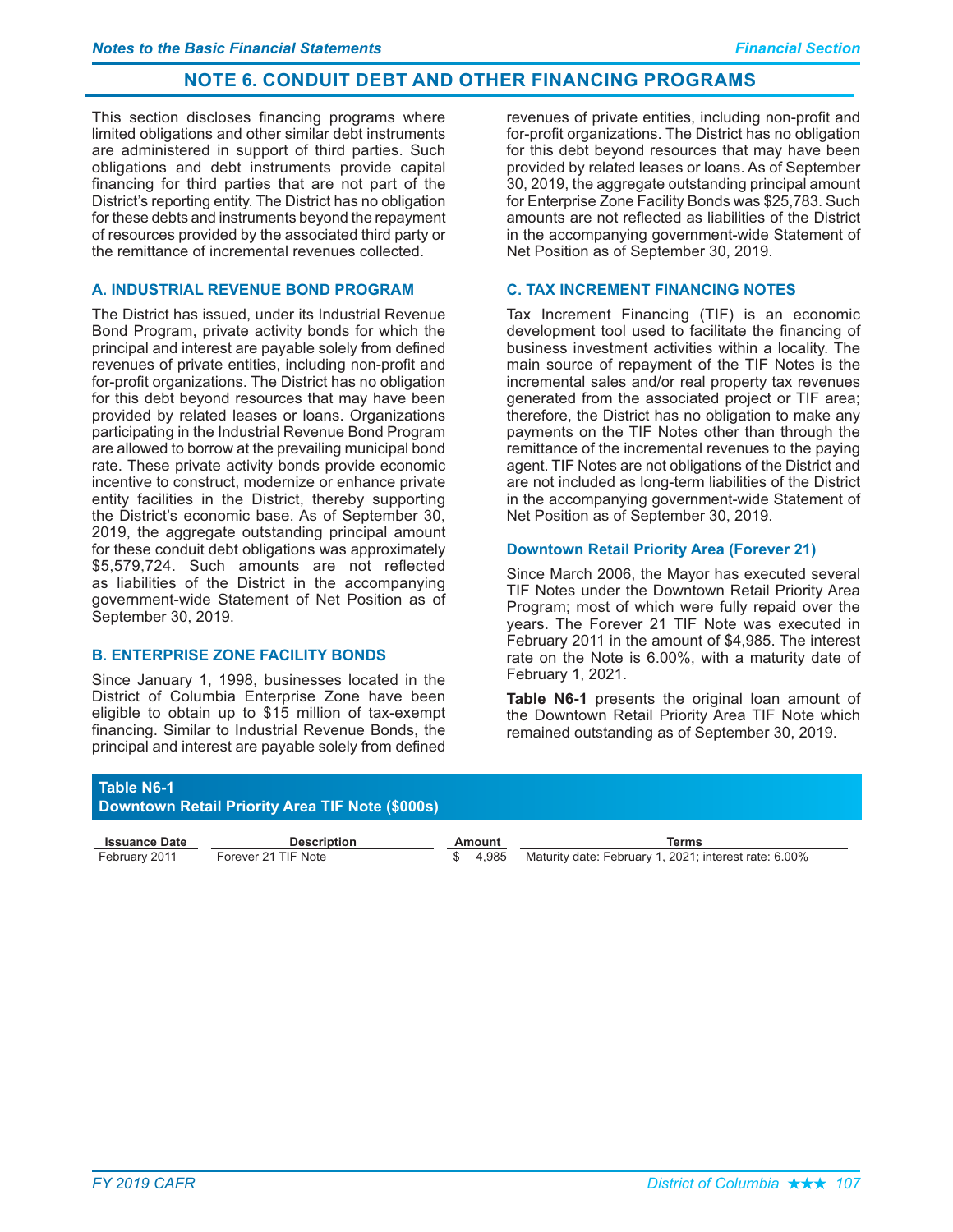# NOTE 6. CONDUIT DEBT AND OTHER FINANCING PROGRAMS

This section discloses financing programs where limited obligations and other similar debt instruments are administered in support of third parties. Such obligations and debt instruments provide capital financing for third parties that are not part of the District's reporting entity. The District has no obligation for these debts and instruments beyond the repayment of resources provided by the associated third party or the remittance of incremental revenues collected.

## A. INDUSTRIAL REVENUE BOND PROGRAM

The District has issued, under its Industrial Revenue Bond Program, private activity bonds for which the principal and interest are payable solely from defined revenues of private entities, including non-profit and for-profit organizations. The District has no obligation for this debt beyond resources that may have been provided by related leases or loans. Organizations participating in the Industrial Revenue Bond Program are allowed to borrow at the prevailing municipal bond rate. These private activity bonds provide economic incentive to construct, modernize or enhance private entity facilities in the District, thereby supporting the District's economic base. As of September 30, 2019, the aggregate outstanding principal amount for these conduit debt obligations was approximately $5,579,724. Such amounts are not reflected as liabilities of the District in the accompanying government-wide Statement of Net Position as of September 30, 2019.

## B. ENTERPRISE ZONE FACILITY BONDS

Since January 1, 1998, businesses located in the District of Columbia Enterprise Zone have been eligible to obtain up to $15 million of tax-exempt financing. Similar to Industrial Revenue Bonds, the principal and interest are payable solely from defined revenues of private entities, including non-profit and for-profit organizations. The District has no obligation for this debt beyond resources that may have been provided by related leases or loans. As of September 30, 2019, the aggregate outstanding principal amount for Enterprise Zone Facility Bonds was $25,783. Such amounts are not reflected as liabilities of the District in the accompanying government-wide Statement of Net Position as of September 30, 2019.

## C. TAX INCREMENT FINANCING NOTES

Tax Increment Financing (TIF) is an economic development tool used to facilitate the financing of business investment activities within a locality. The main source of repayment of the TIF Notes is the incremental sales and/or real property tax revenues generated from the associated project or TIF area; therefore, the District has no obligation to make any payments on the TIF Notes other than through the remittance of the incremental revenues to the paying agent. TIF Notes are not obligations of the District and are not included as long-term liabilities of the District in the accompanying government-wide Statement of Net Position as of September 30, 2019.

### Downtown Retail Priority Area (Forever 21)

Since March 2006, the Mayor has executed several TIF Notes under the Downtown Retail Priority Area Program; most of which were fully repaid over the years. The Forever 21 TIF Note was executed in February 2011 in the amount of $4,985. The interest rate on the Note is 6.00%, with a maturity date of February 1, 2021.

**Table N6-1** presents the original loan amount of the Downtown Retail Priority Area TIF Note which remained outstanding as of September 30, 2019.

**Table N6-1**
**Downtown Retail Priority Area TIF Note ($000s)**

| Issuance Date | Description | Amount | Terms |
|---|---|---|---|
| February 2011 | Forever 21 TIF Note | $ 4,985 | Maturity date: February 1, 2021; interest rate: 6.00% |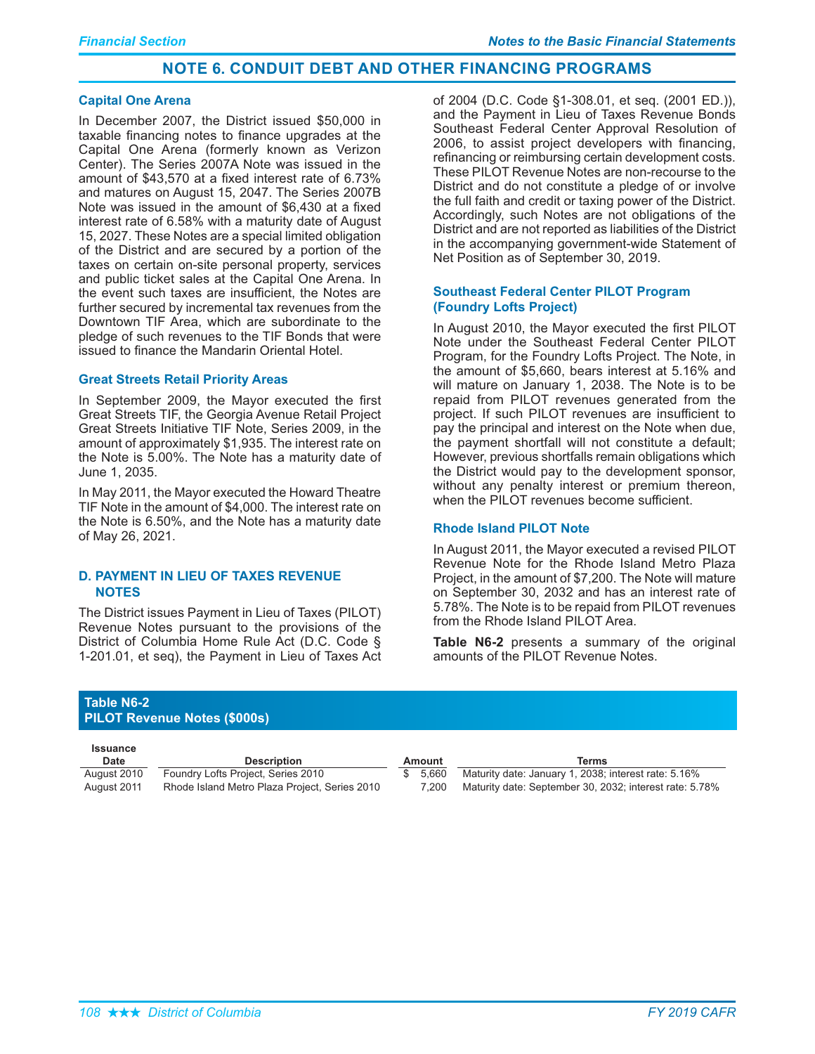## NOTE 6. CONDUIT DEBT AND OTHER FINANCING PROGRAMS

### Capital One Arena

In December 2007, the District issued $50,000 in taxable financing notes to finance upgrades at the Capital One Arena (formerly known as Verizon Center). The Series 2007A Note was issued in the amount of $43,570 at a fixed interest rate of 6.73% and matures on August 15, 2047. The Series 2007B Note was issued in the amount of $6,430 at a fixed interest rate of 6.58% with a maturity date of August 15, 2027. These Notes are a special limited obligation of the District and are secured by a portion of the taxes on certain on-site personal property, services and public ticket sales at the Capital One Arena. In the event such taxes are insufficient, the Notes are further secured by incremental tax revenues from the Downtown TIF Area, which are subordinate to the pledge of such revenues to the TIF Bonds that were issued to finance the Mandarin Oriental Hotel.

### Great Streets Retail Priority Areas

In September 2009, the Mayor executed the first Great Streets TIF, the Georgia Avenue Retail Project Great Streets Initiative TIF Note, Series 2009, in the amount of approximately $1,935. The interest rate on the Note is 5.00%. The Note has a maturity date of June 1, 2035.

In May 2011, the Mayor executed the Howard Theatre TIF Note in the amount of $4,000. The interest rate on the Note is 6.50%, and the Note has a maturity date of May 26, 2021.

### D. PAYMENT IN LIEU OF TAXES REVENUE NOTES

The District issues Payment in Lieu of Taxes (PILOT) Revenue Notes pursuant to the provisions of the District of Columbia Home Rule Act (D.C. Code § 1-201.01, et seq), the Payment in Lieu of Taxes Act of 2004 (D.C. Code §1-308.01, et seq. (2001 ED.)), and the Payment in Lieu of Taxes Revenue Bonds Southeast Federal Center Approval Resolution of 2006, to assist project developers with financing, refinancing or reimbursing certain development costs. These PILOT Revenue Notes are non-recourse to the District and do not constitute a pledge of or involve the full faith and credit or taxing power of the District. Accordingly, such Notes are not obligations of the District and are not reported as liabilities of the District in the accompanying government-wide Statement of Net Position as of September 30, 2019.

### Southeast Federal Center PILOT Program (Foundry Lofts Project)

In August 2010, the Mayor executed the first PILOT Note under the Southeast Federal Center PILOT Program, for the Foundry Lofts Project. The Note, in the amount of $5,660, bears interest at 5.16% and will mature on January 1, 2038. The Note is to be repaid from PILOT revenues generated from the project. If such PILOT revenues are insufficient to pay the principal and interest on the Note when due, the payment shortfall will not constitute a default; However, previous shortfalls remain obligations which the District would pay to the development sponsor, without any penalty interest or premium thereon, when the PILOT revenues become sufficient.

### Rhode Island PILOT Note

In August 2011, the Mayor executed a revised PILOT Revenue Note for the Rhode Island Metro Plaza Project, in the amount of $7,200. The Note will mature on September 30, 2032 and has an interest rate of 5.78%. The Note is to be repaid from PILOT revenues from the Rhode Island PILOT Area.

**Table N6-2** presents a summary of the original amounts of the PILOT Revenue Notes.

**Table N6-2**
**PILOT Revenue Notes ($000s)**

| Issuance Date | Description | Amount | Terms |
|---|---|---|---|
| August 2010 | Foundry Lofts Project, Series 2010 | $ 5,660 | Maturity date: January 1, 2038; interest rate: 5.16% |
| August 2011 | Rhode Island Metro Plaza Project, Series 2010 | 7,200 | Maturity date: September 30, 2032; interest rate: 5.78% |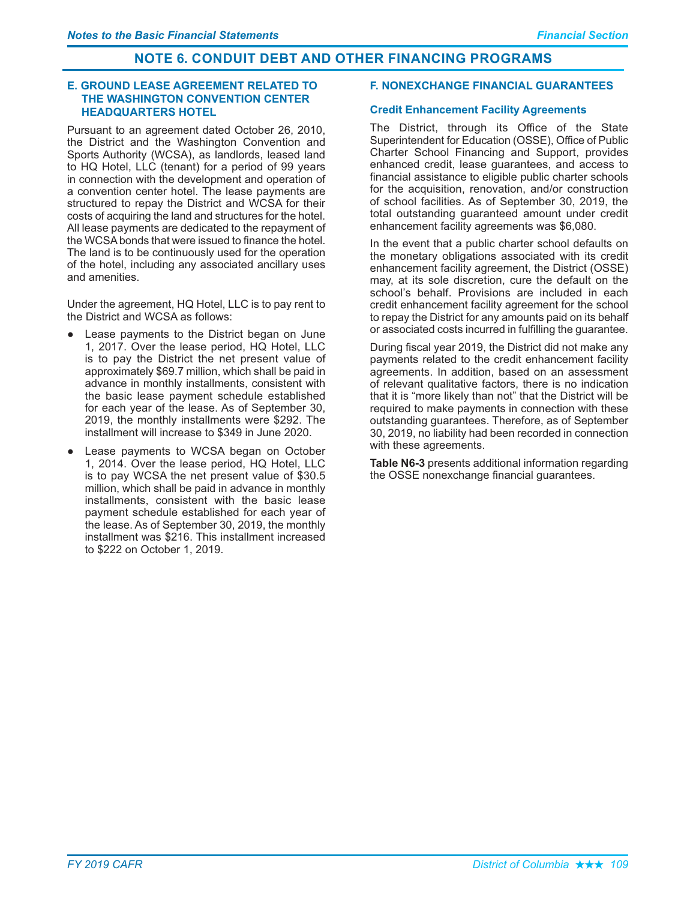## NOTE 6. CONDUIT DEBT AND OTHER FINANCING PROGRAMS

### E. GROUND LEASE AGREEMENT RELATED TO THE WASHINGTON CONVENTION CENTER HEADQUARTERS HOTEL

Pursuant to an agreement dated October 26, 2010, the District and the Washington Convention and Sports Authority (WCSA), as landlords, leased land to HQ Hotel, LLC (tenant) for a period of 99 years in connection with the development and operation of a convention center hotel. The lease payments are structured to repay the District and WCSA for their costs of acquiring the land and structures for the hotel. All lease payments are dedicated to the repayment of the WCSA bonds that were issued to finance the hotel. The land is to be continuously used for the operation of the hotel, including any associated ancillary uses and amenities.

Under the agreement, HQ Hotel, LLC is to pay rent to the District and WCSA as follows:

- Lease payments to the District began on June 1, 2017. Over the lease period, HQ Hotel, LLC is to pay the District the net present value of approximately $69.7 million, which shall be paid in advance in monthly installments, consistent with the basic lease payment schedule established for each year of the lease. As of September 30, 2019, the monthly installments were $292. The installment will increase to $349 in June 2020.
- Lease payments to WCSA began on October 1, 2014. Over the lease period, HQ Hotel, LLC is to pay WCSA the net present value of $30.5 million, which shall be paid in advance in monthly installments, consistent with the basic lease payment schedule established for each year of the lease. As of September 30, 2019, the monthly installment was $216. This installment increased to $222 on October 1, 2019.

### F. NONEXCHANGE FINANCIAL GUARANTEES

#### Credit Enhancement Facility Agreements

The District, through its Office of the State Superintendent for Education (OSSE), Office of Public Charter School Financing and Support, provides enhanced credit, lease guarantees, and access to financial assistance to eligible public charter schools for the acquisition, renovation, and/or construction of school facilities. As of September 30, 2019, the total outstanding guaranteed amount under credit enhancement facility agreements was $6,080.

In the event that a public charter school defaults on the monetary obligations associated with its credit enhancement facility agreement, the District (OSSE) may, at its sole discretion, cure the default on the school's behalf. Provisions are included in each credit enhancement facility agreement for the school to repay the District for any amounts paid on its behalf or associated costs incurred in fulfilling the guarantee.

During fiscal year 2019, the District did not make any payments related to the credit enhancement facility agreements. In addition, based on an assessment of relevant qualitative factors, there is no indication that it is "more likely than not" that the District will be required to make payments in connection with these outstanding guarantees. Therefore, as of September 30, 2019, no liability had been recorded in connection with these agreements.

**Table N6-3** presents additional information regarding the OSSE nonexchange financial guarantees.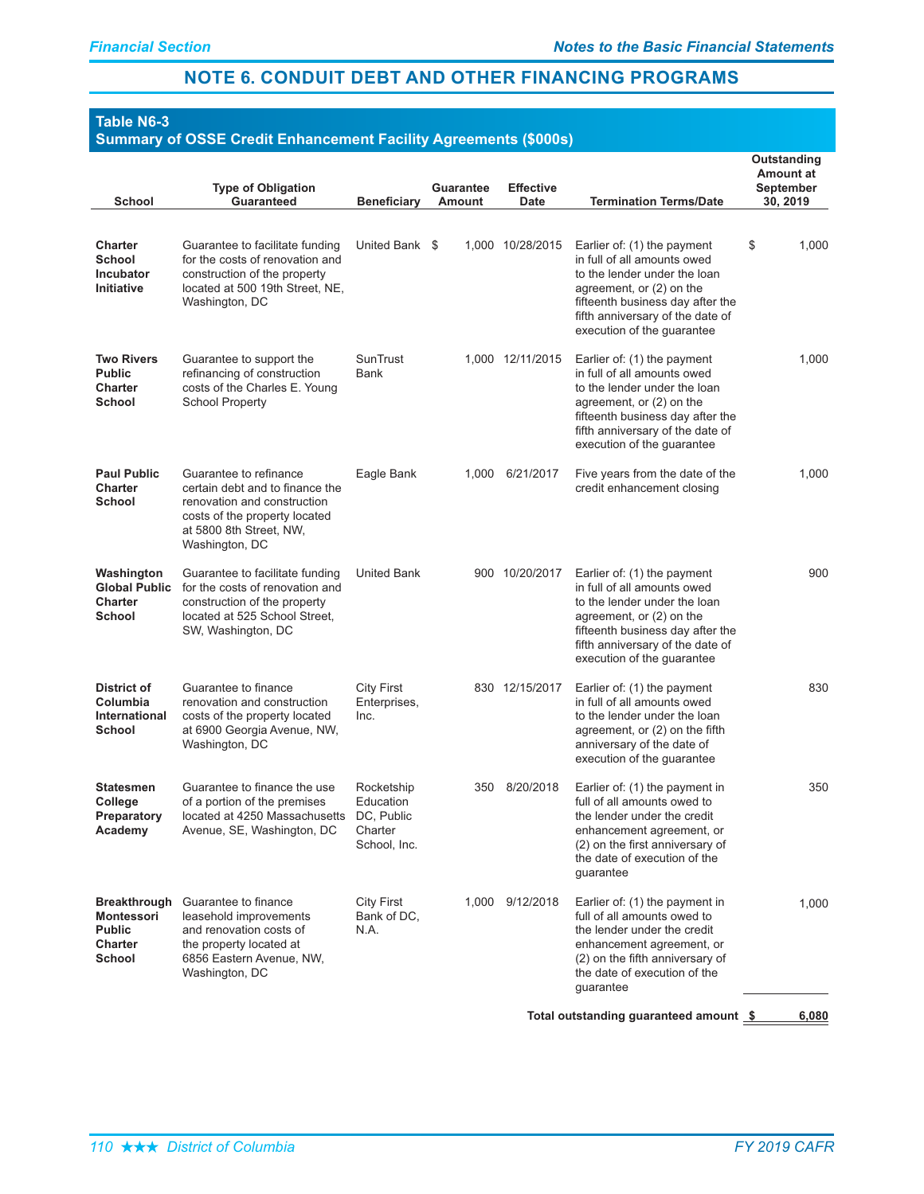## NOTE 6. CONDUIT DEBT AND OTHER FINANCING PROGRAMS

**Table N6-3**
**Summary of OSSE Credit Enhancement Facility Agreements ($000s)**

| School | Type of Obligation Guaranteed | Beneficiary | Guarantee Amount | Effective Date | Termination Terms/Date | Outstanding Amount at September 30, 2019 |
|---|---|---|---|---|---|---|
| **Charter School Incubator Initiative** | Guarantee to facilitate funding for the costs of renovation and construction of the property located at 500 19th Street, NE, Washington, DC | United Bank | $ 1,000 | 10/28/2015 | Earlier of: (1) the payment in full of all amounts owed to the lender under the loan agreement, or (2) on the fifteenth business day after the fifth anniversary of the date of execution of the guarantee | $ 1,000 |
| **Two Rivers Public Charter School** | Guarantee to support the refinancing of construction costs of the Charles E. Young School Property | SunTrust Bank | 1,000 | 12/11/2015 | Earlier of: (1) the payment in full of all amounts owed to the lender under the loan agreement, or (2) on the fifteenth business day after the fifth anniversary of the date of execution of the guarantee | 1,000 |
| **Paul Public Charter School** | Guarantee to refinance certain debt and to finance the renovation and construction costs of the property located at 5800 8th Street, NW, Washington, DC | Eagle Bank | 1,000 | 6/21/2017 | Five years from the date of the credit enhancement closing | 1,000 |
| **Washington Global Public Charter School** | Guarantee to facilitate funding for the costs of renovation and construction of the property located at 525 School Street, SW, Washington, DC | United Bank | 900 | 10/20/2017 | Earlier of: (1) the payment in full of all amounts owed to the lender under the loan agreement, or (2) on the fifteenth business day after the fifth anniversary of the date of execution of the guarantee | 900 |
| **District of Columbia International School** | Guarantee to finance renovation and construction costs of the property located at 6900 Georgia Avenue, NW, Washington, DC | City First Enterprises, Inc. | 830 | 12/15/2017 | Earlier of: (1) the payment in full of all amounts owed to the lender under the loan agreement, or (2) on the fifth anniversary of the date of execution of the guarantee | 830 |
| **Statesmen College Preparatory Academy** | Guarantee to finance the use of a portion of the premises located at 4250 Massachusetts Avenue, SE, Washington, DC | Rocketship Education DC, Public Charter School, Inc. | 350 | 8/20/2018 | Earlier of: (1) the payment in full of all amounts owed to the lender under the credit enhancement agreement, or (2) on the first anniversary of the date of execution of the guarantee | 350 |
| **Breakthrough Montessori Public Charter School** | Guarantee to finance leasehold improvements and renovation costs of the property located at 6856 Eastern Avenue, NW, Washington, DC | City First Bank of DC, N.A. | 1,000 | 9/12/2018 | Earlier of: (1) the payment in full of all amounts owed to the lender under the credit enhancement agreement, or (2) on the fifth anniversary of the date of execution of the guarantee | 1,000 |
| | | | | | **Total outstanding guaranteed amount** | **$ 6,080** |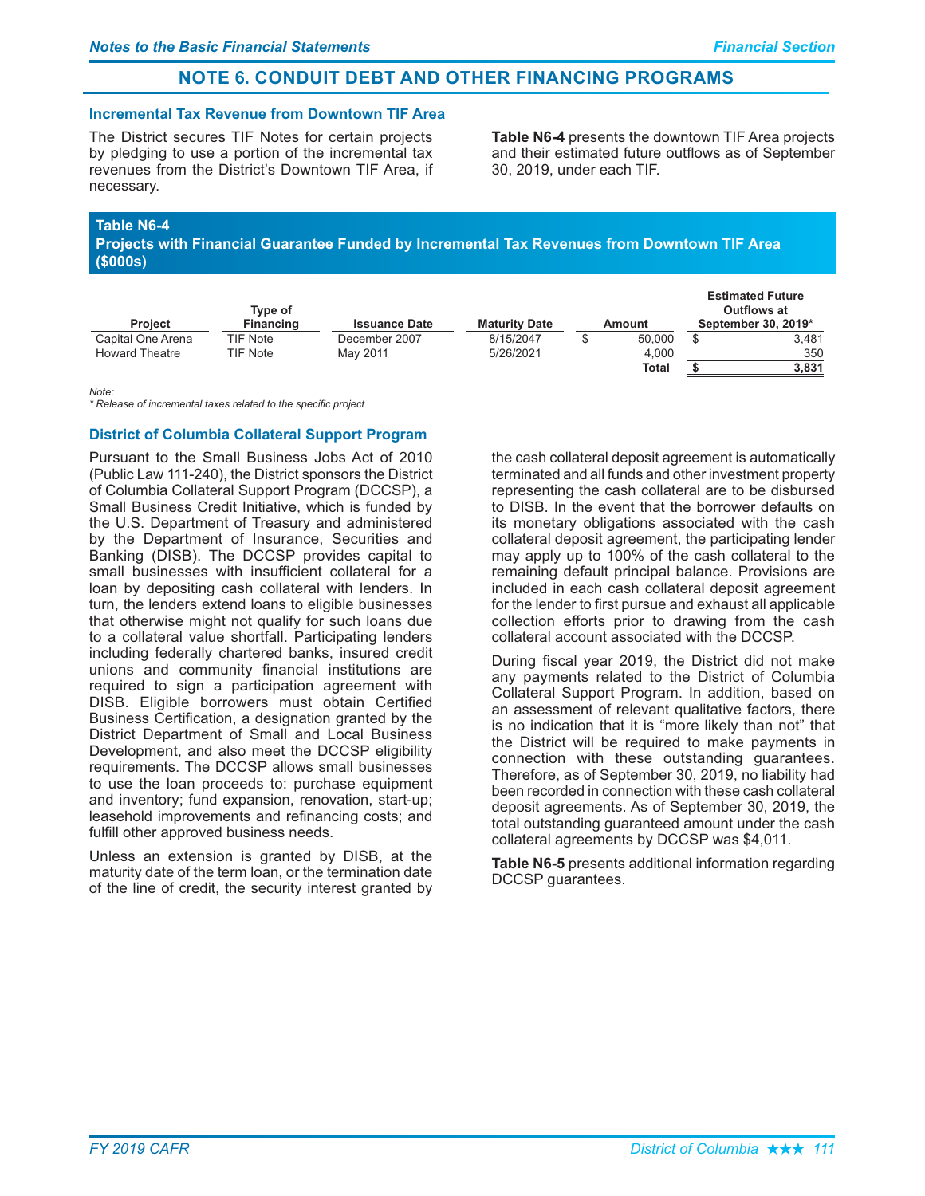# NOTE 6. CONDUIT DEBT AND OTHER FINANCING PROGRAMS

### Incremental Tax Revenue from Downtown TIF Area

The District secures TIF Notes for certain projects by pledging to use a portion of the incremental tax revenues from the District's Downtown TIF Area, if necessary.

**Table N6-4** presents the downtown TIF Area projects and their estimated future outflows as of September 30, 2019, under each TIF.

**Table N6-4**
**Projects with Financial Guarantee Funded by Incremental Tax Revenues from Downtown TIF Area ($000s)**

| Project | Type of Financing | Issuance Date | Maturity Date | Amount | Estimated Future Outflows at September 30, 2019* |
|---|---|---|---|---|---|
| Capital One Arena | TIF Note | December 2007 | 8/15/2047 | $ 50,000 | $ 3,481 |
| Howard Theatre | TIF Note | May 2011 | 5/26/2021 | 4,000 | 350 |
| | | | | **Total** | **$ 3,831** |

*Note:*
*\* Release of incremental taxes related to the specific project*

### District of Columbia Collateral Support Program

Pursuant to the Small Business Jobs Act of 2010 (Public Law 111-240), the District sponsors the District of Columbia Collateral Support Program (DCCSP), a Small Business Credit Initiative, which is funded by the U.S. Department of Treasury and administered by the Department of Insurance, Securities and Banking (DISB). The DCCSP provides capital to small businesses with insufficient collateral for a loan by depositing cash collateral with lenders. In turn, the lenders extend loans to eligible businesses that otherwise might not qualify for such loans due to a collateral value shortfall. Participating lenders including federally chartered banks, insured credit unions and community financial institutions are required to sign a participation agreement with DISB. Eligible borrowers must obtain Certified Business Certification, a designation granted by the District Department of Small and Local Business Development, and also meet the DCCSP eligibility requirements. The DCCSP allows small businesses to use the loan proceeds to: purchase equipment and inventory; fund expansion, renovation, start-up; leasehold improvements and refinancing costs; and fulfill other approved business needs.

Unless an extension is granted by DISB, at the maturity date of the term loan, or the termination date of the line of credit, the security interest granted by the cash collateral deposit agreement is automatically terminated and all funds and other investment property representing the cash collateral are to be disbursed to DISB. In the event that the borrower defaults on its monetary obligations associated with the cash collateral deposit agreement, the participating lender may apply up to 100% of the cash collateral to the remaining default principal balance. Provisions are included in each cash collateral deposit agreement for the lender to first pursue and exhaust all applicable collection efforts prior to drawing from the cash collateral account associated with the DCCSP.

During fiscal year 2019, the District did not make any payments related to the District of Columbia Collateral Support Program. In addition, based on an assessment of relevant qualitative factors, there is no indication that it is "more likely than not" that the District will be required to make payments in connection with these outstanding guarantees. Therefore, as of September 30, 2019, no liability had been recorded in connection with these cash collateral deposit agreements. As of September 30, 2019, the total outstanding guaranteed amount under the cash collateral agreements by DCCSP was $4,011.

**Table N6-5** presents additional information regarding DCCSP guarantees.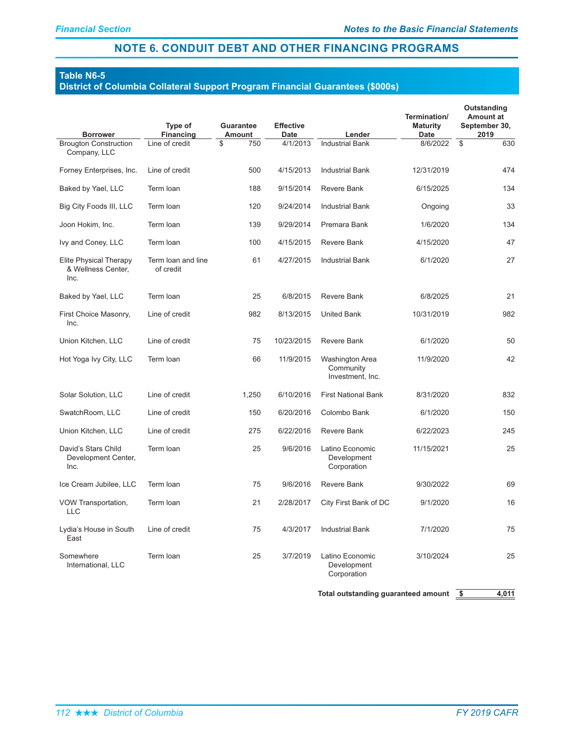# NOTE 6. CONDUIT DEBT AND OTHER FINANCING PROGRAMS

**Table N6-5**
**District of Columbia Collateral Support Program Financial Guarantees ($000s)**

| Borrower | Type of Financing | Guarantee Amount | Effective Date | Lender | Termination/ Maturity Date | Outstanding Amount at September 30, 2019 |
|---|---|---|---|---|---|---|
| Brougton Construction Company, LLC | Line of credit | $ 750 | 4/1/2013 | Industrial Bank | 8/6/2022 | $ 630 |
| Forney Enterprises, Inc. | Line of credit | 500 | 4/15/2013 | Industrial Bank | 12/31/2019 | 474 |
| Baked by Yael, LLC | Term loan | 188 | 9/15/2014 | Revere Bank | 6/15/2025 | 134 |
| Big City Foods III, LLC | Term loan | 120 | 9/24/2014 | Industrial Bank | Ongoing | 33 |
| Joon Hokim, Inc. | Term loan | 139 | 9/29/2014 | Premara Bank | 1/6/2020 | 134 |
| Ivy and Coney, LLC | Term loan | 100 | 4/15/2015 | Revere Bank | 4/15/2020 | 47 |
| Elite Physical Therapy & Wellness Center, Inc. | Term loan and line of credit | 61 | 4/27/2015 | Industrial Bank | 6/1/2020 | 27 |
| Baked by Yael, LLC | Term loan | 25 | 6/8/2015 | Revere Bank | 6/8/2025 | 21 |
| First Choice Masonry, Inc. | Line of credit | 982 | 8/13/2015 | United Bank | 10/31/2019 | 982 |
| Union Kitchen, LLC | Line of credit | 75 | 10/23/2015 | Revere Bank | 6/1/2020 | 50 |
| Hot Yoga Ivy City, LLC | Term loan | 66 | 11/9/2015 | Washington Area Community Investment, Inc. | 11/9/2020 | 42 |
| Solar Solution, LLC | Line of credit | 1,250 | 6/10/2016 | First National Bank | 8/31/2020 | 832 |
| SwatchRoom, LLC | Line of credit | 150 | 6/20/2016 | Colombo Bank | 6/1/2020 | 150 |
| Union Kitchen, LLC | Line of credit | 275 | 6/22/2016 | Revere Bank | 6/22/2023 | 245 |
| David's Stars Child Development Center, Inc. | Term loan | 25 | 9/6/2016 | Latino Economic Development Corporation | 11/15/2021 | 25 |
| Ice Cream Jubilee, LLC | Term loan | 75 | 9/6/2016 | Revere Bank | 9/30/2022 | 69 |
| VOW Transportation, LLC | Term loan | 21 | 2/28/2017 | City First Bank of DC | 9/1/2020 | 16 |
| Lydia's House in South East | Line of credit | 75 | 4/3/2017 | Industrial Bank | 7/1/2020 | 75 |
| Somewhere International, LLC | Term loan | 25 | 3/7/2019 | Latino Economic Development Corporation | 3/10/2024 | 25 |
| | | | | **Total outstanding guaranteed amount** | | **$ 4,011** |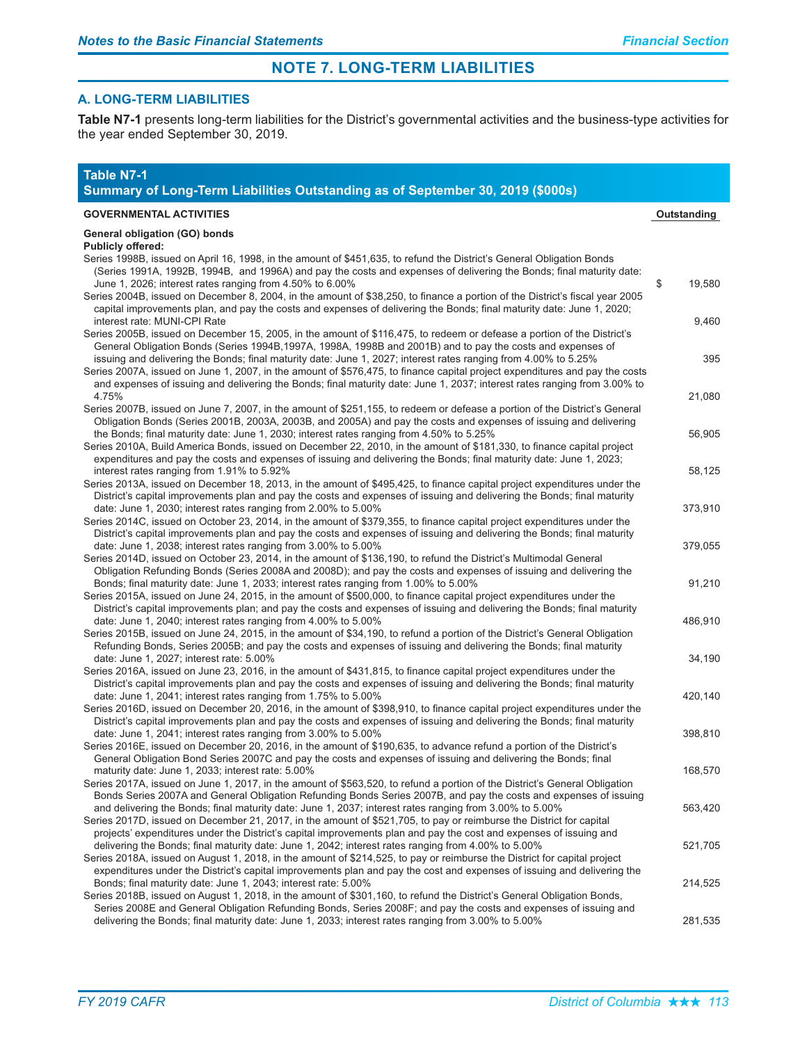# NOTE 7. LONG-TERM LIABILITIES

## A. LONG-TERM LIABILITIES

**Table N7-1** presents long-term liabilities for the District's governmental activities and the business-type activities for the year ended September 30, 2019.

**Table N7-1**
**Summary of Long-Term Liabilities Outstanding as of September 30, 2019 ($000s)**

| GOVERNMENTAL ACTIVITIES | Outstanding |
|---|---|
| **General obligation (GO) bonds** | |
| **Publicly offered:** | |
| Series 1998B, issued on April 16, 1998, in the amount of $451,635, to refund the District's General Obligation Bonds (Series 1991A, 1992B, 1994B, and 1996A) and pay the costs and expenses of delivering the Bonds; final maturity date: June 1, 2026; interest rates ranging from 4.50% to 6.00% | $ 19,580 |
| Series 2004B, issued on December 8, 2004, in the amount of $38,250, to finance a portion of the District's fiscal year 2005 capital improvements plan, and pay the costs and expenses of delivering the Bonds; final maturity date: June 1, 2020; interest rate: MUNI-CPI Rate | 9,460 |
| Series 2005B, issued on December 15, 2005, in the amount of $116,475, to redeem or defease a portion of the District's General Obligation Bonds (Series 1994B,1997A, 1998A, 1998B and 2001B) and to pay the costs and expenses of issuing and delivering the Bonds; final maturity date: June 1, 2027; interest rates ranging from 4.00% to 5.25% | 395 |
| Series 2007A, issued on June 1, 2007, in the amount of $576,475, to finance capital project expenditures and pay the costs and expenses of issuing and delivering the Bonds; final maturity date: June 1, 2037; interest rates ranging from 3.00% to 4.75% | 21,080 |
| Series 2007B, issued on June 7, 2007, in the amount of $251,155, to redeem or defease a portion of the District's General Obligation Bonds (Series 2001B, 2003A, 2003B, and 2005A) and pay the costs and expenses of issuing and delivering the Bonds; final maturity date: June 1, 2030; interest rates ranging from 4.50% to 5.25% | 56,905 |
| Series 2010A, Build America Bonds, issued on December 22, 2010, in the amount of $181,330, to finance capital project expenditures and pay the costs and expenses of issuing and delivering the Bonds; final maturity date: June 1, 2023; interest rates ranging from 1.91% to 5.92% | 58,125 |
| Series 2013A, issued on December 18, 2013, in the amount of $495,425, to finance capital project expenditures under the District's capital improvements plan and pay the costs and expenses of issuing and delivering the Bonds; final maturity date: June 1, 2030; interest rates ranging from 2.00% to 5.00% | 373,910 |
| Series 2014C, issued on October 23, 2014, in the amount of $379,355, to finance capital project expenditures under the District's capital improvements plan and pay the costs and expenses of issuing and delivering the Bonds; final maturity date: June 1, 2038; interest rates ranging from 3.00% to 5.00% | 379,055 |
| Series 2014D, issued on October 23, 2014, in the amount of $136,190, to refund the District's Multimodal General Obligation Refunding Bonds (Series 2008A and 2008D); and pay the costs and expenses of issuing and delivering the Bonds; final maturity date: June 1, 2033; interest rates ranging from 1.00% to 5.00% | 91,210 |
| Series 2015A, issued on June 24, 2015, in the amount of $500,000, to finance capital project expenditures under the District's capital improvements plan; and pay the costs and expenses of issuing and delivering the Bonds; final maturity date: June 1, 2040; interest rates ranging from 4.00% to 5.00% | 486,910 |
| Series 2015B, issued on June 24, 2015, in the amount of $34,190, to refund a portion of the District's General Obligation Refunding Bonds, Series 2005B; and pay the costs and expenses of issuing and delivering the Bonds; final maturity date: June 1, 2027; interest rate: 5.00% | 34,190 |
| Series 2016A, issued on June 23, 2016, in the amount of $431,815, to finance capital project expenditures under the District's capital improvements plan and pay the costs and expenses of issuing and delivering the Bonds; final maturity date: June 1, 2041; interest rates ranging from 1.75% to 5.00% | 420,140 |
| Series 2016D, issued on December 20, 2016, in the amount of $398,910, to finance capital project expenditures under the District's capital improvements plan and pay the costs and expenses of issuing and delivering the Bonds; final maturity date: June 1, 2041; interest rates ranging from 3.00% to 5.00% | 398,810 |
| Series 2016E, issued on December 20, 2016, in the amount of $190,635, to advance refund a portion of the District's General Obligation Bond Series 2007C and pay the costs and expenses of issuing and delivering the Bonds; final maturity date: June 1, 2033; interest rate: 5.00% | 168,570 |
| Series 2017A, issued on June 1, 2017, in the amount of $563,520, to refund a portion of the District's General Obligation Bonds Series 2007A and General Obligation Refunding Bonds Series 2007B, and pay the costs and expenses of issuing and delivering the Bonds; final maturity date: June 1, 2037; interest rates ranging from 3.00% to 5.00% | 563,420 |
| Series 2017D, issued on December 21, 2017, in the amount of $521,705, to pay or reimburse the District for capital projects' expenditures under the District's capital improvements plan and pay the cost and expenses of issuing and delivering the Bonds; final maturity date: June 1, 2042; interest rates ranging from 4.00% to 5.00% | 521,705 |
| Series 2018A, issued on August 1, 2018, in the amount of $214,525, to pay or reimburse the District for capital project expenditures under the District's capital improvements plan and pay the cost and expenses of issuing and delivering the Bonds; final maturity date: June 1, 2043; interest rate: 5.00% | 214,525 |
| Series 2018B, issued on August 1, 2018, in the amount of $301,160, to refund the District's General Obligation Bonds, Series 2008E and General Obligation Refunding Bonds, Series 2008F; and pay the costs and expenses of issuing and delivering the Bonds; final maturity date: June 1, 2033; interest rates ranging from 3.00% to 5.00% | 281,535 |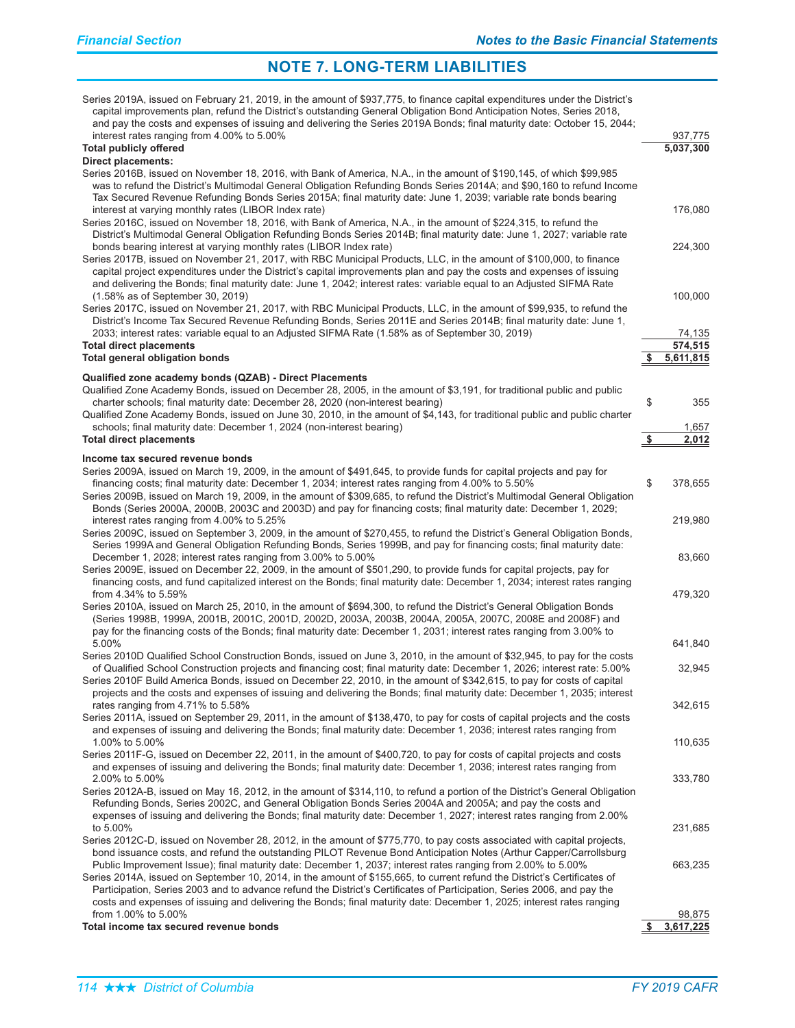## NOTE 7. LONG-TERM LIABILITIES

| Description | Amount |
|---|---|
| Series 2019A, issued on February 21, 2019, in the amount of $937,775, to finance capital expenditures under the District's capital improvements plan, refund the District's outstanding General Obligation Bond Anticipation Notes, Series 2018, and pay the costs and expenses of issuing and delivering the Series 2019A Bonds; final maturity date: October 15, 2044; interest rates ranging from 4.00% to 5.00% | 937,775 |
| **Total publicly offered** | **5,037,300** |
| **Direct placements:** | |
| Series 2016B, issued on November 18, 2016, with Bank of America, N.A., in the amount of $190,145, of which $99,985 was to refund the District's Multimodal General Obligation Refunding Bonds Series 2014A; and $90,160 to refund Income Tax Secured Revenue Refunding Bonds Series 2015A; final maturity date: June 1, 2039; variable rate bonds bearing interest at varying monthly rates (LIBOR Index rate) | 176,080 |
| Series 2016C, issued on November 18, 2016, with Bank of America, N.A., in the amount of $224,315, to refund the District's Multimodal General Obligation Refunding Bonds Series 2014B; final maturity date: June 1, 2027; variable rate bonds bearing interest at varying monthly rates (LIBOR Index rate) | 224,300 |
| Series 2017B, issued on November 21, 2017, with RBC Municipal Products, LLC, in the amount of $100,000, to finance capital project expenditures under the District's capital improvements plan and pay the costs and expenses of issuing and delivering the Bonds; final maturity date: June 1, 2042; interest rates: variable equal to an Adjusted SIFMA Rate (1.58% as of September 30, 2019) | 100,000 |
| Series 2017C, issued on November 21, 2017, with RBC Municipal Products, LLC, in the amount of $99,935, to refund the District's Income Tax Secured Revenue Refunding Bonds, Series 2011E and Series 2014B; final maturity date: June 1, 2033; interest rates: variable equal to an Adjusted SIFMA Rate (1.58% as of September 30, 2019) | 74,135 |
| **Total direct placements** | **574,515** |
| **Total general obligation bonds** | **$ 5,611,815** |
| **Qualified zone academy bonds (QZAB) - Direct Placements** | |
| Qualified Zone Academy Bonds, issued on December 28, 2005, in the amount of $3,191, for traditional public and public charter schools; final maturity date: December 28, 2020 (non-interest bearing) | $ 355 |
| Qualified Zone Academy Bonds, issued on June 30, 2010, in the amount of $4,143, for traditional public and public charter schools; final maturity date: December 1, 2024 (non-interest bearing) | 1,657 |
| **Total direct placements** | **$ 2,012** |
| **Income tax secured revenue bonds** | |
| Series 2009A, issued on March 19, 2009, in the amount of $491,645, to provide funds for capital projects and pay for financing costs; final maturity date: December 1, 2034; interest rates ranging from 4.00% to 5.50% | $ 378,655 |
| Series 2009B, issued on March 19, 2009, in the amount of $309,685, to refund the District's Multimodal General Obligation Bonds (Series 2000A, 2000B, 2003C and 2003D) and pay for financing costs; final maturity date: December 1, 2029; interest rates ranging from 4.00% to 5.25% | 219,980 |
| Series 2009C, issued on September 3, 2009, in the amount of $270,455, to refund the District's General Obligation Bonds, Series 1999A and General Obligation Refunding Bonds, Series 1999B, and pay for financing costs; final maturity date: December 1, 2028; interest rates ranging from 3.00% to 5.00% | 83,660 |
| Series 2009E, issued on December 22, 2009, in the amount of $501,290, to provide funds for capital projects, pay for financing costs, and fund capitalized interest on the Bonds; final maturity date: December 1, 2034; interest rates ranging from 4.34% to 5.59% | 479,320 |
| Series 2010A, issued on March 25, 2010, in the amount of $694,300, to refund the District's General Obligation Bonds (Series 1998B, 1999A, 2001B, 2001C, 2001D, 2002D, 2003A, 2003B, 2004A, 2005A, 2007C, 2008E and 2008F) and pay for the financing costs of the Bonds; final maturity date: December 1, 2031; interest rates ranging from 3.00% to 5.00% | 641,840 |
| Series 2010D Qualified School Construction Bonds, issued on June 3, 2010, in the amount of $32,945, to pay for the costs of Qualified School Construction projects and financing cost; final maturity date: December 1, 2026; interest rate: 5.00% | 32,945 |
| Series 2010F Build America Bonds, issued on December 22, 2010, in the amount of $342,615, to pay for costs of capital projects and the costs and expenses of issuing and delivering the Bonds; final maturity date: December 1, 2035; interest rates ranging from 4.71% to 5.58% | 342,615 |
| Series 2011A, issued on September 29, 2011, in the amount of $138,470, to pay for costs of capital projects and the costs and expenses of issuing and delivering the Bonds; final maturity date: December 1, 2036; interest rates ranging from 1.00% to 5.00% | 110,635 |
| Series 2011F-G, issued on December 22, 2011, in the amount of $400,720, to pay for costs of capital projects and costs and expenses of issuing and delivering the Bonds; final maturity date: December 1, 2036; interest rates ranging from 2.00% to 5.00% | 333,780 |
| Series 2012A-B, issued on May 16, 2012, in the amount of $314,110, to refund a portion of the District's General Obligation Refunding Bonds, Series 2002C, and General Obligation Bonds Series 2004A and 2005A; and pay the costs and expenses of issuing and delivering the Bonds; final maturity date: December 1, 2027; interest rates ranging from 2.00% to 5.00% | 231,685 |
| Series 2012C-D, issued on November 28, 2012, in the amount of $775,770, to pay costs associated with capital projects, bond issuance costs, and refund the outstanding PILOT Revenue Bond Anticipation Notes (Arthur Capper/Carrollsburg Public Improvement Issue); final maturity date: December 1, 2037; interest rates ranging from 2.00% to 5.00% | 663,235 |
| Series 2014A, issued on September 10, 2014, in the amount of $155,665, to current refund the District's Certificates of Participation, Series 2003 and to advance refund the District's Certificates of Participation, Series 2006, and pay the costs and expenses of issuing and delivering the Bonds; final maturity date: December 1, 2025; interest rates ranging from 1.00% to 5.00% | 98,875 |
| **Total income tax secured revenue bonds** | **$ 3,617,225** |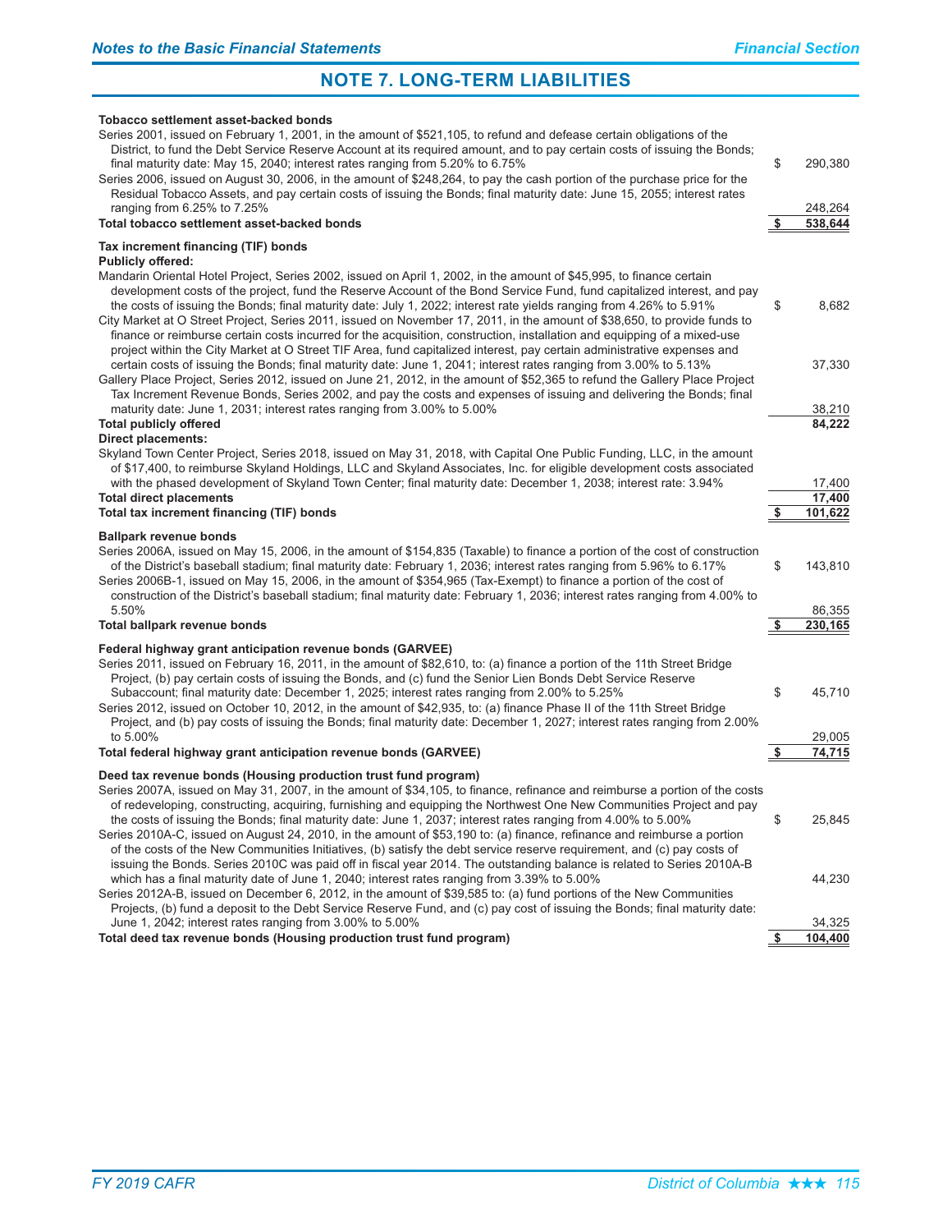## NOTE 7. LONG-TERM LIABILITIES

| Description | | Amount |
|---|---|---|
| **Tobacco settlement asset-backed bonds** | | |
| Series 2001, issued on February 1, 2001, in the amount of $521,105, to refund and defease certain obligations of the District, to fund the Debt Service Reserve Account at its required amount, and to pay certain costs of issuing the Bonds; final maturity date: May 15, 2040; interest rates ranging from 5.20% to 6.75% | $ | 290,380 |
| Series 2006, issued on August 30, 2006, in the amount of $248,264, to pay the cash portion of the purchase price for the Residual Tobacco Assets, and pay certain costs of issuing the Bonds; final maturity date: June 15, 2055; interest rates ranging from 6.25% to 7.25% | | 248,264 |
| **Total tobacco settlement asset-backed bonds** | **$** | **538,644** |
| **Tax increment financing (TIF) bonds** | | |
| **Publicly offered:** | | |
| Mandarin Oriental Hotel Project, Series 2002, issued on April 1, 2002, in the amount of $45,995, to finance certain development costs of the project, fund the Reserve Account of the Bond Service Fund, fund capitalized interest, and pay the costs of issuing the Bonds; final maturity date: July 1, 2022; interest rate yields ranging from 4.26% to 5.91% | $ | 8,682 |
| City Market at O Street Project, Series 2011, issued on November 17, 2011, in the amount of $38,650, to provide funds to finance or reimburse certain costs incurred for the acquisition, construction, installation and equipping of a mixed-use project within the City Market at O Street TIF Area, fund capitalized interest, pay certain administrative expenses and certain costs of issuing the Bonds; final maturity date: June 1, 2041; interest rates ranging from 3.00% to 5.13% | | 37,330 |
| Gallery Place Project, Series 2012, issued on June 21, 2012, in the amount of $52,365 to refund the Gallery Place Project Tax Increment Revenue Bonds, Series 2002, and pay the costs and expenses of issuing and delivering the Bonds; final maturity date: June 1, 2031; interest rates ranging from 3.00% to 5.00% | | 38,210 |
| **Total publicly offered** | | **84,222** |
| **Direct placements:** | | |
| Skyland Town Center Project, Series 2018, issued on May 31, 2018, with Capital One Public Funding, LLC, in the amount of $17,400, to reimburse Skyland Holdings, LLC and Skyland Associates, Inc. for eligible development costs associated with the phased development of Skyland Town Center; final maturity date: December 1, 2038; interest rate: 3.94% | | 17,400 |
| **Total direct placements** | | **17,400** |
| **Total tax increment financing (TIF) bonds** | **$** | **101,622** |
| **Ballpark revenue bonds** | | |
| Series 2006A, issued on May 15, 2006, in the amount of $154,835 (Taxable) to finance a portion of the cost of construction of the District's baseball stadium; final maturity date: February 1, 2036; interest rates ranging from 5.96% to 6.17% | $ | 143,810 |
| Series 2006B-1, issued on May 15, 2006, in the amount of $354,965 (Tax-Exempt) to finance a portion of the cost of construction of the District's baseball stadium; final maturity date: February 1, 2036; interest rates ranging from 4.00% to 5.50% | | 86,355 |
| **Total ballpark revenue bonds** | **$** | **230,165** |
| **Federal highway grant anticipation revenue bonds (GARVEE)** | | |
| Series 2011, issued on February 16, 2011, in the amount of $82,610, to: (a) finance a portion of the 11th Street Bridge Project, (b) pay certain costs of issuing the Bonds, and (c) fund the Senior Lien Bonds Debt Service Reserve Subaccount; final maturity date: December 1, 2025; interest rates ranging from 2.00% to 5.25% | $ | 45,710 |
| Series 2012, issued on October 10, 2012, in the amount of $42,935, to: (a) finance Phase II of the 11th Street Bridge Project, and (b) pay costs of issuing the Bonds; final maturity date: December 1, 2027; interest rates ranging from 2.00% to 5.00% | | 29,005 |
| **Total federal highway grant anticipation revenue bonds (GARVEE)** | **$** | **74,715** |
| **Deed tax revenue bonds (Housing production trust fund program)** | | |
| Series 2007A, issued on May 31, 2007, in the amount of $34,105, to finance, refinance and reimburse a portion of the costs of redeveloping, constructing, acquiring, furnishing and equipping the Northwest One New Communities Project and pay the costs of issuing the Bonds; final maturity date: June 1, 2037; interest rates ranging from 4.00% to 5.00% | $ | 25,845 |
| Series 2010A-C, issued on August 24, 2010, in the amount of $53,190 to: (a) finance, refinance and reimburse a portion of the costs of the New Communities Initiatives, (b) satisfy the debt service reserve requirement, and (c) pay costs of issuing the Bonds. Series 2010C was paid off in fiscal year 2014. The outstanding balance is related to Series 2010A-B which has a final maturity date of June 1, 2040; interest rates ranging from 3.39% to 5.00% | | 44,230 |
| Series 2012A-B, issued on December 6, 2012, in the amount of $39,585 to: (a) fund portions of the New Communities Projects, (b) fund a deposit to the Debt Service Reserve Fund, and (c) pay cost of issuing the Bonds; final maturity date: June 1, 2042; interest rates ranging from 3.00% to 5.00% | | 34,325 |
| **Total deed tax revenue bonds (Housing production trust fund program)** | **$** | **104,400** |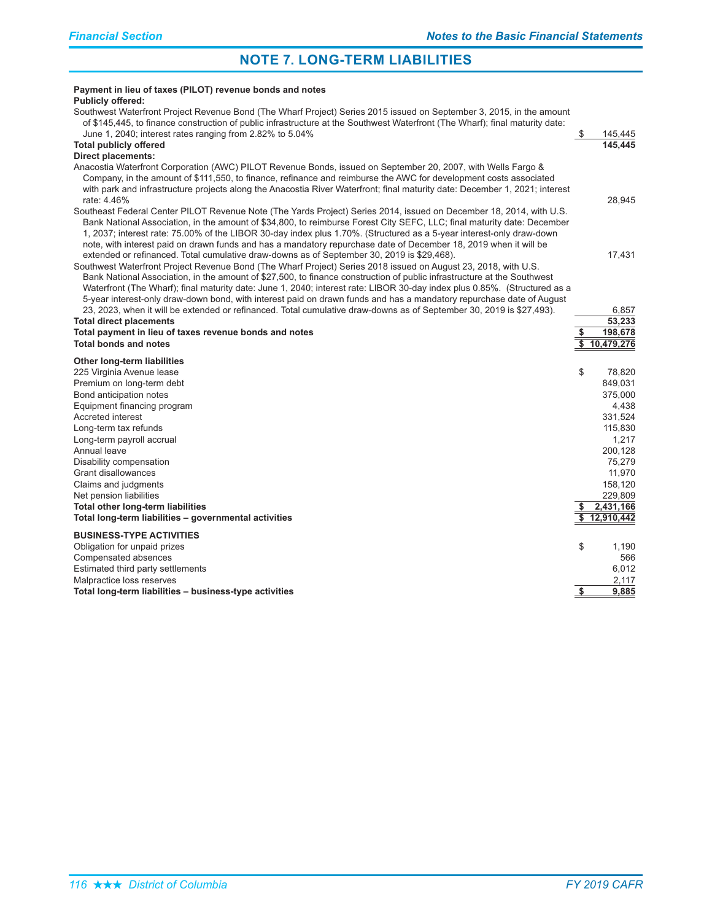## NOTE 7. LONG-TERM LIABILITIES

| | |
|---|---|
| **Payment in lieu of taxes (PILOT) revenue bonds and notes** | |
| **Publicly offered:** | |
| Southwest Waterfront Project Revenue Bond (The Wharf Project) Series 2015 issued on September 3, 2015, in the amount of $145,445, to finance construction of public infrastructure at the Southwest Waterfront (The Wharf); final maturity date: June 1, 2040; interest rates ranging from 2.82% to 5.04% | $ 145,445 |
| **Total publicly offered** | **145,445** |
| **Direct placements:** | |
| Anacostia Waterfront Corporation (AWC) PILOT Revenue Bonds, issued on September 20, 2007, with Wells Fargo & Company, in the amount of $111,550, to finance, refinance and reimburse the AWC for development costs associated with park and infrastructure projects along the Anacostia River Waterfront; final maturity date: December 1, 2021; interest rate: 4.46% | 28,945 |
| Southeast Federal Center PILOT Revenue Note (The Yards Project) Series 2014, issued on December 18, 2014, with U.S. Bank National Association, in the amount of $34,800, to reimburse Forest City SEFC, LLC; final maturity date: December 1, 2037; interest rate: 75.00% of the LIBOR 30-day index plus 1.70%. (Structured as a 5-year interest-only draw-down note, with interest paid on drawn funds and has a mandatory repurchase date of December 18, 2019 when it will be extended or refinanced. Total cumulative draw-downs as of September 30, 2019 is $29,468). | 17,431 |
| Southwest Waterfront Project Revenue Bond (The Wharf Project) Series 2018 issued on August 23, 2018, with U.S. Bank National Association, in the amount of $27,500, to finance construction of public infrastructure at the Southwest Waterfront (The Wharf); final maturity date: June 1, 2040; interest rate: LIBOR 30-day index plus 0.85%. (Structured as a 5-year interest-only draw-down bond, with interest paid on drawn funds and has a mandatory repurchase date of August 23, 2023, when it will be extended or refinanced. Total cumulative draw-downs as of September 30, 2019 is $27,493). | 6,857 |
| **Total direct placements** | **53,233** |
| **Total payment in lieu of taxes revenue bonds and notes** | **$ 198,678** |
| **Total bonds and notes** | **$ 10,479,276** |
| | |
| **Other long-term liabilities** | |
| 225 Virginia Avenue lease | $ 78,820 |
| Premium on long-term debt | 849,031 |
| Bond anticipation notes | 375,000 |
| Equipment financing program | 4,438 |
| Accreted interest | 331,524 |
| Long-term tax refunds | 115,830 |
| Long-term payroll accrual | 1,217 |
| Annual leave | 200,128 |
| Disability compensation | 75,279 |
| Grant disallowances | 11,970 |
| Claims and judgments | 158,120 |
| Net pension liabilities | 229,809 |
| **Total other long-term liabilities** | **$ 2,431,166** |
| **Total long-term liabilities – governmental activities** | **$ 12,910,442** |
| | |
| **BUSINESS-TYPE ACTIVITIES** | |
| Obligation for unpaid prizes | $ 1,190 |
| Compensated absences | 566 |
| Estimated third party settlements | 6,012 |
| Malpractice loss reserves | 2,117 |
| **Total long-term liabilities – business-type activities** | **$ 9,885** |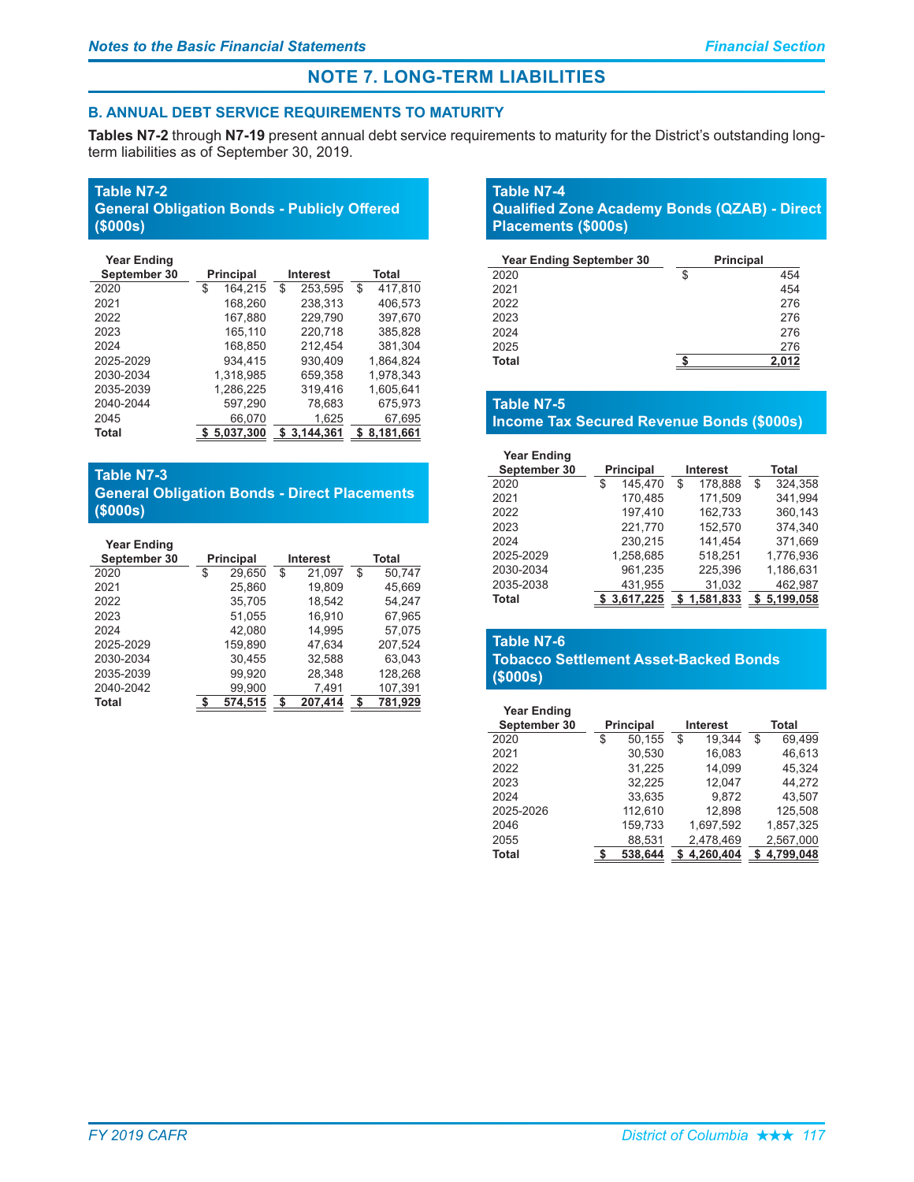## NOTE 7. LONG-TERM LIABILITIES

### B. ANNUAL DEBT SERVICE REQUIREMENTS TO MATURITY

**Tables N7-2** through **N7-19** present annual debt service requirements to maturity for the District's outstanding long-term liabilities as of September 30, 2019.

**Table N7-2**
**General Obligation Bonds - Publicly Offered ($000s)**

| Year Ending September 30 | Principal | Interest | Total |
|---|---|---|---|
| 2020 | $ 164,215 | $ 253,595 | $ 417,810 |
| 2021 | 168,260 | 238,313 | 406,573 |
| 2022 | 167,880 | 229,790 | 397,670 |
| 2023 | 165,110 | 220,718 | 385,828 |
| 2024 | 168,850 | 212,454 | 381,304 |
| 2025-2029 | 934,415 | 930,409 | 1,864,824 |
| 2030-2034 | 1,318,985 | 659,358 | 1,978,343 |
| 2035-2039 | 1,286,225 | 319,416 | 1,605,641 |
| 2040-2044 | 597,290 | 78,683 | 675,973 |
| 2045 | 66,070 | 1,625 | 67,695 |
| **Total** | **$ 5,037,300** | **$ 3,144,361** | **$ 8,181,661** |

**Table N7-3**
**General Obligation Bonds - Direct Placements ($000s)**

| Year Ending September 30 | Principal | Interest | Total |
|---|---|---|---|
| 2020 | $ 29,650 | $ 21,097 | $ 50,747 |
| 2021 | 25,860 | 19,809 | 45,669 |
| 2022 | 35,705 | 18,542 | 54,247 |
| 2023 | 51,055 | 16,910 | 67,965 |
| 2024 | 42,080 | 14,995 | 57,075 |
| 2025-2029 | 159,890 | 47,634 | 207,524 |
| 2030-2034 | 30,455 | 32,588 | 63,043 |
| 2035-2039 | 99,920 | 28,348 | 128,268 |
| 2040-2042 | 99,900 | 7,491 | 107,391 |
| **Total** | **$ 574,515** | **$ 207,414** | **$ 781,929** |

**Table N7-4**
**Qualified Zone Academy Bonds (QZAB) - Direct Placements ($000s)**

| Year Ending September 30 | Principal |
|---|---|
| 2020 | $ 454 |
| 2021 | 454 |
| 2022 | 276 |
| 2023 | 276 |
| 2024 | 276 |
| 2025 | 276 |
| **Total** | **$ 2,012** |

**Table N7-5**
**Income Tax Secured Revenue Bonds ($000s)**

| Year Ending September 30 | Principal | Interest | Total |
|---|---|---|---|
| 2020 | $ 145,470 | $ 178,888 | $ 324,358 |
| 2021 | 170,485 | 171,509 | 341,994 |
| 2022 | 197,410 | 162,733 | 360,143 |
| 2023 | 221,770 | 152,570 | 374,340 |
| 2024 | 230,215 | 141,454 | 371,669 |
| 2025-2029 | 1,258,685 | 518,251 | 1,776,936 |
| 2030-2034 | 961,235 | 225,396 | 1,186,631 |
| 2035-2038 | 431,955 | 31,032 | 462,987 |
| **Total** | **$ 3,617,225** | **$ 1,581,833** | **$ 5,199,058** |

**Table N7-6**
**Tobacco Settlement Asset-Backed Bonds ($000s)**

| Year Ending September 30 | Principal | Interest | Total |
|---|---|---|---|
| 2020 | $ 50,155 | $ 19,344 | $ 69,499 |
| 2021 | 30,530 | 16,083 | 46,613 |
| 2022 | 31,225 | 14,099 | 45,324 |
| 2023 | 32,225 | 12,047 | 44,272 |
| 2024 | 33,635 | 9,872 | 43,507 |
| 2025-2026 | 112,610 | 12,898 | 125,508 |
| 2046 | 159,733 | 1,697,592 | 1,857,325 |
| 2055 | 88,531 | 2,478,469 | 2,567,000 |
| **Total** | **$ 538,644** | **$ 4,260,404** | **$ 4,799,048** |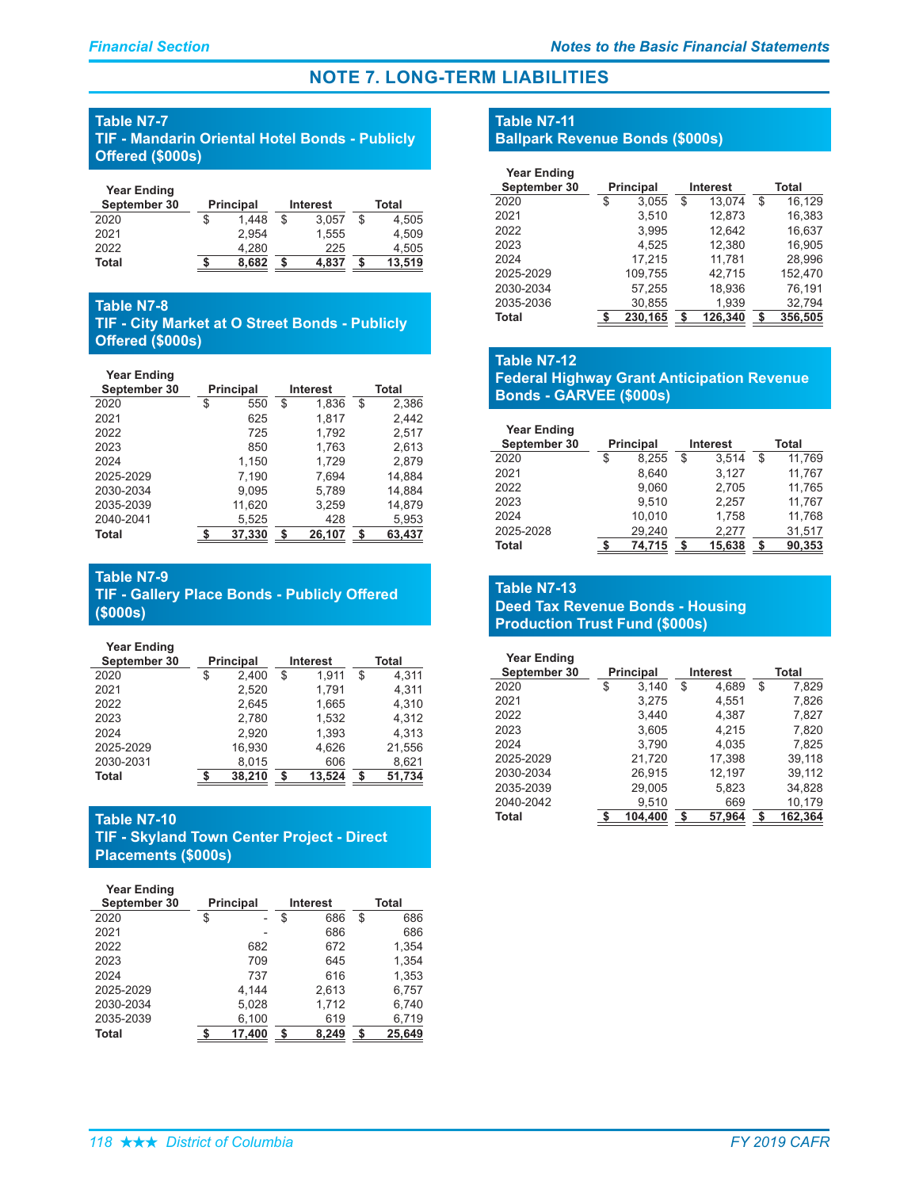# NOTE 7. LONG-TERM LIABILITIES

### Table N7-7
### TIF - Mandarin Oriental Hotel Bonds - Publicly Offered ($000s)

| Year Ending September 30 | Principal | Interest | Total |
|---|---|---|---|
| 2020 | $ 1,448 | $ 3,057 | $ 4,505 |
| 2021 | 2,954 | 1,555 | 4,509 |
| 2022 | 4,280 | 225 | 4,505 |
| **Total** | **$ 8,682** | **$ 4,837** | **$ 13,519** |

### Table N7-8
### TIF - City Market at O Street Bonds - Publicly Offered ($000s)

| Year Ending September 30 | Principal | Interest | Total |
|---|---|---|---|
| 2020 | $ 550 | $ 1,836 | $ 2,386 |
| 2021 | 625 | 1,817 | 2,442 |
| 2022 | 725 | 1,792 | 2,517 |
| 2023 | 850 | 1,763 | 2,613 |
| 2024 | 1,150 | 1,729 | 2,879 |
| 2025-2029 | 7,190 | 7,694 | 14,884 |
| 2030-2034 | 9,095 | 5,789 | 14,884 |
| 2035-2039 | 11,620 | 3,259 | 14,879 |
| 2040-2041 | 5,525 | 428 | 5,953 |
| **Total** | **$ 37,330** | **$ 26,107** | **$ 63,437** |

### Table N7-9
### TIF - Gallery Place Bonds - Publicly Offered ($000s)

| Year Ending September 30 | Principal | Interest | Total |
|---|---|---|---|
| 2020 | $ 2,400 | $ 1,911 | $ 4,311 |
| 2021 | 2,520 | 1,791 | 4,311 |
| 2022 | 2,645 | 1,665 | 4,310 |
| 2023 | 2,780 | 1,532 | 4,312 |
| 2024 | 2,920 | 1,393 | 4,313 |
| 2025-2029 | 16,930 | 4,626 | 21,556 |
| 2030-2031 | 8,015 | 606 | 8,621 |
| **Total** | **$ 38,210** | **$ 13,524** | **$ 51,734** |

### Table N7-10
### TIF - Skyland Town Center Project - Direct Placements ($000s)

| Year Ending September 30 | Principal | Interest | Total |
|---|---|---|---|
| 2020 | $ - | $ 686 | $ 686 |
| 2021 | - | 686 | 686 |
| 2022 | 682 | 672 | 1,354 |
| 2023 | 709 | 645 | 1,354 |
| 2024 | 737 | 616 | 1,353 |
| 2025-2029 | 4,144 | 2,613 | 6,757 |
| 2030-2034 | 5,028 | 1,712 | 6,740 |
| 2035-2039 | 6,100 | 619 | 6,719 |
| **Total** | **$ 17,400** | **$ 8,249** | **$ 25,649** |

### Table N7-11
### Ballpark Revenue Bonds ($000s)

| Year Ending September 30 | Principal | Interest | Total |
|---|---|---|---|
| 2020 | $ 3,055 | $ 13,074 | $ 16,129 |
| 2021 | 3,510 | 12,873 | 16,383 |
| 2022 | 3,995 | 12,642 | 16,637 |
| 2023 | 4,525 | 12,380 | 16,905 |
| 2024 | 17,215 | 11,781 | 28,996 |
| 2025-2029 | 109,755 | 42,715 | 152,470 |
| 2030-2034 | 57,255 | 18,936 | 76,191 |
| 2035-2036 | 30,855 | 1,939 | 32,794 |
| **Total** | **$ 230,165** | **$ 126,340** | **$ 356,505** |

### Table N7-12
### Federal Highway Grant Anticipation Revenue Bonds - GARVEE ($000s)

| Year Ending September 30 | Principal | Interest | Total |
|---|---|---|---|
| 2020 | $ 8,255 | $ 3,514 | $ 11,769 |
| 2021 | 8,640 | 3,127 | 11,767 |
| 2022 | 9,060 | 2,705 | 11,765 |
| 2023 | 9,510 | 2,257 | 11,767 |
| 2024 | 10,010 | 1,758 | 11,768 |
| 2025-2028 | 29,240 | 2,277 | 31,517 |
| **Total** | **$ 74,715** | **$ 15,638** | **$ 90,353** |

### Table N7-13
### Deed Tax Revenue Bonds - Housing Production Trust Fund ($000s)

| Year Ending September 30 | Principal | Interest | Total |
|---|---|---|---|
| 2020 | $ 3,140 | $ 4,689 | $ 7,829 |
| 2021 | 3,275 | 4,551 | 7,826 |
| 2022 | 3,440 | 4,387 | 7,827 |
| 2023 | 3,605 | 4,215 | 7,820 |
| 2024 | 3,790 | 4,035 | 7,825 |
| 2025-2029 | 21,720 | 17,398 | 39,118 |
| 2030-2034 | 26,915 | 12,197 | 39,112 |
| 2035-2039 | 29,005 | 5,823 | 34,828 |
| 2040-2042 | 9,510 | 669 | 10,179 |
| **Total** | **$ 104,400** | **$ 57,964** | **$ 162,364** |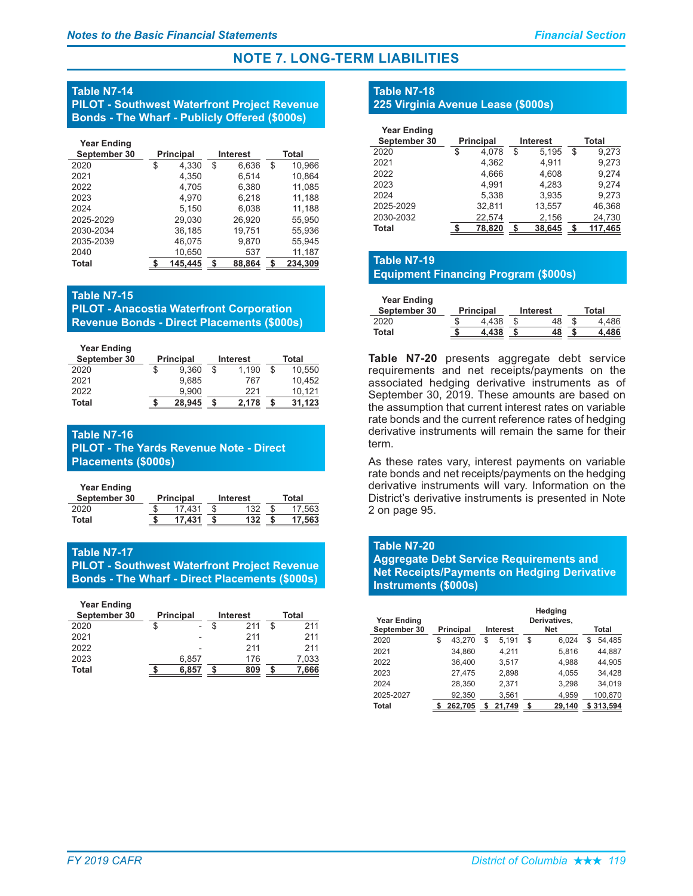## NOTE 7. LONG-TERM LIABILITIES

### Table N7-14
### PILOT - Southwest Waterfront Project Revenue Bonds - The Wharf - Publicly Offered ($000s)

| Year Ending September 30 | Principal | Interest | Total |
|---|---|---|---|
| 2020 | $ 4,330 | $ 6,636 | $ 10,966 |
| 2021 | 4,350 | 6,514 | 10,864 |
| 2022 | 4,705 | 6,380 | 11,085 |
| 2023 | 4,970 | 6,218 | 11,188 |
| 2024 | 5,150 | 6,038 | 11,188 |
| 2025-2029 | 29,030 | 26,920 | 55,950 |
| 2030-2034 | 36,185 | 19,751 | 55,936 |
| 2035-2039 | 46,075 | 9,870 | 55,945 |
| 2040 | 10,650 | 537 | 11,187 |
| **Total** | **$ 145,445** | **$ 88,864** | **$ 234,309** |

### Table N7-15
### PILOT - Anacostia Waterfront Corporation Revenue Bonds - Direct Placements ($000s)

| Year Ending September 30 | Principal | Interest | Total |
|---|---|---|---|
| 2020 | $ 9,360 | $ 1,190 | $ 10,550 |
| 2021 | 9,685 | 767 | 10,452 |
| 2022 | 9,900 | 221 | 10,121 |
| **Total** | **$ 28,945** | **$ 2,178** | **$ 31,123** |

### Table N7-16
### PILOT - The Yards Revenue Note - Direct Placements ($000s)

| Year Ending September 30 | Principal | Interest | Total |
|---|---|---|---|
| 2020 | $ 17,431 | $ 132 | $ 17,563 |
| **Total** | **$ 17,431** | **$ 132** | **$ 17,563** |

### Table N7-17
### PILOT - Southwest Waterfront Project Revenue Bonds - The Wharf - Direct Placements ($000s)

| Year Ending September 30 | Principal | Interest | Total |
|---|---|---|---|
| 2020 | $ - | $ 211 | $ 211 |
| 2021 | - | 211 | 211 |
| 2022 | - | 211 | 211 |
| 2023 | 6,857 | 176 | 7,033 |
| **Total** | **$ 6,857** | **$ 809** | **$ 7,666** |

### Table N7-18
### 225 Virginia Avenue Lease ($000s)

| Year Ending September 30 | Principal | Interest | Total |
|---|---|---|---|
| 2020 | $ 4,078 | $ 5,195 | $ 9,273 |
| 2021 | 4,362 | 4,911 | 9,273 |
| 2022 | 4,666 | 4,608 | 9,274 |
| 2023 | 4,991 | 4,283 | 9,274 |
| 2024 | 5,338 | 3,935 | 9,273 |
| 2025-2029 | 32,811 | 13,557 | 46,368 |
| 2030-2032 | 22,574 | 2,156 | 24,730 |
| **Total** | **$ 78,820** | **$ 38,645** | **$ 117,465** |

### Table N7-19
### Equipment Financing Program ($000s)

| Year Ending September 30 | Principal | Interest | Total |
|---|---|---|---|
| 2020 | $ 4,438 | $ 48 | $ 4,486 |
| **Total** | **$ 4,438** | **$ 48** | **$ 4,486** |

**Table N7-20** presents aggregate debt service requirements and net receipts/payments on the associated hedging derivative instruments as of September 30, 2019. These amounts are based on the assumption that current interest rates on variable rate bonds and the current reference rates of hedging derivative instruments will remain the same for their term.

As these rates vary, interest payments on variable rate bonds and net receipts/payments on the hedging derivative instruments will vary. Information on the District's derivative instruments is presented in Note 2 on page 95.

### Table N7-20
### Aggregate Debt Service Requirements and Net Receipts/Payments on Hedging Derivative Instruments ($000s)

| Year Ending September 30 | Principal | Interest | Hedging Derivatives, Net | Total |
|---|---|---|---|---|
| 2020 | $ 43,270 | $ 5,191 | $ 6,024 | $ 54,485 |
| 2021 | 34,860 | 4,211 | 5,816 | 44,887 |
| 2022 | 36,400 | 3,517 | 4,988 | 44,905 |
| 2023 | 27,475 | 2,898 | 4,055 | 34,428 |
| 2024 | 28,350 | 2,371 | 3,298 | 34,019 |
| 2025-2027 | 92,350 | 3,561 | 4,959 | 100,870 |
| **Total** | **$ 262,705** | **$ 21,749** | **$ 29,140** | **$ 313,594** |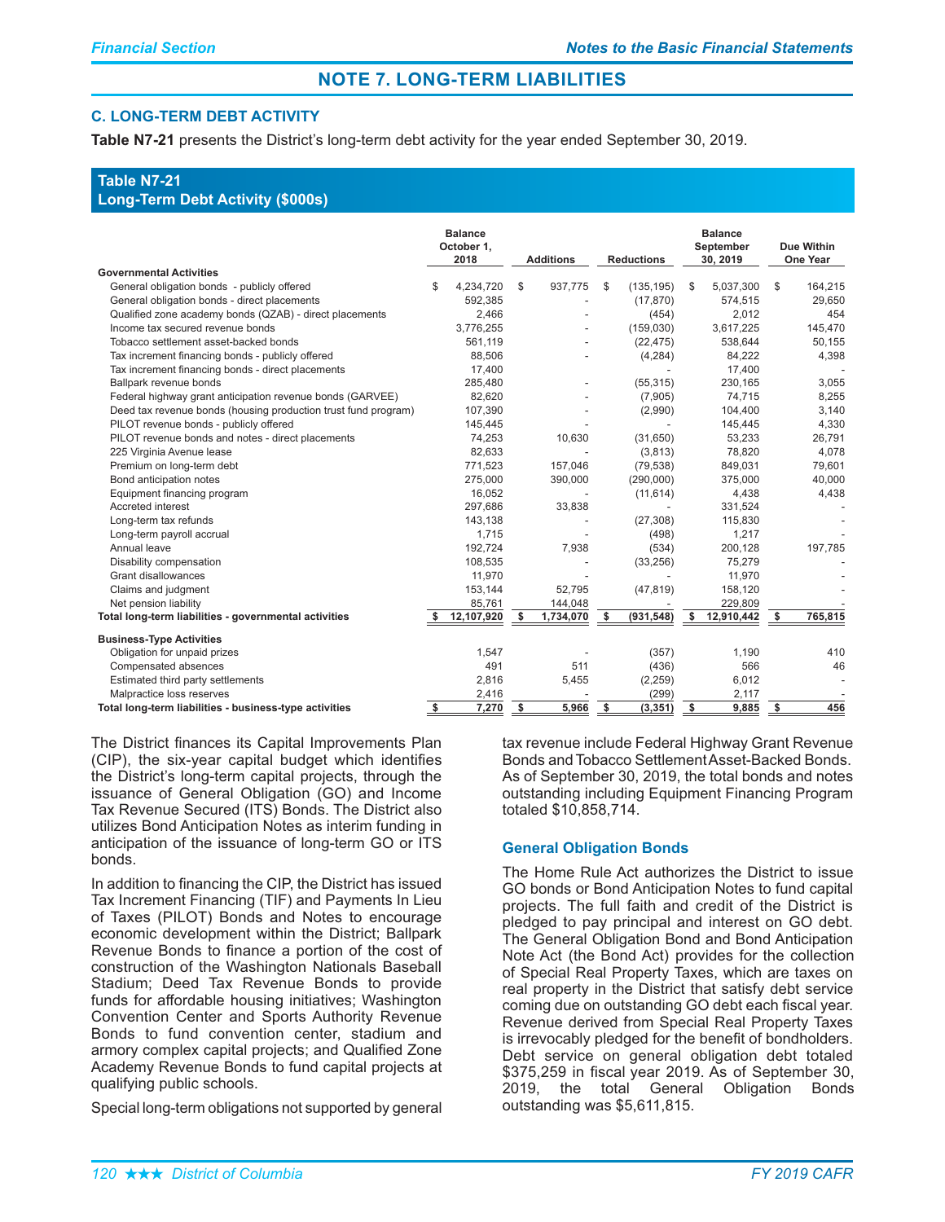## NOTE 7. LONG-TERM LIABILITIES

### C. LONG-TERM DEBT ACTIVITY

**Table N7-21** presents the District's long-term debt activity for the year ended September 30, 2019.

**Table N7-21**
**Long-Term Debt Activity ($000s)**

| | Balance October 1, 2018 | Additions | Reductions | Balance September 30, 2019 | Due Within One Year |
|---|---|---|---|---|---|
| **Governmental Activities** | | | | | |
| General obligation bonds - publicly offered | $ 4,234,720 | $ 937,775 | $ (135,195) | $ 5,037,300 | $ 164,215 |
| General obligation bonds - direct placements | 592,385 | - | (17,870) | 574,515 | 29,650 |
| Qualified zone academy bonds (QZAB) - direct placements | 2,466 | - | (454) | 2,012 | 454 |
| Income tax secured revenue bonds | 3,776,255 | - | (159,030) | 3,617,225 | 145,470 |
| Tobacco settlement asset-backed bonds | 561,119 | - | (22,475) | 538,644 | 50,155 |
| Tax increment financing bonds - publicly offered | 88,506 | - | (4,284) | 84,222 | 4,398 |
| Tax increment financing bonds - direct placements | 17,400 | | - | 17,400 | - |
| Ballpark revenue bonds | 285,480 | - | (55,315) | 230,165 | 3,055 |
| Federal highway grant anticipation revenue bonds (GARVEE) | 82,620 | - | (7,905) | 74,715 | 8,255 |
| Deed tax revenue bonds (housing production trust fund program) | 107,390 | - | (2,990) | 104,400 | 3,140 |
| PILOT revenue bonds - publicly offered | 145,445 | - | - | 145,445 | 4,330 |
| PILOT revenue bonds and notes - direct placements | 74,253 | 10,630 | (31,650) | 53,233 | 26,791 |
| 225 Virginia Avenue lease | 82,633 | - | (3,813) | 78,820 | 4,078 |
| Premium on long-term debt | 771,523 | 157,046 | (79,538) | 849,031 | 79,601 |
| Bond anticipation notes | 275,000 | 390,000 | (290,000) | 375,000 | 40,000 |
| Equipment financing program | 16,052 | - | (11,614) | 4,438 | 4,438 |
| Accreted interest | 297,686 | 33,838 | - | 331,524 | - |
| Long-term tax refunds | 143,138 | - | (27,308) | 115,830 | - |
| Long-term payroll accrual | 1,715 | - | (498) | 1,217 | - |
| Annual leave | 192,724 | 7,938 | (534) | 200,128 | 197,785 |
| Disability compensation | 108,535 | - | (33,256) | 75,279 | - |
| Grant disallowances | 11,970 | - | - | 11,970 | - |
| Claims and judgment | 153,144 | 52,795 | (47,819) | 158,120 | - |
| Net pension liability | 85,761 | 144,048 | - | 229,809 | - |
| **Total long-term liabilities - governmental activities** | **$ 12,107,920** | **$ 1,734,070** | **$ (931,548)** | **$ 12,910,442** | **$ 765,815** |
| **Business-Type Activities** | | | | | |
| Obligation for unpaid prizes | 1,547 | - | (357) | 1,190 | 410 |
| Compensated absences | 491 | 511 | (436) | 566 | 46 |
| Estimated third party settlements | 2,816 | 5,455 | (2,259) | 6,012 | - |
| Malpractice loss reserves | 2,416 | - | (299) | 2,117 | - |
| **Total long-term liabilities - business-type activities** | **$ 7,270** | **$ 5,966** | **$ (3,351)** | **$ 9,885** | **$ 456** |

The District finances its Capital Improvements Plan (CIP), the six-year capital budget which identifies the District's long-term capital projects, through the issuance of General Obligation (GO) and Income Tax Revenue Secured (ITS) Bonds. The District also utilizes Bond Anticipation Notes as interim funding in anticipation of the issuance of long-term GO or ITS bonds.

In addition to financing the CIP, the District has issued Tax Increment Financing (TIF) and Payments In Lieu of Taxes (PILOT) Bonds and Notes to encourage economic development within the District; Ballpark Revenue Bonds to finance a portion of the cost of construction of the Washington Nationals Baseball Stadium; Deed Tax Revenue Bonds to provide funds for affordable housing initiatives; Washington Convention Center and Sports Authority Revenue Bonds to fund convention center, stadium and armory complex capital projects; and Qualified Zone Academy Revenue Bonds to fund capital projects at qualifying public schools.

Special long-term obligations not supported by general tax revenue include Federal Highway Grant Revenue Bonds and Tobacco Settlement Asset-Backed Bonds. As of September 30, 2019, the total bonds and notes outstanding including Equipment Financing Program totaled $10,858,714.

#### General Obligation Bonds

The Home Rule Act authorizes the District to issue GO bonds or Bond Anticipation Notes to fund capital projects. The full faith and credit of the District is pledged to pay principal and interest on GO debt. The General Obligation Bond and Bond Anticipation Note Act (the Bond Act) provides for the collection of Special Real Property Taxes, which are taxes on real property in the District that satisfy debt service coming due on outstanding GO debt each fiscal year. Revenue derived from Special Real Property Taxes is irrevocably pledged for the benefit of bondholders. Debt service on general obligation debt totaled $375,259 in fiscal year 2019. As of September 30, 2019, the total General Obligation Bonds outstanding was $5,611,815.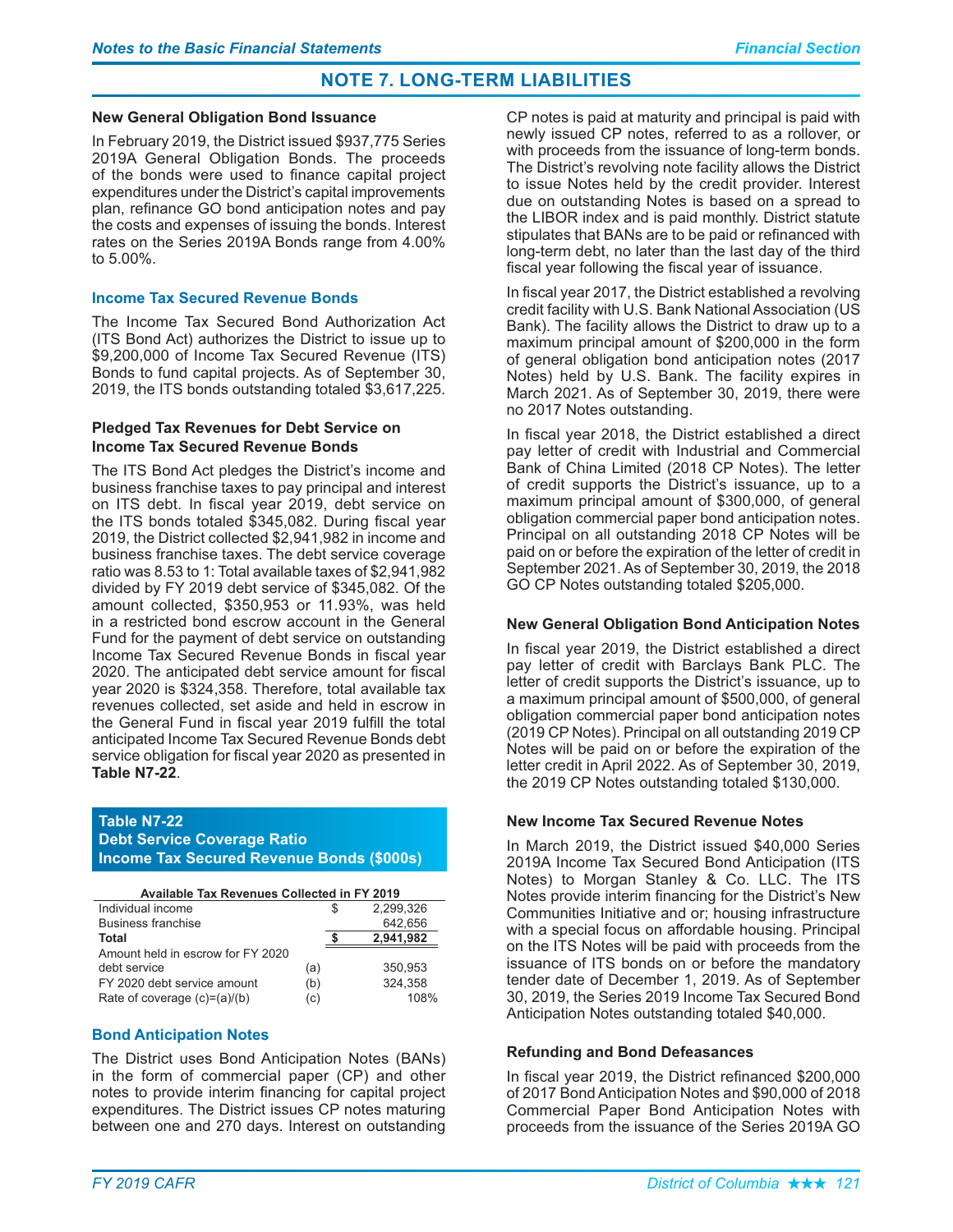## NOTE 7. LONG-TERM LIABILITIES

### New General Obligation Bond Issuance

In February 2019, the District issued $937,775 Series 2019A General Obligation Bonds. The proceeds of the bonds were used to finance capital project expenditures under the District's capital improvements plan, refinance GO bond anticipation notes and pay the costs and expenses of issuing the bonds. Interest rates on the Series 2019A Bonds range from 4.00% to 5.00%.

### Income Tax Secured Revenue Bonds

The Income Tax Secured Bond Authorization Act (ITS Bond Act) authorizes the District to issue up to $9,200,000 of Income Tax Secured Revenue (ITS) Bonds to fund capital projects. As of September 30, 2019, the ITS bonds outstanding totaled $3,617,225.

### Pledged Tax Revenues for Debt Service on Income Tax Secured Revenue Bonds

The ITS Bond Act pledges the District's income and business franchise taxes to pay principal and interest on ITS debt. In fiscal year 2019, debt service on the ITS bonds totaled $345,082. During fiscal year 2019, the District collected $2,941,982 in income and business franchise taxes. The debt service coverage ratio was 8.53 to 1: Total available taxes of $2,941,982 divided by FY 2019 debt service of $345,082. Of the amount collected, $350,953 or 11.93%, was held in a restricted bond escrow account in the General Fund for the payment of debt service on outstanding Income Tax Secured Revenue Bonds in fiscal year 2020. The anticipated debt service amount for fiscal year 2020 is $324,358. Therefore, total available tax revenues collected, set aside and held in escrow in the General Fund in fiscal year 2019 fulfill the total anticipated Income Tax Secured Revenue Bonds debt service obligation for fiscal year 2020 as presented in **Table N7-22**.

**Table N7-22**
**Debt Service Coverage Ratio**
**Income Tax Secured Revenue Bonds ($000s)**

| Available Tax Revenues Collected in FY 2019 | | |
|---|---|---|
| Individual income | | $ 2,299,326 |
| Business franchise | | 642,656 |
| **Total** | | **$ 2,941,982** |
| Amount held in escrow for FY 2020 debt service | (a) | 350,953 |
| FY 2020 debt service amount | (b) | 324,358 |
| Rate of coverage (c)=(a)/(b) | (c) | 108% |

### Bond Anticipation Notes

The District uses Bond Anticipation Notes (BANs) in the form of commercial paper (CP) and other notes to provide interim financing for capital project expenditures. The District issues CP notes maturing between one and 270 days. Interest on outstanding CP notes is paid at maturity and principal is paid with newly issued CP notes, referred to as a rollover, or with proceeds from the issuance of long-term bonds. The District's revolving note facility allows the District to issue Notes held by the credit provider. Interest due on outstanding Notes is based on a spread to the LIBOR index and is paid monthly. District statute stipulates that BANs are to be paid or refinanced with long-term debt, no later than the last day of the third fiscal year following the fiscal year of issuance.

In fiscal year 2017, the District established a revolving credit facility with U.S. Bank National Association (US Bank). The facility allows the District to draw up to a maximum principal amount of $200,000 in the form of general obligation bond anticipation notes (2017 Notes) held by U.S. Bank. The facility expires in March 2021. As of September 30, 2019, there were no 2017 Notes outstanding.

In fiscal year 2018, the District established a direct pay letter of credit with Industrial and Commercial Bank of China Limited (2018 CP Notes). The letter of credit supports the District's issuance, up to a maximum principal amount of $300,000, of general obligation commercial paper bond anticipation notes. Principal on all outstanding 2018 CP Notes will be paid on or before the expiration of the letter of credit in September 2021. As of September 30, 2019, the 2018 GO CP Notes outstanding totaled $205,000.

### New General Obligation Bond Anticipation Notes

In fiscal year 2019, the District established a direct pay letter of credit with Barclays Bank PLC. The letter of credit supports the District's issuance, up to a maximum principal amount of $500,000, of general obligation commercial paper bond anticipation notes (2019 CP Notes). Principal on all outstanding 2019 CP Notes will be paid on or before the expiration of the letter credit in April 2022. As of September 30, 2019, the 2019 CP Notes outstanding totaled $130,000.

### New Income Tax Secured Revenue Notes

In March 2019, the District issued $40,000 Series 2019A Income Tax Secured Bond Anticipation (ITS Notes) to Morgan Stanley & Co. LLC. The ITS Notes provide interim financing for the District's New Communities Initiative and or; housing infrastructure with a special focus on affordable housing. Principal on the ITS Notes will be paid with proceeds from the issuance of ITS bonds on or before the mandatory tender date of December 1, 2019. As of September 30, 2019, the Series 2019 Income Tax Secured Bond Anticipation Notes outstanding totaled $40,000.

### Refunding and Bond Defeasances

In fiscal year 2019, the District refinanced $200,000 of 2017 Bond Anticipation Notes and $90,000 of 2018 Commercial Paper Bond Anticipation Notes with proceeds from the issuance of the Series 2019A GO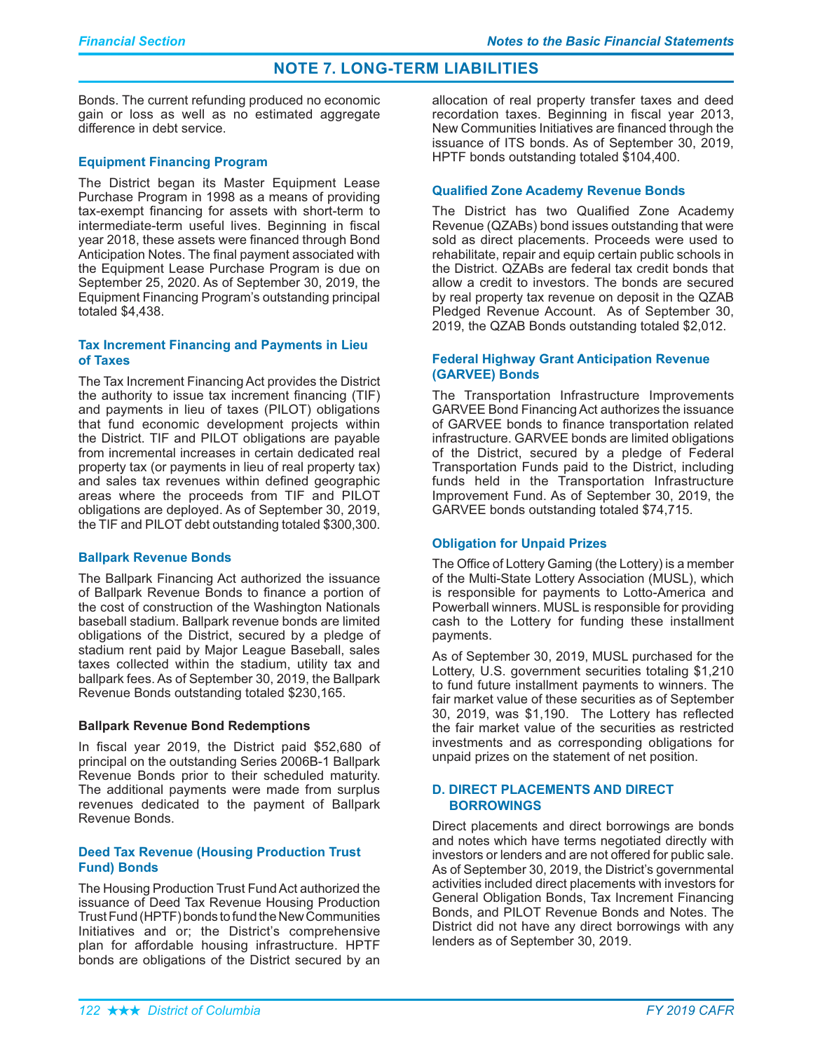## NOTE 7. LONG-TERM LIABILITIES

Bonds. The current refunding produced no economic gain or loss as well as no estimated aggregate difference in debt service.

### Equipment Financing Program

The District began its Master Equipment Lease Purchase Program in 1998 as a means of providing tax-exempt financing for assets with short-term to intermediate-term useful lives. Beginning in fiscal year 2018, these assets were financed through Bond Anticipation Notes. The final payment associated with the Equipment Lease Purchase Program is due on September 25, 2020. As of September 30, 2019, the Equipment Financing Program's outstanding principal totaled $4,438.

### Tax Increment Financing and Payments in Lieu of Taxes

The Tax Increment Financing Act provides the District the authority to issue tax increment financing (TIF) and payments in lieu of taxes (PILOT) obligations that fund economic development projects within the District. TIF and PILOT obligations are payable from incremental increases in certain dedicated real property tax (or payments in lieu of real property tax) and sales tax revenues within defined geographic areas where the proceeds from TIF and PILOT obligations are deployed. As of September 30, 2019, the TIF and PILOT debt outstanding totaled $300,300.

### Ballpark Revenue Bonds

The Ballpark Financing Act authorized the issuance of Ballpark Revenue Bonds to finance a portion of the cost of construction of the Washington Nationals baseball stadium. Ballpark revenue bonds are limited obligations of the District, secured by a pledge of stadium rent paid by Major League Baseball, sales taxes collected within the stadium, utility tax and ballpark fees. As of September 30, 2019, the Ballpark Revenue Bonds outstanding totaled $230,165.

#### Ballpark Revenue Bond Redemptions

In fiscal year 2019, the District paid $52,680 of principal on the outstanding Series 2006B-1 Ballpark Revenue Bonds prior to their scheduled maturity. The additional payments were made from surplus revenues dedicated to the payment of Ballpark Revenue Bonds.

### Deed Tax Revenue (Housing Production Trust Fund) Bonds

The Housing Production Trust Fund Act authorized the issuance of Deed Tax Revenue Housing Production Trust Fund (HPTF) bonds to fund the New Communities Initiatives and or; the District's comprehensive plan for affordable housing infrastructure. HPTF bonds are obligations of the District secured by an allocation of real property transfer taxes and deed recordation taxes. Beginning in fiscal year 2013, New Communities Initiatives are financed through the issuance of ITS bonds. As of September 30, 2019, HPTF bonds outstanding totaled $104,400.

### Qualified Zone Academy Revenue Bonds

The District has two Qualified Zone Academy Revenue (QZABs) bond issues outstanding that were sold as direct placements. Proceeds were used to rehabilitate, repair and equip certain public schools in the District. QZABs are federal tax credit bonds that allow a credit to investors. The bonds are secured by real property tax revenue on deposit in the QZAB Pledged Revenue Account. As of September 30, 2019, the QZAB Bonds outstanding totaled $2,012.

### Federal Highway Grant Anticipation Revenue (GARVEE) Bonds

The Transportation Infrastructure Improvements GARVEE Bond Financing Act authorizes the issuance of GARVEE bonds to finance transportation related infrastructure. GARVEE bonds are limited obligations of the District, secured by a pledge of Federal Transportation Funds paid to the District, including funds held in the Transportation Infrastructure Improvement Fund. As of September 30, 2019, the GARVEE bonds outstanding totaled $74,715.

### Obligation for Unpaid Prizes

The Office of Lottery Gaming (the Lottery) is a member of the Multi-State Lottery Association (MUSL), which is responsible for payments to Lotto-America and Powerball winners. MUSL is responsible for providing cash to the Lottery for funding these installment payments.

As of September 30, 2019, MUSL purchased for the Lottery, U.S. government securities totaling $1,210 to fund future installment payments to winners. The fair market value of these securities as of September 30, 2019, was $1,190. The Lottery has reflected the fair market value of the securities as restricted investments and as corresponding obligations for unpaid prizes on the statement of net position.

### D. DIRECT PLACEMENTS AND DIRECT BORROWINGS

Direct placements and direct borrowings are bonds and notes which have terms negotiated directly with investors or lenders and are not offered for public sale. As of September 30, 2019, the District's governmental activities included direct placements with investors for General Obligation Bonds, Tax Increment Financing Bonds, and PILOT Revenue Bonds and Notes. The District did not have any direct borrowings with any lenders as of September 30, 2019.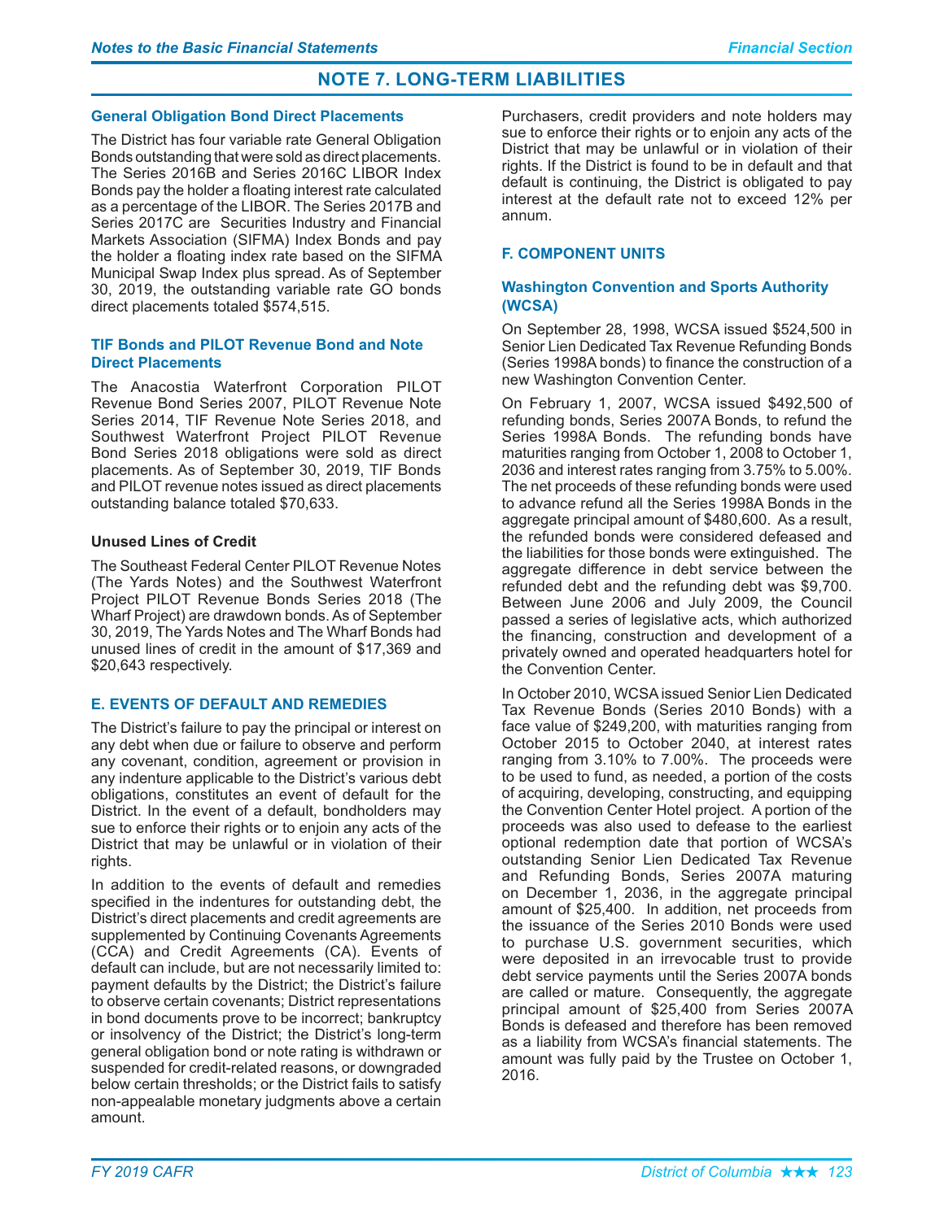# NOTE 7. LONG-TERM LIABILITIES

### General Obligation Bond Direct Placements

The District has four variable rate General Obligation Bonds outstanding that were sold as direct placements. The Series 2016B and Series 2016C LIBOR Index Bonds pay the holder a floating interest rate calculated as a percentage of the LIBOR. The Series 2017B and Series 2017C are Securities Industry and Financial Markets Association (SIFMA) Index Bonds and pay the holder a floating index rate based on the SIFMA Municipal Swap Index plus spread. As of September 30, 2019, the outstanding variable rate GO bonds direct placements totaled $574,515.

### TIF Bonds and PILOT Revenue Bond and Note Direct Placements

The Anacostia Waterfront Corporation PILOT Revenue Bond Series 2007, PILOT Revenue Note Series 2014, TIF Revenue Note Series 2018, and Southwest Waterfront Project PILOT Revenue Bond Series 2018 obligations were sold as direct placements. As of September 30, 2019, TIF Bonds and PILOT revenue notes issued as direct placements outstanding balance totaled $70,633.

**Unused Lines of Credit**

The Southeast Federal Center PILOT Revenue Notes (The Yards Notes) and the Southwest Waterfront Project PILOT Revenue Bonds Series 2018 (The Wharf Project) are drawdown bonds. As of September 30, 2019, The Yards Notes and The Wharf Bonds had unused lines of credit in the amount of $17,369 and $20,643 respectively.

## E. EVENTS OF DEFAULT AND REMEDIES

The District's failure to pay the principal or interest on any debt when due or failure to observe and perform any covenant, condition, agreement or provision in any indenture applicable to the District's various debt obligations, constitutes an event of default for the District. In the event of a default, bondholders may sue to enforce their rights or to enjoin any acts of the District that may be unlawful or in violation of their rights.

In addition to the events of default and remedies specified in the indentures for outstanding debt, the District's direct placements and credit agreements are supplemented by Continuing Covenants Agreements (CCA) and Credit Agreements (CA). Events of default can include, but are not necessarily limited to: payment defaults by the District; the District's failure to observe certain covenants; District representations in bond documents prove to be incorrect; bankruptcy or insolvency of the District; the District's long-term general obligation bond or note rating is withdrawn or suspended for credit-related reasons, or downgraded below certain thresholds; or the District fails to satisfy non-appealable monetary judgments above a certain amount.

Purchasers, credit providers and note holders may sue to enforce their rights or to enjoin any acts of the District that may be unlawful or in violation of their rights. If the District is found to be in default and that default is continuing, the District is obligated to pay interest at the default rate not to exceed 12% per annum.

## F. COMPONENT UNITS

### Washington Convention and Sports Authority (WCSA)

On September 28, 1998, WCSA issued $524,500 in Senior Lien Dedicated Tax Revenue Refunding Bonds (Series 1998A bonds) to finance the construction of a new Washington Convention Center.

On February 1, 2007, WCSA issued $492,500 of refunding bonds, Series 2007A Bonds, to refund the Series 1998A Bonds. The refunding bonds have maturities ranging from October 1, 2008 to October 1, 2036 and interest rates ranging from 3.75% to 5.00%. The net proceeds of these refunding bonds were used to advance refund all the Series 1998A Bonds in the aggregate principal amount of $480,600. As a result, the refunded bonds were considered defeased and the liabilities for those bonds were extinguished. The aggregate difference in debt service between the refunded debt and the refunding debt was $9,700. Between June 2006 and July 2009, the Council passed a series of legislative acts, which authorized the financing, construction and development of a privately owned and operated headquarters hotel for the Convention Center.

In October 2010, WCSA issued Senior Lien Dedicated Tax Revenue Bonds (Series 2010 Bonds) with a face value of $249,200, with maturities ranging from October 2015 to October 2040, at interest rates ranging from 3.10% to 7.00%. The proceeds were to be used to fund, as needed, a portion of the costs of acquiring, developing, constructing, and equipping the Convention Center Hotel project. A portion of the proceeds was also used to defease to the earliest optional redemption date that portion of WCSA's outstanding Senior Lien Dedicated Tax Revenue and Refunding Bonds, Series 2007A maturing on December 1, 2036, in the aggregate principal amount of $25,400. In addition, net proceeds from the issuance of the Series 2010 Bonds were used to purchase U.S. government securities, which were deposited in an irrevocable trust to provide debt service payments until the Series 2007A bonds are called or mature. Consequently, the aggregate principal amount of $25,400 from Series 2007A Bonds is defeased and therefore has been removed as a liability from WCSA's financial statements. The amount was fully paid by the Trustee on October 1, 2016.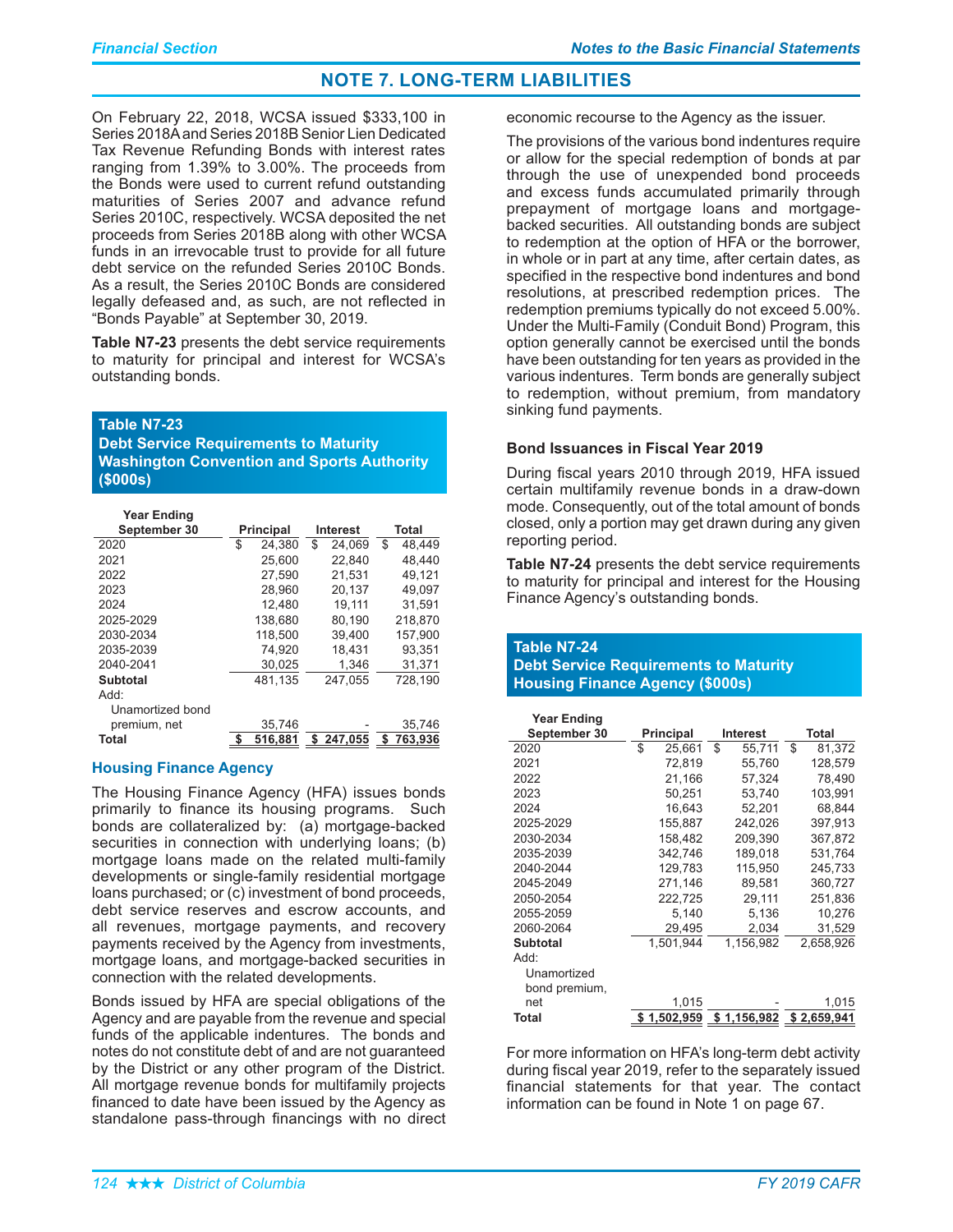# NOTE 7. LONG-TERM LIABILITIES

On February 22, 2018, WCSA issued $333,100 in Series 2018A and Series 2018B Senior Lien Dedicated Tax Revenue Refunding Bonds with interest rates ranging from 1.39% to 3.00%. The proceeds from the Bonds were used to current refund outstanding maturities of Series 2007 and advance refund Series 2010C, respectively. WCSA deposited the net proceeds from Series 2018B along with other WCSA funds in an irrevocable trust to provide for all future debt service on the refunded Series 2010C Bonds. As a result, the Series 2010C Bonds are considered legally defeased and, as such, are not reflected in "Bonds Payable" at September 30, 2019.

**Table N7-23** presents the debt service requirements to maturity for principal and interest for WCSA's outstanding bonds.

**Table N7-23**
**Debt Service Requirements to Maturity**
**Washington Convention and Sports Authority ($000s)**

| Year Ending September 30 | Principal | Interest | Total |
|---|---|---|---|
| 2020 | $ 24,380 | $ 24,069 | $ 48,449 |
| 2021 | 25,600 | 22,840 | 48,440 |
| 2022 | 27,590 | 21,531 | 49,121 |
| 2023 | 28,960 | 20,137 | 49,097 |
| 2024 | 12,480 | 19,111 | 31,591 |
| 2025-2029 | 138,680 | 80,190 | 218,870 |
| 2030-2034 | 118,500 | 39,400 | 157,900 |
| 2035-2039 | 74,920 | 18,431 | 93,351 |
| 2040-2041 | 30,025 | 1,346 | 31,371 |
| **Subtotal** | 481,135 | 247,055 | 728,190 |
| Add: | | | |
| Unamortized bond premium, net | 35,746 | - | 35,746 |
| **Total** | **$ 516,881** | **$ 247,055** | **$ 763,936** |

### Housing Finance Agency

The Housing Finance Agency (HFA) issues bonds primarily to finance its housing programs. Such bonds are collateralized by: (a) mortgage-backed securities in connection with underlying loans; (b) mortgage loans made on the related multi-family developments or single-family residential mortgage loans purchased; or (c) investment of bond proceeds, debt service reserves and escrow accounts, and all revenues, mortgage payments, and recovery payments received by the Agency from investments, mortgage loans, and mortgage-backed securities in connection with the related developments.

Bonds issued by HFA are special obligations of the Agency and are payable from the revenue and special funds of the applicable indentures. The bonds and notes do not constitute debt of and are not guaranteed by the District or any other program of the District. All mortgage revenue bonds for multifamily projects financed to date have been issued by the Agency as standalone pass-through financings with no direct economic recourse to the Agency as the issuer.

The provisions of the various bond indentures require or allow for the special redemption of bonds at par through the use of unexpended bond proceeds and excess funds accumulated primarily through prepayment of mortgage loans and mortgage-backed securities. All outstanding bonds are subject to redemption at the option of HFA or the borrower, in whole or in part at any time, after certain dates, as specified in the respective bond indentures and bond resolutions, at prescribed redemption prices. The redemption premiums typically do not exceed 5.00%. Under the Multi-Family (Conduit Bond) Program, this option generally cannot be exercised until the bonds have been outstanding for ten years as provided in the various indentures. Term bonds are generally subject to redemption, without premium, from mandatory sinking fund payments.

### Bond Issuances in Fiscal Year 2019

During fiscal years 2010 through 2019, HFA issued certain multifamily revenue bonds in a draw-down mode. Consequently, out of the total amount of bonds closed, only a portion may get drawn during any given reporting period.

**Table N7-24** presents the debt service requirements to maturity for principal and interest for the Housing Finance Agency's outstanding bonds.

**Table N7-24**
**Debt Service Requirements to Maturity**
**Housing Finance Agency ($000s)**

| Year Ending September 30 | Principal | Interest | Total |
|---|---|---|---|
| 2020 | $ 25,661 | $ 55,711 | $ 81,372 |
| 2021 | 72,819 | 55,760 | 128,579 |
| 2022 | 21,166 | 57,324 | 78,490 |
| 2023 | 50,251 | 53,740 | 103,991 |
| 2024 | 16,643 | 52,201 | 68,844 |
| 2025-2029 | 155,887 | 242,026 | 397,913 |
| 2030-2034 | 158,482 | 209,390 | 367,872 |
| 2035-2039 | 342,746 | 189,018 | 531,764 |
| 2040-2044 | 129,783 | 115,950 | 245,733 |
| 2045-2049 | 271,146 | 89,581 | 360,727 |
| 2050-2054 | 222,725 | 29,111 | 251,836 |
| 2055-2059 | 5,140 | 5,136 | 10,276 |
| 2060-2064 | 29,495 | 2,034 | 31,529 |
| **Subtotal** | 1,501,944 | 1,156,982 | 2,658,926 |
| Add: | | | |
| Unamortized bond premium, net | 1,015 | - | 1,015 |
| **Total** | **$ 1,502,959** | **$ 1,156,982** | **$ 2,659,941** |

For more information on HFA's long-term debt activity during fiscal year 2019, refer to the separately issued financial statements for that year. The contact information can be found in Note 1 on page 67.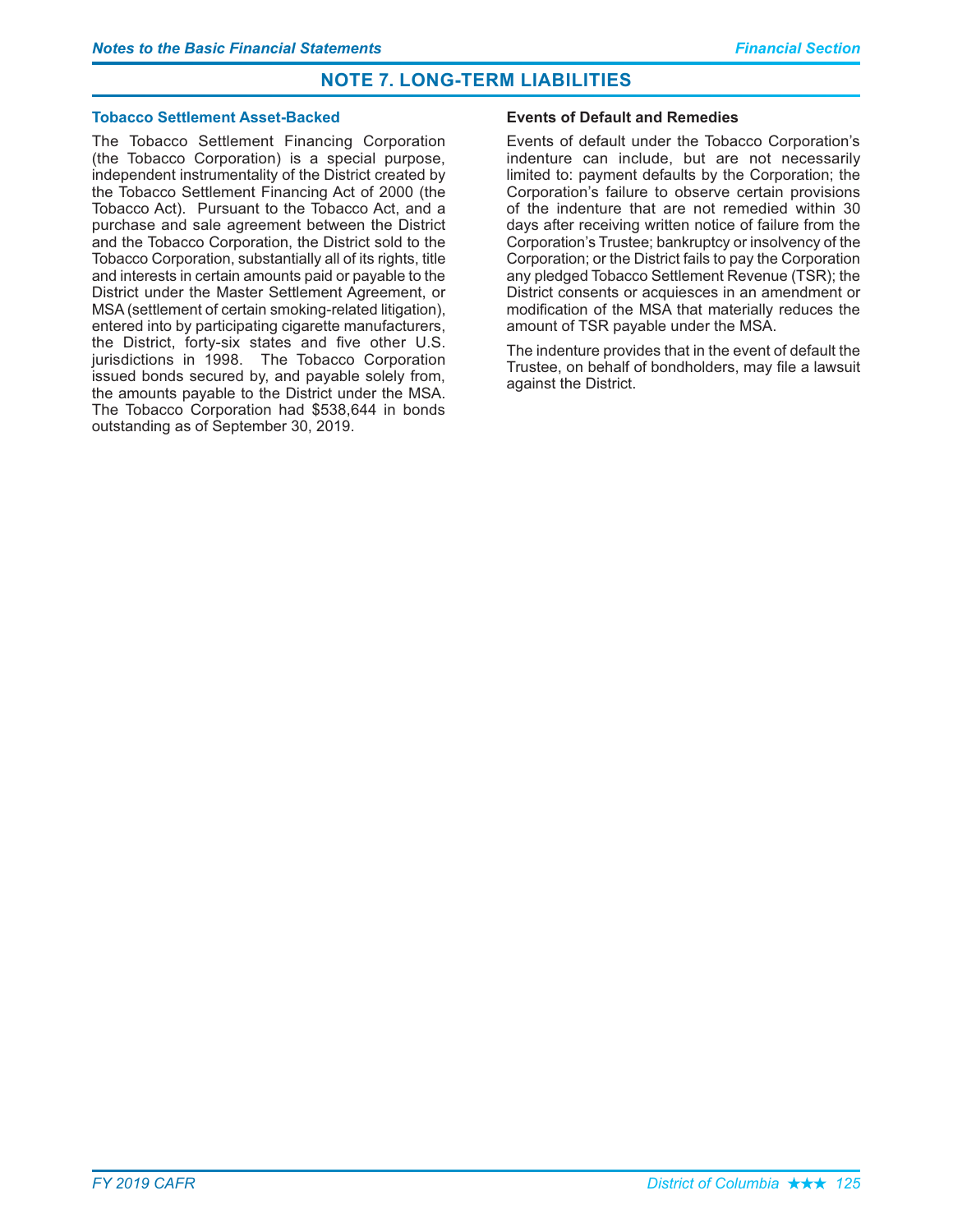## NOTE 7. LONG-TERM LIABILITIES

### Tobacco Settlement Asset-Backed

The Tobacco Settlement Financing Corporation (the Tobacco Corporation) is a special purpose, independent instrumentality of the District created by the Tobacco Settlement Financing Act of 2000 (the Tobacco Act). Pursuant to the Tobacco Act, and a purchase and sale agreement between the District and the Tobacco Corporation, the District sold to the Tobacco Corporation, substantially all of its rights, title and interests in certain amounts paid or payable to the District under the Master Settlement Agreement, or MSA (settlement of certain smoking-related litigation), entered into by participating cigarette manufacturers, the District, forty-six states and five other U.S. jurisdictions in 1998. The Tobacco Corporation issued bonds secured by, and payable solely from, the amounts payable to the District under the MSA. The Tobacco Corporation had $538,644 in bonds outstanding as of September 30, 2019.

### Events of Default and Remedies

Events of default under the Tobacco Corporation's indenture can include, but are not necessarily limited to: payment defaults by the Corporation; the Corporation's failure to observe certain provisions of the indenture that are not remedied within 30 days after receiving written notice of failure from the Corporation's Trustee; bankruptcy or insolvency of the Corporation; or the District fails to pay the Corporation any pledged Tobacco Settlement Revenue (TSR); the District consents or acquiesces in an amendment or modification of the MSA that materially reduces the amount of TSR payable under the MSA.

The indenture provides that in the event of default the Trustee, on behalf of bondholders, may file a lawsuit against the District.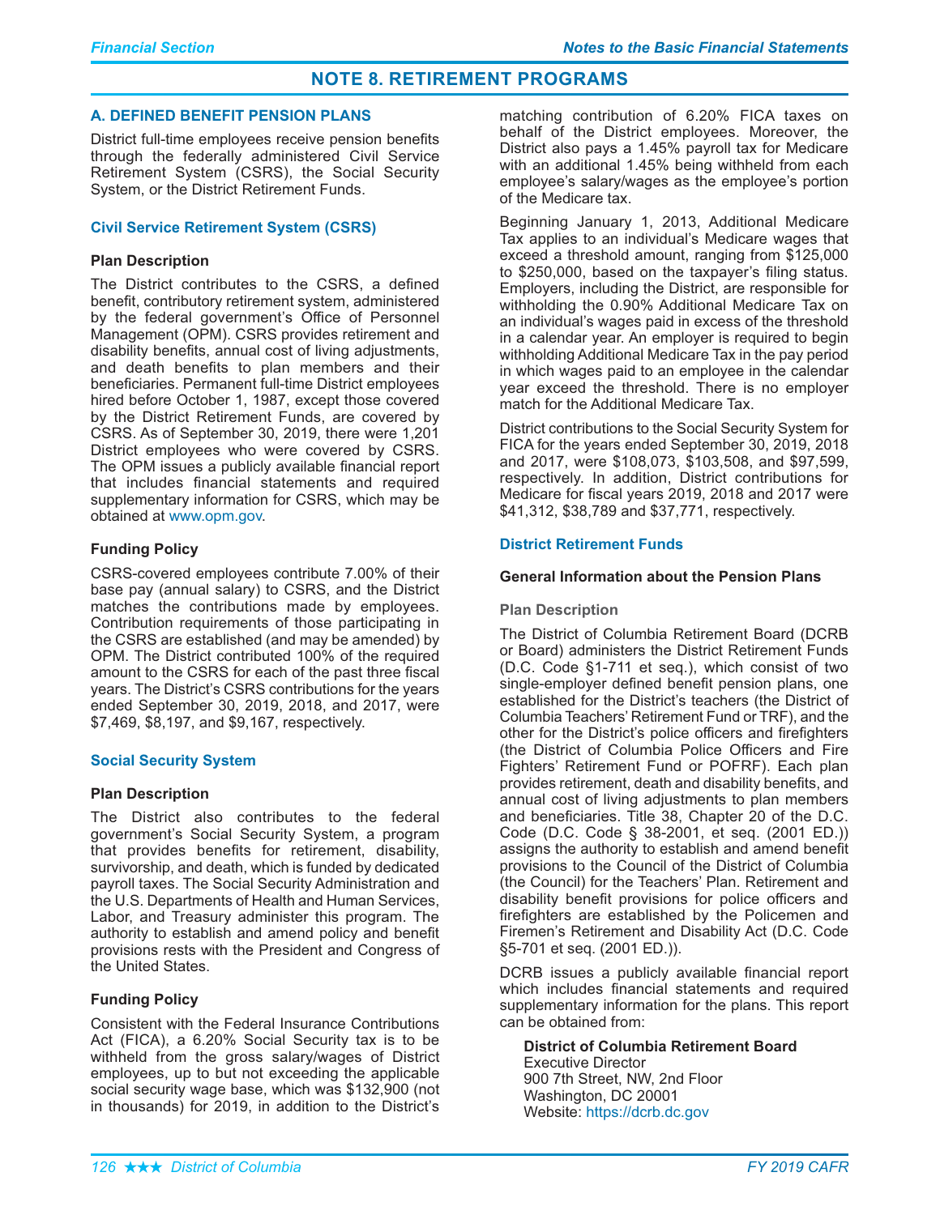# NOTE 8. RETIREMENT PROGRAMS

## A. DEFINED BENEFIT PENSION PLANS

District full-time employees receive pension benefits through the federally administered Civil Service Retirement System (CSRS), the Social Security System, or the District Retirement Funds.

### Civil Service Retirement System (CSRS)

#### Plan Description

The District contributes to the CSRS, a defined benefit, contributory retirement system, administered by the federal government's Office of Personnel Management (OPM). CSRS provides retirement and disability benefits, annual cost of living adjustments, and death benefits to plan members and their beneficiaries. Permanent full-time District employees hired before October 1, 1987, except those covered by the District Retirement Funds, are covered by CSRS. As of September 30, 2019, there were 1,201 District employees who were covered by CSRS. The OPM issues a publicly available financial report that includes financial statements and required supplementary information for CSRS, which may be obtained at www.opm.gov.

#### Funding Policy

CSRS-covered employees contribute 7.00% of their base pay (annual salary) to CSRS, and the District matches the contributions made by employees. Contribution requirements of those participating in the CSRS are established (and may be amended) by OPM. The District contributed 100% of the required amount to the CSRS for each of the past three fiscal years. The District's CSRS contributions for the years ended September 30, 2019, 2018, and 2017, were $7,469, $8,197, and $9,167, respectively.

### Social Security System

#### Plan Description

The District also contributes to the federal government's Social Security System, a program that provides benefits for retirement, disability, survivorship, and death, which is funded by dedicated payroll taxes. The Social Security Administration and the U.S. Departments of Health and Human Services, Labor, and Treasury administer this program. The authority to establish and amend policy and benefit provisions rests with the President and Congress of the United States.

#### Funding Policy

Consistent with the Federal Insurance Contributions Act (FICA), a 6.20% Social Security tax is to be withheld from the gross salary/wages of District employees, up to but not exceeding the applicable social security wage base, which was $132,900 (not in thousands) for 2019, in addition to the District's matching contribution of 6.20% FICA taxes on behalf of the District employees. Moreover, the District also pays a 1.45% payroll tax for Medicare with an additional 1.45% being withheld from each employee's salary/wages as the employee's portion of the Medicare tax.

Beginning January 1, 2013, Additional Medicare Tax applies to an individual's Medicare wages that exceed a threshold amount, ranging from $125,000 to $250,000, based on the taxpayer's filing status. Employers, including the District, are responsible for withholding the 0.90% Additional Medicare Tax on an individual's wages paid in excess of the threshold in a calendar year. An employer is required to begin withholding Additional Medicare Tax in the pay period in which wages paid to an employee in the calendar year exceed the threshold. There is no employer match for the Additional Medicare Tax.

District contributions to the Social Security System for FICA for the years ended September 30, 2019, 2018 and 2017, were $108,073, $103,508, and $97,599, respectively. In addition, District contributions for Medicare for fiscal years 2019, 2018 and 2017 were $41,312, $38,789 and $37,771, respectively.

### District Retirement Funds

#### General Information about the Pension Plans

##### Plan Description

The District of Columbia Retirement Board (DCRB or Board) administers the District Retirement Funds (D.C. Code §1-711 et seq.), which consist of two single-employer defined benefit pension plans, one established for the District's teachers (the District of Columbia Teachers' Retirement Fund or TRF), and the other for the District's police officers and firefighters (the District of Columbia Police Officers and Fire Fighters' Retirement Fund or POFRF). Each plan provides retirement, death and disability benefits, and annual cost of living adjustments to plan members and beneficiaries. Title 38, Chapter 20 of the D.C. Code (D.C. Code § 38-2001, et seq. (2001 ED.)) assigns the authority to establish and amend benefit provisions to the Council of the District of Columbia (the Council) for the Teachers' Plan. Retirement and disability benefit provisions for police officers and firefighters are established by the Policemen and Firemen's Retirement and Disability Act (D.C. Code §5-701 et seq. (2001 ED.)).

DCRB issues a publicly available financial report which includes financial statements and required supplementary information for the plans. This report can be obtained from:

**District of Columbia Retirement Board**
Executive Director
900 7th Street, NW, 2nd Floor
Washington, DC 20001
Website: https://dcrb.dc.gov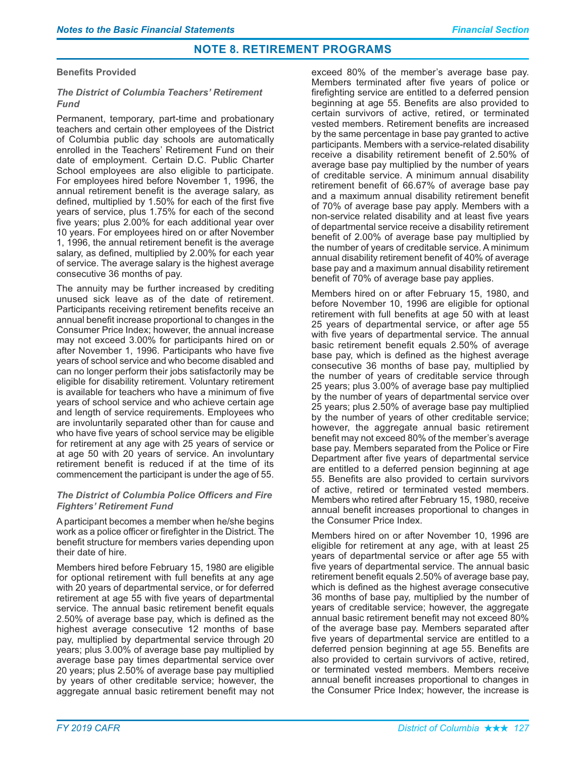## NOTE 8. RETIREMENT PROGRAMS

**Benefits Provided**

***The District of Columbia Teachers' Retirement Fund***

Permanent, temporary, part-time and probationary teachers and certain other employees of the District of Columbia public day schools are automatically enrolled in the Teachers' Retirement Fund on their date of employment. Certain D.C. Public Charter School employees are also eligible to participate. For employees hired before November 1, 1996, the annual retirement benefit is the average salary, as defined, multiplied by 1.50% for each of the first five years of service, plus 1.75% for each of the second five years; plus 2.00% for each additional year over 10 years. For employees hired on or after November 1, 1996, the annual retirement benefit is the average salary, as defined, multiplied by 2.00% for each year of service. The average salary is the highest average consecutive 36 months of pay.

The annuity may be further increased by crediting unused sick leave as of the date of retirement. Participants receiving retirement benefits receive an annual benefit increase proportional to changes in the Consumer Price Index; however, the annual increase may not exceed 3.00% for participants hired on or after November 1, 1996. Participants who have five years of school service and who become disabled and can no longer perform their jobs satisfactorily may be eligible for disability retirement. Voluntary retirement is available for teachers who have a minimum of five years of school service and who achieve certain age and length of service requirements. Employees who are involuntarily separated other than for cause and who have five years of school service may be eligible for retirement at any age with 25 years of service or at age 50 with 20 years of service. An involuntary retirement benefit is reduced if at the time of its commencement the participant is under the age of 55.

***The District of Columbia Police Officers and Fire Fighters' Retirement Fund***

A participant becomes a member when he/she begins work as a police officer or firefighter in the District. The benefit structure for members varies depending upon their date of hire.

Members hired before February 15, 1980 are eligible for optional retirement with full benefits at any age with 20 years of departmental service, or for deferred retirement at age 55 with five years of departmental service. The annual basic retirement benefit equals 2.50% of average base pay, which is defined as the highest average consecutive 12 months of base pay, multiplied by departmental service through 20 years; plus 3.00% of average base pay multiplied by average base pay times departmental service over 20 years; plus 2.50% of average base pay multiplied by years of other creditable service; however, the aggregate annual basic retirement benefit may not exceed 80% of the member's average base pay. Members terminated after five years of police or firefighting service are entitled to a deferred pension beginning at age 55. Benefits are also provided to certain survivors of active, retired, or terminated vested members. Retirement benefits are increased by the same percentage in base pay granted to active participants. Members with a service-related disability receive a disability retirement benefit of 2.50% of average base pay multiplied by the number of years of creditable service. A minimum annual disability retirement benefit of 66.67% of average base pay and a maximum annual disability retirement benefit of 70% of average base pay apply. Members with a non-service related disability and at least five years of departmental service receive a disability retirement benefit of 2.00% of average base pay multiplied by the number of years of creditable service. A minimum annual disability retirement benefit of 40% of average base pay and a maximum annual disability retirement benefit of 70% of average base pay applies.

Members hired on or after February 15, 1980, and before November 10, 1996 are eligible for optional retirement with full benefits at age 50 with at least 25 years of departmental service, or after age 55 with five years of departmental service. The annual basic retirement benefit equals 2.50% of average base pay, which is defined as the highest average consecutive 36 months of base pay, multiplied by the number of years of creditable service through 25 years; plus 3.00% of average base pay multiplied by the number of years of departmental service over 25 years; plus 2.50% of average base pay multiplied by the number of years of other creditable service; however, the aggregate annual basic retirement benefit may not exceed 80% of the member's average base pay. Members separated from the Police or Fire Department after five years of departmental service are entitled to a deferred pension beginning at age 55. Benefits are also provided to certain survivors of active, retired or terminated vested members. Members who retired after February 15, 1980, receive annual benefit increases proportional to changes in the Consumer Price Index.

Members hired on or after November 10, 1996 are eligible for retirement at any age, with at least 25 years of departmental service or after age 55 with five years of departmental service. The annual basic retirement benefit equals 2.50% of average base pay, which is defined as the highest average consecutive 36 months of base pay, multiplied by the number of years of creditable service; however, the aggregate annual basic retirement benefit may not exceed 80% of the average base pay. Members separated after five years of departmental service are entitled to a deferred pension beginning at age 55. Benefits are also provided to certain survivors of active, retired, or terminated vested members. Members receive annual benefit increases proportional to changes in the Consumer Price Index; however, the increase is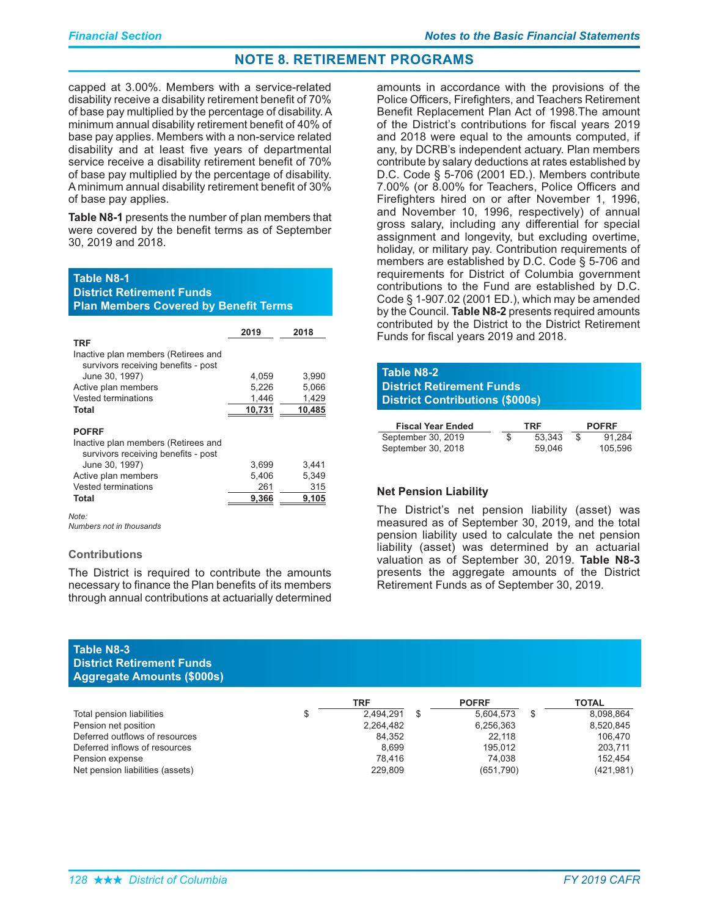## NOTE 8. RETIREMENT PROGRAMS

capped at 3.00%. Members with a service-related disability receive a disability retirement benefit of 70% of base pay multiplied by the percentage of disability. A minimum annual disability retirement benefit of 40% of base pay applies. Members with a non-service related disability and at least five years of departmental service receive a disability retirement benefit of 70% of base pay multiplied by the percentage of disability. A minimum annual disability retirement benefit of 30% of base pay applies.

**Table N8-1** presents the number of plan members that were covered by the benefit terms as of September 30, 2019 and 2018.

**Table N8-1**
**District Retirement Funds**
**Plan Members Covered by Benefit Terms**

| | 2019 | 2018 |
|---|---|---|
| **TRF** | | |
| Inactive plan members (Retirees and survivors receiving benefits - post June 30, 1997) | 4,059 | 3,990 |
| Active plan members | 5,226 | 5,066 |
| Vested terminations | 1,446 | 1,429 |
| **Total** | **10,731** | **10,485** |
| **POFRF** | | |
| Inactive plan members (Retirees and survivors receiving benefits - post June 30, 1997) | 3,699 | 3,441 |
| Active plan members | 5,406 | 5,349 |
| Vested terminations | 261 | 315 |
| **Total** | **9,366** | **9,105** |

*Note:*
*Numbers not in thousands*

### Contributions

The District is required to contribute the amounts necessary to finance the Plan benefits of its members through annual contributions at actuarially determined amounts in accordance with the provisions of the Police Officers, Firefighters, and Teachers Retirement Benefit Replacement Plan Act of 1998.The amount of the District's contributions for fiscal years 2019 and 2018 were equal to the amounts computed, if any, by DCRB's independent actuary. Plan members contribute by salary deductions at rates established by D.C. Code § 5-706 (2001 ED.). Members contribute 7.00% (or 8.00% for Teachers, Police Officers and Firefighters hired on or after November 1, 1996, and November 10, 1996, respectively) of annual gross salary, including any differential for special assignment and longevity, but excluding overtime, holiday, or military pay. Contribution requirements of members are established by D.C. Code § 5-706 and requirements for District of Columbia government contributions to the Fund are established by D.C. Code § 1-907.02 (2001 ED.), which may be amended by the Council. **Table N8-2** presents required amounts contributed by the District to the District Retirement Funds for fiscal years 2019 and 2018.

**Table N8-2**
**District Retirement Funds**
**District Contributions ($000s)**

| Fiscal Year Ended | TRF | POFRF |
|---|---|---|
| September 30, 2019 | $ 53,343 | $ 91,284 |
| September 30, 2018 | 59,046 | 105,596 |

### Net Pension Liability

The District's net pension liability (asset) was measured as of September 30, 2019, and the total pension liability used to calculate the net pension liability (asset) was determined by an actuarial valuation as of September 30, 2019. **Table N8-3** presents the aggregate amounts of the District Retirement Funds as of September 30, 2019.

**Table N8-3**
**District Retirement Funds**
**Aggregate Amounts ($000s)**

| | TRF | POFRF | TOTAL |
|---|---|---|---|
| Total pension liabilities | $ 2,494,291 | $ 5,604,573 | $ 8,098,864 |
| Pension net position | 2,264,482 | 6,256,363 | 8,520,845 |
| Deferred outflows of resources | 84,352 | 22,118 | 106,470 |
| Deferred inflows of resources | 8,699 | 195,012 | 203,711 |
| Pension expense | 78,416 | 74,038 | 152,454 |
| Net pension liabilities (assets) | 229,809 | (651,790) | (421,981) |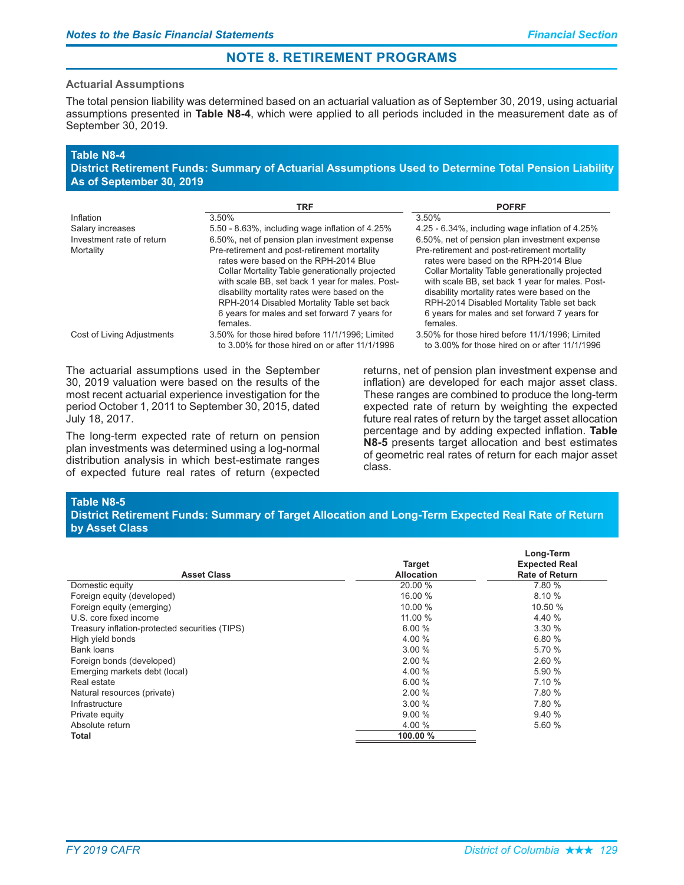# NOTE 8. RETIREMENT PROGRAMS

### Actuarial Assumptions

The total pension liability was determined based on an actuarial valuation as of September 30, 2019, using actuarial assumptions presented in **Table N8-4**, which were applied to all periods included in the measurement date as of September 30, 2019.

**Table N8-4**
**District Retirement Funds: Summary of Actuarial Assumptions Used to Determine Total Pension Liability As of September 30, 2019**

| | TRF | POFRF |
|---|---|---|
| Inflation | 3.50% | 3.50% |
| Salary increases | 5.50 - 8.63%, including wage inflation of 4.25% | 4.25 - 6.34%, including wage inflation of 4.25% |
| Investment rate of return | 6.50%, net of pension plan investment expense | 6.50%, net of pension plan investment expense |
| Mortality | Pre-retirement and post-retirement mortality rates were based on the RPH-2014 Blue Collar Mortality Table generationally projected with scale BB, set back 1 year for males. Post-disability mortality rates were based on the RPH-2014 Disabled Mortality Table set back 6 years for males and set forward 7 years for females. | Pre-retirement and post-retirement mortality rates were based on the RPH-2014 Blue Collar Mortality Table generationally projected with scale BB, set back 1 year for males. Post-disability mortality rates were based on the RPH-2014 Disabled Mortality Table set back 6 years for males and set forward 7 years for females. |
| Cost of Living Adjustments | 3.50% for those hired before 11/1/1996; Limited to 3.00% for those hired on or after 11/1/1996 | 3.50% for those hired before 11/1/1996; Limited to 3.00% for those hired on or after 11/1/1996 |

The actuarial assumptions used in the September 30, 2019 valuation were based on the results of the most recent actuarial experience investigation for the period October 1, 2011 to September 30, 2015, dated July 18, 2017.

The long-term expected rate of return on pension plan investments was determined using a log-normal distribution analysis in which best-estimate ranges of expected future real rates of return (expected returns, net of pension plan investment expense and inflation) are developed for each major asset class. These ranges are combined to produce the long-term expected rate of return by weighting the expected future real rates of return by the target asset allocation percentage and by adding expected inflation. **Table N8-5** presents target allocation and best estimates of geometric real rates of return for each major asset class.

**Table N8-5**
**District Retirement Funds: Summary of Target Allocation and Long-Term Expected Real Rate of Return by Asset Class**

| Asset Class | Target Allocation | Long-Term Expected Real Rate of Return |
|---|---|---|
| Domestic equity | 20.00 % | 7.80 % |
| Foreign equity (developed) | 16.00 % | 8.10 % |
| Foreign equity (emerging) | 10.00 % | 10.50 % |
| U.S. core fixed income | 11.00 % | 4.40 % |
| Treasury inflation-protected securities (TIPS) | 6.00 % | 3.30 % |
| High yield bonds | 4.00 % | 6.80 % |
| Bank loans | 3.00 % | 5.70 % |
| Foreign bonds (developed) | 2.00 % | 2.60 % |
| Emerging markets debt (local) | 4.00 % | 5.90 % |
| Real estate | 6.00 % | 7.10 % |
| Natural resources (private) | 2.00 % | 7.80 % |
| Infrastructure | 3.00 % | 7.80 % |
| Private equity | 9.00 % | 9.40 % |
| Absolute return | 4.00 % | 5.60 % |
| **Total** | **100.00 %** | |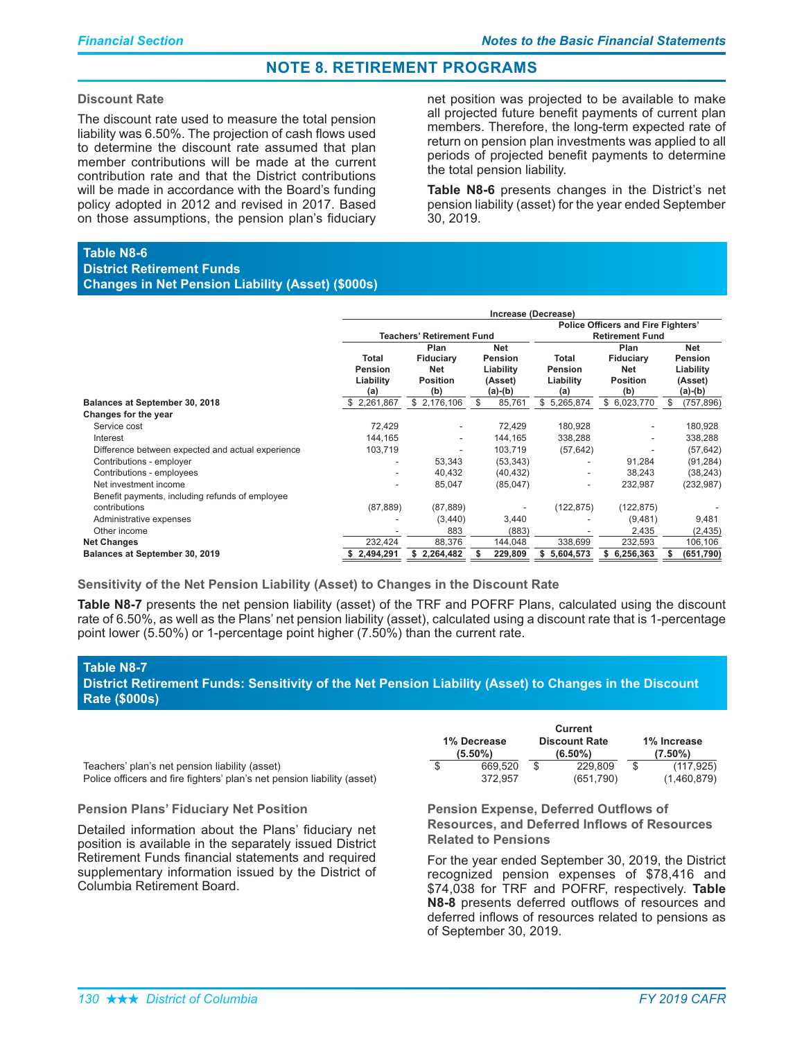## NOTE 8. RETIREMENT PROGRAMS

### Discount Rate

The discount rate used to measure the total pension liability was 6.50%. The projection of cash flows used to determine the discount rate assumed that plan member contributions will be made at the current contribution rate and that the District contributions will be made in accordance with the Board's funding policy adopted in 2012 and revised in 2017. Based on those assumptions, the pension plan's fiduciary net position was projected to be available to make all projected future benefit payments of current plan members. Therefore, the long-term expected rate of return on pension plan investments was applied to all periods of projected benefit payments to determine the total pension liability.

**Table N8-6** presents changes in the District's net pension liability (asset) for the year ended September 30, 2019.

**Table N8-6**
**District Retirement Funds**
**Changes in Net Pension Liability (Asset) ($000s)**

| | Increase (Decrease) | | | | | |
|---|---|---|---|---|---|---|
| | Teachers' Retirement Fund | | | Police Officers and Fire Fighters' Retirement Fund | | |
| | Total Pension Liability (a) | Plan Fiduciary Net Position (b) | Net Pension Liability (Asset) (a)-(b) | Total Pension Liability (a) | Plan Fiduciary Net Position (b) | Net Pension Liability (Asset) (a)-(b) |
| **Balances at September 30, 2018** | $ 2,261,867 | $ 2,176,106 | $ 85,761 | $ 5,265,874 | $ 6,023,770 | $ (757,896) |
| **Changes for the year** | | | | | | |
| Service cost | 72,429 | - | 72,429 | 180,928 | - | 180,928 |
| Interest | 144,165 | - | 144,165 | 338,288 | - | 338,288 |
| Difference between expected and actual experience | 103,719 | - | 103,719 | (57,642) | - | (57,642) |
| Contributions - employer | - | 53,343 | (53,343) | - | 91,284 | (91,284) |
| Contributions - employees | - | 40,432 | (40,432) | - | 38,243 | (38,243) |
| Net investment income | - | 85,047 | (85,047) | - | 232,987 | (232,987) |
| Benefit payments, including refunds of employee contributions | (87,889) | (87,889) | - | (122,875) | (122,875) | - |
| Administrative expenses | - | (3,440) | 3,440 | - | (9,481) | 9,481 |
| Other income | - | 883 | (883) | - | 2,435 | (2,435) |
| **Net Changes** | 232,424 | 88,376 | 144,048 | 338,699 | 232,593 | 106,106 |
| **Balances at September 30, 2019** | **$ 2,494,291** | **$ 2,264,482** | **$ 229,809** | **$ 5,604,573** | **$ 6,256,363** | **$ (651,790)** |

### Sensitivity of the Net Pension Liability (Asset) to Changes in the Discount Rate

**Table N8-7** presents the net pension liability (asset) of the TRF and POFRF Plans, calculated using the discount rate of 6.50%, as well as the Plans' net pension liability (asset), calculated using a discount rate that is 1-percentage point lower (5.50%) or 1-percentage point higher (7.50%) than the current rate.

**Table N8-7**
**District Retirement Funds: Sensitivity of the Net Pension Liability (Asset) to Changes in the Discount Rate ($000s)**

| | 1% Decrease (5.50%) | Current Discount Rate (6.50%) | 1% Increase (7.50%) |
|---|---|---|---|
| Teachers' plan's net pension liability (asset) | $ 669,520 | $ 229,809 | $ (117,925) |
| Police officers and fire fighters' plan's net pension liability (asset) | 372,957 | (651,790) | (1,460,879) |

### Pension Plans' Fiduciary Net Position

Detailed information about the Plans' fiduciary net position is available in the separately issued District Retirement Funds financial statements and required supplementary information issued by the District of Columbia Retirement Board.

### Pension Expense, Deferred Outflows of Resources, and Deferred Inflows of Resources Related to Pensions

For the year ended September 30, 2019, the District recognized pension expenses of $78,416 and $74,038 for TRF and POFRF, respectively. **Table N8-8** presents deferred outflows of resources and deferred inflows of resources related to pensions as of September 30, 2019.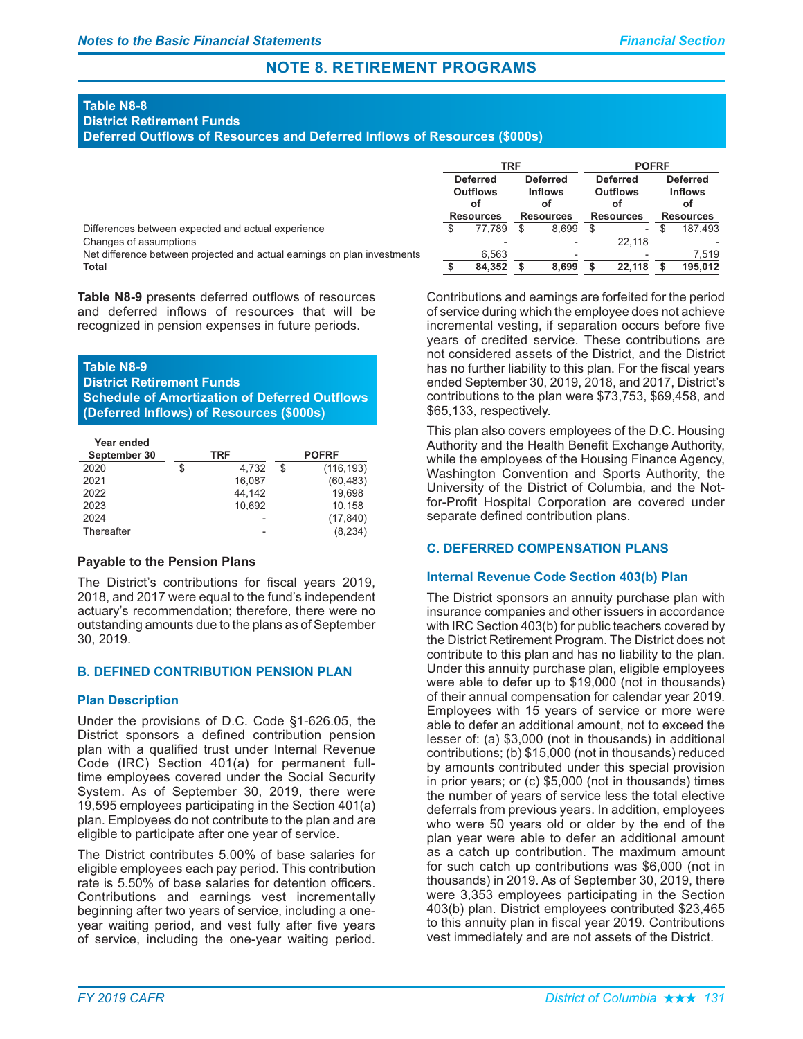## NOTE 8. RETIREMENT PROGRAMS

**Table N8-8**
**District Retirement Funds**
**Deferred Outflows of Resources and Deferred Inflows of Resources ($000s)**

| | TRF | | POFRF | |
|---|---|---|---|---|
| | Deferred Outflows of Resources | Deferred Inflows of Resources | Deferred Outflows of Resources | Deferred Inflows of Resources |
| Differences between expected and actual experience | $ 77,789 | $ 8,699 | $ - | $ 187,493 |
| Changes of assumptions | - | - | 22,118 | - |
| Net difference between projected and actual earnings on plan investments | 6,563 | - | - | 7,519 |
| **Total** | **$ 84,352** | **$ 8,699** | **$ 22,118** | **$ 195,012** |

**Table N8-9** presents deferred outflows of resources and deferred inflows of resources that will be recognized in pension expenses in future periods.

**Table N8-9**
**District Retirement Funds**
**Schedule of Amortization of Deferred Outflows (Deferred Inflows) of Resources ($000s)**

| Year ended September 30 | TRF | POFRF |
|---|---|---|
| 2020 | $ 4,732 | $ (116,193) |
| 2021 | 16,087 | (60,483) |
| 2022 | 44,142 | 19,698 |
| 2023 | 10,692 | 10,158 |
| 2024 | - | (17,840) |
| Thereafter | - | (8,234) |

**Payable to the Pension Plans**

The District's contributions for fiscal years 2019, 2018, and 2017 were equal to the fund's independent actuary's recommendation; therefore, there were no outstanding amounts due to the plans as of September 30, 2019.

### B. DEFINED CONTRIBUTION PENSION PLAN

#### Plan Description

Under the provisions of D.C. Code §1-626.05, the District sponsors a defined contribution pension plan with a qualified trust under Internal Revenue Code (IRC) Section 401(a) for permanent full-time employees covered under the Social Security System. As of September 30, 2019, there were 19,595 employees participating in the Section 401(a) plan. Employees do not contribute to the plan and are eligible to participate after one year of service.

The District contributes 5.00% of base salaries for eligible employees each pay period. This contribution rate is 5.50% of base salaries for detention officers. Contributions and earnings vest incrementally beginning after two years of service, including a one-year waiting period, and vest fully after five years of service, including the one-year waiting period. Contributions and earnings are forfeited for the period of service during which the employee does not achieve incremental vesting, if separation occurs before five years of credited service. These contributions are not considered assets of the District, and the District has no further liability to this plan. For the fiscal years ended September 30, 2019, 2018, and 2017, District's contributions to the plan were $73,753, $69,458, and $65,133, respectively.

This plan also covers employees of the D.C. Housing Authority and the Health Benefit Exchange Authority, while the employees of the Housing Finance Agency, Washington Convention and Sports Authority, the University of the District of Columbia, and the Not-for-Profit Hospital Corporation are covered under separate defined contribution plans.

### C. DEFERRED COMPENSATION PLANS

#### Internal Revenue Code Section 403(b) Plan

The District sponsors an annuity purchase plan with insurance companies and other issuers in accordance with IRC Section 403(b) for public teachers covered by the District Retirement Program. The District does not contribute to this plan and has no liability to the plan. Under this annuity purchase plan, eligible employees were able to defer up to $19,000 (not in thousands) of their annual compensation for calendar year 2019. Employees with 15 years of service or more were able to defer an additional amount, not to exceed the lesser of: (a) $3,000 (not in thousands) in additional contributions; (b) $15,000 (not in thousands) reduced by amounts contributed under this special provision in prior years; or (c) $5,000 (not in thousands) times the number of years of service less the total elective deferrals from previous years. In addition, employees who were 50 years old or older by the end of the plan year were able to defer an additional amount as a catch up contribution. The maximum amount for such catch up contributions was $6,000 (not in thousands) in 2019. As of September 30, 2019, there were 3,353 employees participating in the Section 403(b) plan. District employees contributed $23,465 to this annuity plan in fiscal year 2019. Contributions vest immediately and are not assets of the District.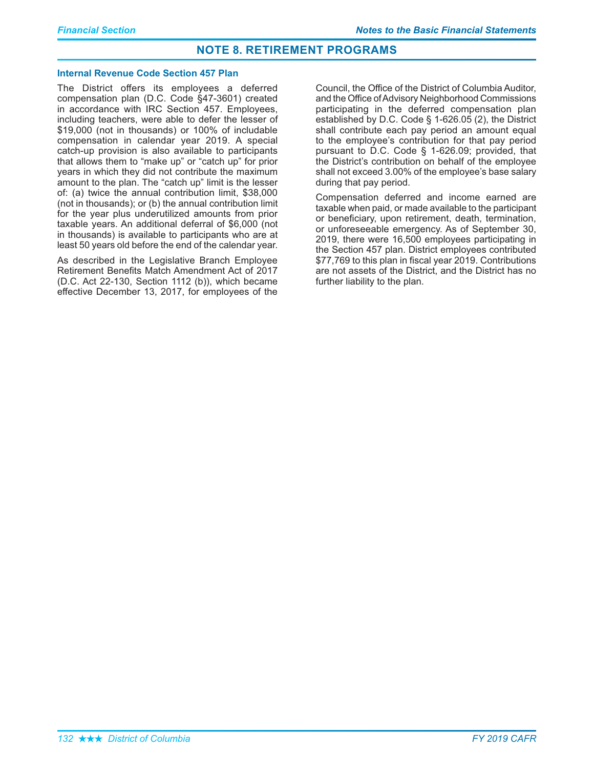# NOTE 8. RETIREMENT PROGRAMS

### Internal Revenue Code Section 457 Plan

The District offers its employees a deferred compensation plan (D.C. Code §47-3601) created in accordance with IRC Section 457. Employees, including teachers, were able to defer the lesser of $19,000 (not in thousands) or 100% of includable compensation in calendar year 2019. A special catch-up provision is also available to participants that allows them to "make up" or "catch up" for prior years in which they did not contribute the maximum amount to the plan. The "catch up" limit is the lesser of: (a) twice the annual contribution limit, $38,000 (not in thousands); or (b) the annual contribution limit for the year plus underutilized amounts from prior taxable years. An additional deferral of $6,000 (not in thousands) is available to participants who are at least 50 years old before the end of the calendar year.

As described in the Legislative Branch Employee Retirement Benefits Match Amendment Act of 2017 (D.C. Act 22-130, Section 1112 (b)), which became effective December 13, 2017, for employees of the Council, the Office of the District of Columbia Auditor, and the Office of Advisory Neighborhood Commissions participating in the deferred compensation plan established by D.C. Code § 1-626.05 (2), the District shall contribute each pay period an amount equal to the employee's contribution for that pay period pursuant to D.C. Code § 1-626.09; provided, that the District's contribution on behalf of the employee shall not exceed 3.00% of the employee's base salary during that pay period.

Compensation deferred and income earned are taxable when paid, or made available to the participant or beneficiary, upon retirement, death, termination, or unforeseeable emergency. As of September 30, 2019, there were 16,500 employees participating in the Section 457 plan. District employees contributed $77,769 to this plan in fiscal year 2019. Contributions are not assets of the District, and the District has no further liability to the plan.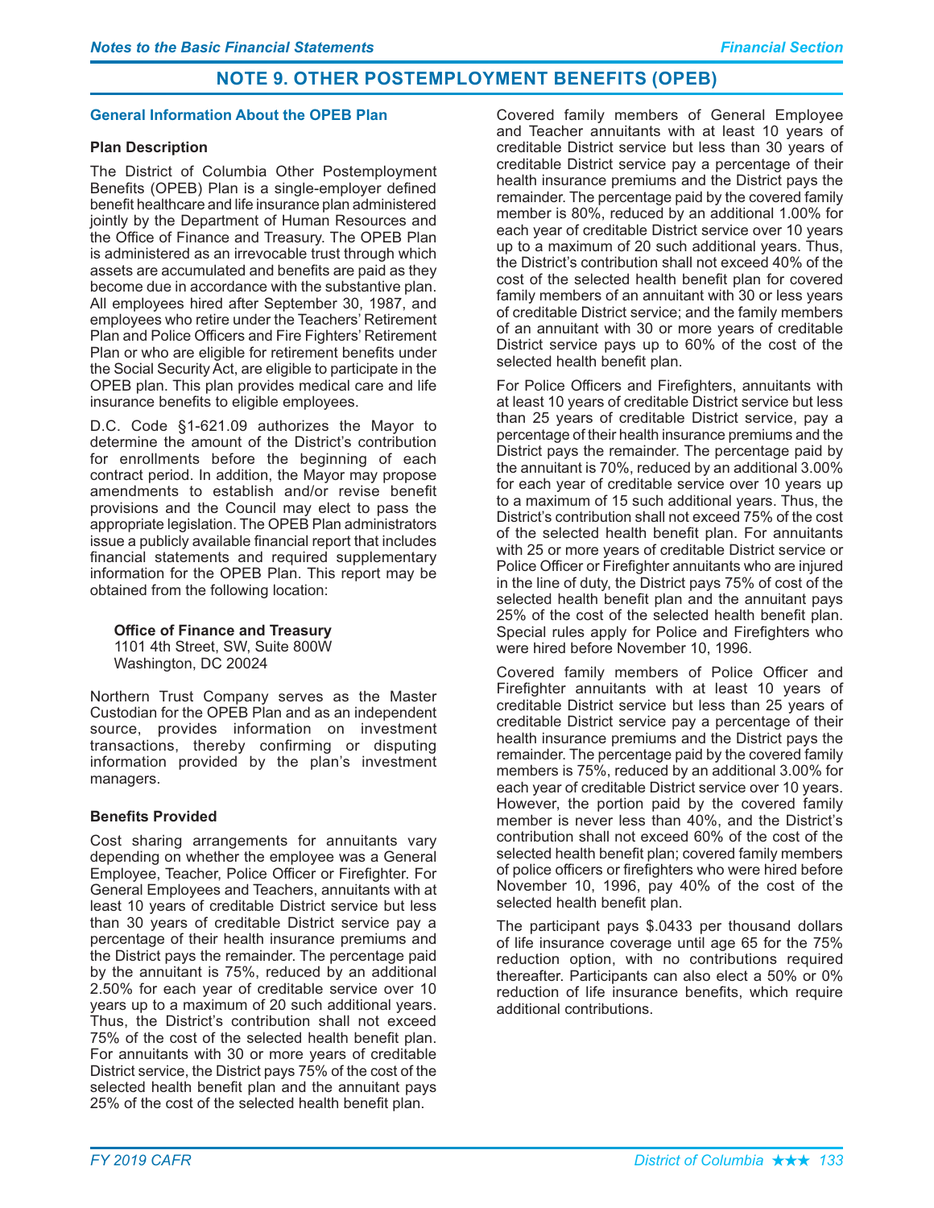# NOTE 9. OTHER POSTEMPLOYMENT BENEFITS (OPEB)

## General Information About the OPEB Plan

### Plan Description

The District of Columbia Other Postemployment Benefits (OPEB) Plan is a single-employer defined benefit healthcare and life insurance plan administered jointly by the Department of Human Resources and the Office of Finance and Treasury. The OPEB Plan is administered as an irrevocable trust through which assets are accumulated and benefits are paid as they become due in accordance with the substantive plan. All employees hired after September 30, 1987, and employees who retire under the Teachers' Retirement Plan and Police Officers and Fire Fighters' Retirement Plan or who are eligible for retirement benefits under the Social Security Act, are eligible to participate in the OPEB plan. This plan provides medical care and life insurance benefits to eligible employees.

D.C. Code §1-621.09 authorizes the Mayor to determine the amount of the District's contribution for enrollments before the beginning of each contract period. In addition, the Mayor may propose amendments to establish and/or revise benefit provisions and the Council may elect to pass the appropriate legislation. The OPEB Plan administrators issue a publicly available financial report that includes financial statements and required supplementary information for the OPEB Plan. This report may be obtained from the following location:

**Office of Finance and Treasury**
1101 4th Street, SW, Suite 800W
Washington, DC 20024

Northern Trust Company serves as the Master Custodian for the OPEB Plan and as an independent source, provides information on investment transactions, thereby confirming or disputing information provided by the plan's investment managers.

### Benefits Provided

Cost sharing arrangements for annuitants vary depending on whether the employee was a General Employee, Teacher, Police Officer or Firefighter. For General Employees and Teachers, annuitants with at least 10 years of creditable District service but less than 30 years of creditable District service pay a percentage of their health insurance premiums and the District pays the remainder. The percentage paid by the annuitant is 75%, reduced by an additional 2.50% for each year of creditable service over 10 years up to a maximum of 20 such additional years. Thus, the District's contribution shall not exceed 75% of the cost of the selected health benefit plan. For annuitants with 30 or more years of creditable District service, the District pays 75% of the cost of the selected health benefit plan and the annuitant pays 25% of the cost of the selected health benefit plan.

Covered family members of General Employee and Teacher annuitants with at least 10 years of creditable District service but less than 30 years of creditable District service pay a percentage of their health insurance premiums and the District pays the remainder. The percentage paid by the covered family member is 80%, reduced by an additional 1.00% for each year of creditable District service over 10 years up to a maximum of 20 such additional years. Thus, the District's contribution shall not exceed 40% of the cost of the selected health benefit plan for covered family members of an annuitant with 30 or less years of creditable District service; and the family members of an annuitant with 30 or more years of creditable District service pays up to 60% of the cost of the selected health benefit plan.

For Police Officers and Firefighters, annuitants with at least 10 years of creditable District service but less than 25 years of creditable District service, pay a percentage of their health insurance premiums and the District pays the remainder. The percentage paid by the annuitant is 70%, reduced by an additional 3.00% for each year of creditable service over 10 years up to a maximum of 15 such additional years. Thus, the District's contribution shall not exceed 75% of the cost of the selected health benefit plan. For annuitants with 25 or more years of creditable District service or Police Officer or Firefighter annuitants who are injured in the line of duty, the District pays 75% of cost of the selected health benefit plan and the annuitant pays 25% of the cost of the selected health benefit plan. Special rules apply for Police and Firefighters who were hired before November 10, 1996.

Covered family members of Police Officer and Firefighter annuitants with at least 10 years of creditable District service but less than 25 years of creditable District service pay a percentage of their health insurance premiums and the District pays the remainder. The percentage paid by the covered family members is 75%, reduced by an additional 3.00% for each year of creditable District service over 10 years. However, the portion paid by the covered family member is never less than 40%, and the District's contribution shall not exceed 60% of the cost of the selected health benefit plan; covered family members of police officers or firefighters who were hired before November 10, 1996, pay 40% of the cost of the selected health benefit plan.

The participant pays $.0433 per thousand dollars of life insurance coverage until age 65 for the 75% reduction option, with no contributions required thereafter. Participants can also elect a 50% or 0% reduction of life insurance benefits, which require additional contributions.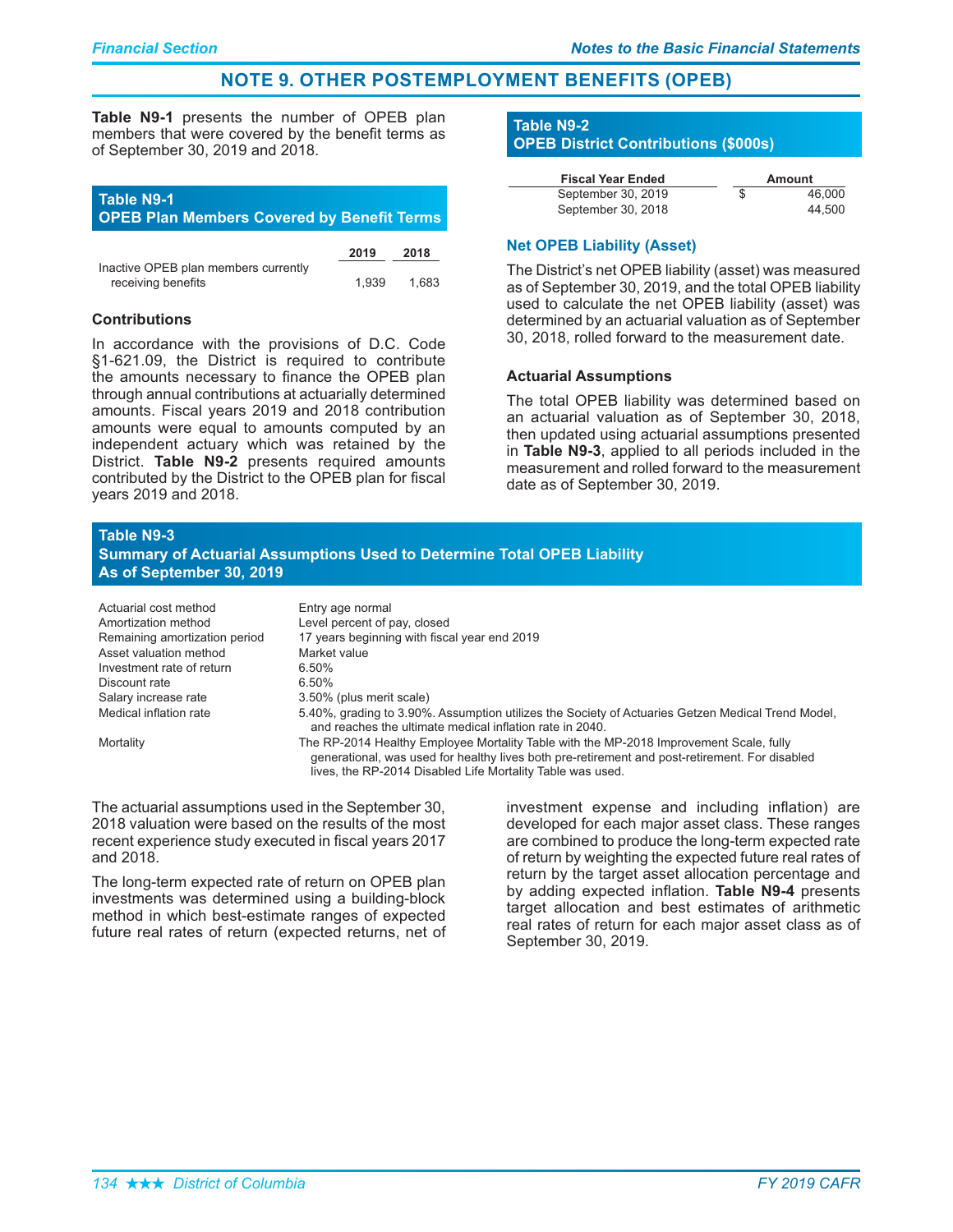## NOTE 9. OTHER POSTEMPLOYMENT BENEFITS (OPEB)

**Table N9-1** presents the number of OPEB plan members that were covered by the benefit terms as of September 30, 2019 and 2018.

**Table N9-1**
**OPEB Plan Members Covered by Benefit Terms**

| | 2019 | 2018 |
|---|---|---|
| Inactive OPEB plan members currently receiving benefits | 1,939 | 1,683 |

### Contributions

In accordance with the provisions of D.C. Code §1-621.09, the District is required to contribute the amounts necessary to finance the OPEB plan through annual contributions at actuarially determined amounts. Fiscal years 2019 and 2018 contribution amounts were equal to amounts computed by an independent actuary which was retained by the District. **Table N9-2** presents required amounts contributed by the District to the OPEB plan for fiscal years 2019 and 2018.

**Table N9-2**
**OPEB District Contributions ($000s)**

| Fiscal Year Ended | Amount |
|---|---|
| September 30, 2019 | $ 46,000 |
| September 30, 2018 | 44,500 |

### Net OPEB Liability (Asset)

The District's net OPEB liability (asset) was measured as of September 30, 2019, and the total OPEB liability used to calculate the net OPEB liability (asset) was determined by an actuarial valuation as of September 30, 2018, rolled forward to the measurement date.

### Actuarial Assumptions

The total OPEB liability was determined based on an actuarial valuation as of September 30, 2018, then updated using actuarial assumptions presented in **Table N9-3**, applied to all periods included in the measurement and rolled forward to the measurement date as of September 30, 2019.

**Table N9-3**
**Summary of Actuarial Assumptions Used to Determine Total OPEB Liability**
**As of September 30, 2019**

| | |
|---|---|
| Actuarial cost method | Entry age normal |
| Amortization method | Level percent of pay, closed |
| Remaining amortization period | 17 years beginning with fiscal year end 2019 |
| Asset valuation method | Market value |
| Investment rate of return | 6.50% |
| Discount rate | 6.50% |
| Salary increase rate | 3.50% (plus merit scale) |
| Medical inflation rate | 5.40%, grading to 3.90%. Assumption utilizes the Society of Actuaries Getzen Medical Trend Model, and reaches the ultimate medical inflation rate in 2040. |
| Mortality | The RP-2014 Healthy Employee Mortality Table with the MP-2018 Improvement Scale, fully generational, was used for healthy lives both pre-retirement and post-retirement. For disabled lives, the RP-2014 Disabled Life Mortality Table was used. |

The actuarial assumptions used in the September 30, 2018 valuation were based on the results of the most recent experience study executed in fiscal years 2017 and 2018.

The long-term expected rate of return on OPEB plan investments was determined using a building-block method in which best-estimate ranges of expected future real rates of return (expected returns, net of investment expense and including inflation) are developed for each major asset class. These ranges are combined to produce the long-term expected rate of return by weighting the expected future real rates of return by the target asset allocation percentage and by adding expected inflation. **Table N9-4** presents target allocation and best estimates of arithmetic real rates of return for each major asset class as of September 30, 2019.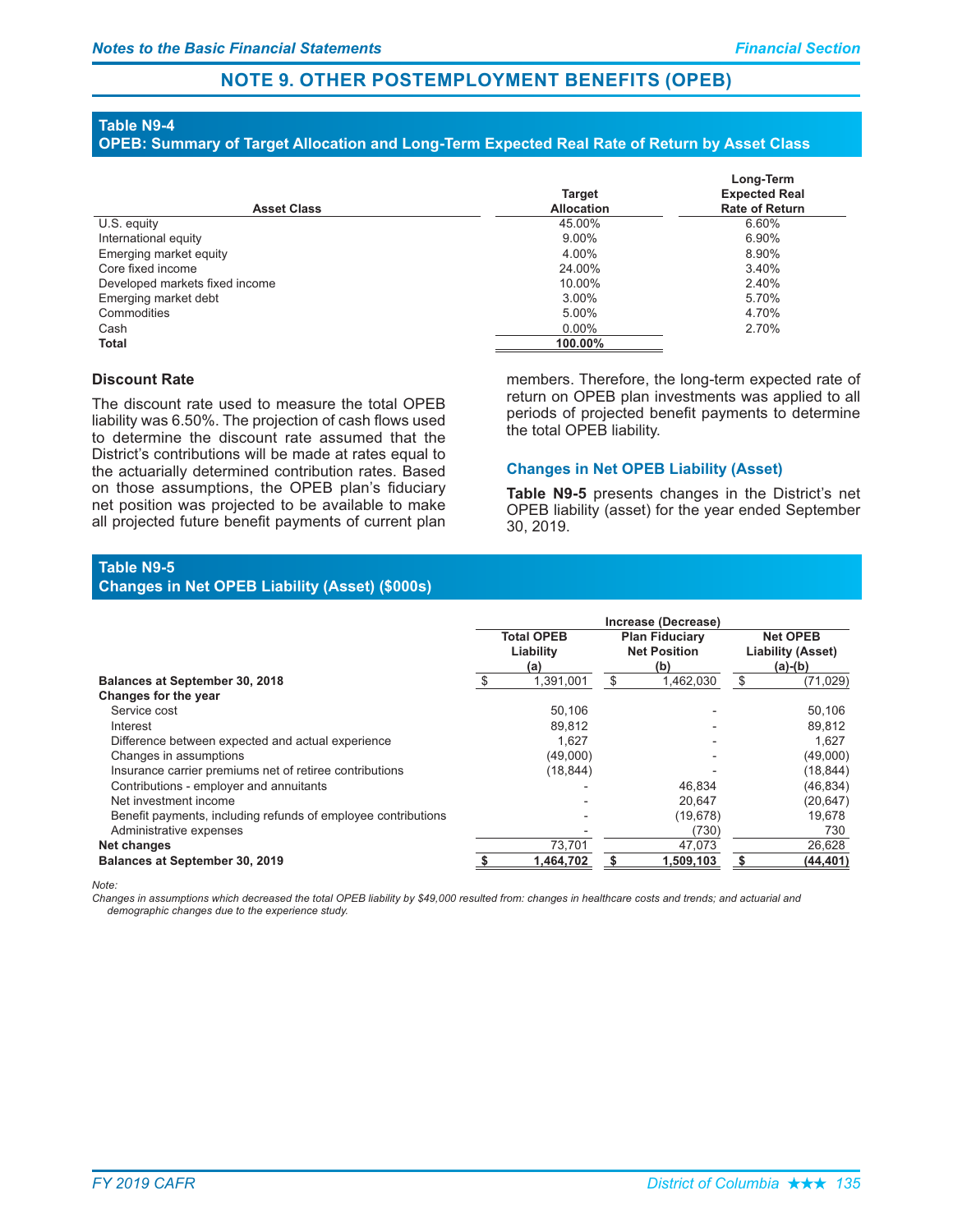## NOTE 9. OTHER POSTEMPLOYMENT BENEFITS (OPEB)

**Table N9-4**
**OPEB: Summary of Target Allocation and Long-Term Expected Real Rate of Return by Asset Class**

| Asset Class | Target Allocation | Long-Term Expected Real Rate of Return |
|---|---|---|
| U.S. equity | 45.00% | 6.60% |
| International equity | 9.00% | 6.90% |
| Emerging market equity | 4.00% | 8.90% |
| Core fixed income | 24.00% | 3.40% |
| Developed markets fixed income | 10.00% | 2.40% |
| Emerging market debt | 3.00% | 5.70% |
| Commodities | 5.00% | 4.70% |
| Cash | 0.00% | 2.70% |
| **Total** | **100.00%** | |

### Discount Rate

The discount rate used to measure the total OPEB liability was 6.50%. The projection of cash flows used to determine the discount rate assumed that the District's contributions will be made at rates equal to the actuarially determined contribution rates. Based on those assumptions, the OPEB plan's fiduciary net position was projected to be available to make all projected future benefit payments of current plan members. Therefore, the long-term expected rate of return on OPEB plan investments was applied to all periods of projected benefit payments to determine the total OPEB liability.

### Changes in Net OPEB Liability (Asset)

**Table N9-5** presents changes in the District's net OPEB liability (asset) for the year ended September 30, 2019.

**Table N9-5**
**Changes in Net OPEB Liability (Asset) ($000s)**

| | Increase (Decrease) | | |
|---|---|---|---|
| | Total OPEB Liability (a) | Plan Fiduciary Net Position (b) | Net OPEB Liability (Asset) (a)-(b) |
| **Balances at September 30, 2018** | $ 1,391,001 | $ 1,462,030 | $ (71,029) |
| **Changes for the year** | | | |
| Service cost | 50,106 | - | 50,106 |
| Interest | 89,812 | - | 89,812 |
| Difference between expected and actual experience | 1,627 | - | 1,627 |
| Changes in assumptions | (49,000) | - | (49,000) |
| Insurance carrier premiums net of retiree contributions | (18,844) | - | (18,844) |
| Contributions - employer and annuitants | - | 46,834 | (46,834) |
| Net investment income | - | 20,647 | (20,647) |
| Benefit payments, including refunds of employee contributions | - | (19,678) | 19,678 |
| Administrative expenses | - | (730) | 730 |
| **Net changes** | 73,701 | 47,073 | 26,628 |
| **Balances at September 30, 2019** | **$ 1,464,702** | **$ 1,509,103** | **$ (44,401)** |

*Note:*
*Changes in assumptions which decreased the total OPEB liability by $49,000 resulted from: changes in healthcare costs and trends; and actuarial and demographic changes due to the experience study.*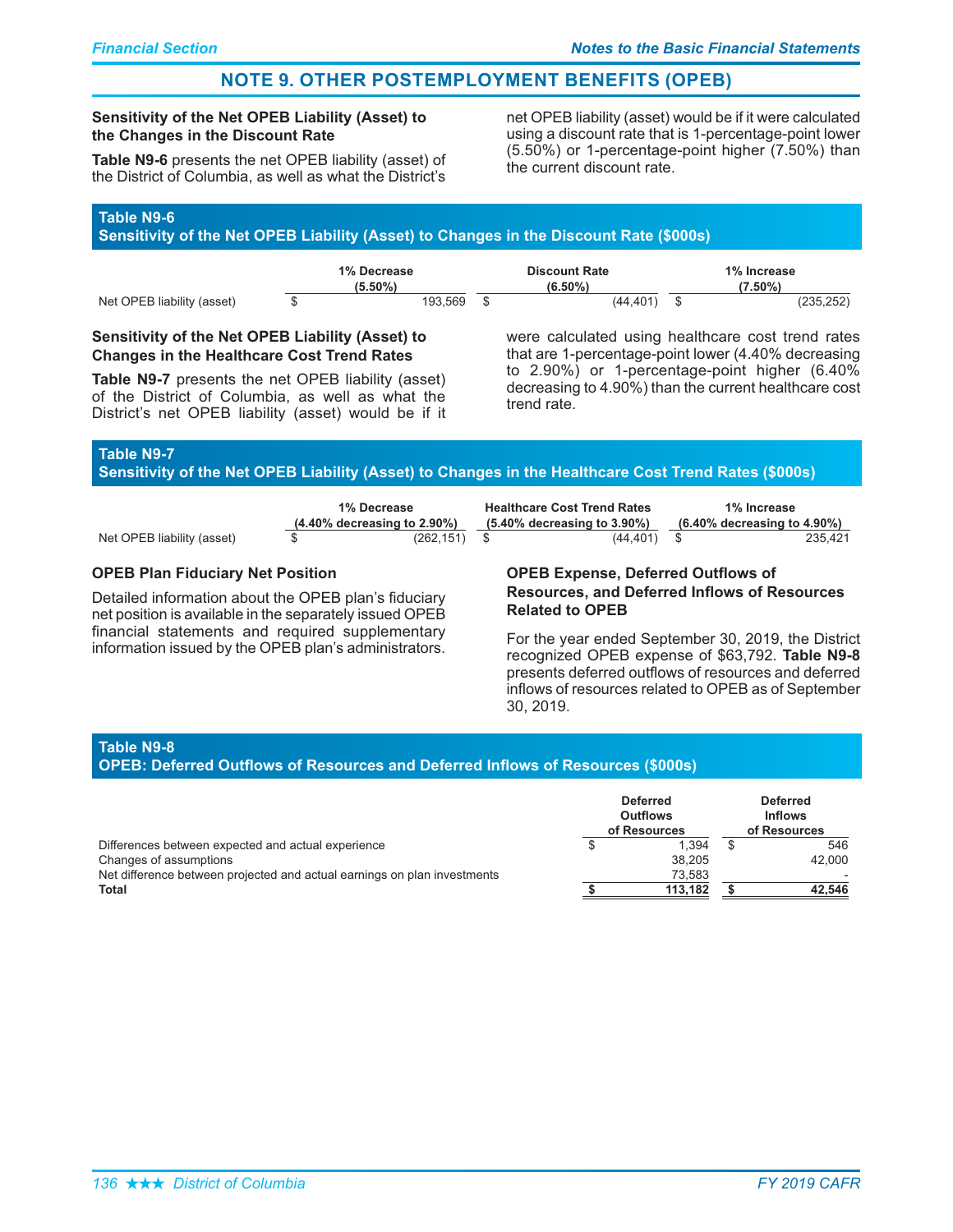## NOTE 9. OTHER POSTEMPLOYMENT BENEFITS (OPEB)

### Sensitivity of the Net OPEB Liability (Asset) to the Changes in the Discount Rate

**Table N9-6** presents the net OPEB liability (asset) of the District of Columbia, as well as what the District's net OPEB liability (asset) would be if it were calculated using a discount rate that is 1-percentage-point lower (5.50%) or 1-percentage-point higher (7.50%) than the current discount rate.

**Table N9-6**
**Sensitivity of the Net OPEB Liability (Asset) to Changes in the Discount Rate ($000s)**

| | 1% Decrease (5.50%) | Discount Rate (6.50%) | 1% Increase (7.50%) |
|---|---|---|---|
| Net OPEB liability (asset) | $ 193,569 | $ (44,401) | $ (235,252) |

### Sensitivity of the Net OPEB Liability (Asset) to Changes in the Healthcare Cost Trend Rates

**Table N9-7** presents the net OPEB liability (asset) of the District of Columbia, as well as what the District's net OPEB liability (asset) would be if it were calculated using healthcare cost trend rates that are 1-percentage-point lower (4.40% decreasing to 2.90%) or 1-percentage-point higher (6.40% decreasing to 4.90%) than the current healthcare cost trend rate.

**Table N9-7**
**Sensitivity of the Net OPEB Liability (Asset) to Changes in the Healthcare Cost Trend Rates ($000s)**

| | 1% Decrease (4.40% decreasing to 2.90%) | Healthcare Cost Trend Rates (5.40% decreasing to 3.90%) | 1% Increase (6.40% decreasing to 4.90%) |
|---|---|---|---|
| Net OPEB liability (asset) | $ (262,151) | $ (44,401) | $ 235,421 |

### OPEB Plan Fiduciary Net Position

Detailed information about the OPEB plan's fiduciary net position is available in the separately issued OPEB financial statements and required supplementary information issued by the OPEB plan's administrators.

### OPEB Expense, Deferred Outflows of Resources, and Deferred Inflows of Resources Related to OPEB

For the year ended September 30, 2019, the District recognized OPEB expense of $63,792. **Table N9-8** presents deferred outflows of resources and deferred inflows of resources related to OPEB as of September 30, 2019.

**Table N9-8**
**OPEB: Deferred Outflows of Resources and Deferred Inflows of Resources ($000s)**

| | Deferred Outflows of Resources | Deferred Inflows of Resources |
|---|---|---|
| Differences between expected and actual experience | $ 1,394 | $ 546 |
| Changes of assumptions | 38,205 | 42,000 |
| Net difference between projected and actual earnings on plan investments | 73,583 | - |
| **Total** | **$ 113,182** | **$ 42,546** |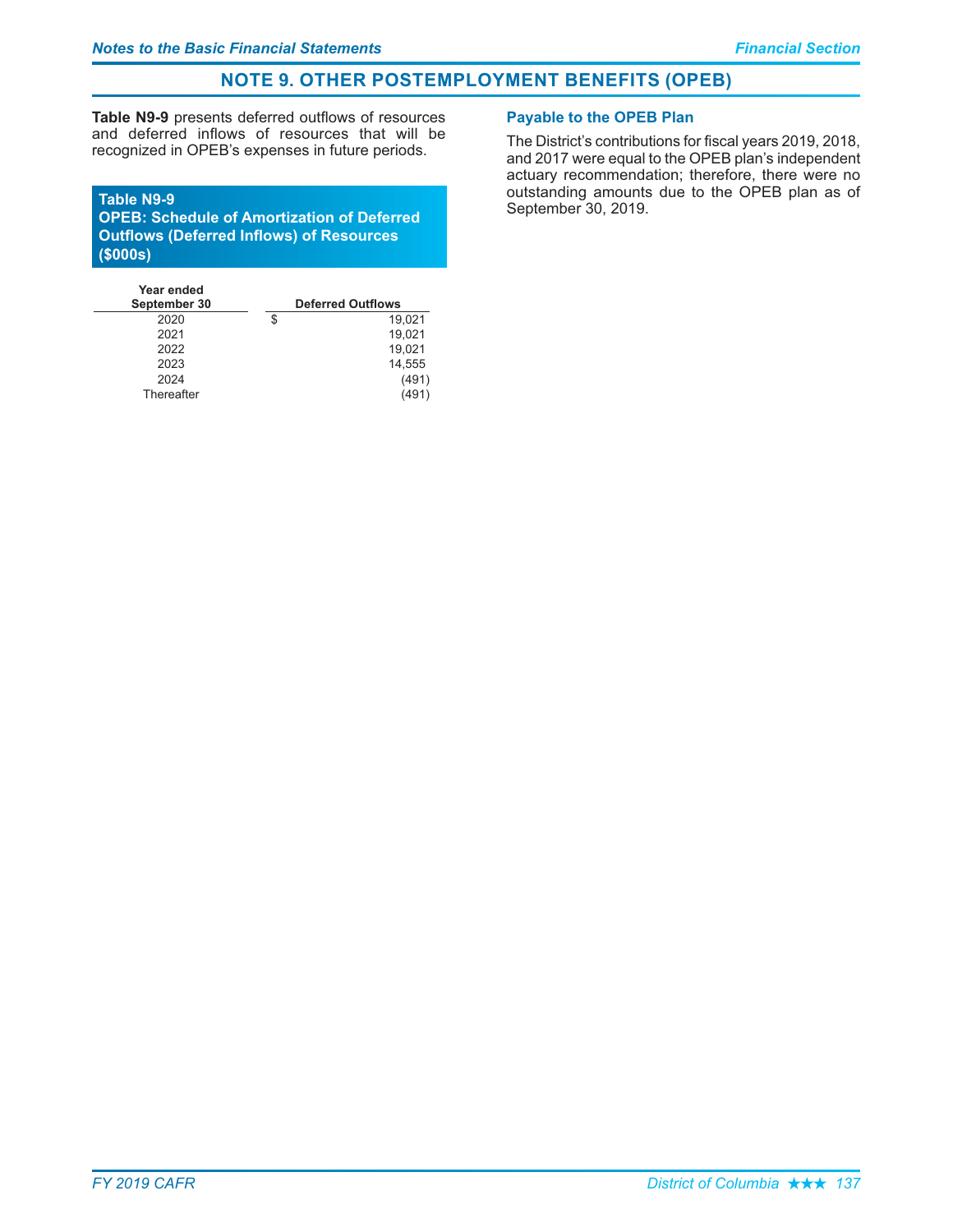## NOTE 9. OTHER POSTEMPLOYMENT BENEFITS (OPEB)

**Table N9-9** presents deferred outflows of resources and deferred inflows of resources that will be recognized in OPEB's expenses in future periods.

**Table N9-9**
**OPEB: Schedule of Amortization of Deferred Outflows (Deferred Inflows) of Resources ($000s)**

| Year ended September 30 | Deferred Outflows |
|---|---|
| 2020 | $ 19,021 |
| 2021 | 19,021 |
| 2022 | 19,021 |
| 2023 | 14,555 |
| 2024 | (491) |
| Thereafter | (491) |

### Payable to the OPEB Plan

The District's contributions for fiscal years 2019, 2018, and 2017 were equal to the OPEB plan's independent actuary recommendation; therefore, there were no outstanding amounts due to the OPEB plan as of September 30, 2019.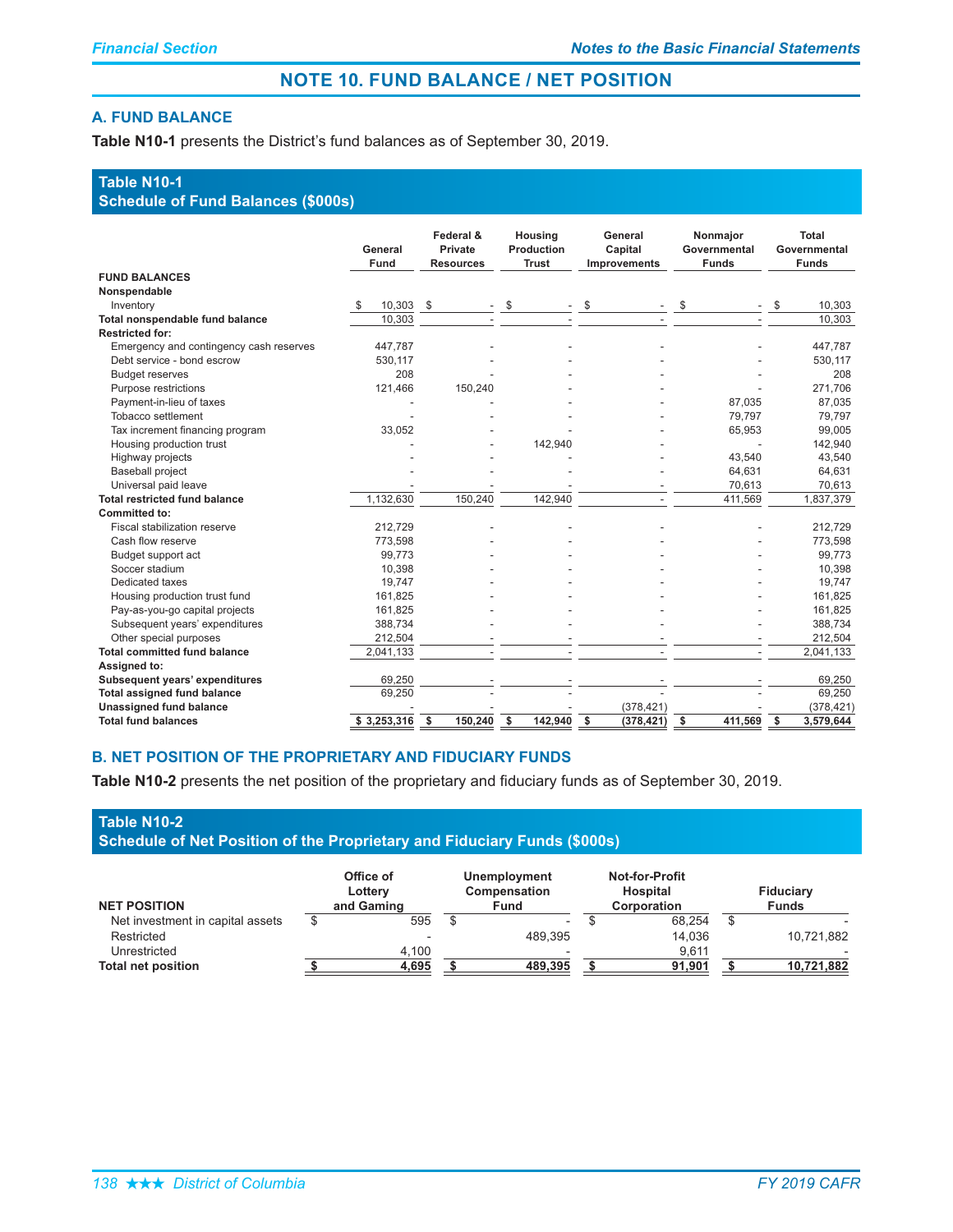# NOTE 10. FUND BALANCE / NET POSITION

## A. FUND BALANCE

**Table N10-1** presents the District's fund balances as of September 30, 2019.

### Table N10-1
### Schedule of Fund Balances ($000s)

| | General Fund | Federal & Private Resources | Housing Production Trust | General Capital Improvements | Nonmajor Governmental Funds | Total Governmental Funds |
|---|---|---|---|---|---|---|
| **FUND BALANCES** | | | | | | |
| **Nonspendable** | | | | | | |
| Inventory | $ 10,303 | $ - | $ - | $ - | $ - | $ 10,303 |
| **Total nonspendable fund balance** | 10,303 | - | - | - | - | 10,303 |
| **Restricted for:** | | | | | | |
| Emergency and contingency cash reserves | 447,787 | - | - | - | - | 447,787 |
| Debt service - bond escrow | 530,117 | - | - | - | - | 530,117 |
| Budget reserves | 208 | - | - | - | - | 208 |
| Purpose restrictions | 121,466 | 150,240 | - | - | - | 271,706 |
| Payment-in-lieu of taxes | - | - | - | - | 87,035 | 87,035 |
| Tobacco settlement | - | - | - | - | 79,797 | 79,797 |
| Tax increment financing program | 33,052 | - | - | - | 65,953 | 99,005 |
| Housing production trust | - | - | 142,940 | - | - | 142,940 |
| Highway projects | - | - | - | - | 43,540 | 43,540 |
| Baseball project | - | - | - | - | 64,631 | 64,631 |
| Universal paid leave | - | - | - | - | 70,613 | 70,613 |
| **Total restricted fund balance** | 1,132,630 | 150,240 | 142,940 | - | 411,569 | 1,837,379 |
| **Committed to:** | | | | | | |
| Fiscal stabilization reserve | 212,729 | - | - | - | - | 212,729 |
| Cash flow reserve | 773,598 | - | - | - | - | 773,598 |
| Budget support act | 99,773 | - | - | - | - | 99,773 |
| Soccer stadium | 10,398 | - | - | - | - | 10,398 |
| Dedicated taxes | 19,747 | - | - | - | - | 19,747 |
| Housing production trust fund | 161,825 | - | - | - | - | 161,825 |
| Pay-as-you-go capital projects | 161,825 | - | - | - | - | 161,825 |
| Subsequent years' expenditures | 388,734 | - | - | - | - | 388,734 |
| Other special purposes | 212,504 | - | - | - | - | 212,504 |
| **Total committed fund balance** | 2,041,133 | - | - | - | - | 2,041,133 |
| **Assigned to:** | | | | | | |
| **Subsequent years' expenditures** | 69,250 | - | - | - | - | 69,250 |
| **Total assigned fund balance** | 69,250 | - | - | - | - | 69,250 |
| **Unassigned fund balance** | - | - | - | (378,421) | - | (378,421) |
| **Total fund balances** | **$ 3,253,316** | **$ 150,240** | **$ 142,940** | **$ (378,421)** | **$ 411,569** | **$ 3,579,644** |

## B. NET POSITION OF THE PROPRIETARY AND FIDUCIARY FUNDS

**Table N10-2** presents the net position of the proprietary and fiduciary funds as of September 30, 2019.

### Table N10-2
### Schedule of Net Position of the Proprietary and Fiduciary Funds ($000s)

| NET POSITION | Office of Lottery and Gaming | Unemployment Compensation Fund | Not-for-Profit Hospital Corporation | Fiduciary Funds |
|---|---|---|---|---|
| Net investment in capital assets | $ 595 | $ - | $ 68,254 | $ - |
| Restricted | - | 489,395 | 14,036 | 10,721,882 |
| Unrestricted | 4,100 | - | 9,611 | - |
| **Total net position** | **$ 4,695** | **$ 489,395** | **$ 91,901** | **$ 10,721,882** |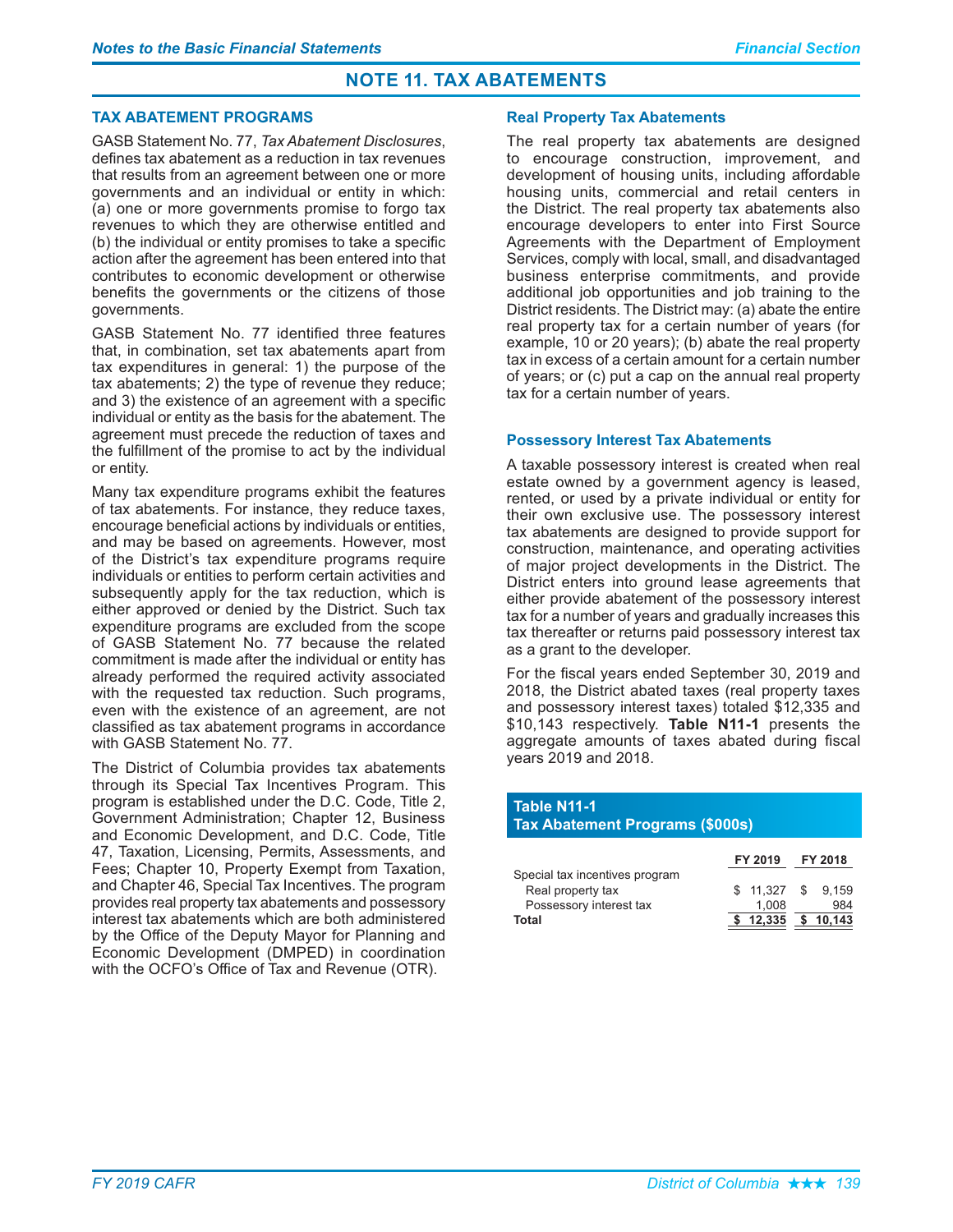# NOTE 11. TAX ABATEMENTS

## TAX ABATEMENT PROGRAMS

GASB Statement No. 77, *Tax Abatement Disclosures*, defines tax abatement as a reduction in tax revenues that results from an agreement between one or more governments and an individual or entity in which: (a) one or more governments promise to forgo tax revenues to which they are otherwise entitled and (b) the individual or entity promises to take a specific action after the agreement has been entered into that contributes to economic development or otherwise benefits the governments or the citizens of those governments.

GASB Statement No. 77 identified three features that, in combination, set tax abatements apart from tax expenditures in general: 1) the purpose of the tax abatements; 2) the type of revenue they reduce; and 3) the existence of an agreement with a specific individual or entity as the basis for the abatement. The agreement must precede the reduction of taxes and the fulfillment of the promise to act by the individual or entity.

Many tax expenditure programs exhibit the features of tax abatements. For instance, they reduce taxes, encourage beneficial actions by individuals or entities, and may be based on agreements. However, most of the District's tax expenditure programs require individuals or entities to perform certain activities and subsequently apply for the tax reduction, which is either approved or denied by the District. Such tax expenditure programs are excluded from the scope of GASB Statement No. 77 because the related commitment is made after the individual or entity has already performed the required activity associated with the requested tax reduction. Such programs, even with the existence of an agreement, are not classified as tax abatement programs in accordance with GASB Statement No. 77.

The District of Columbia provides tax abatements through its Special Tax Incentives Program. This program is established under the D.C. Code, Title 2, Government Administration; Chapter 12, Business and Economic Development, and D.C. Code, Title 47, Taxation, Licensing, Permits, Assessments, and Fees; Chapter 10, Property Exempt from Taxation, and Chapter 46, Special Tax Incentives. The program provides real property tax abatements and possessory interest tax abatements which are both administered by the Office of the Deputy Mayor for Planning and Economic Development (DMPED) in coordination with the OCFO's Office of Tax and Revenue (OTR).

### Real Property Tax Abatements

The real property tax abatements are designed to encourage construction, improvement, and development of housing units, including affordable housing units, commercial and retail centers in the District. The real property tax abatements also encourage developers to enter into First Source Agreements with the Department of Employment Services, comply with local, small, and disadvantaged business enterprise commitments, and provide additional job opportunities and job training to the District residents. The District may: (a) abate the entire real property tax for a certain number of years (for example, 10 or 20 years); (b) abate the real property tax in excess of a certain amount for a certain number of years; or (c) put a cap on the annual real property tax for a certain number of years.

### Possessory Interest Tax Abatements

A taxable possessory interest is created when real estate owned by a government agency is leased, rented, or used by a private individual or entity for their own exclusive use. The possessory interest tax abatements are designed to provide support for construction, maintenance, and operating activities of major project developments in the District. The District enters into ground lease agreements that either provide abatement of the possessory interest tax for a number of years and gradually increases this tax thereafter or returns paid possessory interest tax as a grant to the developer.

For the fiscal years ended September 30, 2019 and 2018, the District abated taxes (real property taxes and possessory interest taxes) totaled $12,335 and $10,143 respectively. **Table N11-1** presents the aggregate amounts of taxes abated during fiscal years 2019 and 2018.

**Table N11-1**
**Tax Abatement Programs ($000s)**

| | FY 2019 | FY 2018 |
|---|---|---|
| Special tax incentives program | | |
| Real property tax | $ 11,327 | $ 9,159 |
| Possessory interest tax | 1,008 | 984 |
| **Total** | **$ 12,335** | **$ 10,143** |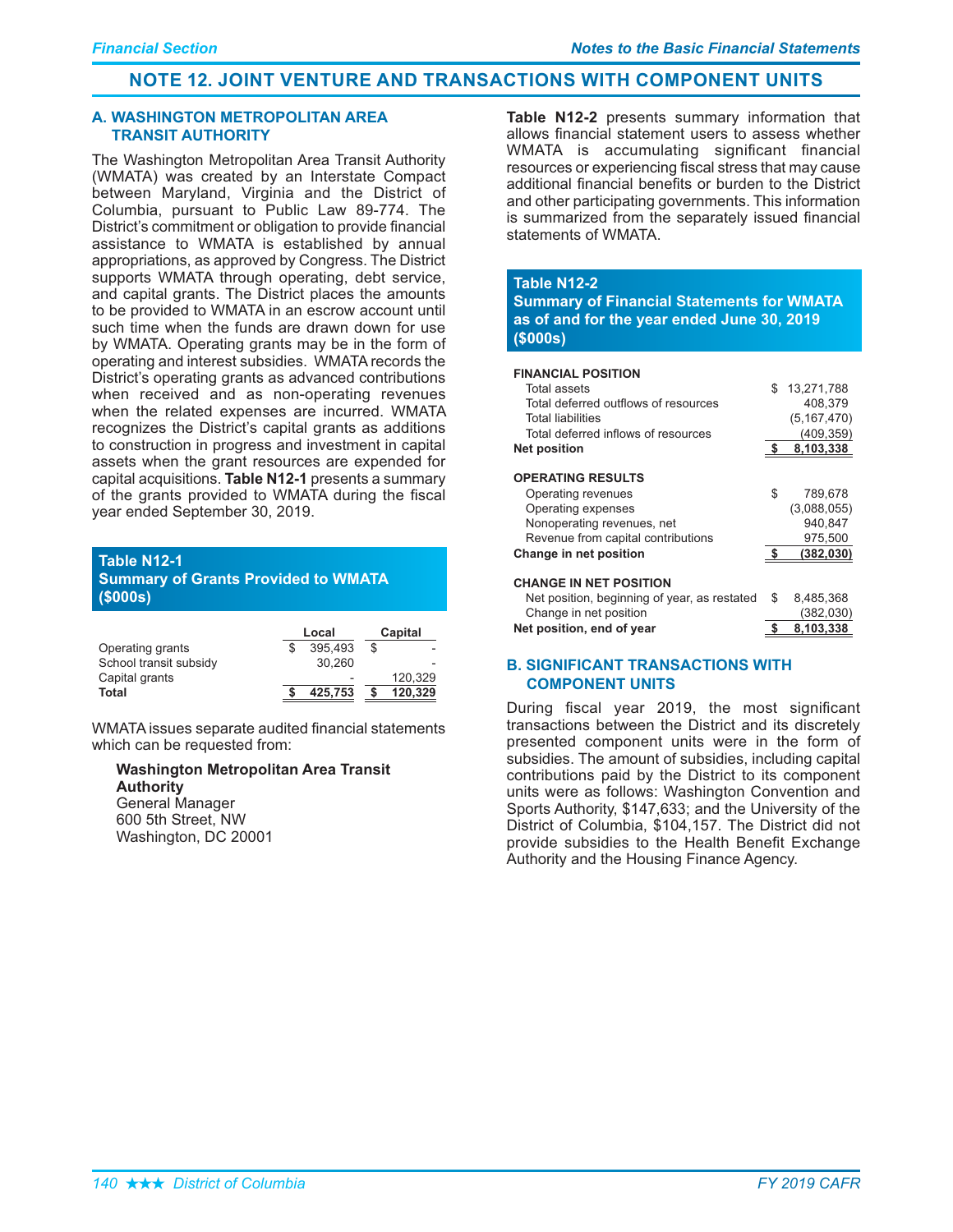# NOTE 12. JOINT VENTURE AND TRANSACTIONS WITH COMPONENT UNITS

## A. WASHINGTON METROPOLITAN AREA TRANSIT AUTHORITY

The Washington Metropolitan Area Transit Authority (WMATA) was created by an Interstate Compact between Maryland, Virginia and the District of Columbia, pursuant to Public Law 89-774. The District's commitment or obligation to provide financial assistance to WMATA is established by annual appropriations, as approved by Congress. The District supports WMATA through operating, debt service, and capital grants. The District places the amounts to be provided to WMATA in an escrow account until such time when the funds are drawn down for use by WMATA. Operating grants may be in the form of operating and interest subsidies. WMATA records the District's operating grants as advanced contributions when received and as non-operating revenues when the related expenses are incurred. WMATA recognizes the District's capital grants as additions to construction in progress and investment in capital assets when the grant resources are expended for capital acquisitions. **Table N12-1** presents a summary of the grants provided to WMATA during the fiscal year ended September 30, 2019.

**Table N12-1**
**Summary of Grants Provided to WMATA ($000s)**

| | Local | Capital |
|---|---|---|
| Operating grants | $ 395,493 | $ - |
| School transit subsidy | 30,260 | - |
| Capital grants | - | 120,329 |
| **Total** | **$ 425,753** | **$ 120,329** |

WMATA issues separate audited financial statements which can be requested from:

> **Washington Metropolitan Area Transit Authority**
> General Manager
> 600 5th Street, NW
> Washington, DC 20001

**Table N12-2** presents summary information that allows financial statement users to assess whether WMATA is accumulating significant financial resources or experiencing fiscal stress that may cause additional financial benefits or burden to the District and other participating governments. This information is summarized from the separately issued financial statements of WMATA.

**Table N12-2**
**Summary of Financial Statements for WMATA as of and for the year ended June 30, 2019 ($000s)**

| | |
|---|---|
| **FINANCIAL POSITION** | |
| Total assets | $ 13,271,788 |
| Total deferred outflows of resources | 408,379 |
| Total liabilities | (5,167,470) |
| Total deferred inflows of resources | (409,359) |
| **Net position** | **$ 8,103,338** |
| **OPERATING RESULTS** | |
| Operating revenues | $ 789,678 |
| Operating expenses | (3,088,055) |
| Nonoperating revenues, net | 940,847 |
| Revenue from capital contributions | 975,500 |
| **Change in net position** | **$ (382,030)** |
| **CHANGE IN NET POSITION** | |
| Net position, beginning of year, as restated | $ 8,485,368 |
| Change in net position | (382,030) |
| **Net position, end of year** | **$ 8,103,338** |

## B. SIGNIFICANT TRANSACTIONS WITH COMPONENT UNITS

During fiscal year 2019, the most significant transactions between the District and its discretely presented component units were in the form of subsidies. The amount of subsidies, including capital contributions paid by the District to its component units were as follows: Washington Convention and Sports Authority, $147,633; and the University of the District of Columbia, $104,157. The District did not provide subsidies to the Health Benefit Exchange Authority and the Housing Finance Agency.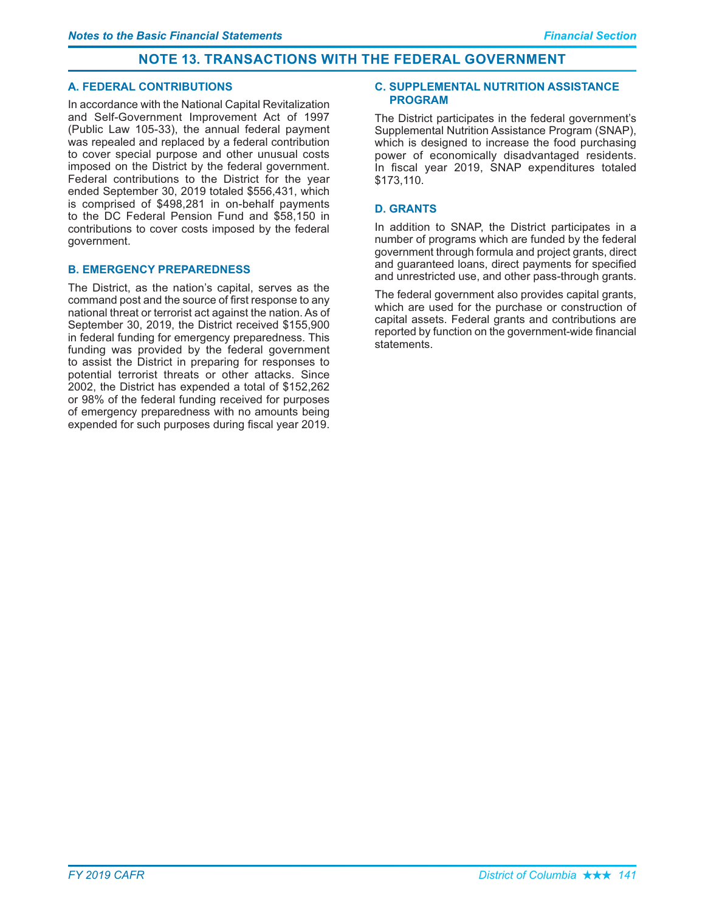# NOTE 13. TRANSACTIONS WITH THE FEDERAL GOVERNMENT

## A. FEDERAL CONTRIBUTIONS

In accordance with the National Capital Revitalization and Self-Government Improvement Act of 1997 (Public Law 105-33), the annual federal payment was repealed and replaced by a federal contribution to cover special purpose and other unusual costs imposed on the District by the federal government. Federal contributions to the District for the year ended September 30, 2019 totaled $556,431, which is comprised of $498,281 in on-behalf payments to the DC Federal Pension Fund and $58,150 in contributions to cover costs imposed by the federal government.

## B. EMERGENCY PREPAREDNESS

The District, as the nation's capital, serves as the command post and the source of first response to any national threat or terrorist act against the nation. As of September 30, 2019, the District received $155,900 in federal funding for emergency preparedness. This funding was provided by the federal government to assist the District in preparing for responses to potential terrorist threats or other attacks. Since 2002, the District has expended a total of $152,262 or 98% of the federal funding received for purposes of emergency preparedness with no amounts being expended for such purposes during fiscal year 2019.

## C. SUPPLEMENTAL NUTRITION ASSISTANCE PROGRAM

The District participates in the federal government's Supplemental Nutrition Assistance Program (SNAP), which is designed to increase the food purchasing power of economically disadvantaged residents. In fiscal year 2019, SNAP expenditures totaled $173,110.

## D. GRANTS

In addition to SNAP, the District participates in a number of programs which are funded by the federal government through formula and project grants, direct and guaranteed loans, direct payments for specified and unrestricted use, and other pass-through grants.

The federal government also provides capital grants, which are used for the purchase or construction of capital assets. Federal grants and contributions are reported by function on the government-wide financial statements.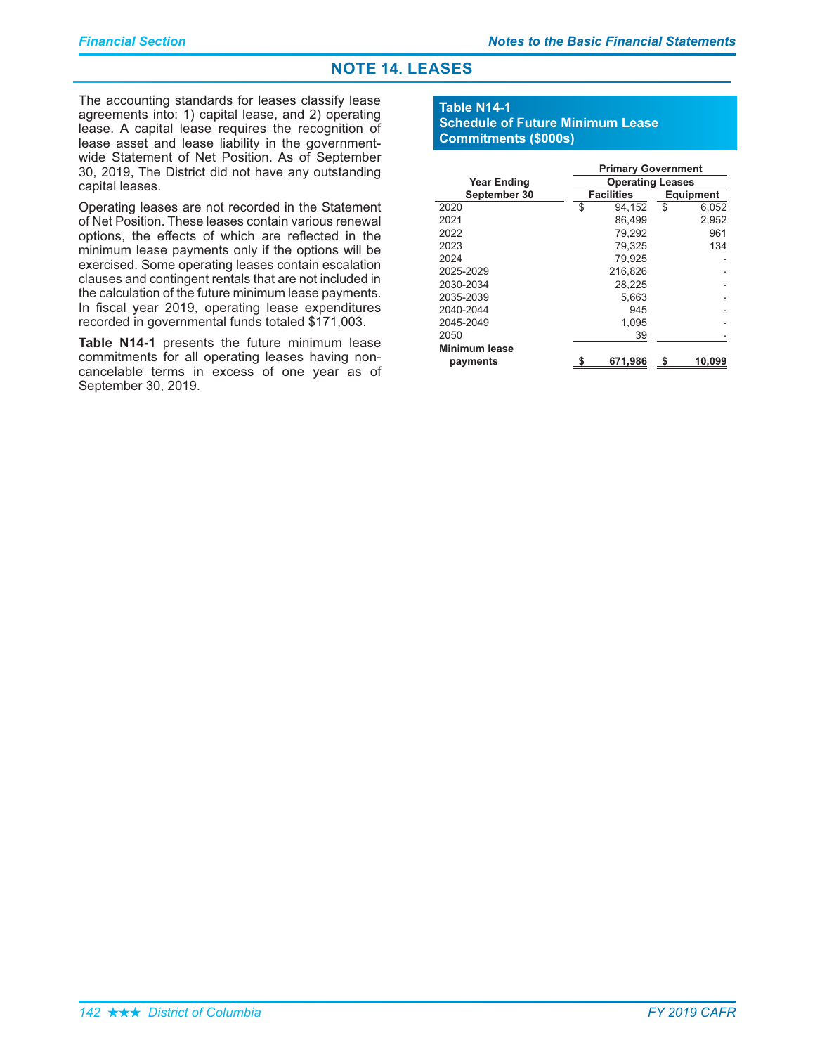## NOTE 14. LEASES

The accounting standards for leases classify lease agreements into: 1) capital lease, and 2) operating lease. A capital lease requires the recognition of lease asset and lease liability in the government-wide Statement of Net Position. As of September 30, 2019, The District did not have any outstanding capital leases.

Operating leases are not recorded in the Statement of Net Position. These leases contain various renewal options, the effects of which are reflected in the minimum lease payments only if the options will be exercised. Some operating leases contain escalation clauses and contingent rentals that are not included in the calculation of the future minimum lease payments. In fiscal year 2019, operating lease expenditures recorded in governmental funds totaled $171,003.

**Table N14-1** presents the future minimum lease commitments for all operating leases having non-cancelable terms in excess of one year as of September 30, 2019.

**Table N14-1**
**Schedule of Future Minimum Lease Commitments ($000s)**

| Year Ending September 30 | Primary Government | |
|---|---|---|
| | Operating Leases | |
| | Facilities | Equipment |
| 2020 | $ 94,152 | $ 6,052 |
| 2021 | 86,499 | 2,952 |
| 2022 | 79,292 | 961 |
| 2023 | 79,325 | 134 |
| 2024 | 79,925 | - |
| 2025-2029 | 216,826 | - |
| 2030-2034 | 28,225 | - |
| 2035-2039 | 5,663 | - |
| 2040-2044 | 945 | - |
| 2045-2049 | 1,095 | - |
| 2050 | 39 | - |
| **Minimum lease payments** | **$ 671,986** | **$ 10,099** |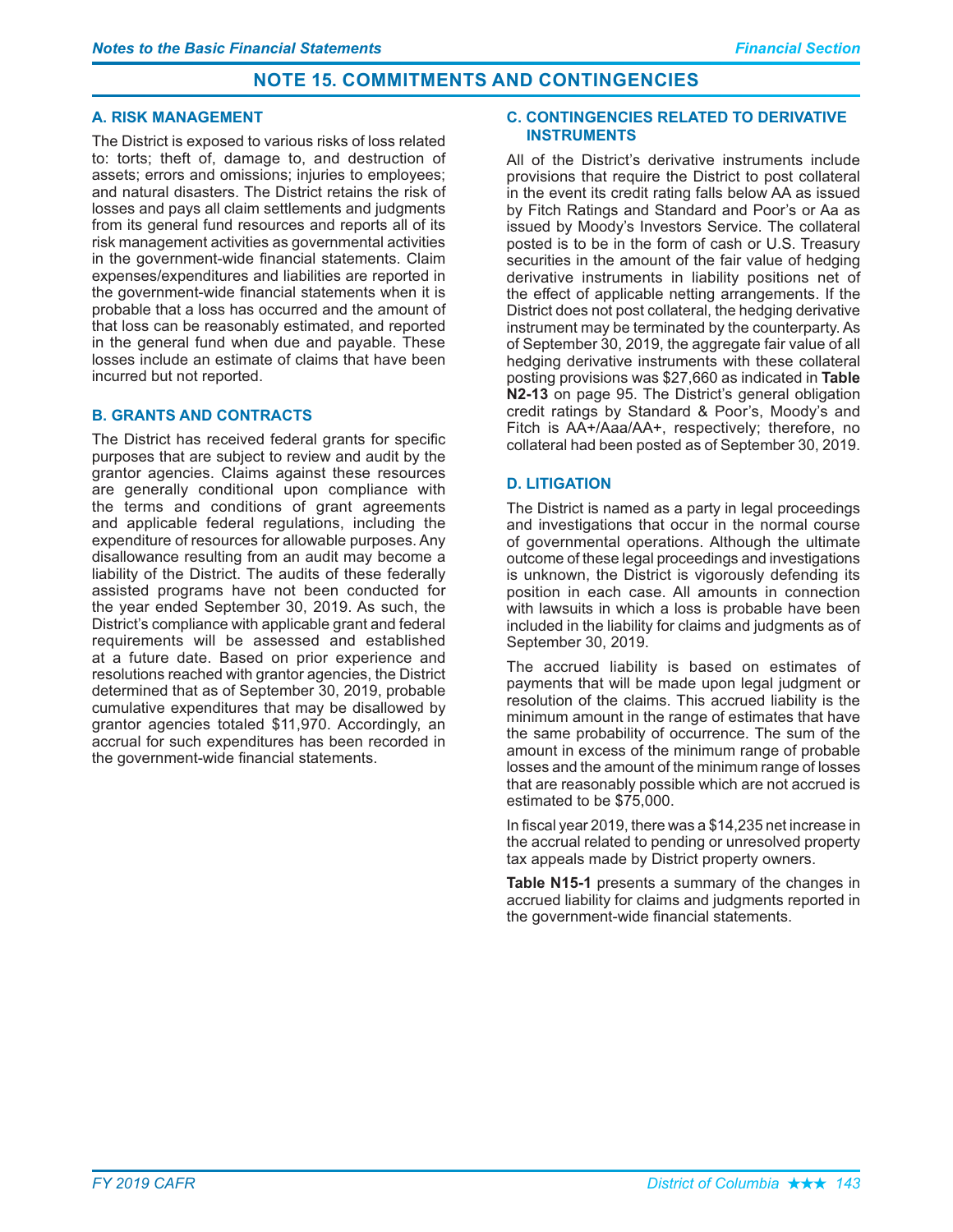# NOTE 15. COMMITMENTS AND CONTINGENCIES

## A. RISK MANAGEMENT

The District is exposed to various risks of loss related to: torts; theft of, damage to, and destruction of assets; errors and omissions; injuries to employees; and natural disasters. The District retains the risk of losses and pays all claim settlements and judgments from its general fund resources and reports all of its risk management activities as governmental activities in the government-wide financial statements. Claim expenses/expenditures and liabilities are reported in the government-wide financial statements when it is probable that a loss has occurred and the amount of that loss can be reasonably estimated, and reported in the general fund when due and payable. These losses include an estimate of claims that have been incurred but not reported.

## B. GRANTS AND CONTRACTS

The District has received federal grants for specific purposes that are subject to review and audit by the grantor agencies. Claims against these resources are generally conditional upon compliance with the terms and conditions of grant agreements and applicable federal regulations, including the expenditure of resources for allowable purposes. Any disallowance resulting from an audit may become a liability of the District. The audits of these federally assisted programs have not been conducted for the year ended September 30, 2019. As such, the District's compliance with applicable grant and federal requirements will be assessed and established at a future date. Based on prior experience and resolutions reached with grantor agencies, the District determined that as of September 30, 2019, probable cumulative expenditures that may be disallowed by grantor agencies totaled $11,970. Accordingly, an accrual for such expenditures has been recorded in the government-wide financial statements.

## C. CONTINGENCIES RELATED TO DERIVATIVE INSTRUMENTS

All of the District's derivative instruments include provisions that require the District to post collateral in the event its credit rating falls below AA as issued by Fitch Ratings and Standard and Poor's or Aa as issued by Moody's Investors Service. The collateral posted is to be in the form of cash or U.S. Treasury securities in the amount of the fair value of hedging derivative instruments in liability positions net of the effect of applicable netting arrangements. If the District does not post collateral, the hedging derivative instrument may be terminated by the counterparty. As of September 30, 2019, the aggregate fair value of all hedging derivative instruments with these collateral posting provisions was $27,660 as indicated in **Table N2-13** on page 95. The District's general obligation credit ratings by Standard & Poor's, Moody's and Fitch is AA+/Aaa/AA+, respectively; therefore, no collateral had been posted as of September 30, 2019.

## D. LITIGATION

The District is named as a party in legal proceedings and investigations that occur in the normal course of governmental operations. Although the ultimate outcome of these legal proceedings and investigations is unknown, the District is vigorously defending its position in each case. All amounts in connection with lawsuits in which a loss is probable have been included in the liability for claims and judgments as of September 30, 2019.

The accrued liability is based on estimates of payments that will be made upon legal judgment or resolution of the claims. This accrued liability is the minimum amount in the range of estimates that have the same probability of occurrence. The sum of the amount in excess of the minimum range of probable losses and the amount of the minimum range of losses that are reasonably possible which are not accrued is estimated to be $75,000.

In fiscal year 2019, there was a $14,235 net increase in the accrual related to pending or unresolved property tax appeals made by District property owners.

**Table N15-1** presents a summary of the changes in accrued liability for claims and judgments reported in the government-wide financial statements.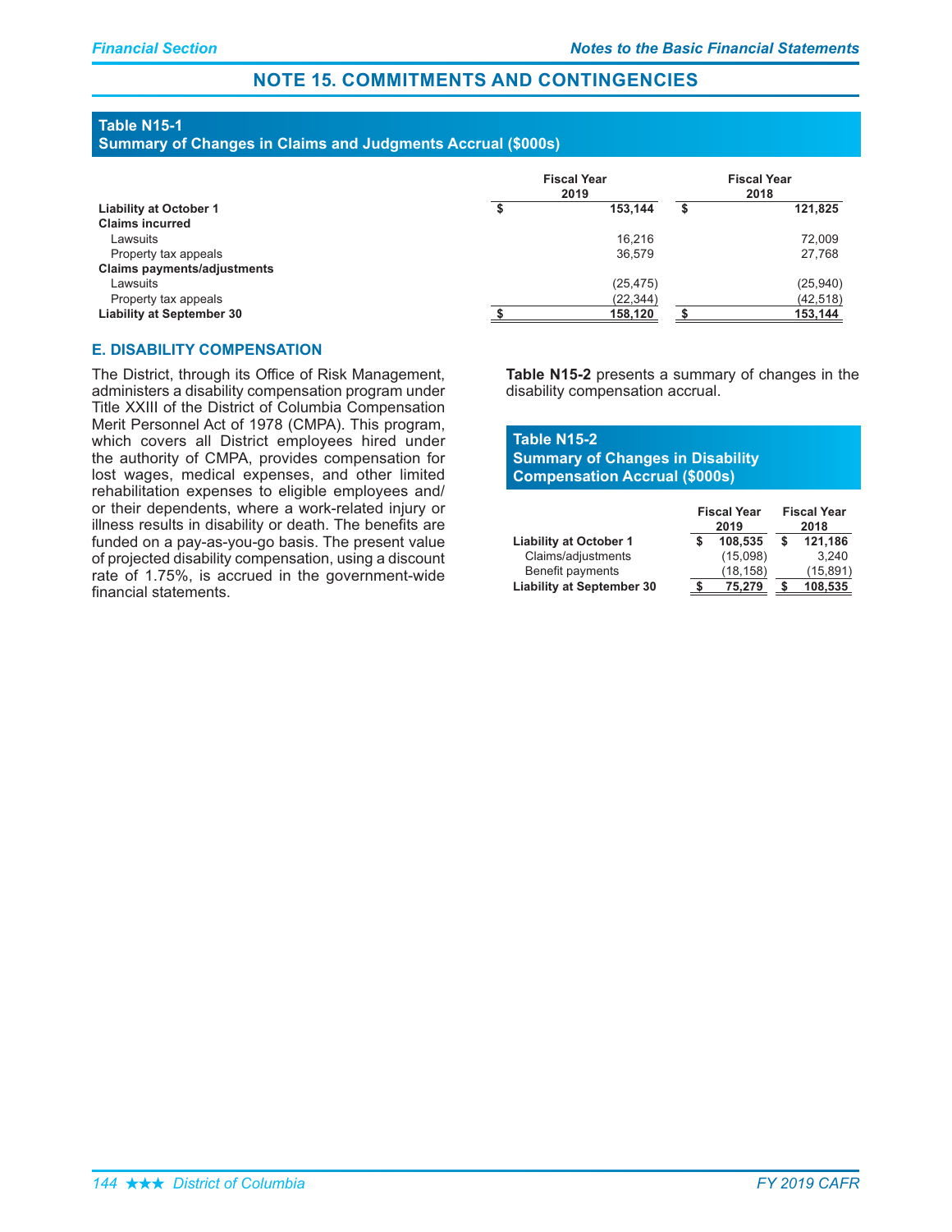## NOTE 15. COMMITMENTS AND CONTINGENCIES

**Table N15-1**
**Summary of Changes in Claims and Judgments Accrual ($000s)**

| | Fiscal Year 2019 | Fiscal Year 2018 |
|---|---|---|
| **Liability at October 1** | **$ 153,144** | **$ 121,825** |
| **Claims incurred** | | |
| Lawsuits | 16,216 | 72,009 |
| Property tax appeals | 36,579 | 27,768 |
| **Claims payments/adjustments** | | |
| Lawsuits | (25,475) | (25,940) |
| Property tax appeals | (22,344) | (42,518) |
| **Liability at September 30** | **$ 158,120** | **$ 153,144** |

### E. DISABILITY COMPENSATION

The District, through its Office of Risk Management, administers a disability compensation program under Title XXIII of the District of Columbia Compensation Merit Personnel Act of 1978 (CMPA). This program, which covers all District employees hired under the authority of CMPA, provides compensation for lost wages, medical expenses, and other limited rehabilitation expenses to eligible employees and/or their dependents, where a work-related injury or illness results in disability or death. The benefits are funded on a pay-as-you-go basis. The present value of projected disability compensation, using a discount rate of 1.75%, is accrued in the government-wide financial statements.

**Table N15-2** presents a summary of changes in the disability compensation accrual.

**Table N15-2**
**Summary of Changes in Disability Compensation Accrual ($000s)**

| | Fiscal Year 2019 | Fiscal Year 2018 |
|---|---|---|
| **Liability at October 1** | **$ 108,535** | **$ 121,186** |
| Claims/adjustments | (15,098) | 3,240 |
| Benefit payments | (18,158) | (15,891) |
| **Liability at September 30** | **$ 75,279** | **$ 108,535** |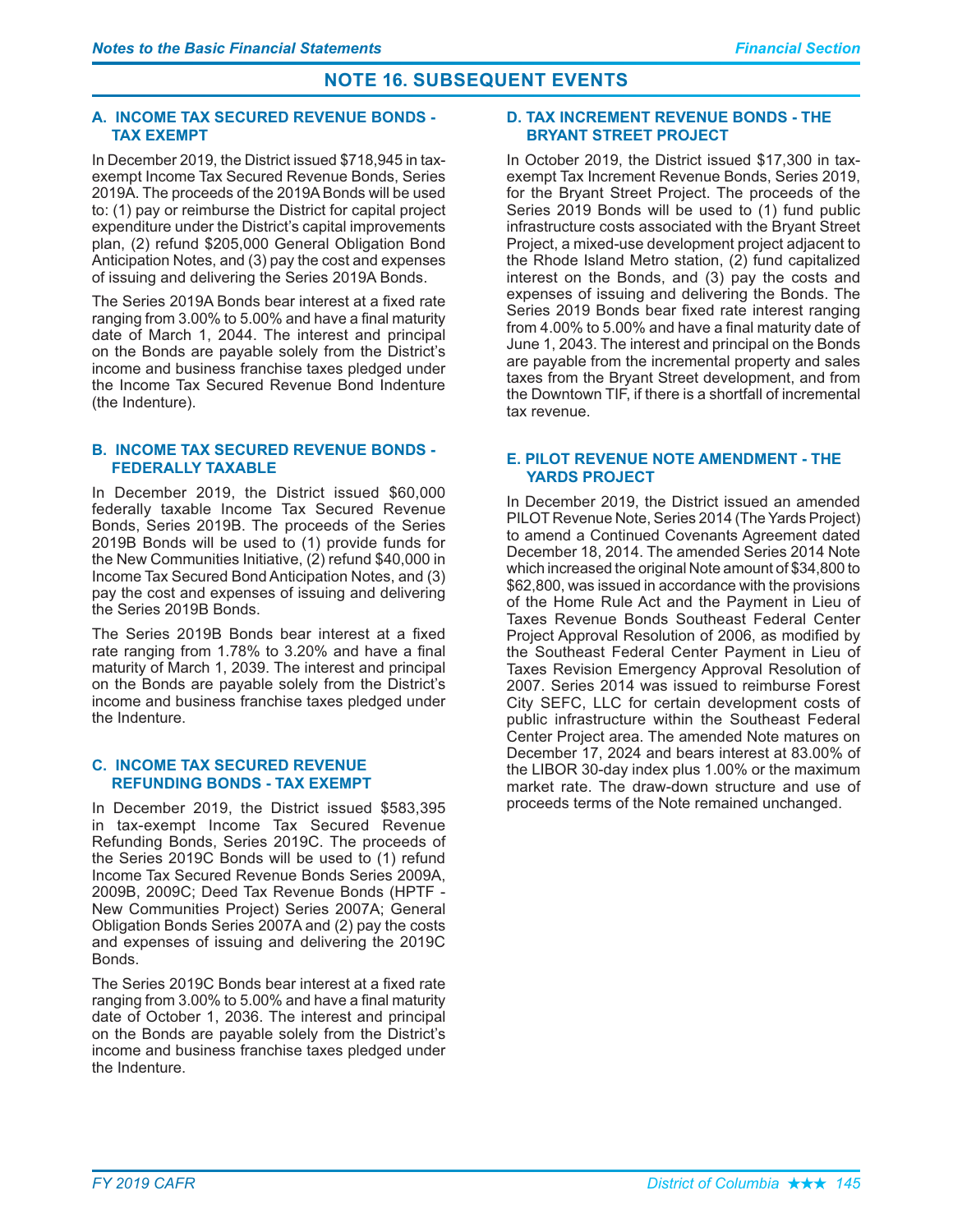# NOTE 16. SUBSEQUENT EVENTS

### A. INCOME TAX SECURED REVENUE BONDS - TAX EXEMPT

In December 2019, the District issued $718,945 in tax-exempt Income Tax Secured Revenue Bonds, Series 2019A. The proceeds of the 2019A Bonds will be used to: (1) pay or reimburse the District for capital project expenditure under the District's capital improvements plan, (2) refund $205,000 General Obligation Bond Anticipation Notes, and (3) pay the cost and expenses of issuing and delivering the Series 2019A Bonds.

The Series 2019A Bonds bear interest at a fixed rate ranging from 3.00% to 5.00% and have a final maturity date of March 1, 2044. The interest and principal on the Bonds are payable solely from the District's income and business franchise taxes pledged under the Income Tax Secured Revenue Bond Indenture (the Indenture).

### B. INCOME TAX SECURED REVENUE BONDS - FEDERALLY TAXABLE

In December 2019, the District issued $60,000 federally taxable Income Tax Secured Revenue Bonds, Series 2019B. The proceeds of the Series 2019B Bonds will be used to (1) provide funds for the New Communities Initiative, (2) refund $40,000 in Income Tax Secured Bond Anticipation Notes, and (3) pay the cost and expenses of issuing and delivering the Series 2019B Bonds.

The Series 2019B Bonds bear interest at a fixed rate ranging from 1.78% to 3.20% and have a final maturity of March 1, 2039. The interest and principal on the Bonds are payable solely from the District's income and business franchise taxes pledged under the Indenture.

### C. INCOME TAX SECURED REVENUE REFUNDING BONDS - TAX EXEMPT

In December 2019, the District issued $583,395 in tax-exempt Income Tax Secured Revenue Refunding Bonds, Series 2019C. The proceeds of the Series 2019C Bonds will be used to (1) refund Income Tax Secured Revenue Bonds Series 2009A, 2009B, 2009C; Deed Tax Revenue Bonds (HPTF - New Communities Project) Series 2007A; General Obligation Bonds Series 2007A and (2) pay the costs and expenses of issuing and delivering the 2019C Bonds.

The Series 2019C Bonds bear interest at a fixed rate ranging from 3.00% to 5.00% and have a final maturity date of October 1, 2036. The interest and principal on the Bonds are payable solely from the District's income and business franchise taxes pledged under the Indenture.

### D. TAX INCREMENT REVENUE BONDS - THE BRYANT STREET PROJECT

In October 2019, the District issued $17,300 in tax-exempt Tax Increment Revenue Bonds, Series 2019, for the Bryant Street Project. The proceeds of the Series 2019 Bonds will be used to (1) fund public infrastructure costs associated with the Bryant Street Project, a mixed-use development project adjacent to the Rhode Island Metro station, (2) fund capitalized interest on the Bonds, and (3) pay the costs and expenses of issuing and delivering the Bonds. The Series 2019 Bonds bear fixed rate interest ranging from 4.00% to 5.00% and have a final maturity date of June 1, 2043. The interest and principal on the Bonds are payable from the incremental property and sales taxes from the Bryant Street development, and from the Downtown TIF, if there is a shortfall of incremental tax revenue.

### E. PILOT REVENUE NOTE AMENDMENT - THE YARDS PROJECT

In December 2019, the District issued an amended PILOT Revenue Note, Series 2014 (The Yards Project) to amend a Continued Covenants Agreement dated December 18, 2014. The amended Series 2014 Note which increased the original Note amount of $34,800 to $62,800, was issued in accordance with the provisions of the Home Rule Act and the Payment in Lieu of Taxes Revenue Bonds Southeast Federal Center Project Approval Resolution of 2006, as modified by the Southeast Federal Center Payment in Lieu of Taxes Revision Emergency Approval Resolution of 2007. Series 2014 was issued to reimburse Forest City SEFC, LLC for certain development costs of public infrastructure within the Southeast Federal Center Project area. The amended Note matures on December 17, 2024 and bears interest at 83.00% of the LIBOR 30-day index plus 1.00% or the maximum market rate. The draw-down structure and use of proceeds terms of the Note remained unchanged.